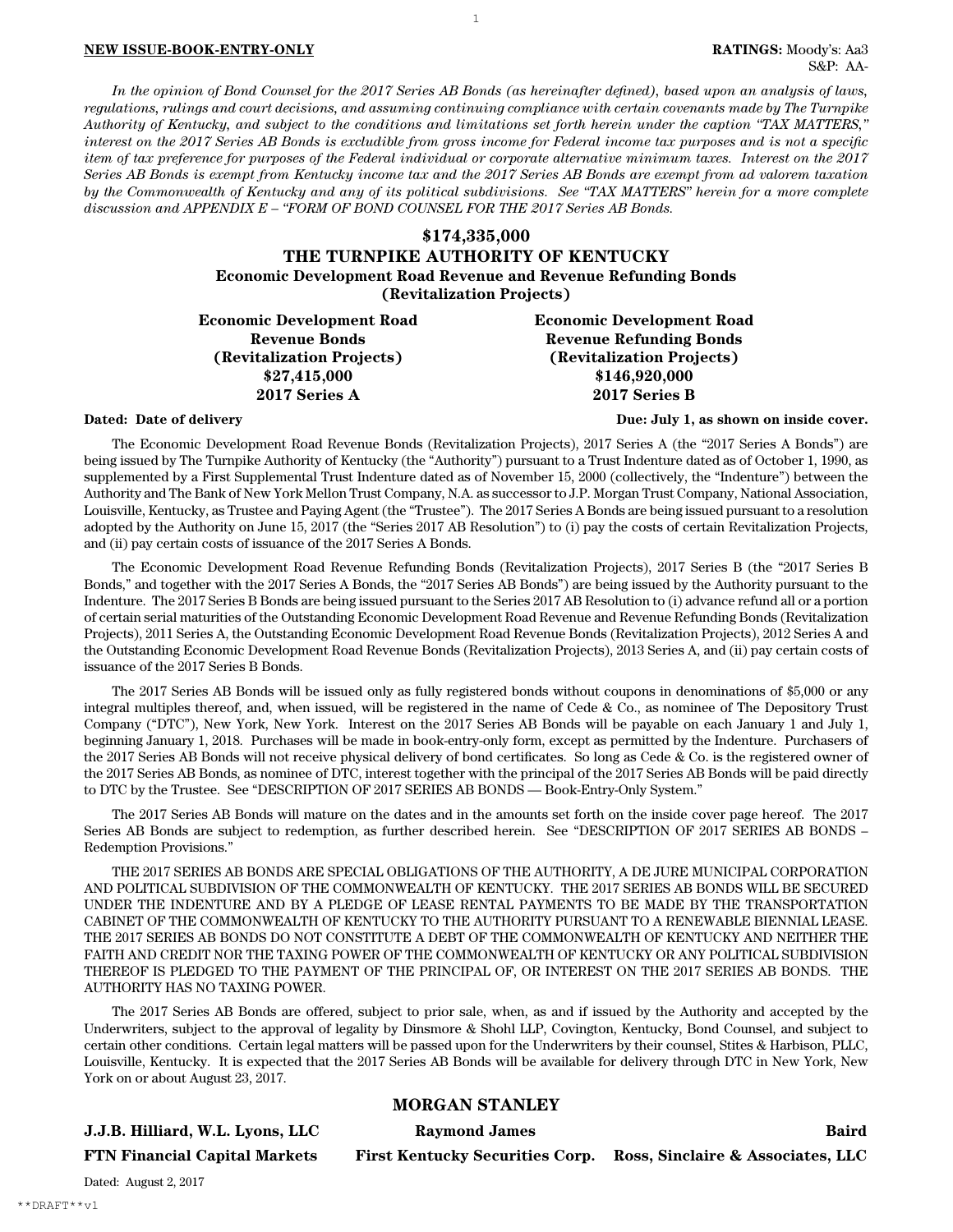**NEW ISSUE-BOOK-ENTRY-ONLY**

**RATINGS:** Moody's: Aa3
S&P: AA-

*In the opinion of Bond Counsel for the 2017 Series AB Bonds (as hereinafter defined), based upon an analysis of laws, regulations, rulings and court decisions, and assuming continuing compliance with certain covenants made by The Turnpike Authority of Kentucky, and subject to the conditions and limitations set forth herein under the caption "TAX MATTERS," interest on the 2017 Series AB Bonds is excludible from gross income for Federal income tax purposes and is not a specific item of tax preference for purposes of the Federal individual or corporate alternative minimum taxes. Interest on the 2017 Series AB Bonds is exempt from Kentucky income tax and the 2017 Series AB Bonds are exempt from ad valorem taxation by the Commonwealth of Kentucky and any of its political subdivisions. See "TAX MATTERS" herein for a more complete discussion and APPENDIX E – "FORM OF BOND COUNSEL FOR THE 2017 Series AB Bonds.*

# $174,335,000
# THE TURNPIKE AUTHORITY OF KENTUCKY
## Economic Development Road Revenue and Revenue Refunding Bonds (Revitalization Projects)

| Economic Development Road Revenue Bonds (Revitalization Projects) $27,415,000 2017 Series A | Economic Development Road Revenue Refunding Bonds (Revitalization Projects) $146,920,000 2017 Series B |
|---|---|

**Dated: Date of delivery** **Due: July 1, as shown on inside cover.**

The Economic Development Road Revenue Bonds (Revitalization Projects), 2017 Series A (the "2017 Series A Bonds") are being issued by The Turnpike Authority of Kentucky (the "Authority") pursuant to a Trust Indenture dated as of October 1, 1990, as supplemented by a First Supplemental Trust Indenture dated as of November 15, 2000 (collectively, the "Indenture") between the Authority and The Bank of New York Mellon Trust Company, N.A. as successor to J.P. Morgan Trust Company, National Association, Louisville, Kentucky, as Trustee and Paying Agent (the "Trustee"). The 2017 Series A Bonds are being issued pursuant to a resolution adopted by the Authority on June 15, 2017 (the "Series 2017 AB Resolution") to (i) pay the costs of certain Revitalization Projects, and (ii) pay certain costs of issuance of the 2017 Series A Bonds.

The Economic Development Road Revenue Refunding Bonds (Revitalization Projects), 2017 Series B (the "2017 Series B Bonds," and together with the 2017 Series A Bonds, the "2017 Series AB Bonds") are being issued by the Authority pursuant to the Indenture. The 2017 Series B Bonds are being issued pursuant to the Series 2017 AB Resolution to (i) advance refund all or a portion of certain serial maturities of the Outstanding Economic Development Road Revenue and Revenue Refunding Bonds (Revitalization Projects), 2011 Series A, the Outstanding Economic Development Road Revenue Bonds (Revitalization Projects), 2012 Series A and the Outstanding Economic Development Road Revenue Bonds (Revitalization Projects), 2013 Series A, and (ii) pay certain costs of issuance of the 2017 Series B Bonds.

The 2017 Series AB Bonds will be issued only as fully registered bonds without coupons in denominations of $5,000 or any integral multiples thereof, and, when issued, will be registered in the name of Cede & Co., as nominee of The Depository Trust Company ("DTC"), New York, New York. Interest on the 2017 Series AB Bonds will be payable on each January 1 and July 1, beginning January 1, 2018. Purchases will be made in book-entry-only form, except as permitted by the Indenture. Purchasers of the 2017 Series AB Bonds will not receive physical delivery of bond certificates. So long as Cede & Co. is the registered owner of the 2017 Series AB Bonds, as nominee of DTC, interest together with the principal of the 2017 Series AB Bonds will be paid directly to DTC by the Trustee. See "DESCRIPTION OF 2017 SERIES AB BONDS — Book-Entry-Only System."

The 2017 Series AB Bonds will mature on the dates and in the amounts set forth on the inside cover page hereof. The 2017 Series AB Bonds are subject to redemption, as further described herein. See "DESCRIPTION OF 2017 SERIES AB BONDS – Redemption Provisions."

THE 2017 SERIES AB BONDS ARE SPECIAL OBLIGATIONS OF THE AUTHORITY, A DE JURE MUNICIPAL CORPORATION AND POLITICAL SUBDIVISION OF THE COMMONWEALTH OF KENTUCKY. THE 2017 SERIES AB BONDS WILL BE SECURED UNDER THE INDENTURE AND BY A PLEDGE OF LEASE RENTAL PAYMENTS TO BE MADE BY THE TRANSPORTATION CABINET OF THE COMMONWEALTH OF KENTUCKY TO THE AUTHORITY PURSUANT TO A RENEWABLE BIENNIAL LEASE. THE 2017 SERIES AB BONDS DO NOT CONSTITUTE A DEBT OF THE COMMONWEALTH OF KENTUCKY AND NEITHER THE FAITH AND CREDIT NOR THE TAXING POWER OF THE COMMONWEALTH OF KENTUCKY OR ANY POLITICAL SUBDIVISION THEREOF IS PLEDGED TO THE PAYMENT OF THE PRINCIPAL OF, OR INTEREST ON THE 2017 SERIES AB BONDS. THE AUTHORITY HAS NO TAXING POWER.

The 2017 Series AB Bonds are offered, subject to prior sale, when, as and if issued by the Authority and accepted by the Underwriters, subject to the approval of legality by Dinsmore & Shohl LLP, Covington, Kentucky, Bond Counsel, and subject to certain other conditions. Certain legal matters will be passed upon for the Underwriters by their counsel, Stites & Harbison, PLLC, Louisville, Kentucky. It is expected that the 2017 Series AB Bonds will be available for delivery through DTC in New York, New York on or about August 23, 2017.

**MORGAN STANLEY**

**J.J.B. Hilliard, W.L. Lyons, LLC** **Raymond James** **Baird**

**FTN Financial Capital Markets** **First Kentucky Securities Corp.** **Ross, Sinclaire & Associates, LLC**

Dated: August 2, 2017

**DRAFT**v1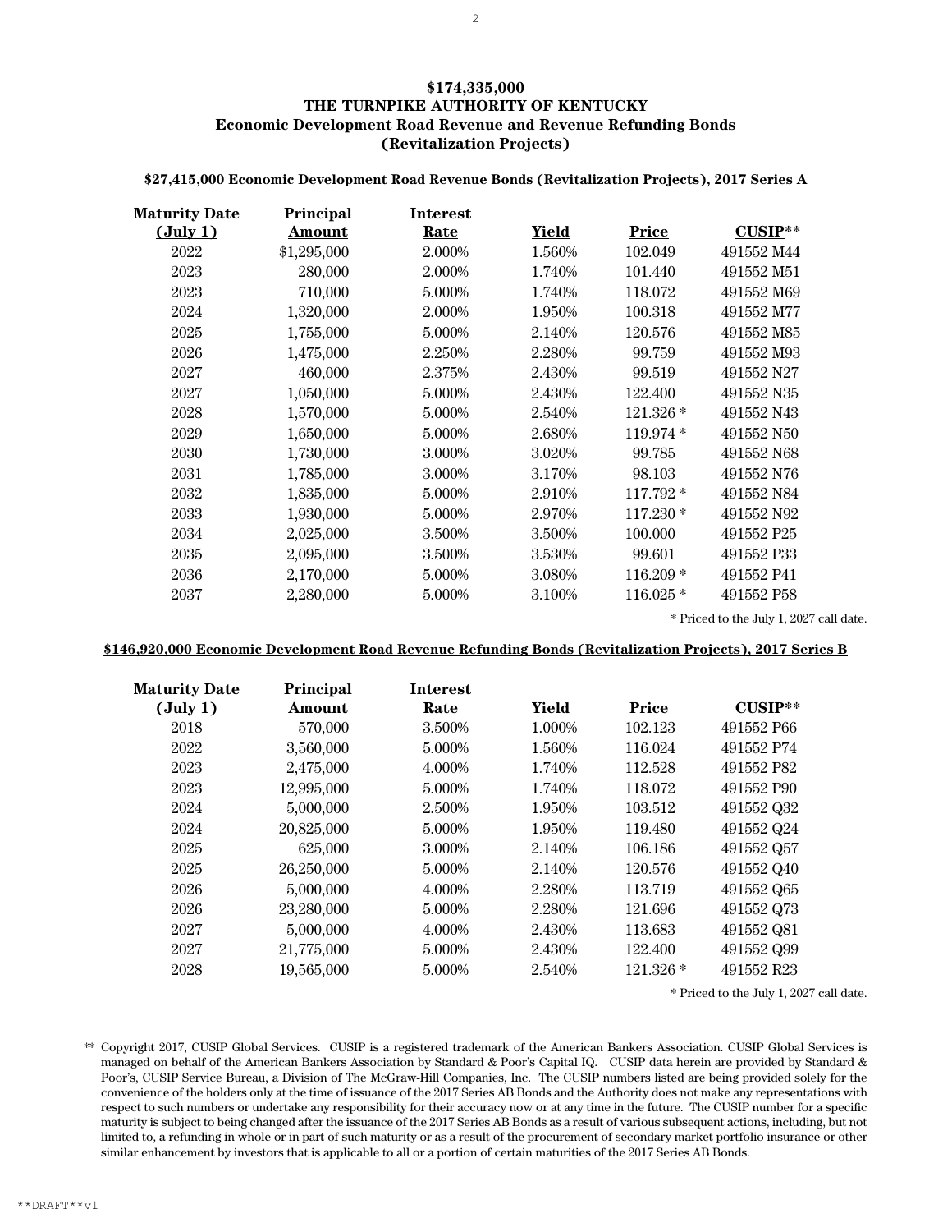# $174,335,000
# THE TURNPIKE AUTHORITY OF KENTUCKY
## Economic Development Road Revenue and Revenue Refunding Bonds (Revitalization Projects)

**$27,415,000 Economic Development Road Revenue Bonds (Revitalization Projects), 2017 Series A**

| Maturity Date (July 1) | Principal Amount | Interest Rate | Yield | Price | CUSIP** |
|---|---|---|---|---|---|
| 2022 | $1,295,000 | 2.000% | 1.560% | 102.049 | 491552 M44 |
| 2023 | 280,000 | 2.000% | 1.740% | 101.440 | 491552 M51 |
| 2023 | 710,000 | 5.000% | 1.740% | 118.072 | 491552 M69 |
| 2024 | 1,320,000 | 2.000% | 1.950% | 100.318 | 491552 M77 |
| 2025 | 1,755,000 | 5.000% | 2.140% | 120.576 | 491552 M85 |
| 2026 | 1,475,000 | 2.250% | 2.280% | 99.759 | 491552 M93 |
| 2027 | 460,000 | 2.375% | 2.430% | 99.519 | 491552 N27 |
| 2027 | 1,050,000 | 5.000% | 2.430% | 122.400 | 491552 N35 |
| 2028 | 1,570,000 | 5.000% | 2.540% | 121.326 * | 491552 N43 |
| 2029 | 1,650,000 | 5.000% | 2.680% | 119.974 * | 491552 N50 |
| 2030 | 1,730,000 | 3.000% | 3.020% | 99.785 | 491552 N68 |
| 2031 | 1,785,000 | 3.000% | 3.170% | 98.103 | 491552 N76 |
| 2032 | 1,835,000 | 5.000% | 2.910% | 117.792 * | 491552 N84 |
| 2033 | 1,930,000 | 5.000% | 2.970% | 117.230 * | 491552 N92 |
| 2034 | 2,025,000 | 3.500% | 3.500% | 100.000 | 491552 P25 |
| 2035 | 2,095,000 | 3.500% | 3.530% | 99.601 | 491552 P33 |
| 2036 | 2,170,000 | 5.000% | 3.080% | 116.209 * | 491552 P41 |
| 2037 | 2,280,000 | 5.000% | 3.100% | 116.025 * | 491552 P58 |

* Priced to the July 1, 2027 call date.

**$146,920,000 Economic Development Road Revenue Refunding Bonds (Revitalization Projects), 2017 Series B**

| Maturity Date (July 1) | Principal Amount | Interest Rate | Yield | Price | CUSIP** |
|---|---|---|---|---|---|
| 2018 | 570,000 | 3.500% | 1.000% | 102.123 | 491552 P66 |
| 2022 | 3,560,000 | 5.000% | 1.560% | 116.024 | 491552 P74 |
| 2023 | 2,475,000 | 4.000% | 1.740% | 112.528 | 491552 P82 |
| 2023 | 12,995,000 | 5.000% | 1.740% | 118.072 | 491552 P90 |
| 2024 | 5,000,000 | 2.500% | 1.950% | 103.512 | 491552 Q32 |
| 2024 | 20,825,000 | 5.000% | 1.950% | 119.480 | 491552 Q24 |
| 2025 | 625,000 | 3.000% | 2.140% | 106.186 | 491552 Q57 |
| 2025 | 26,250,000 | 5.000% | 2.140% | 120.576 | 491552 Q40 |
| 2026 | 5,000,000 | 4.000% | 2.280% | 113.719 | 491552 Q65 |
| 2026 | 23,280,000 | 5.000% | 2.280% | 121.696 | 491552 Q73 |
| 2027 | 5,000,000 | 4.000% | 2.430% | 113.683 | 491552 Q81 |
| 2027 | 21,775,000 | 5.000% | 2.430% | 122.400 | 491552 Q99 |
| 2028 | 19,565,000 | 5.000% | 2.540% | 121.326 * | 491552 R23 |

* Priced to the July 1, 2027 call date.

** Copyright 2017, CUSIP Global Services. CUSIP is a registered trademark of the American Bankers Association. CUSIP Global Services is managed on behalf of the American Bankers Association by Standard & Poor's Capital IQ. CUSIP data herein are provided by Standard & Poor's, CUSIP Service Bureau, a Division of The McGraw-Hill Companies, Inc. The CUSIP numbers listed are being provided solely for the convenience of the holders only at the time of issuance of the 2017 Series AB Bonds and the Authority does not make any representations with respect to such numbers or undertake any responsibility for their accuracy now or at any time in the future. The CUSIP number for a specific maturity is subject to being changed after the issuance of the 2017 Series AB Bonds as a result of various subsequent actions, including, but not limited to, a refunding in whole or in part of such maturity or as a result of the procurement of secondary market portfolio insurance or other similar enhancement by investors that is applicable to all or a portion of certain maturities of the 2017 Series AB Bonds.

**DRAFT**v1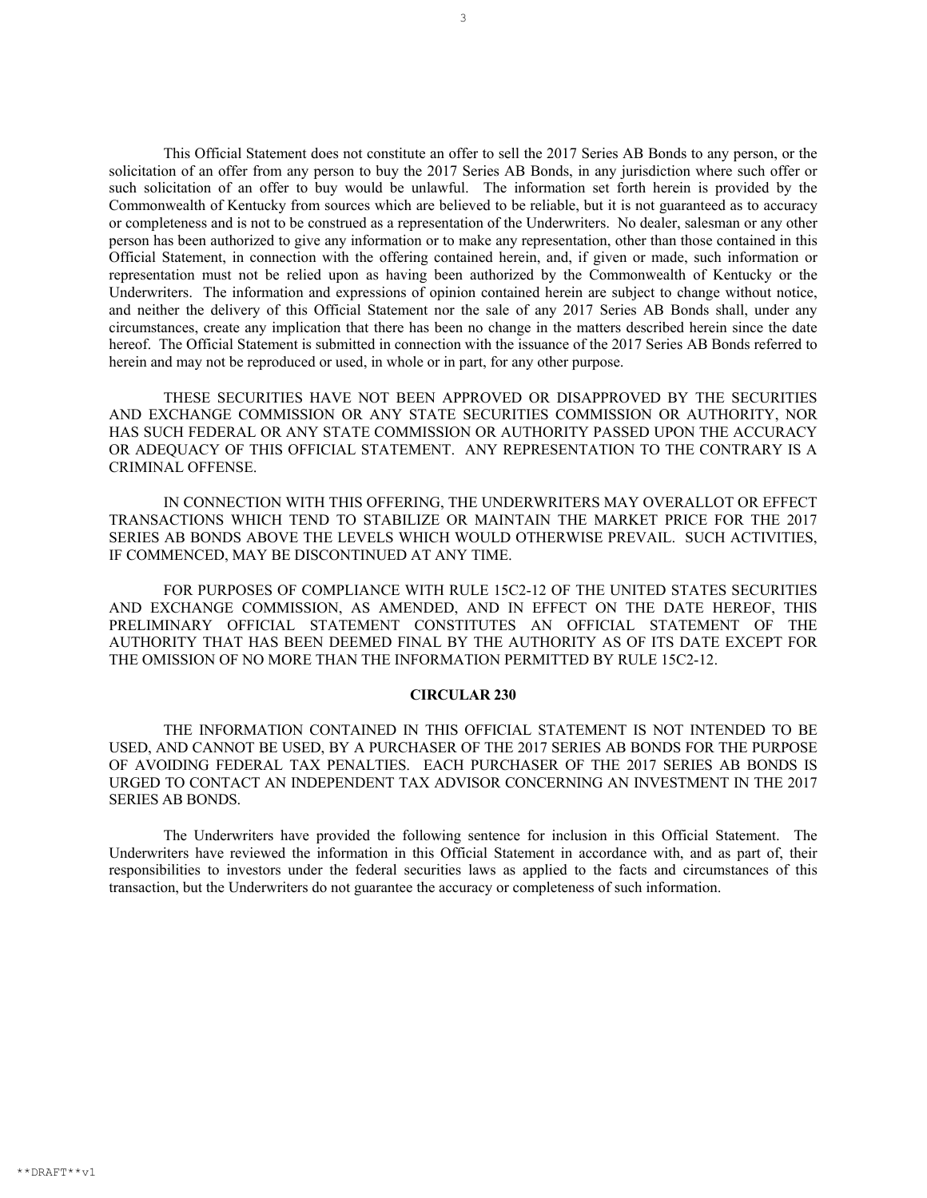This Official Statement does not constitute an offer to sell the 2017 Series AB Bonds to any person, or the solicitation of an offer from any person to buy the 2017 Series AB Bonds, in any jurisdiction where such offer or such solicitation of an offer to buy would be unlawful. The information set forth herein is provided by the Commonwealth of Kentucky from sources which are believed to be reliable, but it is not guaranteed as to accuracy or completeness and is not to be construed as a representation of the Underwriters. No dealer, salesman or any other person has been authorized to give any information or to make any representation, other than those contained in this Official Statement, in connection with the offering contained herein, and, if given or made, such information or representation must not be relied upon as having been authorized by the Commonwealth of Kentucky or the Underwriters. The information and expressions of opinion contained herein are subject to change without notice, and neither the delivery of this Official Statement nor the sale of any 2017 Series AB Bonds shall, under any circumstances, create any implication that there has been no change in the matters described herein since the date hereof. The Official Statement is submitted in connection with the issuance of the 2017 Series AB Bonds referred to herein and may not be reproduced or used, in whole or in part, for any other purpose.

THESE SECURITIES HAVE NOT BEEN APPROVED OR DISAPPROVED BY THE SECURITIES AND EXCHANGE COMMISSION OR ANY STATE SECURITIES COMMISSION OR AUTHORITY, NOR HAS SUCH FEDERAL OR ANY STATE COMMISSION OR AUTHORITY PASSED UPON THE ACCURACY OR ADEQUACY OF THIS OFFICIAL STATEMENT. ANY REPRESENTATION TO THE CONTRARY IS A CRIMINAL OFFENSE.

IN CONNECTION WITH THIS OFFERING, THE UNDERWRITERS MAY OVERALLOT OR EFFECT TRANSACTIONS WHICH TEND TO STABILIZE OR MAINTAIN THE MARKET PRICE FOR THE 2017 SERIES AB BONDS ABOVE THE LEVELS WHICH WOULD OTHERWISE PREVAIL. SUCH ACTIVITIES, IF COMMENCED, MAY BE DISCONTINUED AT ANY TIME.

FOR PURPOSES OF COMPLIANCE WITH RULE 15C2-12 OF THE UNITED STATES SECURITIES AND EXCHANGE COMMISSION, AS AMENDED, AND IN EFFECT ON THE DATE HEREOF, THIS PRELIMINARY OFFICIAL STATEMENT CONSTITUTES AN OFFICIAL STATEMENT OF THE AUTHORITY THAT HAS BEEN DEEMED FINAL BY THE AUTHORITY AS OF ITS DATE EXCEPT FOR THE OMISSION OF NO MORE THAN THE INFORMATION PERMITTED BY RULE 15C2-12.

**CIRCULAR 230**

THE INFORMATION CONTAINED IN THIS OFFICIAL STATEMENT IS NOT INTENDED TO BE USED, AND CANNOT BE USED, BY A PURCHASER OF THE 2017 SERIES AB BONDS FOR THE PURPOSE OF AVOIDING FEDERAL TAX PENALTIES. EACH PURCHASER OF THE 2017 SERIES AB BONDS IS URGED TO CONTACT AN INDEPENDENT TAX ADVISOR CONCERNING AN INVESTMENT IN THE 2017 SERIES AB BONDS.

The Underwriters have provided the following sentence for inclusion in this Official Statement. The Underwriters have reviewed the information in this Official Statement in accordance with, and as part of, their responsibilities to investors under the federal securities laws as applied to the facts and circumstances of this transaction, but the Underwriters do not guarantee the accuracy or completeness of such information.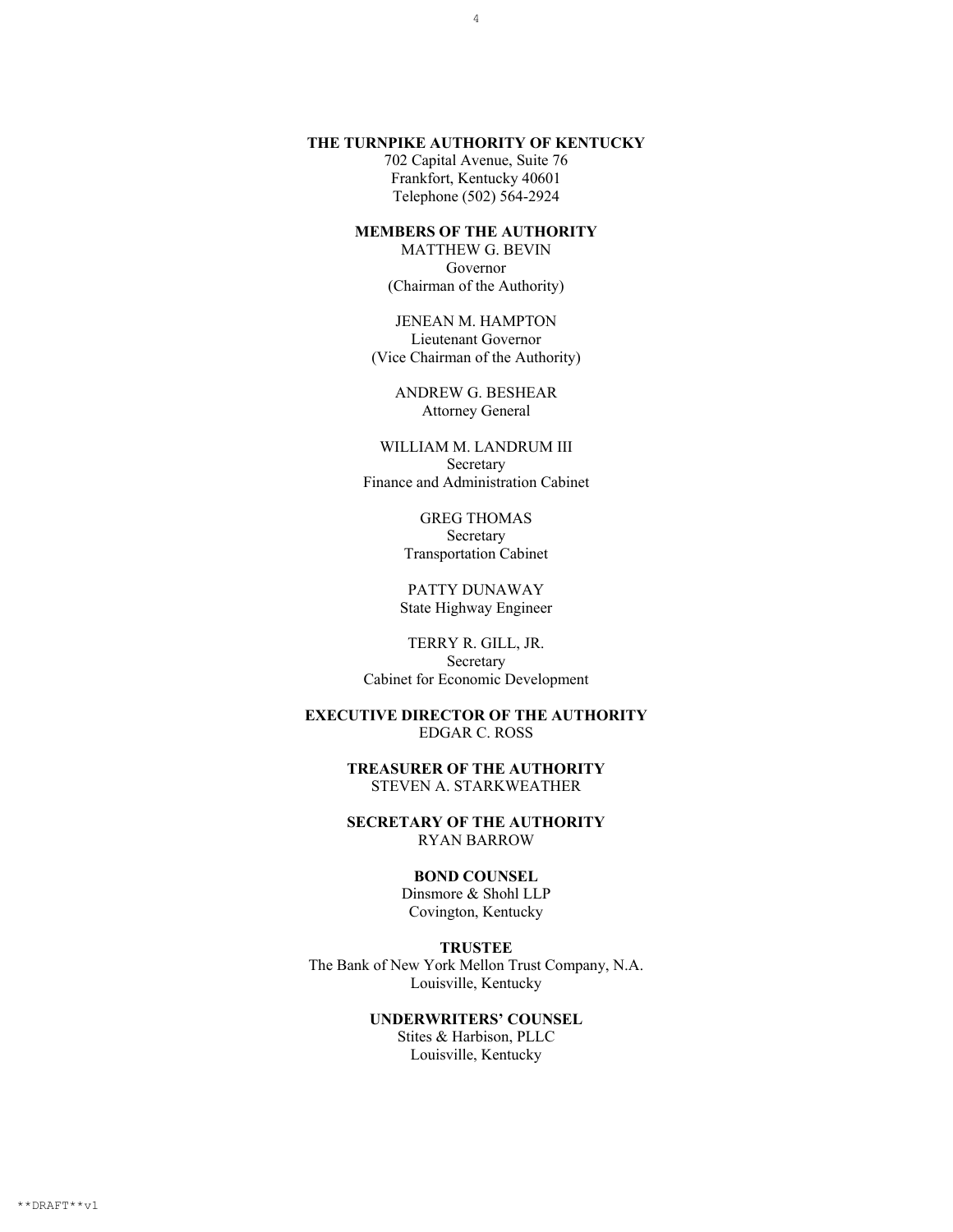**THE TURNPIKE AUTHORITY OF KENTUCKY**
702 Capital Avenue, Suite 76
Frankfort, Kentucky 40601
Telephone (502) 564-2924

**MEMBERS OF THE AUTHORITY**

MATTHEW G. BEVIN
Governor
(Chairman of the Authority)

JENEAN M. HAMPTON
Lieutenant Governor
(Vice Chairman of the Authority)

ANDREW G. BESHEAR
Attorney General

WILLIAM M. LANDRUM III
Secretary
Finance and Administration Cabinet

GREG THOMAS
Secretary
Transportation Cabinet

PATTY DUNAWAY
State Highway Engineer

TERRY R. GILL, JR.
Secretary
Cabinet for Economic Development

**EXECUTIVE DIRECTOR OF THE AUTHORITY**
EDGAR C. ROSS

**TREASURER OF THE AUTHORITY**
STEVEN A. STARKWEATHER

**SECRETARY OF THE AUTHORITY**
RYAN BARROW

**BOND COUNSEL**
Dinsmore & Shohl LLP
Covington, Kentucky

**TRUSTEE**
The Bank of New York Mellon Trust Company, N.A.
Louisville, Kentucky

**UNDERWRITERS' COUNSEL**
Stites & Harbison, PLLC
Louisville, Kentucky

**DRAFT**v1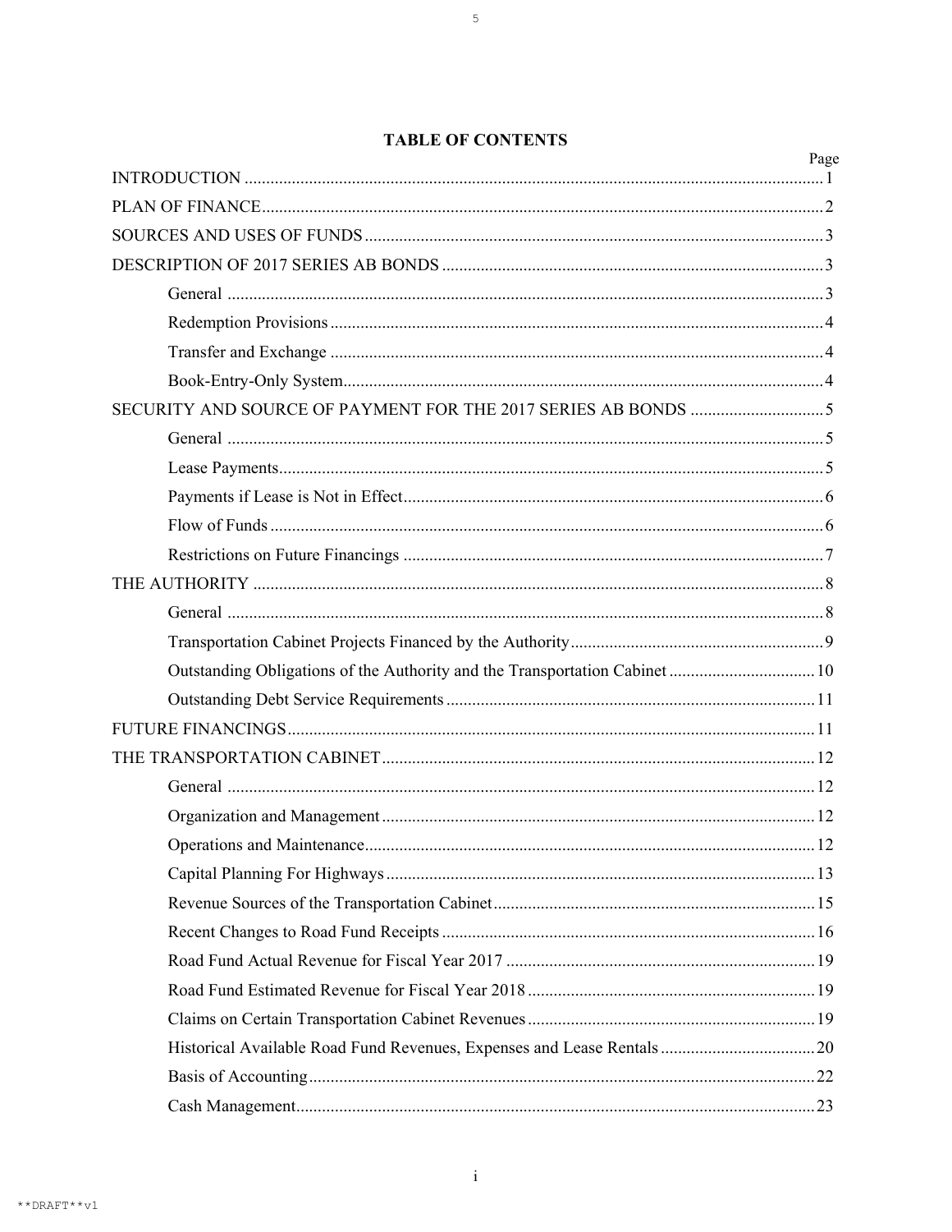# TABLE OF CONTENTS

| | Page |
|---|---|
| INTRODUCTION | 1 |
| PLAN OF FINANCE | 2 |
| SOURCES AND USES OF FUNDS | 3 |
| DESCRIPTION OF 2017 SERIES AB BONDS | 3 |
| General | 3 |
| Redemption Provisions | 4 |
| Transfer and Exchange | 4 |
| Book-Entry-Only System | 4 |
| SECURITY AND SOURCE OF PAYMENT FOR THE 2017 SERIES AB BONDS | 5 |
| General | 5 |
| Lease Payments | 5 |
| Payments if Lease is Not in Effect | 6 |
| Flow of Funds | 6 |
| Restrictions on Future Financings | 7 |
| THE AUTHORITY | 8 |
| General | 8 |
| Transportation Cabinet Projects Financed by the Authority | 9 |
| Outstanding Obligations of the Authority and the Transportation Cabinet | 10 |
| Outstanding Debt Service Requirements | 11 |
| FUTURE FINANCINGS | 11 |
| THE TRANSPORTATION CABINET | 12 |
| General | 12 |
| Organization and Management | 12 |
| Operations and Maintenance | 12 |
| Capital Planning For Highways | 13 |
| Revenue Sources of the Transportation Cabinet | 15 |
| Recent Changes to Road Fund Receipts | 16 |
| Road Fund Actual Revenue for Fiscal Year 2017 | 19 |
| Road Fund Estimated Revenue for Fiscal Year 2018 | 19 |
| Claims on Certain Transportation Cabinet Revenues | 19 |
| Historical Available Road Fund Revenues, Expenses and Lease Rentals | 20 |
| Basis of Accounting | 22 |
| Cash Management | 23 |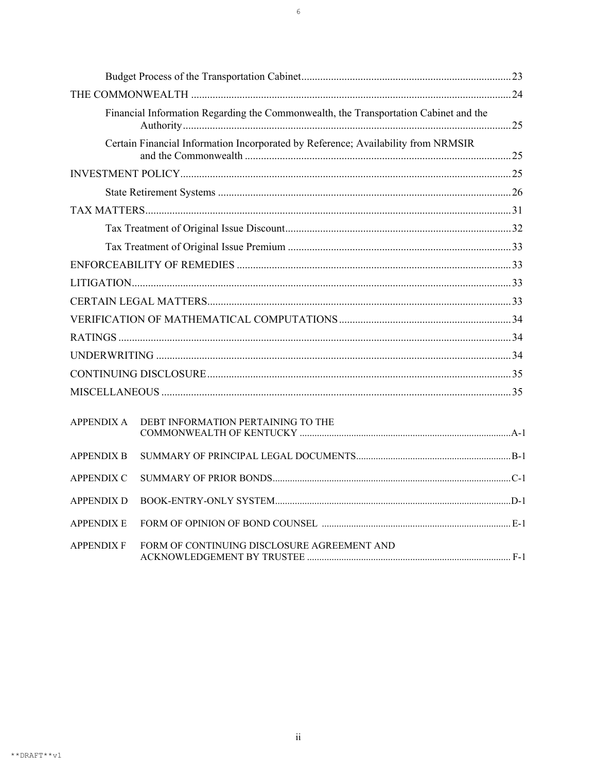| | |
|---|---|
| Budget Process of the Transportation Cabinet | 23 |
| THE COMMONWEALTH | 24 |
| Financial Information Regarding the Commonwealth, the Transportation Cabinet and the Authority | 25 |
| Certain Financial Information Incorporated by Reference; Availability from NRMSIR and the Commonwealth | 25 |
| INVESTMENT POLICY | 25 |
| State Retirement Systems | 26 |
| TAX MATTERS | 31 |
| Tax Treatment of Original Issue Discount | 32 |
| Tax Treatment of Original Issue Premium | 33 |
| ENFORCEABILITY OF REMEDIES | 33 |
| LITIGATION | 33 |
| CERTAIN LEGAL MATTERS | 33 |
| VERIFICATION OF MATHEMATICAL COMPUTATIONS | 34 |
| RATINGS | 34 |
| UNDERWRITING | 34 |
| CONTINUING DISCLOSURE | 35 |
| MISCELLANEOUS | 35 |

| | | |
|---|---|---|
| APPENDIX A | DEBT INFORMATION PERTAINING TO THE COMMONWEALTH OF KENTUCKY | A-1 |
| APPENDIX B | SUMMARY OF PRINCIPAL LEGAL DOCUMENTS | B-1 |
| APPENDIX C | SUMMARY OF PRIOR BONDS | C-1 |
| APPENDIX D | BOOK-ENTRY-ONLY SYSTEM | D-1 |
| APPENDIX E | FORM OF OPINION OF BOND COUNSEL | E-1 |
| APPENDIX F | FORM OF CONTINUING DISCLOSURE AGREEMENT AND ACKNOWLEDGEMENT BY TRUSTEE | F-1 |

**DRAFT**v1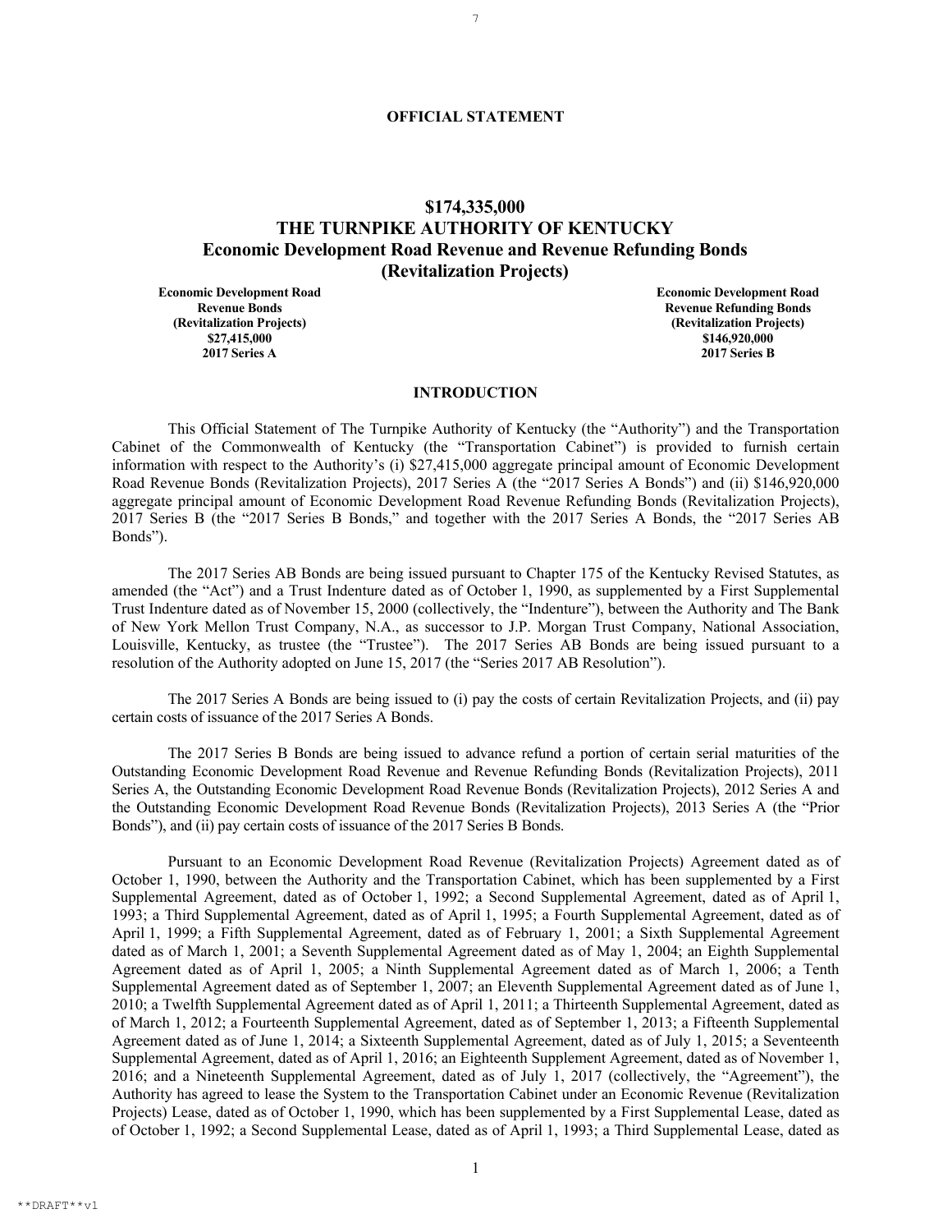# OFFICIAL STATEMENT

## $174,335,000
## THE TURNPIKE AUTHORITY OF KENTUCKY
## Economic Development Road Revenue and Revenue Refunding Bonds
## (Revitalization Projects)

| Economic Development Road Revenue Bonds (Revitalization Projects) $27,415,000 2017 Series A | Economic Development Road Revenue Refunding Bonds (Revitalization Projects) $146,920,000 2017 Series B |
| --- | --- |

### INTRODUCTION

This Official Statement of The Turnpike Authority of Kentucky (the "Authority") and the Transportation Cabinet of the Commonwealth of Kentucky (the "Transportation Cabinet") is provided to furnish certain information with respect to the Authority's (i) $27,415,000 aggregate principal amount of Economic Development Road Revenue Bonds (Revitalization Projects), 2017 Series A (the "2017 Series A Bonds") and (ii) $146,920,000 aggregate principal amount of Economic Development Road Revenue Refunding Bonds (Revitalization Projects), 2017 Series B (the "2017 Series B Bonds," and together with the 2017 Series A Bonds, the "2017 Series AB Bonds").

The 2017 Series AB Bonds are being issued pursuant to Chapter 175 of the Kentucky Revised Statutes, as amended (the "Act") and a Trust Indenture dated as of October 1, 1990, as supplemented by a First Supplemental Trust Indenture dated as of November 15, 2000 (collectively, the "Indenture"), between the Authority and The Bank of New York Mellon Trust Company, N.A., as successor to J.P. Morgan Trust Company, National Association, Louisville, Kentucky, as trustee (the "Trustee"). The 2017 Series AB Bonds are being issued pursuant to a resolution of the Authority adopted on June 15, 2017 (the "Series 2017 AB Resolution").

The 2017 Series A Bonds are being issued to (i) pay the costs of certain Revitalization Projects, and (ii) pay certain costs of issuance of the 2017 Series A Bonds.

The 2017 Series B Bonds are being issued to advance refund a portion of certain serial maturities of the Outstanding Economic Development Road Revenue and Revenue Refunding Bonds (Revitalization Projects), 2011 Series A, the Outstanding Economic Development Road Revenue Bonds (Revitalization Projects), 2012 Series A and the Outstanding Economic Development Road Revenue Bonds (Revitalization Projects), 2013 Series A (the "Prior Bonds"), and (ii) pay certain costs of issuance of the 2017 Series B Bonds.

Pursuant to an Economic Development Road Revenue (Revitalization Projects) Agreement dated as of October 1, 1990, between the Authority and the Transportation Cabinet, which has been supplemented by a First Supplemental Agreement, dated as of October 1, 1992; a Second Supplemental Agreement, dated as of April 1, 1993; a Third Supplemental Agreement, dated as of April 1, 1995; a Fourth Supplemental Agreement, dated as of April 1, 1999; a Fifth Supplemental Agreement, dated as of February 1, 2001; a Sixth Supplemental Agreement dated as of March 1, 2001; a Seventh Supplemental Agreement dated as of May 1, 2004; an Eighth Supplemental Agreement dated as of April 1, 2005; a Ninth Supplemental Agreement dated as of March 1, 2006; a Tenth Supplemental Agreement dated as of September 1, 2007; an Eleventh Supplemental Agreement dated as of June 1, 2010; a Twelfth Supplemental Agreement dated as of April 1, 2011; a Thirteenth Supplemental Agreement, dated as of March 1, 2012; a Fourteenth Supplemental Agreement, dated as of September 1, 2013; a Fifteenth Supplemental Agreement dated as of June 1, 2014; a Sixteenth Supplemental Agreement, dated as of July 1, 2015; a Seventeenth Supplemental Agreement, dated as of April 1, 2016; an Eighteenth Supplement Agreement, dated as of November 1, 2016; and a Nineteenth Supplemental Agreement, dated as of July 1, 2017 (collectively, the "Agreement"), the Authority has agreed to lease the System to the Transportation Cabinet under an Economic Revenue (Revitalization Projects) Lease, dated as of October 1, 1990, which has been supplemented by a First Supplemental Lease, dated as of October 1, 1992; a Second Supplemental Lease, dated as of April 1, 1993; a Third Supplemental Lease, dated as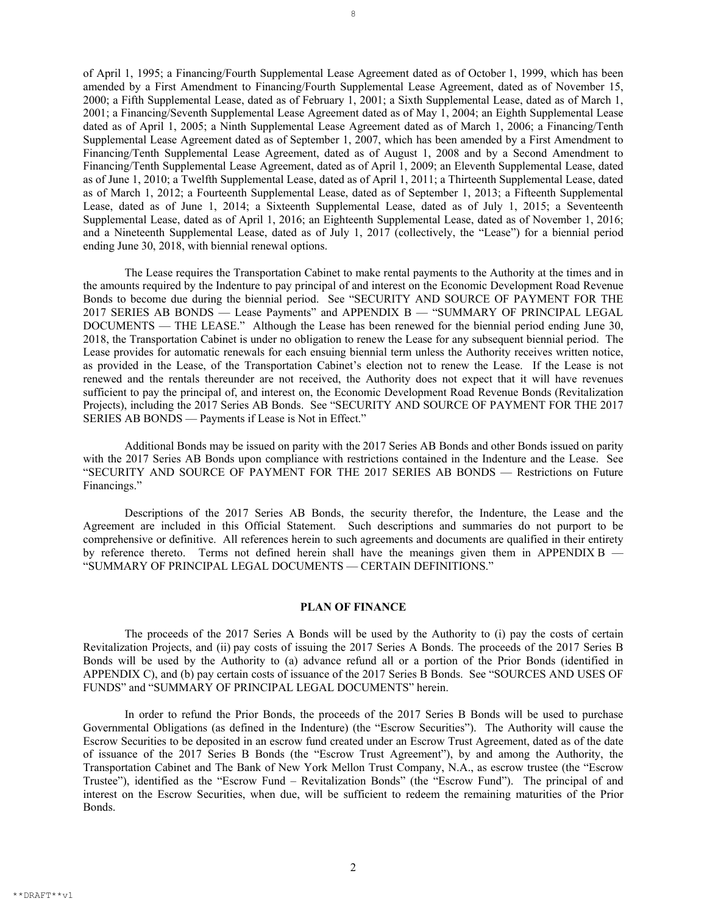of April 1, 1995; a Financing/Fourth Supplemental Lease Agreement dated as of October 1, 1999, which has been amended by a First Amendment to Financing/Fourth Supplemental Lease Agreement, dated as of November 15, 2000; a Fifth Supplemental Lease, dated as of February 1, 2001; a Sixth Supplemental Lease, dated as of March 1, 2001; a Financing/Seventh Supplemental Lease Agreement dated as of May 1, 2004; an Eighth Supplemental Lease dated as of April 1, 2005; a Ninth Supplemental Lease Agreement dated as of March 1, 2006; a Financing/Tenth Supplemental Lease Agreement dated as of September 1, 2007, which has been amended by a First Amendment to Financing/Tenth Supplemental Lease Agreement, dated as of August 1, 2008 and by a Second Amendment to Financing/Tenth Supplemental Lease Agreement, dated as of April 1, 2009; an Eleventh Supplemental Lease, dated as of June 1, 2010; a Twelfth Supplemental Lease, dated as of April 1, 2011; a Thirteenth Supplemental Lease, dated as of March 1, 2012; a Fourteenth Supplemental Lease, dated as of September 1, 2013; a Fifteenth Supplemental Lease, dated as of June 1, 2014; a Sixteenth Supplemental Lease, dated as of July 1, 2015; a Seventeenth Supplemental Lease, dated as of April 1, 2016; an Eighteenth Supplemental Lease, dated as of November 1, 2016; and a Nineteenth Supplemental Lease, dated as of July 1, 2017 (collectively, the "Lease") for a biennial period ending June 30, 2018, with biennial renewal options.

The Lease requires the Transportation Cabinet to make rental payments to the Authority at the times and in the amounts required by the Indenture to pay principal of and interest on the Economic Development Road Revenue Bonds to become due during the biennial period. See "SECURITY AND SOURCE OF PAYMENT FOR THE 2017 SERIES AB BONDS — Lease Payments" and APPENDIX B — "SUMMARY OF PRINCIPAL LEGAL DOCUMENTS — THE LEASE." Although the Lease has been renewed for the biennial period ending June 30, 2018, the Transportation Cabinet is under no obligation to renew the Lease for any subsequent biennial period. The Lease provides for automatic renewals for each ensuing biennial term unless the Authority receives written notice, as provided in the Lease, of the Transportation Cabinet's election not to renew the Lease. If the Lease is not renewed and the rentals thereunder are not received, the Authority does not expect that it will have revenues sufficient to pay the principal of, and interest on, the Economic Development Road Revenue Bonds (Revitalization Projects), including the 2017 Series AB Bonds. See "SECURITY AND SOURCE OF PAYMENT FOR THE 2017 SERIES AB BONDS — Payments if Lease is Not in Effect."

Additional Bonds may be issued on parity with the 2017 Series AB Bonds and other Bonds issued on parity with the 2017 Series AB Bonds upon compliance with restrictions contained in the Indenture and the Lease. See "SECURITY AND SOURCE OF PAYMENT FOR THE 2017 SERIES AB BONDS — Restrictions on Future Financings."

Descriptions of the 2017 Series AB Bonds, the security therefor, the Indenture, the Lease and the Agreement are included in this Official Statement. Such descriptions and summaries do not purport to be comprehensive or definitive. All references herein to such agreements and documents are qualified in their entirety by reference thereto. Terms not defined herein shall have the meanings given them in APPENDIX B — "SUMMARY OF PRINCIPAL LEGAL DOCUMENTS — CERTAIN DEFINITIONS."

## PLAN OF FINANCE

The proceeds of the 2017 Series A Bonds will be used by the Authority to (i) pay the costs of certain Revitalization Projects, and (ii) pay costs of issuing the 2017 Series A Bonds. The proceeds of the 2017 Series B Bonds will be used by the Authority to (a) advance refund all or a portion of the Prior Bonds (identified in APPENDIX C), and (b) pay certain costs of issuance of the 2017 Series B Bonds. See "SOURCES AND USES OF FUNDS" and "SUMMARY OF PRINCIPAL LEGAL DOCUMENTS" herein.

In order to refund the Prior Bonds, the proceeds of the 2017 Series B Bonds will be used to purchase Governmental Obligations (as defined in the Indenture) (the "Escrow Securities"). The Authority will cause the Escrow Securities to be deposited in an escrow fund created under an Escrow Trust Agreement, dated as of the date of issuance of the 2017 Series B Bonds (the "Escrow Trust Agreement"), by and among the Authority, the Transportation Cabinet and The Bank of New York Mellon Trust Company, N.A., as escrow trustee (the "Escrow Trustee"), identified as the "Escrow Fund – Revitalization Bonds" (the "Escrow Fund"). The principal of and interest on the Escrow Securities, when due, will be sufficient to redeem the remaining maturities of the Prior Bonds.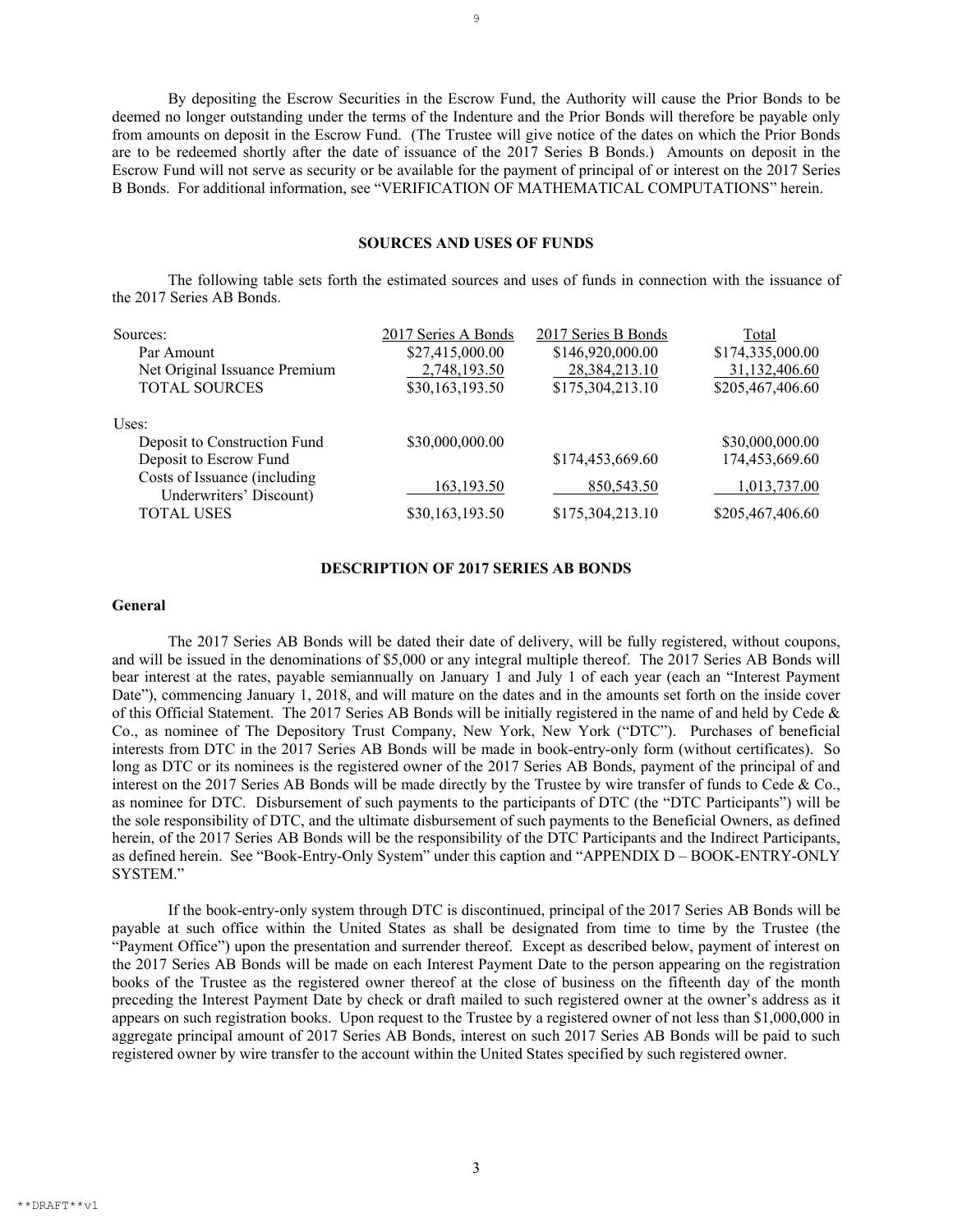By depositing the Escrow Securities in the Escrow Fund, the Authority will cause the Prior Bonds to be deemed no longer outstanding under the terms of the Indenture and the Prior Bonds will therefore be payable only from amounts on deposit in the Escrow Fund. (The Trustee will give notice of the dates on which the Prior Bonds are to be redeemed shortly after the date of issuance of the 2017 Series B Bonds.) Amounts on deposit in the Escrow Fund will not serve as security or be available for the payment of principal of or interest on the 2017 Series B Bonds. For additional information, see "VERIFICATION OF MATHEMATICAL COMPUTATIONS" herein.

## SOURCES AND USES OF FUNDS

The following table sets forth the estimated sources and uses of funds in connection with the issuance of the 2017 Series AB Bonds.

| | 2017 Series A Bonds | 2017 Series B Bonds | Total |
|---|---|---|---|
| Sources: | | | |
| Par Amount | $27,415,000.00 | $146,920,000.00 | $174,335,000.00 |
| Net Original Issuance Premium | 2,748,193.50 | 28,384,213.10 | 31,132,406.60 |
| TOTAL SOURCES | $30,163,193.50 | $175,304,213.10 | $205,467,406.60 |
| Uses: | | | |
| Deposit to Construction Fund | $30,000,000.00 | | $30,000,000.00 |
| Deposit to Escrow Fund | | $174,453,669.60 | 174,453,669.60 |
| Costs of Issuance (including Underwriters' Discount) | 163,193.50 | 850,543.50 | 1,013,737.00 |
| TOTAL USES | $30,163,193.50 | $175,304,213.10 | $205,467,406.60 |

## DESCRIPTION OF 2017 SERIES AB BONDS

### General

The 2017 Series AB Bonds will be dated their date of delivery, will be fully registered, without coupons, and will be issued in the denominations of $5,000 or any integral multiple thereof. The 2017 Series AB Bonds will bear interest at the rates, payable semiannually on January 1 and July 1 of each year (each an "Interest Payment Date"), commencing January 1, 2018, and will mature on the dates and in the amounts set forth on the inside cover of this Official Statement. The 2017 Series AB Bonds will be initially registered in the name of and held by Cede & Co., as nominee of The Depository Trust Company, New York, New York ("DTC"). Purchases of beneficial interests from DTC in the 2017 Series AB Bonds will be made in book-entry-only form (without certificates). So long as DTC or its nominees is the registered owner of the 2017 Series AB Bonds, payment of the principal of and interest on the 2017 Series AB Bonds will be made directly by the Trustee by wire transfer of funds to Cede & Co., as nominee for DTC. Disbursement of such payments to the participants of DTC (the "DTC Participants") will be the sole responsibility of DTC, and the ultimate disbursement of such payments to the Beneficial Owners, as defined herein, of the 2017 Series AB Bonds will be the responsibility of the DTC Participants and the Indirect Participants, as defined herein. See "Book-Entry-Only System" under this caption and "APPENDIX D – BOOK-ENTRY-ONLY SYSTEM."

If the book-entry-only system through DTC is discontinued, principal of the 2017 Series AB Bonds will be payable at such office within the United States as shall be designated from time to time by the Trustee (the "Payment Office") upon the presentation and surrender thereof. Except as described below, payment of interest on the 2017 Series AB Bonds will be made on each Interest Payment Date to the person appearing on the registration books of the Trustee as the registered owner thereof at the close of business on the fifteenth day of the month preceding the Interest Payment Date by check or draft mailed to such registered owner at the owner's address as it appears on such registration books. Upon request to the Trustee by a registered owner of not less than $1,000,000 in aggregate principal amount of 2017 Series AB Bonds, interest on such 2017 Series AB Bonds will be paid to such registered owner by wire transfer to the account within the United States specified by such registered owner.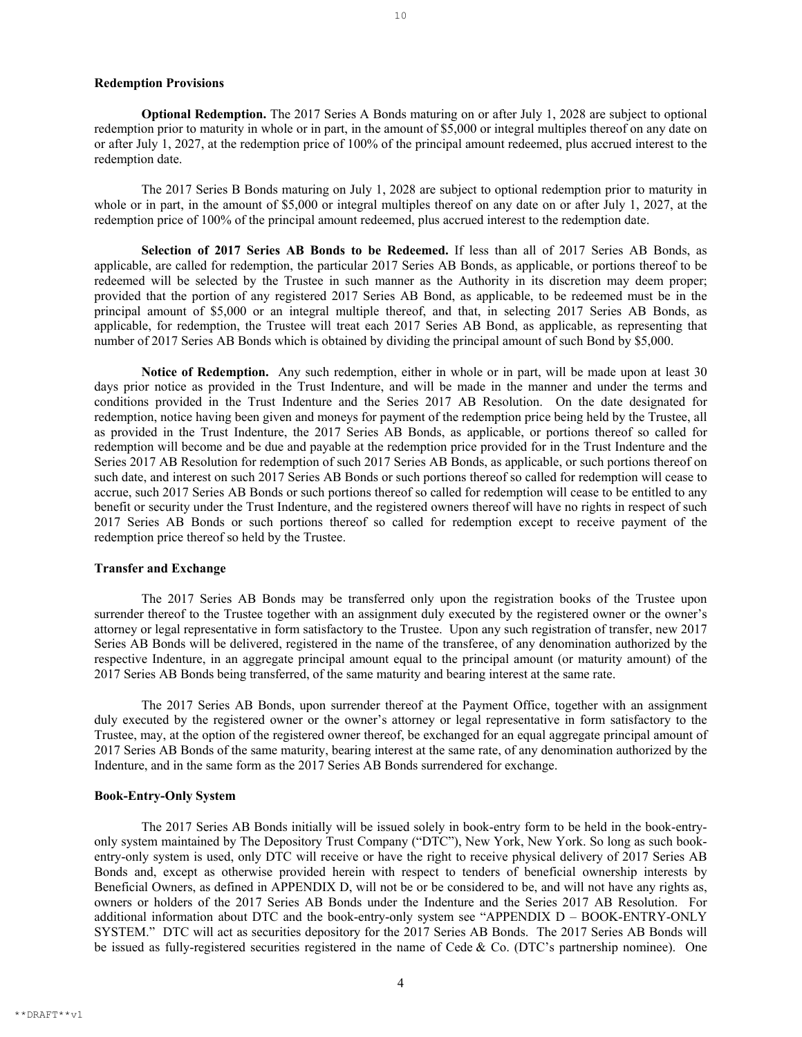## Redemption Provisions

**Optional Redemption.** The 2017 Series A Bonds maturing on or after July 1, 2028 are subject to optional redemption prior to maturity in whole or in part, in the amount of $5,000 or integral multiples thereof on any date on or after July 1, 2027, at the redemption price of 100% of the principal amount redeemed, plus accrued interest to the redemption date.

The 2017 Series B Bonds maturing on July 1, 2028 are subject to optional redemption prior to maturity in whole or in part, in the amount of $5,000 or integral multiples thereof on any date on or after July 1, 2027, at the redemption price of 100% of the principal amount redeemed, plus accrued interest to the redemption date.

**Selection of 2017 Series AB Bonds to be Redeemed.** If less than all of 2017 Series AB Bonds, as applicable, are called for redemption, the particular 2017 Series AB Bonds, as applicable, or portions thereof to be redeemed will be selected by the Trustee in such manner as the Authority in its discretion may deem proper; provided that the portion of any registered 2017 Series AB Bond, as applicable, to be redeemed must be in the principal amount of $5,000 or an integral multiple thereof, and that, in selecting 2017 Series AB Bonds, as applicable, for redemption, the Trustee will treat each 2017 Series AB Bond, as applicable, as representing that number of 2017 Series AB Bonds which is obtained by dividing the principal amount of such Bond by $5,000.

**Notice of Redemption.** Any such redemption, either in whole or in part, will be made upon at least 30 days prior notice as provided in the Trust Indenture, and will be made in the manner and under the terms and conditions provided in the Trust Indenture and the Series 2017 AB Resolution. On the date designated for redemption, notice having been given and moneys for payment of the redemption price being held by the Trustee, all as provided in the Trust Indenture, the 2017 Series AB Bonds, as applicable, or portions thereof so called for redemption will become and be due and payable at the redemption price provided for in the Trust Indenture and the Series 2017 AB Resolution for redemption of such 2017 Series AB Bonds, as applicable, or such portions thereof on such date, and interest on such 2017 Series AB Bonds or such portions thereof so called for redemption will cease to accrue, such 2017 Series AB Bonds or such portions thereof so called for redemption will cease to be entitled to any benefit or security under the Trust Indenture, and the registered owners thereof will have no rights in respect of such 2017 Series AB Bonds or such portions thereof so called for redemption except to receive payment of the redemption price thereof so held by the Trustee.

## Transfer and Exchange

The 2017 Series AB Bonds may be transferred only upon the registration books of the Trustee upon surrender thereof to the Trustee together with an assignment duly executed by the registered owner or the owner's attorney or legal representative in form satisfactory to the Trustee. Upon any such registration of transfer, new 2017 Series AB Bonds will be delivered, registered in the name of the transferee, of any denomination authorized by the respective Indenture, in an aggregate principal amount equal to the principal amount (or maturity amount) of the 2017 Series AB Bonds being transferred, of the same maturity and bearing interest at the same rate.

The 2017 Series AB Bonds, upon surrender thereof at the Payment Office, together with an assignment duly executed by the registered owner or the owner's attorney or legal representative in form satisfactory to the Trustee, may, at the option of the registered owner thereof, be exchanged for an equal aggregate principal amount of 2017 Series AB Bonds of the same maturity, bearing interest at the same rate, of any denomination authorized by the Indenture, and in the same form as the 2017 Series AB Bonds surrendered for exchange.

## Book-Entry-Only System

The 2017 Series AB Bonds initially will be issued solely in book-entry form to be held in the book-entry-only system maintained by The Depository Trust Company ("DTC"), New York, New York. So long as such book-entry-only system is used, only DTC will receive or have the right to receive physical delivery of 2017 Series AB Bonds and, except as otherwise provided herein with respect to tenders of beneficial ownership interests by Beneficial Owners, as defined in APPENDIX D, will not be or be considered to be, and will not have any rights as, owners or holders of the 2017 Series AB Bonds under the Indenture and the Series 2017 AB Resolution. For additional information about DTC and the book-entry-only system see "APPENDIX D – BOOK-ENTRY-ONLY SYSTEM." DTC will act as securities depository for the 2017 Series AB Bonds. The 2017 Series AB Bonds will be issued as fully-registered securities registered in the name of Cede & Co. (DTC's partnership nominee). One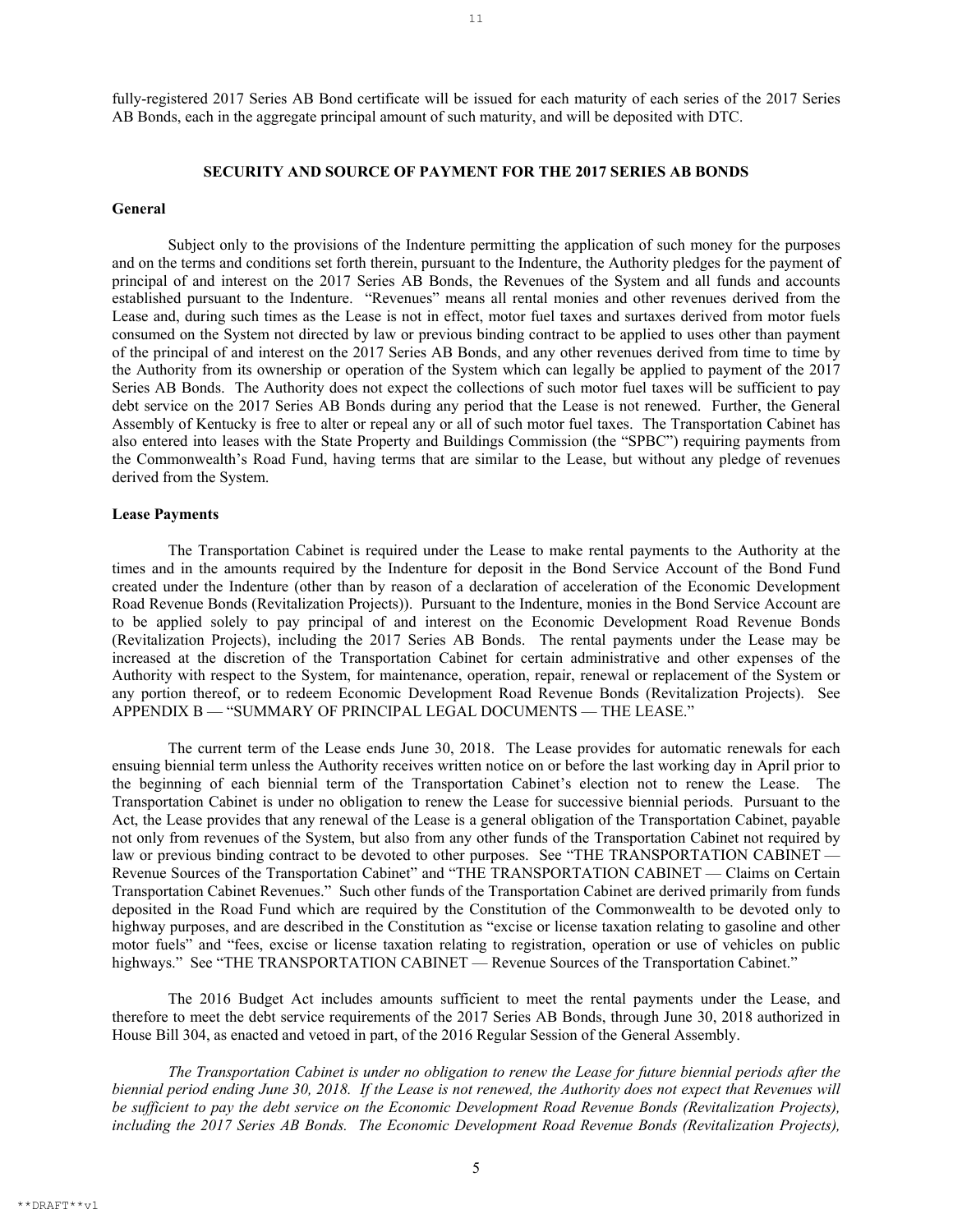fully-registered 2017 Series AB Bond certificate will be issued for each maturity of each series of the 2017 Series AB Bonds, each in the aggregate principal amount of such maturity, and will be deposited with DTC.

## SECURITY AND SOURCE OF PAYMENT FOR THE 2017 SERIES AB BONDS

### General

Subject only to the provisions of the Indenture permitting the application of such money for the purposes and on the terms and conditions set forth therein, pursuant to the Indenture, the Authority pledges for the payment of principal of and interest on the 2017 Series AB Bonds, the Revenues of the System and all funds and accounts established pursuant to the Indenture. "Revenues" means all rental monies and other revenues derived from the Lease and, during such times as the Lease is not in effect, motor fuel taxes and surtaxes derived from motor fuels consumed on the System not directed by law or previous binding contract to be applied to uses other than payment of the principal of and interest on the 2017 Series AB Bonds, and any other revenues derived from time to time by the Authority from its ownership or operation of the System which can legally be applied to payment of the 2017 Series AB Bonds. The Authority does not expect the collections of such motor fuel taxes will be sufficient to pay debt service on the 2017 Series AB Bonds during any period that the Lease is not renewed. Further, the General Assembly of Kentucky is free to alter or repeal any or all of such motor fuel taxes. The Transportation Cabinet has also entered into leases with the State Property and Buildings Commission (the "SPBC") requiring payments from the Commonwealth's Road Fund, having terms that are similar to the Lease, but without any pledge of revenues derived from the System.

### Lease Payments

The Transportation Cabinet is required under the Lease to make rental payments to the Authority at the times and in the amounts required by the Indenture for deposit in the Bond Service Account of the Bond Fund created under the Indenture (other than by reason of a declaration of acceleration of the Economic Development Road Revenue Bonds (Revitalization Projects)). Pursuant to the Indenture, monies in the Bond Service Account are to be applied solely to pay principal of and interest on the Economic Development Road Revenue Bonds (Revitalization Projects), including the 2017 Series AB Bonds. The rental payments under the Lease may be increased at the discretion of the Transportation Cabinet for certain administrative and other expenses of the Authority with respect to the System, for maintenance, operation, repair, renewal or replacement of the System or any portion thereof, or to redeem Economic Development Road Revenue Bonds (Revitalization Projects). See APPENDIX B — "SUMMARY OF PRINCIPAL LEGAL DOCUMENTS — THE LEASE."

The current term of the Lease ends June 30, 2018. The Lease provides for automatic renewals for each ensuing biennial term unless the Authority receives written notice on or before the last working day in April prior to the beginning of each biennial term of the Transportation Cabinet's election not to renew the Lease. The Transportation Cabinet is under no obligation to renew the Lease for successive biennial periods. Pursuant to the Act, the Lease provides that any renewal of the Lease is a general obligation of the Transportation Cabinet, payable not only from revenues of the System, but also from any other funds of the Transportation Cabinet not required by law or previous binding contract to be devoted to other purposes. See "THE TRANSPORTATION CABINET — Revenue Sources of the Transportation Cabinet" and "THE TRANSPORTATION CABINET — Claims on Certain Transportation Cabinet Revenues." Such other funds of the Transportation Cabinet are derived primarily from funds deposited in the Road Fund which are required by the Constitution of the Commonwealth to be devoted only to highway purposes, and are described in the Constitution as "excise or license taxation relating to gasoline and other motor fuels" and "fees, excise or license taxation relating to registration, operation or use of vehicles on public highways." See "THE TRANSPORTATION CABINET — Revenue Sources of the Transportation Cabinet."

The 2016 Budget Act includes amounts sufficient to meet the rental payments under the Lease, and therefore to meet the debt service requirements of the 2017 Series AB Bonds, through June 30, 2018 authorized in House Bill 304, as enacted and vetoed in part, of the 2016 Regular Session of the General Assembly.

*The Transportation Cabinet is under no obligation to renew the Lease for future biennial periods after the biennial period ending June 30, 2018. If the Lease is not renewed, the Authority does not expect that Revenues will be sufficient to pay the debt service on the Economic Development Road Revenue Bonds (Revitalization Projects), including the 2017 Series AB Bonds. The Economic Development Road Revenue Bonds (Revitalization Projects),*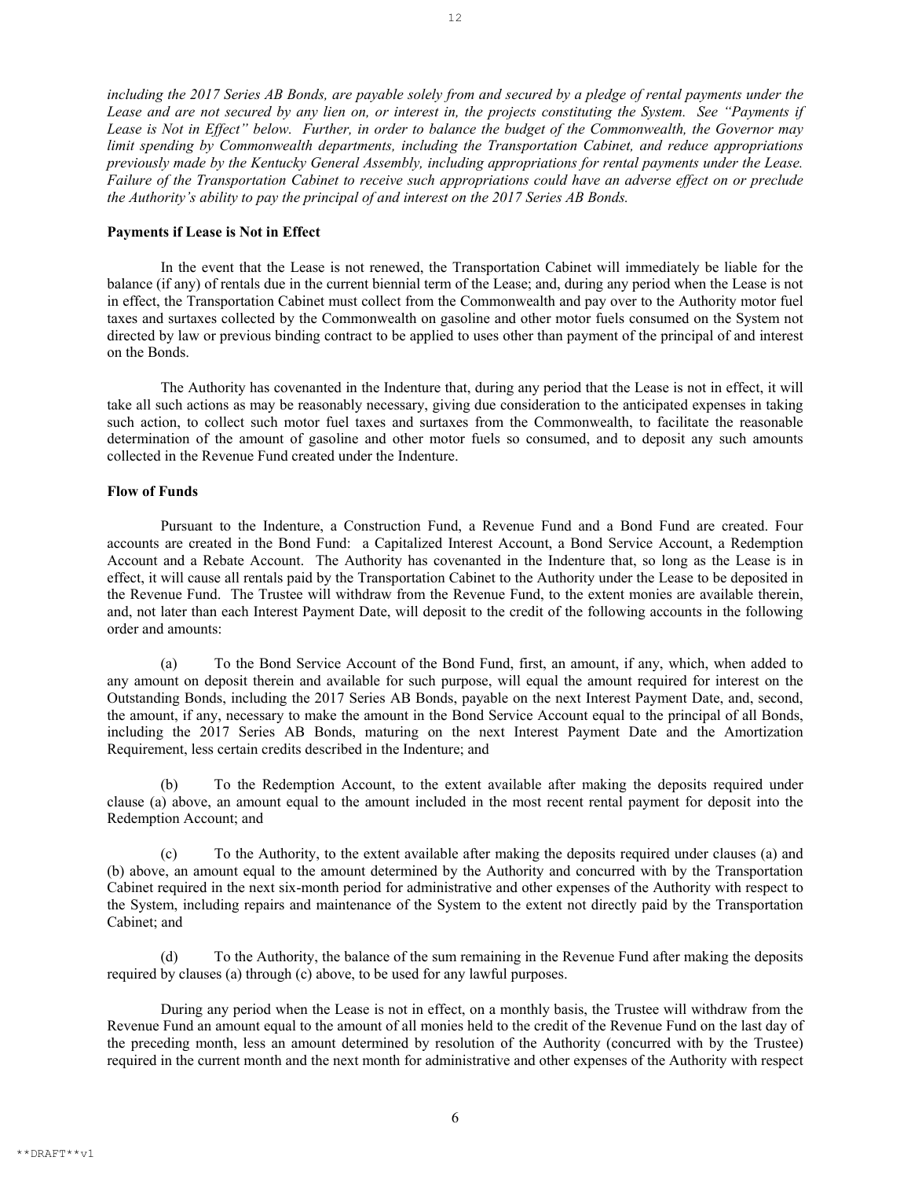*including the 2017 Series AB Bonds, are payable solely from and secured by a pledge of rental payments under the Lease and are not secured by any lien on, or interest in, the projects constituting the System. See "Payments if Lease is Not in Effect" below. Further, in order to balance the budget of the Commonwealth, the Governor may limit spending by Commonwealth departments, including the Transportation Cabinet, and reduce appropriations previously made by the Kentucky General Assembly, including appropriations for rental payments under the Lease. Failure of the Transportation Cabinet to receive such appropriations could have an adverse effect on or preclude the Authority's ability to pay the principal of and interest on the 2017 Series AB Bonds.*

**Payments if Lease is Not in Effect**

In the event that the Lease is not renewed, the Transportation Cabinet will immediately be liable for the balance (if any) of rentals due in the current biennial term of the Lease; and, during any period when the Lease is not in effect, the Transportation Cabinet must collect from the Commonwealth and pay over to the Authority motor fuel taxes and surtaxes collected by the Commonwealth on gasoline and other motor fuels consumed on the System not directed by law or previous binding contract to be applied to uses other than payment of the principal of and interest on the Bonds.

The Authority has covenanted in the Indenture that, during any period that the Lease is not in effect, it will take all such actions as may be reasonably necessary, giving due consideration to the anticipated expenses in taking such action, to collect such motor fuel taxes and surtaxes from the Commonwealth, to facilitate the reasonable determination of the amount of gasoline and other motor fuels so consumed, and to deposit any such amounts collected in the Revenue Fund created under the Indenture.

**Flow of Funds**

Pursuant to the Indenture, a Construction Fund, a Revenue Fund and a Bond Fund are created. Four accounts are created in the Bond Fund: a Capitalized Interest Account, a Bond Service Account, a Redemption Account and a Rebate Account. The Authority has covenanted in the Indenture that, so long as the Lease is in effect, it will cause all rentals paid by the Transportation Cabinet to the Authority under the Lease to be deposited in the Revenue Fund. The Trustee will withdraw from the Revenue Fund, to the extent monies are available therein, and, not later than each Interest Payment Date, will deposit to the credit of the following accounts in the following order and amounts:

(a) To the Bond Service Account of the Bond Fund, first, an amount, if any, which, when added to any amount on deposit therein and available for such purpose, will equal the amount required for interest on the Outstanding Bonds, including the 2017 Series AB Bonds, payable on the next Interest Payment Date, and, second, the amount, if any, necessary to make the amount in the Bond Service Account equal to the principal of all Bonds, including the 2017 Series AB Bonds, maturing on the next Interest Payment Date and the Amortization Requirement, less certain credits described in the Indenture; and

(b) To the Redemption Account, to the extent available after making the deposits required under clause (a) above, an amount equal to the amount included in the most recent rental payment for deposit into the Redemption Account; and

(c) To the Authority, to the extent available after making the deposits required under clauses (a) and (b) above, an amount equal to the amount determined by the Authority and concurred with by the Transportation Cabinet required in the next six-month period for administrative and other expenses of the Authority with respect to the System, including repairs and maintenance of the System to the extent not directly paid by the Transportation Cabinet; and

(d) To the Authority, the balance of the sum remaining in the Revenue Fund after making the deposits required by clauses (a) through (c) above, to be used for any lawful purposes.

During any period when the Lease is not in effect, on a monthly basis, the Trustee will withdraw from the Revenue Fund an amount equal to the amount of all monies held to the credit of the Revenue Fund on the last day of the preceding month, less an amount determined by resolution of the Authority (concurred with by the Trustee) required in the current month and the next month for administrative and other expenses of the Authority with respect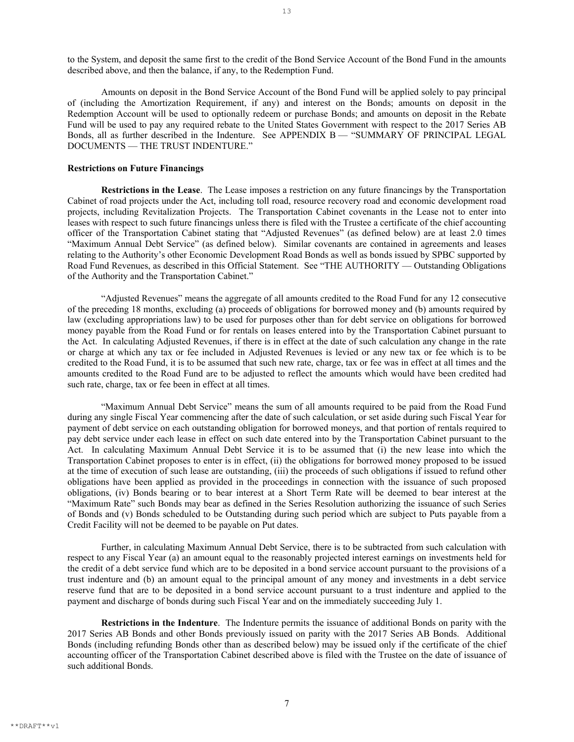to the System, and deposit the same first to the credit of the Bond Service Account of the Bond Fund in the amounts described above, and then the balance, if any, to the Redemption Fund.

Amounts on deposit in the Bond Service Account of the Bond Fund will be applied solely to pay principal of (including the Amortization Requirement, if any) and interest on the Bonds; amounts on deposit in the Redemption Account will be used to optionally redeem or purchase Bonds; and amounts on deposit in the Rebate Fund will be used to pay any required rebate to the United States Government with respect to the 2017 Series AB Bonds, all as further described in the Indenture. See APPENDIX B — "SUMMARY OF PRINCIPAL LEGAL DOCUMENTS — THE TRUST INDENTURE."

### Restrictions on Future Financings

**Restrictions in the Lease**. The Lease imposes a restriction on any future financings by the Transportation Cabinet of road projects under the Act, including toll road, resource recovery road and economic development road projects, including Revitalization Projects. The Transportation Cabinet covenants in the Lease not to enter into leases with respect to such future financings unless there is filed with the Trustee a certificate of the chief accounting officer of the Transportation Cabinet stating that "Adjusted Revenues" (as defined below) are at least 2.0 times "Maximum Annual Debt Service" (as defined below). Similar covenants are contained in agreements and leases relating to the Authority's other Economic Development Road Bonds as well as bonds issued by SPBC supported by Road Fund Revenues, as described in this Official Statement. See "THE AUTHORITY — Outstanding Obligations of the Authority and the Transportation Cabinet."

"Adjusted Revenues" means the aggregate of all amounts credited to the Road Fund for any 12 consecutive of the preceding 18 months, excluding (a) proceeds of obligations for borrowed money and (b) amounts required by law (excluding appropriations law) to be used for purposes other than for debt service on obligations for borrowed money payable from the Road Fund or for rentals on leases entered into by the Transportation Cabinet pursuant to the Act. In calculating Adjusted Revenues, if there is in effect at the date of such calculation any change in the rate or charge at which any tax or fee included in Adjusted Revenues is levied or any new tax or fee which is to be credited to the Road Fund, it is to be assumed that such new rate, charge, tax or fee was in effect at all times and the amounts credited to the Road Fund are to be adjusted to reflect the amounts which would have been credited had such rate, charge, tax or fee been in effect at all times.

"Maximum Annual Debt Service" means the sum of all amounts required to be paid from the Road Fund during any single Fiscal Year commencing after the date of such calculation, or set aside during such Fiscal Year for payment of debt service on each outstanding obligation for borrowed moneys, and that portion of rentals required to pay debt service under each lease in effect on such date entered into by the Transportation Cabinet pursuant to the Act. In calculating Maximum Annual Debt Service it is to be assumed that (i) the new lease into which the Transportation Cabinet proposes to enter is in effect, (ii) the obligations for borrowed money proposed to be issued at the time of execution of such lease are outstanding, (iii) the proceeds of such obligations if issued to refund other obligations have been applied as provided in the proceedings in connection with the issuance of such proposed obligations, (iv) Bonds bearing or to bear interest at a Short Term Rate will be deemed to bear interest at the "Maximum Rate" such Bonds may bear as defined in the Series Resolution authorizing the issuance of such Series of Bonds and (v) Bonds scheduled to be Outstanding during such period which are subject to Puts payable from a Credit Facility will not be deemed to be payable on Put dates.

Further, in calculating Maximum Annual Debt Service, there is to be subtracted from such calculation with respect to any Fiscal Year (a) an amount equal to the reasonably projected interest earnings on investments held for the credit of a debt service fund which are to be deposited in a bond service account pursuant to the provisions of a trust indenture and (b) an amount equal to the principal amount of any money and investments in a debt service reserve fund that are to be deposited in a bond service account pursuant to a trust indenture and applied to the payment and discharge of bonds during such Fiscal Year and on the immediately succeeding July 1.

**Restrictions in the Indenture**. The Indenture permits the issuance of additional Bonds on parity with the 2017 Series AB Bonds and other Bonds previously issued on parity with the 2017 Series AB Bonds. Additional Bonds (including refunding Bonds other than as described below) may be issued only if the certificate of the chief accounting officer of the Transportation Cabinet described above is filed with the Trustee on the date of issuance of such additional Bonds.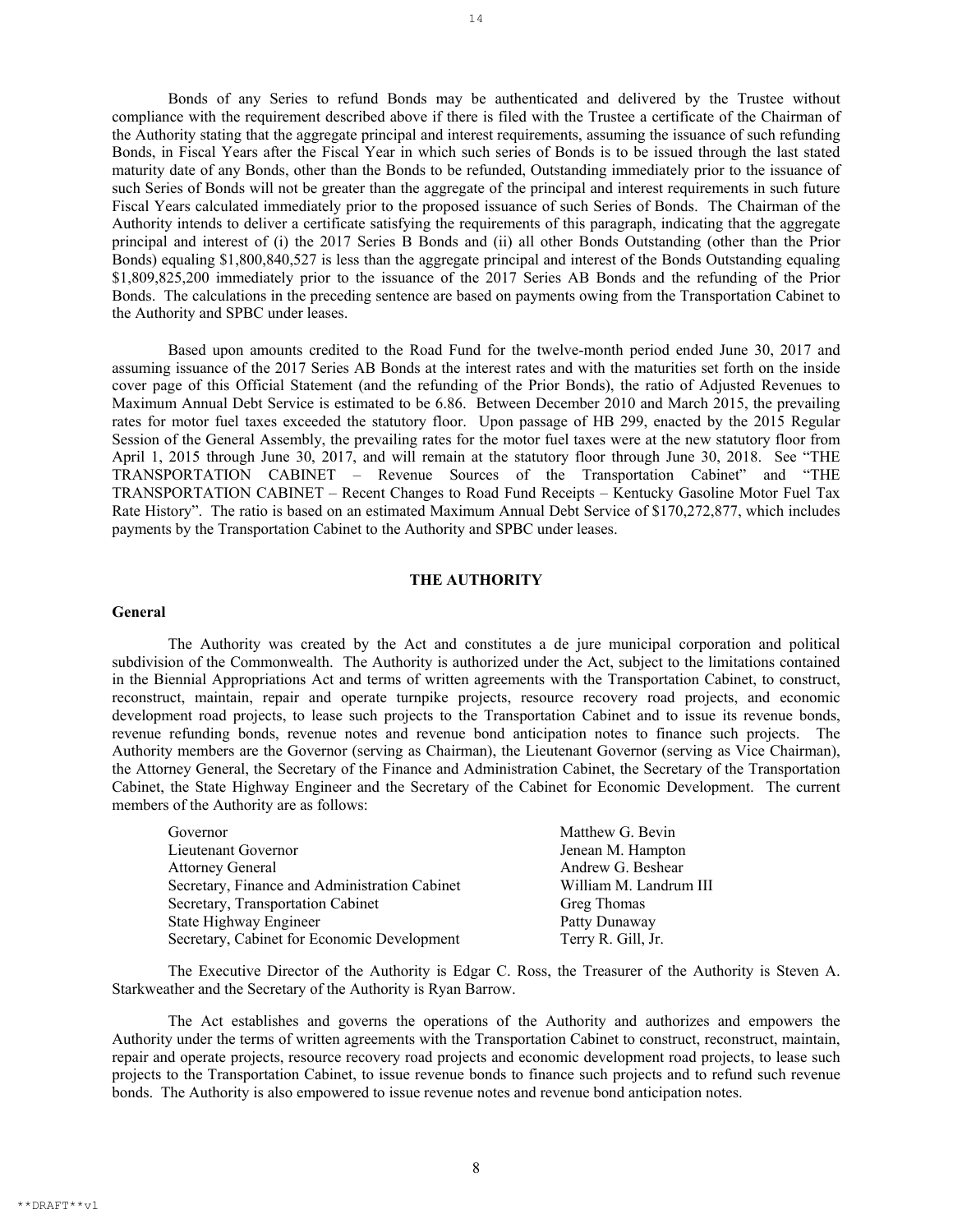Bonds of any Series to refund Bonds may be authenticated and delivered by the Trustee without compliance with the requirement described above if there is filed with the Trustee a certificate of the Chairman of the Authority stating that the aggregate principal and interest requirements, assuming the issuance of such refunding Bonds, in Fiscal Years after the Fiscal Year in which such series of Bonds is to be issued through the last stated maturity date of any Bonds, other than the Bonds to be refunded, Outstanding immediately prior to the issuance of such Series of Bonds will not be greater than the aggregate of the principal and interest requirements in such future Fiscal Years calculated immediately prior to the proposed issuance of such Series of Bonds. The Chairman of the Authority intends to deliver a certificate satisfying the requirements of this paragraph, indicating that the aggregate principal and interest of (i) the 2017 Series B Bonds and (ii) all other Bonds Outstanding (other than the Prior Bonds) equaling \$1,800,840,527 is less than the aggregate principal and interest of the Bonds Outstanding equaling \$1,809,825,200 immediately prior to the issuance of the 2017 Series AB Bonds and the refunding of the Prior Bonds. The calculations in the preceding sentence are based on payments owing from the Transportation Cabinet to the Authority and SPBC under leases.

Based upon amounts credited to the Road Fund for the twelve-month period ended June 30, 2017 and assuming issuance of the 2017 Series AB Bonds at the interest rates and with the maturities set forth on the inside cover page of this Official Statement (and the refunding of the Prior Bonds), the ratio of Adjusted Revenues to Maximum Annual Debt Service is estimated to be 6.86. Between December 2010 and March 2015, the prevailing rates for motor fuel taxes exceeded the statutory floor. Upon passage of HB 299, enacted by the 2015 Regular Session of the General Assembly, the prevailing rates for the motor fuel taxes were at the new statutory floor from April 1, 2015 through June 30, 2017, and will remain at the statutory floor through June 30, 2018. See "THE TRANSPORTATION CABINET – Revenue Sources of the Transportation Cabinet" and "THE TRANSPORTATION CABINET – Recent Changes to Road Fund Receipts – Kentucky Gasoline Motor Fuel Tax Rate History". The ratio is based on an estimated Maximum Annual Debt Service of \$170,272,877, which includes payments by the Transportation Cabinet to the Authority and SPBC under leases.

## THE AUTHORITY

### General

The Authority was created by the Act and constitutes a de jure municipal corporation and political subdivision of the Commonwealth. The Authority is authorized under the Act, subject to the limitations contained in the Biennial Appropriations Act and terms of written agreements with the Transportation Cabinet, to construct, reconstruct, maintain, repair and operate turnpike projects, resource recovery road projects, and economic development road projects, to lease such projects to the Transportation Cabinet and to issue its revenue bonds, revenue refunding bonds, revenue notes and revenue bond anticipation notes to finance such projects. The Authority members are the Governor (serving as Chairman), the Lieutenant Governor (serving as Vice Chairman), the Attorney General, the Secretary of the Finance and Administration Cabinet, the Secretary of the Transportation Cabinet, the State Highway Engineer and the Secretary of the Cabinet for Economic Development. The current members of the Authority are as follows:

| | |
|---|---|
| Governor | Matthew G. Bevin |
| Lieutenant Governor | Jenean M. Hampton |
| Attorney General | Andrew G. Beshear |
| Secretary, Finance and Administration Cabinet | William M. Landrum III |
| Secretary, Transportation Cabinet | Greg Thomas |
| State Highway Engineer | Patty Dunaway |
| Secretary, Cabinet for Economic Development | Terry R. Gill, Jr. |

The Executive Director of the Authority is Edgar C. Ross, the Treasurer of the Authority is Steven A. Starkweather and the Secretary of the Authority is Ryan Barrow.

The Act establishes and governs the operations of the Authority and authorizes and empowers the Authority under the terms of written agreements with the Transportation Cabinet to construct, reconstruct, maintain, repair and operate projects, resource recovery road projects and economic development road projects, to lease such projects to the Transportation Cabinet, to issue revenue bonds to finance such projects and to refund such revenue bonds. The Authority is also empowered to issue revenue notes and revenue bond anticipation notes.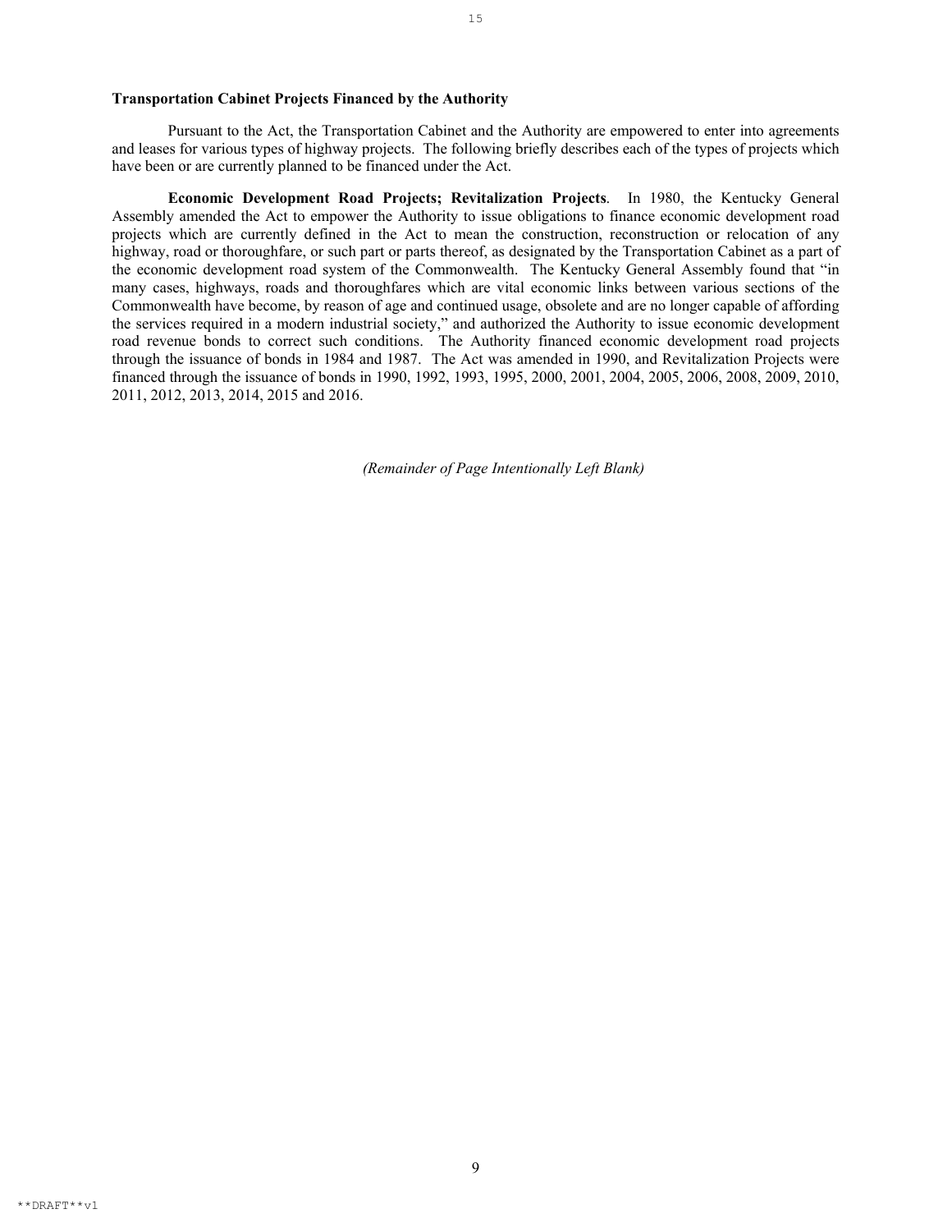**Transportation Cabinet Projects Financed by the Authority**

Pursuant to the Act, the Transportation Cabinet and the Authority are empowered to enter into agreements and leases for various types of highway projects. The following briefly describes each of the types of projects which have been or are currently planned to be financed under the Act.

**Economic Development Road Projects; Revitalization Projects**. In 1980, the Kentucky General Assembly amended the Act to empower the Authority to issue obligations to finance economic development road projects which are currently defined in the Act to mean the construction, reconstruction or relocation of any highway, road or thoroughfare, or such part or parts thereof, as designated by the Transportation Cabinet as a part of the economic development road system of the Commonwealth. The Kentucky General Assembly found that "in many cases, highways, roads and thoroughfares which are vital economic links between various sections of the Commonwealth have become, by reason of age and continued usage, obsolete and are no longer capable of affording the services required in a modern industrial society," and authorized the Authority to issue economic development road revenue bonds to correct such conditions. The Authority financed economic development road projects through the issuance of bonds in 1984 and 1987. The Act was amended in 1990, and Revitalization Projects were financed through the issuance of bonds in 1990, 1992, 1993, 1995, 2000, 2001, 2004, 2005, 2006, 2008, 2009, 2010, 2011, 2012, 2013, 2014, 2015 and 2016.

*(Remainder of Page Intentionally Left Blank)*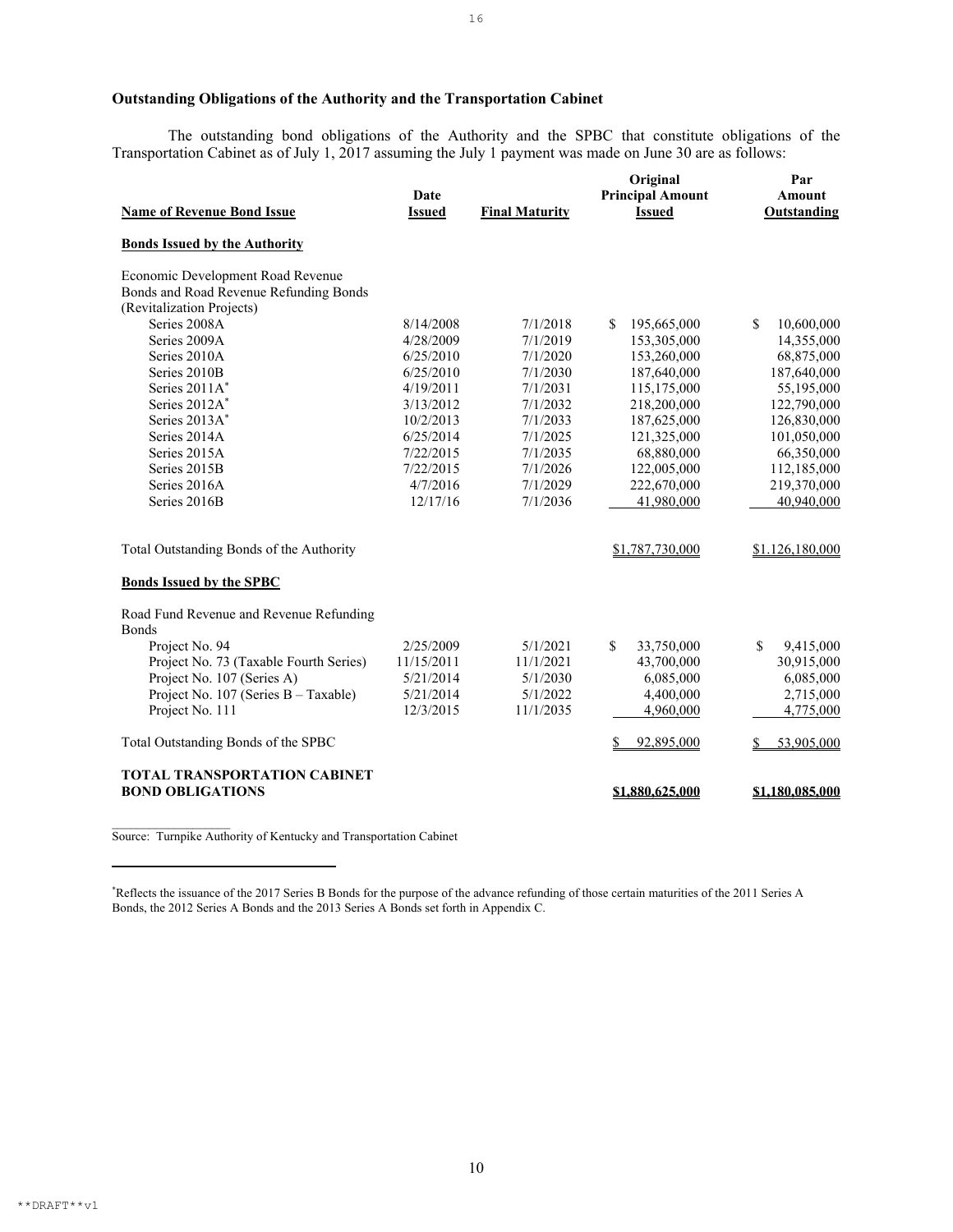## Outstanding Obligations of the Authority and the Transportation Cabinet

The outstanding bond obligations of the Authority and the SPBC that constitute obligations of the Transportation Cabinet as of July 1, 2017 assuming the July 1 payment was made on June 30 are as follows:

| Name of Revenue Bond Issue | Date Issued | Final Maturity | Original Principal Amount Issued | Par Amount Outstanding |
|---|---|---|---|---|
| **Bonds Issued by the Authority** | | | | |
| Economic Development Road Revenue Bonds and Road Revenue Refunding Bonds (Revitalization Projects) | | | | |
| Series 2008A | 8/14/2008 | 7/1/2018 | $ 195,665,000 | $ 10,600,000 |
| Series 2009A | 4/28/2009 | 7/1/2019 | 153,305,000 | 14,355,000 |
| Series 2010A | 6/25/2010 | 7/1/2020 | 153,260,000 | 68,875,000 |
| Series 2010B | 6/25/2010 | 7/1/2030 | 187,640,000 | 187,640,000 |
| Series 2011A* | 4/19/2011 | 7/1/2031 | 115,175,000 | 55,195,000 |
| Series 2012A* | 3/13/2012 | 7/1/2032 | 218,200,000 | 122,790,000 |
| Series 2013A* | 10/2/2013 | 7/1/2033 | 187,625,000 | 126,830,000 |
| Series 2014A | 6/25/2014 | 7/1/2025 | 121,325,000 | 101,050,000 |
| Series 2015A | 7/22/2015 | 7/1/2035 | 68,880,000 | 66,350,000 |
| Series 2015B | 7/22/2015 | 7/1/2026 | 122,005,000 | 112,185,000 |
| Series 2016A | 4/7/2016 | 7/1/2029 | 222,670,000 | 219,370,000 |
| Series 2016B | 12/17/16 | 7/1/2036 | 41,980,000 | 40,940,000 |
| Total Outstanding Bonds of the Authority | | | $1,787,730,000 | $1.126,180,000 |
| **Bonds Issued by the SPBC** | | | | |
| Road Fund Revenue and Revenue Refunding Bonds | | | | |
| Project No. 94 | 2/25/2009 | 5/1/2021 | $ 33,750,000 | $ 9,415,000 |
| Project No. 73 (Taxable Fourth Series) | 11/15/2011 | 11/1/2021 | 43,700,000 | 30,915,000 |
| Project No. 107 (Series A) | 5/21/2014 | 5/1/2030 | 6,085,000 | 6,085,000 |
| Project No. 107 (Series B – Taxable) | 5/21/2014 | 5/1/2022 | 4,400,000 | 2,715,000 |
| Project No. 111 | 12/3/2015 | 11/1/2035 | 4,960,000 | 4,775,000 |
| Total Outstanding Bonds of the SPBC | | | $ 92,895,000 | $ 53,905,000 |
| **TOTAL TRANSPORTATION CABINET BOND OBLIGATIONS** | | | **$1,880,625,000** | **$1,180,085,000** |

Source: Turnpike Authority of Kentucky and Transportation Cabinet

*Reflects the issuance of the 2017 Series B Bonds for the purpose of the advance refunding of those certain maturities of the 2011 Series A Bonds, the 2012 Series A Bonds and the 2013 Series A Bonds set forth in Appendix C.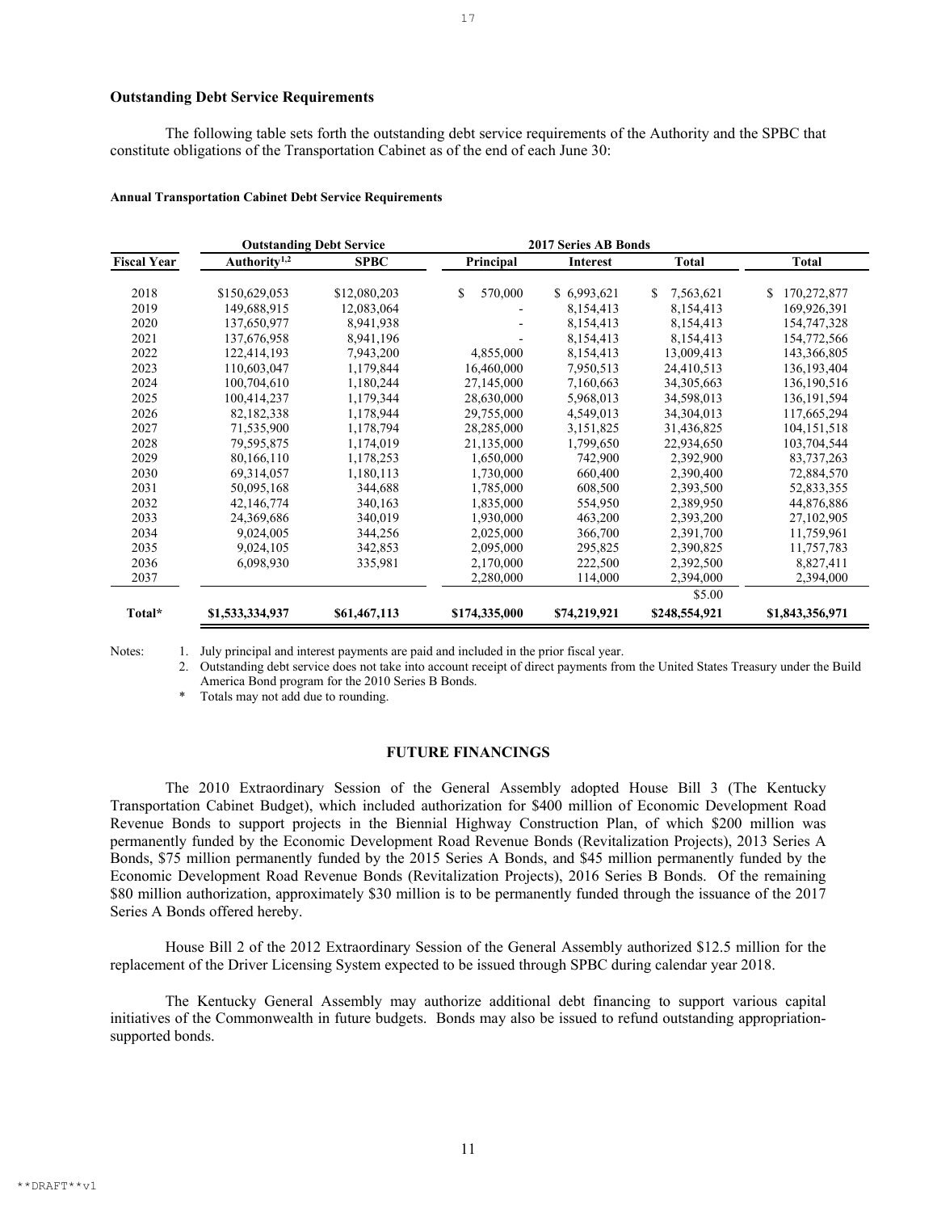### Outstanding Debt Service Requirements

The following table sets forth the outstanding debt service requirements of the Authority and the SPBC that constitute obligations of the Transportation Cabinet as of the end of each June 30:

**Annual Transportation Cabinet Debt Service Requirements**

| | Outstanding Debt Service | | 2017 Series AB Bonds | | | |
|---|---|---|---|---|---|---|
| **Fiscal Year** | **Authority[1,2]** | **SPBC** | **Principal** | **Interest** | **Total** | **Total** |
| 2018 | $150,629,053 | $12,080,203 | $ 570,000 | $ 6,993,621 | $ 7,563,621 | $ 170,272,877 |
| 2019 | 149,688,915 | 12,083,064 | - | 8,154,413 | 8,154,413 | 169,926,391 |
| 2020 | 137,650,977 | 8,941,938 | - | 8,154,413 | 8,154,413 | 154,747,328 |
| 2021 | 137,676,958 | 8,941,196 | - | 8,154,413 | 8,154,413 | 154,772,566 |
| 2022 | 122,414,193 | 7,943,200 | 4,855,000 | 8,154,413 | 13,009,413 | 143,366,805 |
| 2023 | 110,603,047 | 1,179,844 | 16,460,000 | 7,950,513 | 24,410,513 | 136,193,404 |
| 2024 | 100,704,610 | 1,180,244 | 27,145,000 | 7,160,663 | 34,305,663 | 136,190,516 |
| 2025 | 100,414,237 | 1,179,344 | 28,630,000 | 5,968,013 | 34,598,013 | 136,191,594 |
| 2026 | 82,182,338 | 1,178,944 | 29,755,000 | 4,549,013 | 34,304,013 | 117,665,294 |
| 2027 | 71,535,900 | 1,178,794 | 28,285,000 | 3,151,825 | 31,436,825 | 104,151,518 |
| 2028 | 79,595,875 | 1,174,019 | 21,135,000 | 1,799,650 | 22,934,650 | 103,704,544 |
| 2029 | 80,166,110 | 1,178,253 | 1,650,000 | 742,900 | 2,392,900 | 83,737,263 |
| 2030 | 69,314,057 | 1,180,113 | 1,730,000 | 660,400 | 2,390,400 | 72,884,570 |
| 2031 | 50,095,168 | 344,688 | 1,785,000 | 608,500 | 2,393,500 | 52,833,355 |
| 2032 | 42,146,774 | 340,163 | 1,835,000 | 554,950 | 2,389,950 | 44,876,886 |
| 2033 | 24,369,686 | 340,019 | 1,930,000 | 463,200 | 2,393,200 | 27,102,905 |
| 2034 | 9,024,005 | 344,256 | 2,025,000 | 366,700 | 2,391,700 | 11,759,961 |
| 2035 | 9,024,105 | 342,853 | 2,095,000 | 295,825 | 2,390,825 | 11,757,783 |
| 2036 | 6,098,930 | 335,981 | 2,170,000 | 222,500 | 2,392,500 | 8,827,411 |
| 2037 | | | 2,280,000 | 114,000 | 2,394,000 | 2,394,000 |
| | | | | | $5.00 | |
| **Total*** | **$1,533,334,937** | **$61,467,113** | **$174,335,000** | **$74,219,921** | **$248,554,921** | **$1,843,356,971** |

Notes:
1. July principal and interest payments are paid and included in the prior fiscal year.
2. Outstanding debt service does not take into account receipt of direct payments from the United States Treasury under the Build America Bond program for the 2010 Series B Bonds.

\* Totals may not add due to rounding.

## FUTURE FINANCINGS

The 2010 Extraordinary Session of the General Assembly adopted House Bill 3 (The Kentucky Transportation Cabinet Budget), which included authorization for $400 million of Economic Development Road Revenue Bonds to support projects in the Biennial Highway Construction Plan, of which $200 million was permanently funded by the Economic Development Road Revenue Bonds (Revitalization Projects), 2013 Series A Bonds, $75 million permanently funded by the 2015 Series A Bonds, and $45 million permanently funded by the Economic Development Road Revenue Bonds (Revitalization Projects), 2016 Series B Bonds. Of the remaining $80 million authorization, approximately $30 million is to be permanently funded through the issuance of the 2017 Series A Bonds offered hereby.

House Bill 2 of the 2012 Extraordinary Session of the General Assembly authorized $12.5 million for the replacement of the Driver Licensing System expected to be issued through SPBC during calendar year 2018.

The Kentucky General Assembly may authorize additional debt financing to support various capital initiatives of the Commonwealth in future budgets. Bonds may also be issued to refund outstanding appropriation-supported bonds.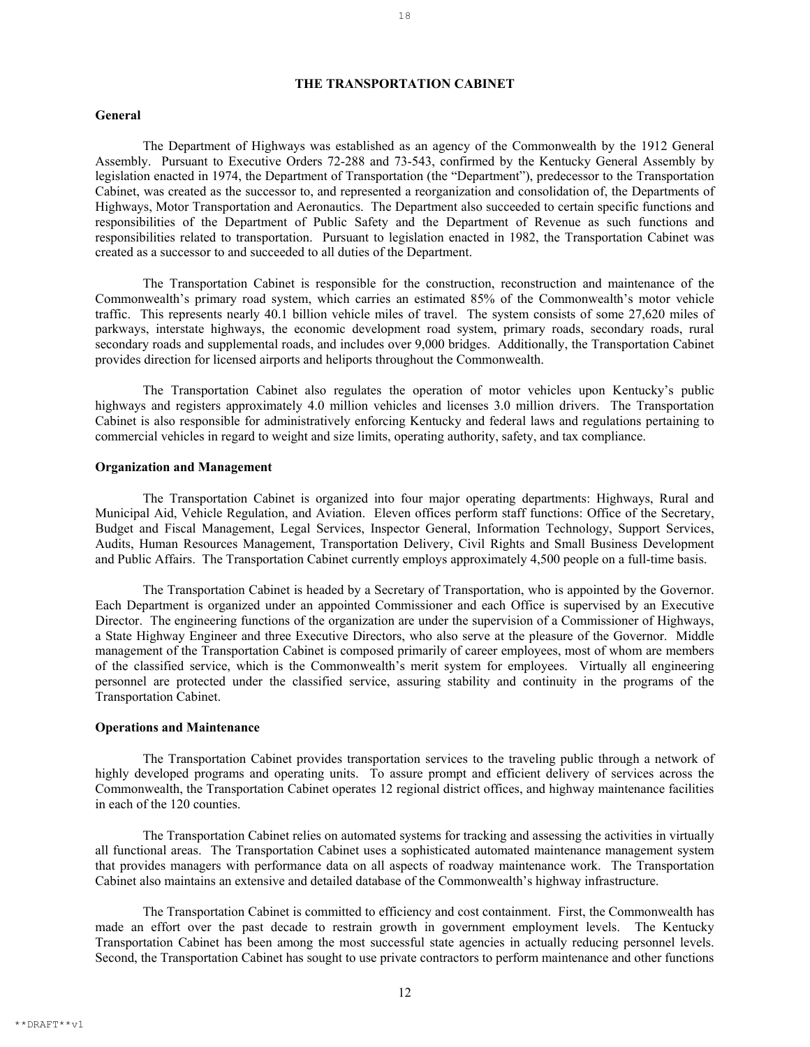# THE TRANSPORTATION CABINET

## General

The Department of Highways was established as an agency of the Commonwealth by the 1912 General Assembly. Pursuant to Executive Orders 72-288 and 73-543, confirmed by the Kentucky General Assembly by legislation enacted in 1974, the Department of Transportation (the "Department"), predecessor to the Transportation Cabinet, was created as the successor to, and represented a reorganization and consolidation of, the Departments of Highways, Motor Transportation and Aeronautics. The Department also succeeded to certain specific functions and responsibilities of the Department of Public Safety and the Department of Revenue as such functions and responsibilities related to transportation. Pursuant to legislation enacted in 1982, the Transportation Cabinet was created as a successor to and succeeded to all duties of the Department.

The Transportation Cabinet is responsible for the construction, reconstruction and maintenance of the Commonwealth's primary road system, which carries an estimated 85% of the Commonwealth's motor vehicle traffic. This represents nearly 40.1 billion vehicle miles of travel. The system consists of some 27,620 miles of parkways, interstate highways, the economic development road system, primary roads, secondary roads, rural secondary roads and supplemental roads, and includes over 9,000 bridges. Additionally, the Transportation Cabinet provides direction for licensed airports and heliports throughout the Commonwealth.

The Transportation Cabinet also regulates the operation of motor vehicles upon Kentucky's public highways and registers approximately 4.0 million vehicles and licenses 3.0 million drivers. The Transportation Cabinet is also responsible for administratively enforcing Kentucky and federal laws and regulations pertaining to commercial vehicles in regard to weight and size limits, operating authority, safety, and tax compliance.

## Organization and Management

The Transportation Cabinet is organized into four major operating departments: Highways, Rural and Municipal Aid, Vehicle Regulation, and Aviation. Eleven offices perform staff functions: Office of the Secretary, Budget and Fiscal Management, Legal Services, Inspector General, Information Technology, Support Services, Audits, Human Resources Management, Transportation Delivery, Civil Rights and Small Business Development and Public Affairs. The Transportation Cabinet currently employs approximately 4,500 people on a full-time basis.

The Transportation Cabinet is headed by a Secretary of Transportation, who is appointed by the Governor. Each Department is organized under an appointed Commissioner and each Office is supervised by an Executive Director. The engineering functions of the organization are under the supervision of a Commissioner of Highways, a State Highway Engineer and three Executive Directors, who also serve at the pleasure of the Governor. Middle management of the Transportation Cabinet is composed primarily of career employees, most of whom are members of the classified service, which is the Commonwealth's merit system for employees. Virtually all engineering personnel are protected under the classified service, assuring stability and continuity in the programs of the Transportation Cabinet.

## Operations and Maintenance

The Transportation Cabinet provides transportation services to the traveling public through a network of highly developed programs and operating units. To assure prompt and efficient delivery of services across the Commonwealth, the Transportation Cabinet operates 12 regional district offices, and highway maintenance facilities in each of the 120 counties.

The Transportation Cabinet relies on automated systems for tracking and assessing the activities in virtually all functional areas. The Transportation Cabinet uses a sophisticated automated maintenance management system that provides managers with performance data on all aspects of roadway maintenance work. The Transportation Cabinet also maintains an extensive and detailed database of the Commonwealth's highway infrastructure.

The Transportation Cabinet is committed to efficiency and cost containment. First, the Commonwealth has made an effort over the past decade to restrain growth in government employment levels. The Kentucky Transportation Cabinet has been among the most successful state agencies in actually reducing personnel levels. Second, the Transportation Cabinet has sought to use private contractors to perform maintenance and other functions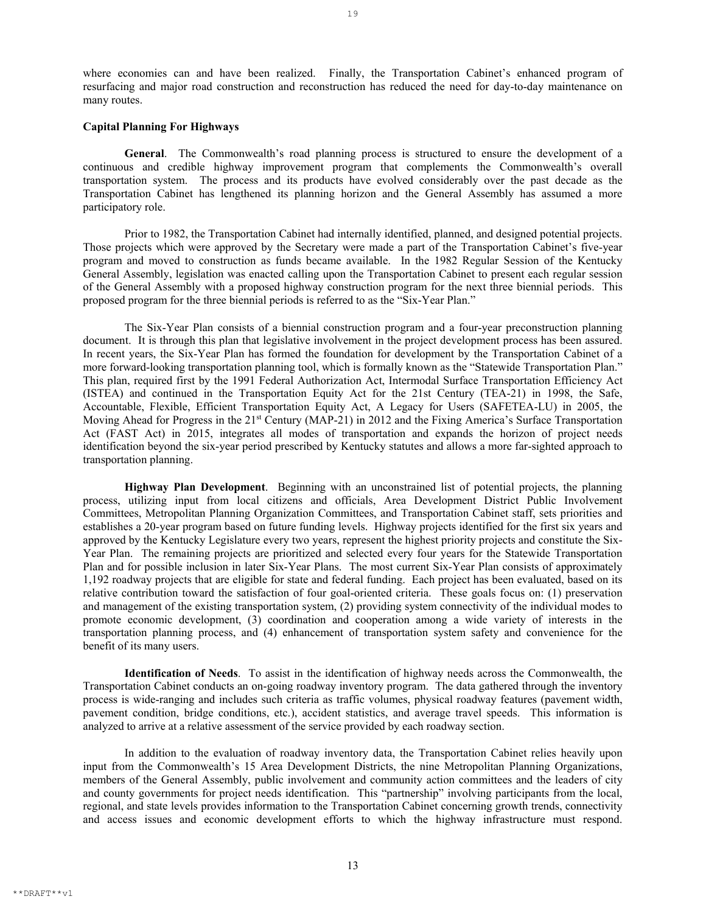where economies can and have been realized. Finally, the Transportation Cabinet's enhanced program of resurfacing and major road construction and reconstruction has reduced the need for day-to-day maintenance on many routes.

### Capital Planning For Highways

**General**. The Commonwealth's road planning process is structured to ensure the development of a continuous and credible highway improvement program that complements the Commonwealth's overall transportation system. The process and its products have evolved considerably over the past decade as the Transportation Cabinet has lengthened its planning horizon and the General Assembly has assumed a more participatory role.

Prior to 1982, the Transportation Cabinet had internally identified, planned, and designed potential projects. Those projects which were approved by the Secretary were made a part of the Transportation Cabinet's five-year program and moved to construction as funds became available. In the 1982 Regular Session of the Kentucky General Assembly, legislation was enacted calling upon the Transportation Cabinet to present each regular session of the General Assembly with a proposed highway construction program for the next three biennial periods. This proposed program for the three biennial periods is referred to as the "Six-Year Plan."

The Six-Year Plan consists of a biennial construction program and a four-year preconstruction planning document. It is through this plan that legislative involvement in the project development process has been assured. In recent years, the Six-Year Plan has formed the foundation for development by the Transportation Cabinet of a more forward-looking transportation planning tool, which is formally known as the "Statewide Transportation Plan." This plan, required first by the 1991 Federal Authorization Act, Intermodal Surface Transportation Efficiency Act (ISTEA) and continued in the Transportation Equity Act for the 21st Century (TEA-21) in 1998, the Safe, Accountable, Flexible, Efficient Transportation Equity Act, A Legacy for Users (SAFETEA-LU) in 2005, the Moving Ahead for Progress in the 21st Century (MAP-21) in 2012 and the Fixing America's Surface Transportation Act (FAST Act) in 2015, integrates all modes of transportation and expands the horizon of project needs identification beyond the six-year period prescribed by Kentucky statutes and allows a more far-sighted approach to transportation planning.

**Highway Plan Development**. Beginning with an unconstrained list of potential projects, the planning process, utilizing input from local citizens and officials, Area Development District Public Involvement Committees, Metropolitan Planning Organization Committees, and Transportation Cabinet staff, sets priorities and establishes a 20-year program based on future funding levels. Highway projects identified for the first six years and approved by the Kentucky Legislature every two years, represent the highest priority projects and constitute the Six-Year Plan. The remaining projects are prioritized and selected every four years for the Statewide Transportation Plan and for possible inclusion in later Six-Year Plans. The most current Six-Year Plan consists of approximately 1,192 roadway projects that are eligible for state and federal funding. Each project has been evaluated, based on its relative contribution toward the satisfaction of four goal-oriented criteria. These goals focus on: (1) preservation and management of the existing transportation system, (2) providing system connectivity of the individual modes to promote economic development, (3) coordination and cooperation among a wide variety of interests in the transportation planning process, and (4) enhancement of transportation system safety and convenience for the benefit of its many users.

**Identification of Needs**. To assist in the identification of highway needs across the Commonwealth, the Transportation Cabinet conducts an on-going roadway inventory program. The data gathered through the inventory process is wide-ranging and includes such criteria as traffic volumes, physical roadway features (pavement width, pavement condition, bridge conditions, etc.), accident statistics, and average travel speeds. This information is analyzed to arrive at a relative assessment of the service provided by each roadway section.

In addition to the evaluation of roadway inventory data, the Transportation Cabinet relies heavily upon input from the Commonwealth's 15 Area Development Districts, the nine Metropolitan Planning Organizations, members of the General Assembly, public involvement and community action committees and the leaders of city and county governments for project needs identification. This "partnership" involving participants from the local, regional, and state levels provides information to the Transportation Cabinet concerning growth trends, connectivity and access issues and economic development efforts to which the highway infrastructure must respond.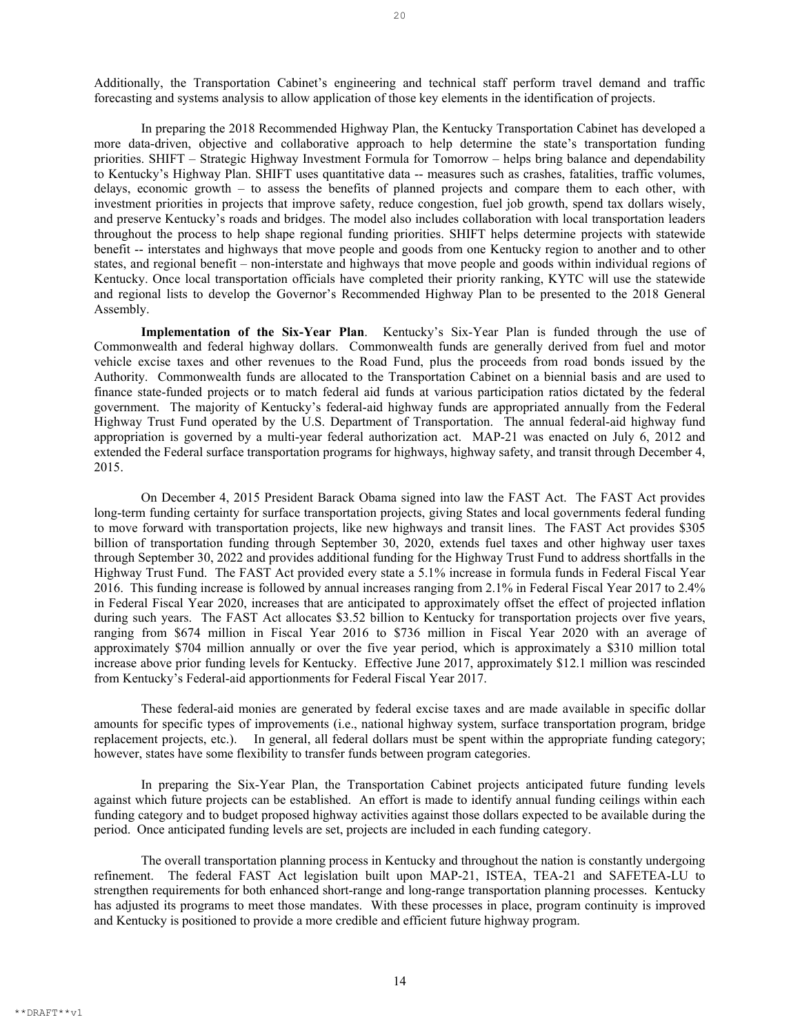Additionally, the Transportation Cabinet's engineering and technical staff perform travel demand and traffic forecasting and systems analysis to allow application of those key elements in the identification of projects.

In preparing the 2018 Recommended Highway Plan, the Kentucky Transportation Cabinet has developed a more data-driven, objective and collaborative approach to help determine the state's transportation funding priorities. SHIFT – Strategic Highway Investment Formula for Tomorrow – helps bring balance and dependability to Kentucky's Highway Plan. SHIFT uses quantitative data -- measures such as crashes, fatalities, traffic volumes, delays, economic growth – to assess the benefits of planned projects and compare them to each other, with investment priorities in projects that improve safety, reduce congestion, fuel job growth, spend tax dollars wisely, and preserve Kentucky's roads and bridges. The model also includes collaboration with local transportation leaders throughout the process to help shape regional funding priorities. SHIFT helps determine projects with statewide benefit -- interstates and highways that move people and goods from one Kentucky region to another and to other states, and regional benefit – non-interstate and highways that move people and goods within individual regions of Kentucky. Once local transportation officials have completed their priority ranking, KYTC will use the statewide and regional lists to develop the Governor's Recommended Highway Plan to be presented to the 2018 General Assembly.

**Implementation of the Six-Year Plan**. Kentucky's Six-Year Plan is funded through the use of Commonwealth and federal highway dollars. Commonwealth funds are generally derived from fuel and motor vehicle excise taxes and other revenues to the Road Fund, plus the proceeds from road bonds issued by the Authority. Commonwealth funds are allocated to the Transportation Cabinet on a biennial basis and are used to finance state-funded projects or to match federal aid funds at various participation ratios dictated by the federal government. The majority of Kentucky's federal-aid highway funds are appropriated annually from the Federal Highway Trust Fund operated by the U.S. Department of Transportation. The annual federal-aid highway fund appropriation is governed by a multi-year federal authorization act. MAP-21 was enacted on July 6, 2012 and extended the Federal surface transportation programs for highways, highway safety, and transit through December 4, 2015.

On December 4, 2015 President Barack Obama signed into law the FAST Act. The FAST Act provides long-term funding certainty for surface transportation projects, giving States and local governments federal funding to move forward with transportation projects, like new highways and transit lines. The FAST Act provides $305 billion of transportation funding through September 30, 2020, extends fuel taxes and other highway user taxes through September 30, 2022 and provides additional funding for the Highway Trust Fund to address shortfalls in the Highway Trust Fund. The FAST Act provided every state a 5.1% increase in formula funds in Federal Fiscal Year 2016. This funding increase is followed by annual increases ranging from 2.1% in Federal Fiscal Year 2017 to 2.4% in Federal Fiscal Year 2020, increases that are anticipated to approximately offset the effect of projected inflation during such years. The FAST Act allocates $3.52 billion to Kentucky for transportation projects over five years, ranging from $674 million in Fiscal Year 2016 to $736 million in Fiscal Year 2020 with an average of approximately $704 million annually or over the five year period, which is approximately a $310 million total increase above prior funding levels for Kentucky. Effective June 2017, approximately $12.1 million was rescinded from Kentucky's Federal-aid apportionments for Federal Fiscal Year 2017.

These federal-aid monies are generated by federal excise taxes and are made available in specific dollar amounts for specific types of improvements (i.e., national highway system, surface transportation program, bridge replacement projects, etc.). In general, all federal dollars must be spent within the appropriate funding category; however, states have some flexibility to transfer funds between program categories.

In preparing the Six-Year Plan, the Transportation Cabinet projects anticipated future funding levels against which future projects can be established. An effort is made to identify annual funding ceilings within each funding category and to budget proposed highway activities against those dollars expected to be available during the period. Once anticipated funding levels are set, projects are included in each funding category.

The overall transportation planning process in Kentucky and throughout the nation is constantly undergoing refinement. The federal FAST Act legislation built upon MAP-21, ISTEA, TEA-21 and SAFETEA-LU to strengthen requirements for both enhanced short-range and long-range transportation planning processes. Kentucky has adjusted its programs to meet those mandates. With these processes in place, program continuity is improved and Kentucky is positioned to provide a more credible and efficient future highway program.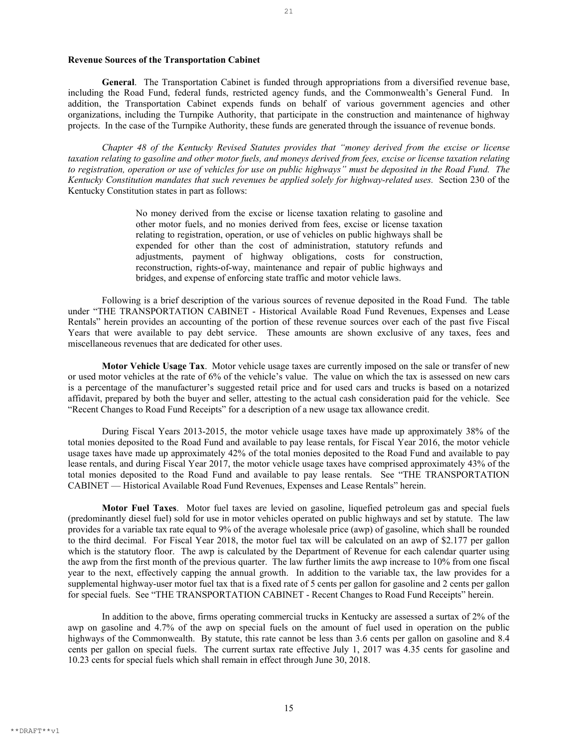**Revenue Sources of the Transportation Cabinet**

**General**. The Transportation Cabinet is funded through appropriations from a diversified revenue base, including the Road Fund, federal funds, restricted agency funds, and the Commonwealth's General Fund. In addition, the Transportation Cabinet expends funds on behalf of various government agencies and other organizations, including the Turnpike Authority, that participate in the construction and maintenance of highway projects. In the case of the Turnpike Authority, these funds are generated through the issuance of revenue bonds.

*Chapter 48 of the Kentucky Revised Statutes provides that "money derived from the excise or license taxation relating to gasoline and other motor fuels, and moneys derived from fees, excise or license taxation relating to registration, operation or use of vehicles for use on public highways" must be deposited in the Road Fund. The Kentucky Constitution mandates that such revenues be applied solely for highway-related uses.* Section 230 of the Kentucky Constitution states in part as follows:

> No money derived from the excise or license taxation relating to gasoline and other motor fuels, and no monies derived from fees, excise or license taxation relating to registration, operation, or use of vehicles on public highways shall be expended for other than the cost of administration, statutory refunds and adjustments, payment of highway obligations, costs for construction, reconstruction, rights-of-way, maintenance and repair of public highways and bridges, and expense of enforcing state traffic and motor vehicle laws.

Following is a brief description of the various sources of revenue deposited in the Road Fund. The table under "THE TRANSPORTATION CABINET - Historical Available Road Fund Revenues, Expenses and Lease Rentals" herein provides an accounting of the portion of these revenue sources over each of the past five Fiscal Years that were available to pay debt service. These amounts are shown exclusive of any taxes, fees and miscellaneous revenues that are dedicated for other uses.

**Motor Vehicle Usage Tax**. Motor vehicle usage taxes are currently imposed on the sale or transfer of new or used motor vehicles at the rate of 6% of the vehicle's value. The value on which the tax is assessed on new cars is a percentage of the manufacturer's suggested retail price and for used cars and trucks is based on a notarized affidavit, prepared by both the buyer and seller, attesting to the actual cash consideration paid for the vehicle. See "Recent Changes to Road Fund Receipts" for a description of a new usage tax allowance credit.

During Fiscal Years 2013-2015, the motor vehicle usage taxes have made up approximately 38% of the total monies deposited to the Road Fund and available to pay lease rentals, for Fiscal Year 2016, the motor vehicle usage taxes have made up approximately 42% of the total monies deposited to the Road Fund and available to pay lease rentals, and during Fiscal Year 2017, the motor vehicle usage taxes have comprised approximately 43% of the total monies deposited to the Road Fund and available to pay lease rentals. See "THE TRANSPORTATION CABINET — Historical Available Road Fund Revenues, Expenses and Lease Rentals" herein.

**Motor Fuel Taxes**. Motor fuel taxes are levied on gasoline, liquefied petroleum gas and special fuels (predominantly diesel fuel) sold for use in motor vehicles operated on public highways and set by statute. The law provides for a variable tax rate equal to 9% of the average wholesale price (awp) of gasoline, which shall be rounded to the third decimal. For Fiscal Year 2018, the motor fuel tax will be calculated on an awp of $2.177 per gallon which is the statutory floor. The awp is calculated by the Department of Revenue for each calendar quarter using the awp from the first month of the previous quarter. The law further limits the awp increase to 10% from one fiscal year to the next, effectively capping the annual growth. In addition to the variable tax, the law provides for a supplemental highway-user motor fuel tax that is a fixed rate of 5 cents per gallon for gasoline and 2 cents per gallon for special fuels. See "THE TRANSPORTATION CABINET - Recent Changes to Road Fund Receipts" herein.

In addition to the above, firms operating commercial trucks in Kentucky are assessed a surtax of 2% of the awp on gasoline and 4.7% of the awp on special fuels on the amount of fuel used in operation on the public highways of the Commonwealth. By statute, this rate cannot be less than 3.6 cents per gallon on gasoline and 8.4 cents per gallon on special fuels. The current surtax rate effective July 1, 2017 was 4.35 cents for gasoline and 10.23 cents for special fuels which shall remain in effect through June 30, 2018.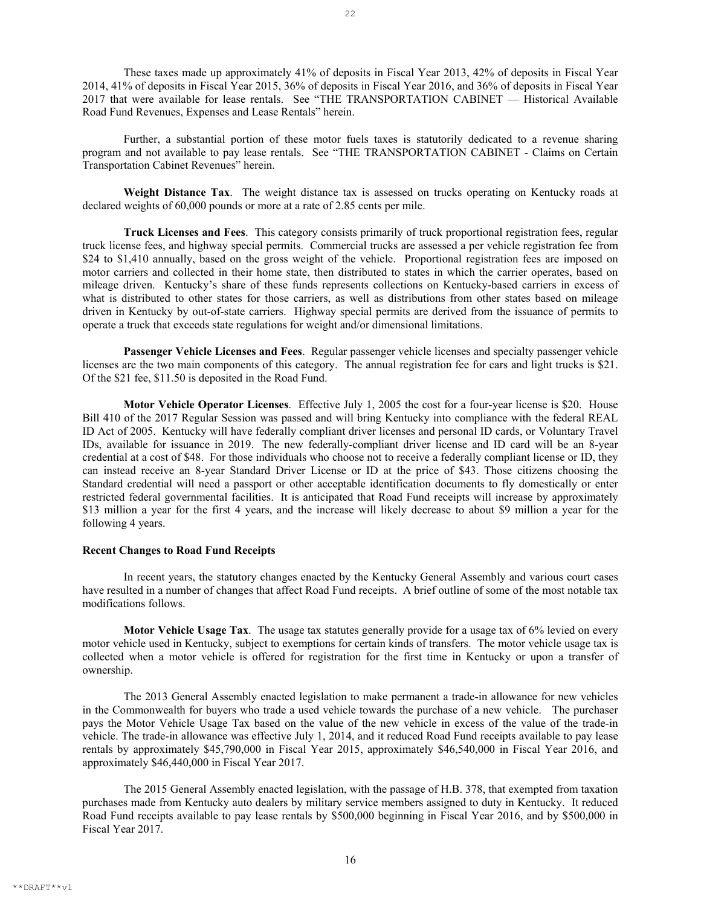These taxes made up approximately 41% of deposits in Fiscal Year 2013, 42% of deposits in Fiscal Year 2014, 41% of deposits in Fiscal Year 2015, 36% of deposits in Fiscal Year 2016, and 36% of deposits in Fiscal Year 2017 that were available for lease rentals. See "THE TRANSPORTATION CABINET — Historical Available Road Fund Revenues, Expenses and Lease Rentals" herein.

Further, a substantial portion of these motor fuels taxes is statutorily dedicated to a revenue sharing program and not available to pay lease rentals. See "THE TRANSPORTATION CABINET - Claims on Certain Transportation Cabinet Revenues" herein.

**Weight Distance Tax**. The weight distance tax is assessed on trucks operating on Kentucky roads at declared weights of 60,000 pounds or more at a rate of 2.85 cents per mile.

**Truck Licenses and Fees**. This category consists primarily of truck proportional registration fees, regular truck license fees, and highway special permits. Commercial trucks are assessed a per vehicle registration fee from $24 to $1,410 annually, based on the gross weight of the vehicle. Proportional registration fees are imposed on motor carriers and collected in their home state, then distributed to states in which the carrier operates, based on mileage driven. Kentucky's share of these funds represents collections on Kentucky-based carriers in excess of what is distributed to other states for those carriers, as well as distributions from other states based on mileage driven in Kentucky by out-of-state carriers. Highway special permits are derived from the issuance of permits to operate a truck that exceeds state regulations for weight and/or dimensional limitations.

**Passenger Vehicle Licenses and Fees**. Regular passenger vehicle licenses and specialty passenger vehicle licenses are the two main components of this category. The annual registration fee for cars and light trucks is $21. Of the $21 fee, $11.50 is deposited in the Road Fund.

**Motor Vehicle Operator Licenses**. Effective July 1, 2005 the cost for a four-year license is $20. House Bill 410 of the 2017 Regular Session was passed and will bring Kentucky into compliance with the federal REAL ID Act of 2005. Kentucky will have federally compliant driver licenses and personal ID cards, or Voluntary Travel IDs, available for issuance in 2019. The new federally-compliant driver license and ID card will be an 8-year credential at a cost of $48. For those individuals who choose not to receive a federally compliant license or ID, they can instead receive an 8-year Standard Driver License or ID at the price of $43. Those citizens choosing the Standard credential will need a passport or other acceptable identification documents to fly domestically or enter restricted federal governmental facilities. It is anticipated that Road Fund receipts will increase by approximately $13 million a year for the first 4 years, and the increase will likely decrease to about $9 million a year for the following 4 years.

**Recent Changes to Road Fund Receipts**

In recent years, the statutory changes enacted by the Kentucky General Assembly and various court cases have resulted in a number of changes that affect Road Fund receipts. A brief outline of some of the most notable tax modifications follows.

**Motor Vehicle Usage Tax**. The usage tax statutes generally provide for a usage tax of 6% levied on every motor vehicle used in Kentucky, subject to exemptions for certain kinds of transfers. The motor vehicle usage tax is collected when a motor vehicle is offered for registration for the first time in Kentucky or upon a transfer of ownership.

The 2013 General Assembly enacted legislation to make permanent a trade-in allowance for new vehicles in the Commonwealth for buyers who trade a used vehicle towards the purchase of a new vehicle. The purchaser pays the Motor Vehicle Usage Tax based on the value of the new vehicle in excess of the value of the trade-in vehicle. The trade-in allowance was effective July 1, 2014, and it reduced Road Fund receipts available to pay lease rentals by approximately $45,790,000 in Fiscal Year 2015, approximately $46,540,000 in Fiscal Year 2016, and approximately $46,440,000 in Fiscal Year 2017.

The 2015 General Assembly enacted legislation, with the passage of H.B. 378, that exempted from taxation purchases made from Kentucky auto dealers by military service members assigned to duty in Kentucky. It reduced Road Fund receipts available to pay lease rentals by $500,000 beginning in Fiscal Year 2016, and by $500,000 in Fiscal Year 2017.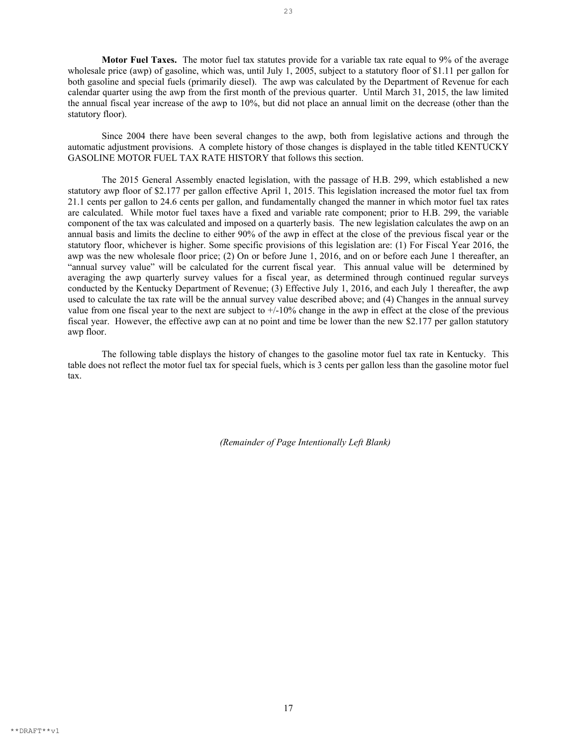**Motor Fuel Taxes.** The motor fuel tax statutes provide for a variable tax rate equal to 9% of the average wholesale price (awp) of gasoline, which was, until July 1, 2005, subject to a statutory floor of $1.11 per gallon for both gasoline and special fuels (primarily diesel). The awp was calculated by the Department of Revenue for each calendar quarter using the awp from the first month of the previous quarter. Until March 31, 2015, the law limited the annual fiscal year increase of the awp to 10%, but did not place an annual limit on the decrease (other than the statutory floor).

Since 2004 there have been several changes to the awp, both from legislative actions and through the automatic adjustment provisions. A complete history of those changes is displayed in the table titled KENTUCKY GASOLINE MOTOR FUEL TAX RATE HISTORY that follows this section.

The 2015 General Assembly enacted legislation, with the passage of H.B. 299, which established a new statutory awp floor of $2.177 per gallon effective April 1, 2015. This legislation increased the motor fuel tax from 21.1 cents per gallon to 24.6 cents per gallon, and fundamentally changed the manner in which motor fuel tax rates are calculated. While motor fuel taxes have a fixed and variable rate component; prior to H.B. 299, the variable component of the tax was calculated and imposed on a quarterly basis. The new legislation calculates the awp on an annual basis and limits the decline to either 90% of the awp in effect at the close of the previous fiscal year or the statutory floor, whichever is higher. Some specific provisions of this legislation are: (1) For Fiscal Year 2016, the awp was the new wholesale floor price; (2) On or before June 1, 2016, and on or before each June 1 thereafter, an "annual survey value" will be calculated for the current fiscal year. This annual value will be determined by averaging the awp quarterly survey values for a fiscal year, as determined through continued regular surveys conducted by the Kentucky Department of Revenue; (3) Effective July 1, 2016, and each July 1 thereafter, the awp used to calculate the tax rate will be the annual survey value described above; and (4) Changes in the annual survey value from one fiscal year to the next are subject to +/-10% change in the awp in effect at the close of the previous fiscal year. However, the effective awp can at no point and time be lower than the new $2.177 per gallon statutory awp floor.

The following table displays the history of changes to the gasoline motor fuel tax rate in Kentucky. This table does not reflect the motor fuel tax for special fuels, which is 3 cents per gallon less than the gasoline motor fuel tax.

*(Remainder of Page Intentionally Left Blank)*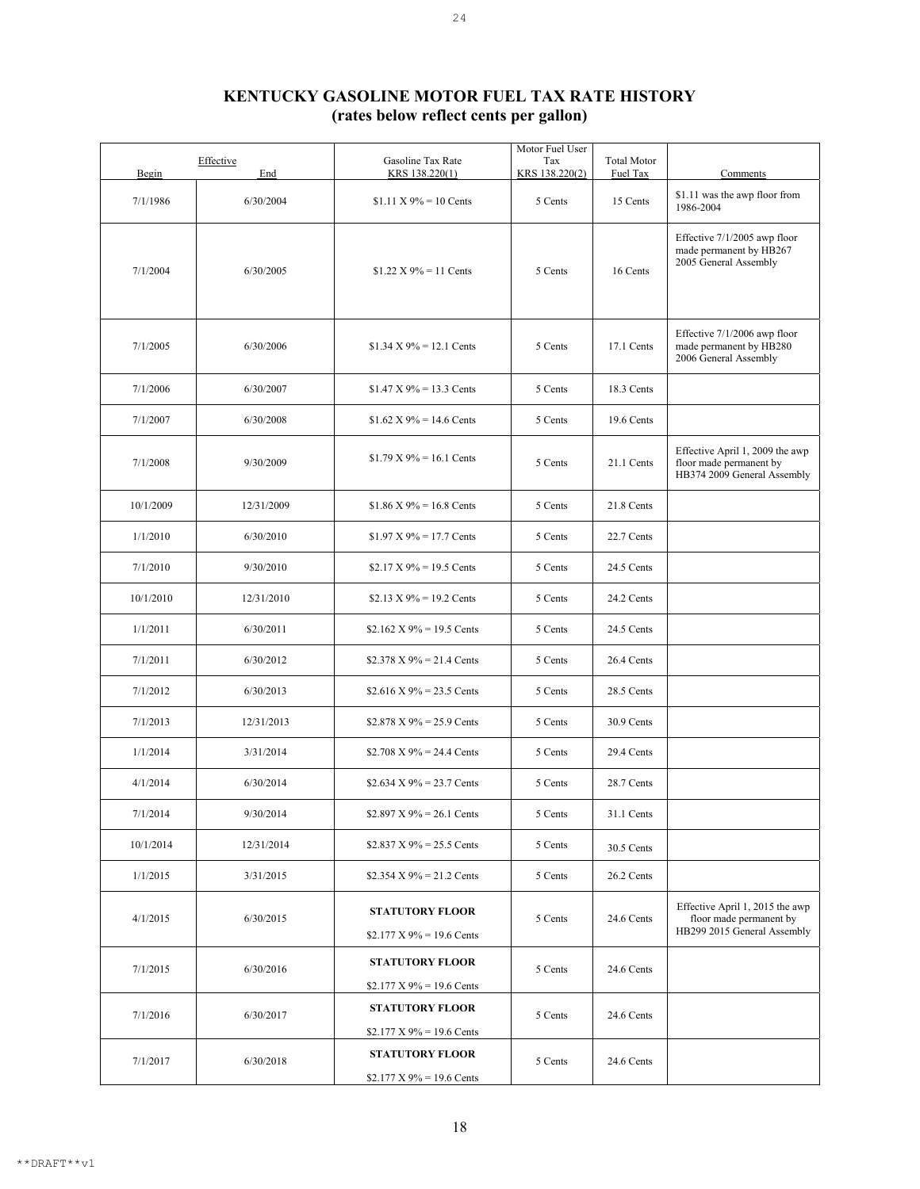# KENTUCKY GASOLINE MOTOR FUEL TAX RATE HISTORY
## (rates below reflect cents per gallon)

| Effective Begin | Effective End | Gasoline Tax Rate KRS 138.220(1) | Motor Fuel User Tax KRS 138.220(2) | Total Motor Fuel Tax | Comments |
|---|---|---|---|---|---|
| 7/1/1986 | 6/30/2004 | $1.11 X 9% = 10 Cents | 5 Cents | 15 Cents | $1.11 was the awp floor from 1986-2004 |
| 7/1/2004 | 6/30/2005 | $1.22 X 9% = 11 Cents | 5 Cents | 16 Cents | Effective 7/1/2005 awp floor made permanent by HB267 2005 General Assembly |
| 7/1/2005 | 6/30/2006 | $1.34 X 9% = 12.1 Cents | 5 Cents | 17.1 Cents | Effective 7/1/2006 awp floor made permanent by HB280 2006 General Assembly |
| 7/1/2006 | 6/30/2007 | $1.47 X 9% = 13.3 Cents | 5 Cents | 18.3 Cents | |
| 7/1/2007 | 6/30/2008 | $1.62 X 9% = 14.6 Cents | 5 Cents | 19.6 Cents | |
| 7/1/2008 | 9/30/2009 | $1.79 X 9% = 16.1 Cents | 5 Cents | 21.1 Cents | Effective April 1, 2009 the awp floor made permanent by HB374 2009 General Assembly |
| 10/1/2009 | 12/31/2009 | $1.86 X 9% = 16.8 Cents | 5 Cents | 21.8 Cents | |
| 1/1/2010 | 6/30/2010 | $1.97 X 9% = 17.7 Cents | 5 Cents | 22.7 Cents | |
| 7/1/2010 | 9/30/2010 | $2.17 X 9% = 19.5 Cents | 5 Cents | 24.5 Cents | |
| 10/1/2010 | 12/31/2010 | $2.13 X 9% = 19.2 Cents | 5 Cents | 24.2 Cents | |
| 1/1/2011 | 6/30/2011 | $2.162 X 9% = 19.5 Cents | 5 Cents | 24.5 Cents | |
| 7/1/2011 | 6/30/2012 | $2.378 X 9% = 21.4 Cents | 5 Cents | 26.4 Cents | |
| 7/1/2012 | 6/30/2013 | $2.616 X 9% = 23.5 Cents | 5 Cents | 28.5 Cents | |
| 7/1/2013 | 12/31/2013 | $2.878 X 9% = 25.9 Cents | 5 Cents | 30.9 Cents | |
| 1/1/2014 | 3/31/2014 | $2.708 X 9% = 24.4 Cents | 5 Cents | 29.4 Cents | |
| 4/1/2014 | 6/30/2014 | $2.634 X 9% = 23.7 Cents | 5 Cents | 28.7 Cents | |
| 7/1/2014 | 9/30/2014 | $2.897 X 9% = 26.1 Cents | 5 Cents | 31.1 Cents | |
| 10/1/2014 | 12/31/2014 | $2.837 X 9% = 25.5 Cents | 5 Cents | 30.5 Cents | |
| 1/1/2015 | 3/31/2015 | $2.354 X 9% = 21.2 Cents | 5 Cents | 26.2 Cents | |
| 4/1/2015 | 6/30/2015 | **STATUTORY FLOOR** $2.177 X 9% = 19.6 Cents | 5 Cents | 24.6 Cents | Effective April 1, 2015 the awp floor made permanent by HB299 2015 General Assembly |
| 7/1/2015 | 6/30/2016 | **STATUTORY FLOOR** $2.177 X 9% = 19.6 Cents | 5 Cents | 24.6 Cents | |
| 7/1/2016 | 6/30/2017 | **STATUTORY FLOOR** $2.177 X 9% = 19.6 Cents | 5 Cents | 24.6 Cents | |
| 7/1/2017 | 6/30/2018 | **STATUTORY FLOOR** $2.177 X 9% = 19.6 Cents | 5 Cents | 24.6 Cents | |

**DRAFT**v1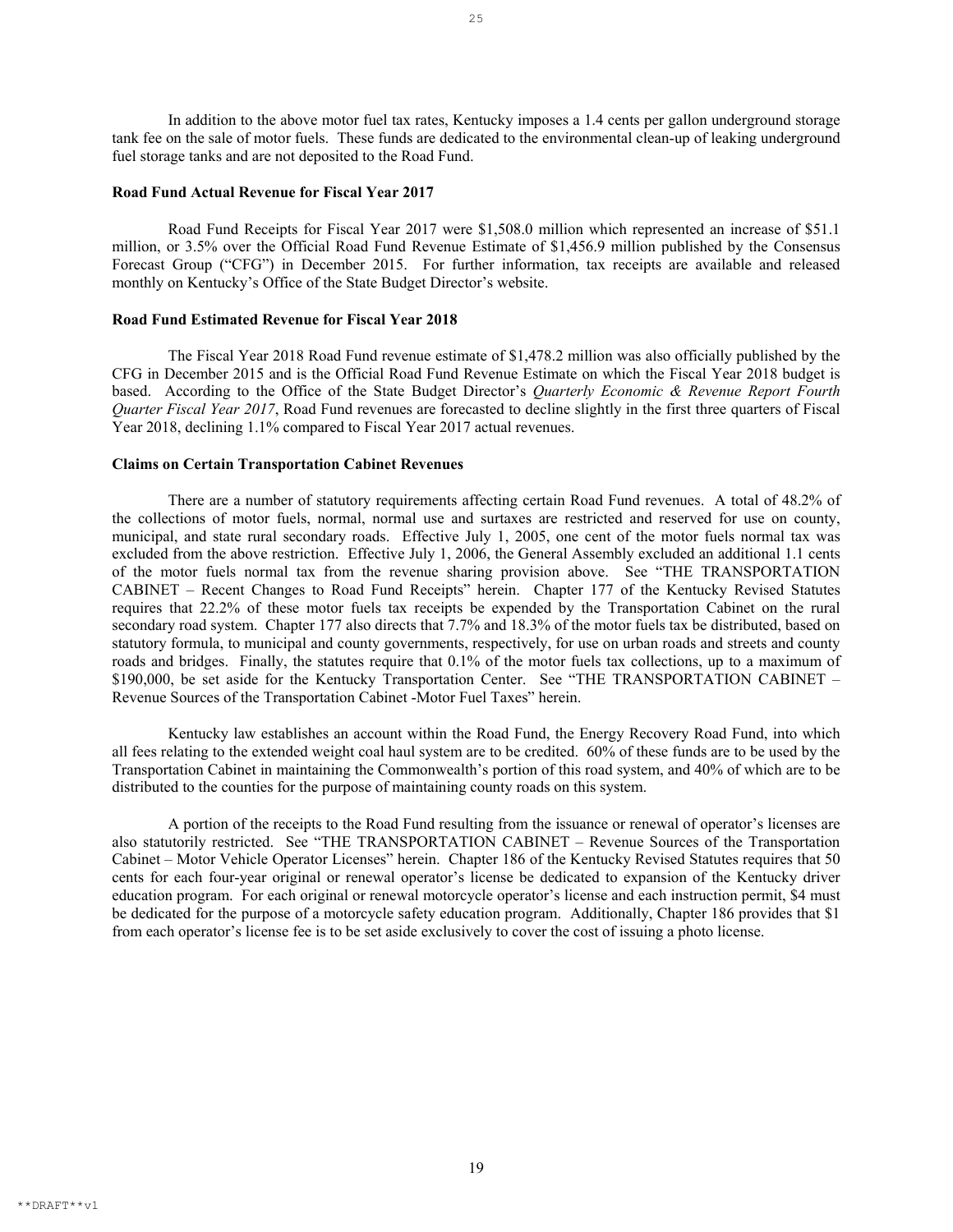In addition to the above motor fuel tax rates, Kentucky imposes a 1.4 cents per gallon underground storage tank fee on the sale of motor fuels. These funds are dedicated to the environmental clean-up of leaking underground fuel storage tanks and are not deposited to the Road Fund.

**Road Fund Actual Revenue for Fiscal Year 2017**

Road Fund Receipts for Fiscal Year 2017 were $1,508.0 million which represented an increase of $51.1 million, or 3.5% over the Official Road Fund Revenue Estimate of $1,456.9 million published by the Consensus Forecast Group ("CFG") in December 2015. For further information, tax receipts are available and released monthly on Kentucky's Office of the State Budget Director's website.

**Road Fund Estimated Revenue for Fiscal Year 2018**

The Fiscal Year 2018 Road Fund revenue estimate of $1,478.2 million was also officially published by the CFG in December 2015 and is the Official Road Fund Revenue Estimate on which the Fiscal Year 2018 budget is based. According to the Office of the State Budget Director's *Quarterly Economic & Revenue Report Fourth Quarter Fiscal Year 2017*, Road Fund revenues are forecasted to decline slightly in the first three quarters of Fiscal Year 2018, declining 1.1% compared to Fiscal Year 2017 actual revenues.

**Claims on Certain Transportation Cabinet Revenues**

There are a number of statutory requirements affecting certain Road Fund revenues. A total of 48.2% of the collections of motor fuels, normal, normal use and surtaxes are restricted and reserved for use on county, municipal, and state rural secondary roads. Effective July 1, 2005, one cent of the motor fuels normal tax was excluded from the above restriction. Effective July 1, 2006, the General Assembly excluded an additional 1.1 cents of the motor fuels normal tax from the revenue sharing provision above. See "THE TRANSPORTATION CABINET – Recent Changes to Road Fund Receipts" herein. Chapter 177 of the Kentucky Revised Statutes requires that 22.2% of these motor fuels tax receipts be expended by the Transportation Cabinet on the rural secondary road system. Chapter 177 also directs that 7.7% and 18.3% of the motor fuels tax be distributed, based on statutory formula, to municipal and county governments, respectively, for use on urban roads and streets and county roads and bridges. Finally, the statutes require that 0.1% of the motor fuels tax collections, up to a maximum of $190,000, be set aside for the Kentucky Transportation Center. See "THE TRANSPORTATION CABINET – Revenue Sources of the Transportation Cabinet -Motor Fuel Taxes" herein.

Kentucky law establishes an account within the Road Fund, the Energy Recovery Road Fund, into which all fees relating to the extended weight coal haul system are to be credited. 60% of these funds are to be used by the Transportation Cabinet in maintaining the Commonwealth's portion of this road system, and 40% of which are to be distributed to the counties for the purpose of maintaining county roads on this system.

A portion of the receipts to the Road Fund resulting from the issuance or renewal of operator's licenses are also statutorily restricted. See "THE TRANSPORTATION CABINET – Revenue Sources of the Transportation Cabinet – Motor Vehicle Operator Licenses" herein. Chapter 186 of the Kentucky Revised Statutes requires that 50 cents for each four-year original or renewal operator's license be dedicated to expansion of the Kentucky driver education program. For each original or renewal motorcycle operator's license and each instruction permit, $4 must be dedicated for the purpose of a motorcycle safety education program. Additionally, Chapter 186 provides that $1 from each operator's license fee is to be set aside exclusively to cover the cost of issuing a photo license.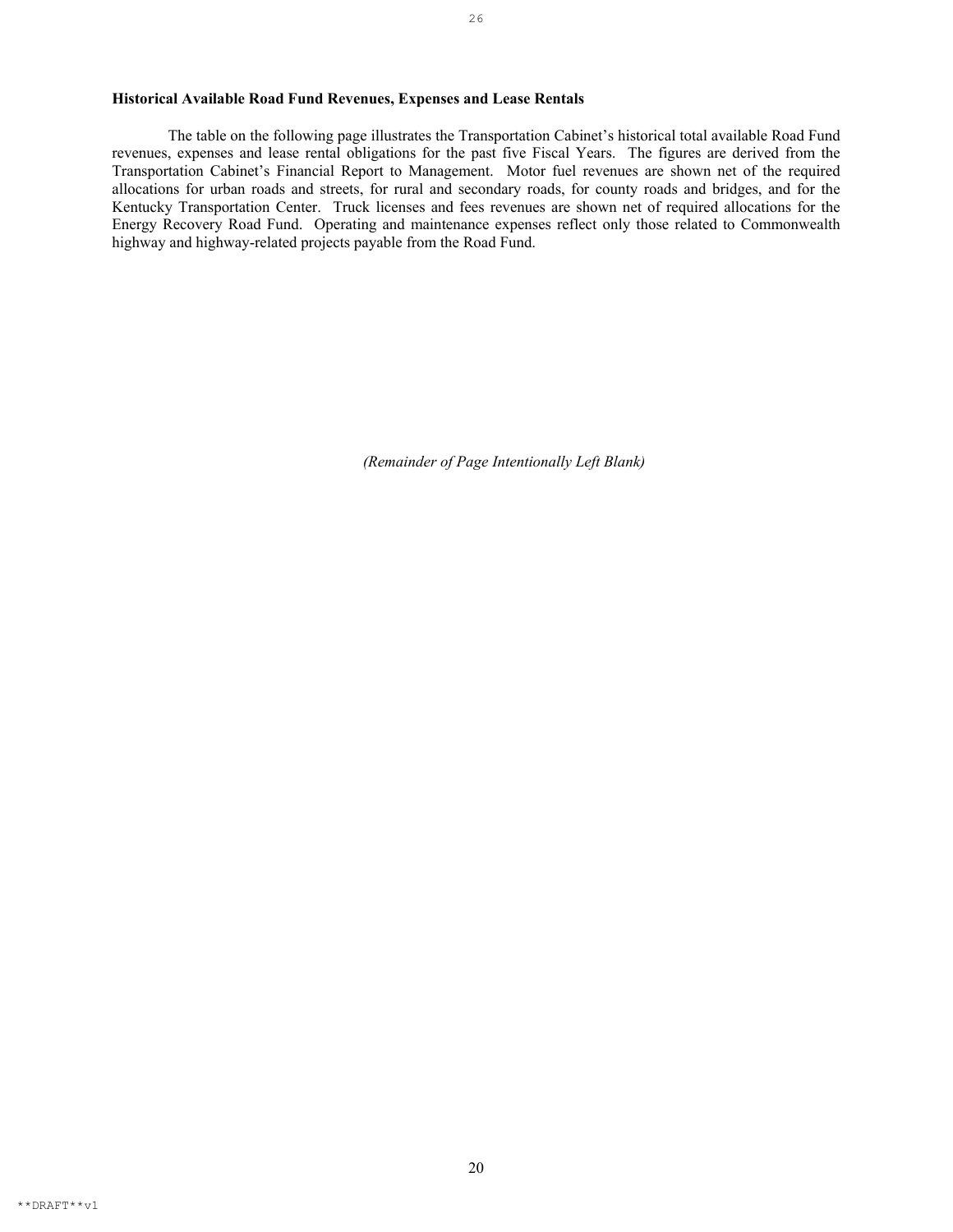**Historical Available Road Fund Revenues, Expenses and Lease Rentals**

The table on the following page illustrates the Transportation Cabinet's historical total available Road Fund revenues, expenses and lease rental obligations for the past five Fiscal Years. The figures are derived from the Transportation Cabinet's Financial Report to Management. Motor fuel revenues are shown net of the required allocations for urban roads and streets, for rural and secondary roads, for county roads and bridges, and for the Kentucky Transportation Center. Truck licenses and fees revenues are shown net of required allocations for the Energy Recovery Road Fund. Operating and maintenance expenses reflect only those related to Commonwealth highway and highway-related projects payable from the Road Fund.

*(Remainder of Page Intentionally Left Blank)*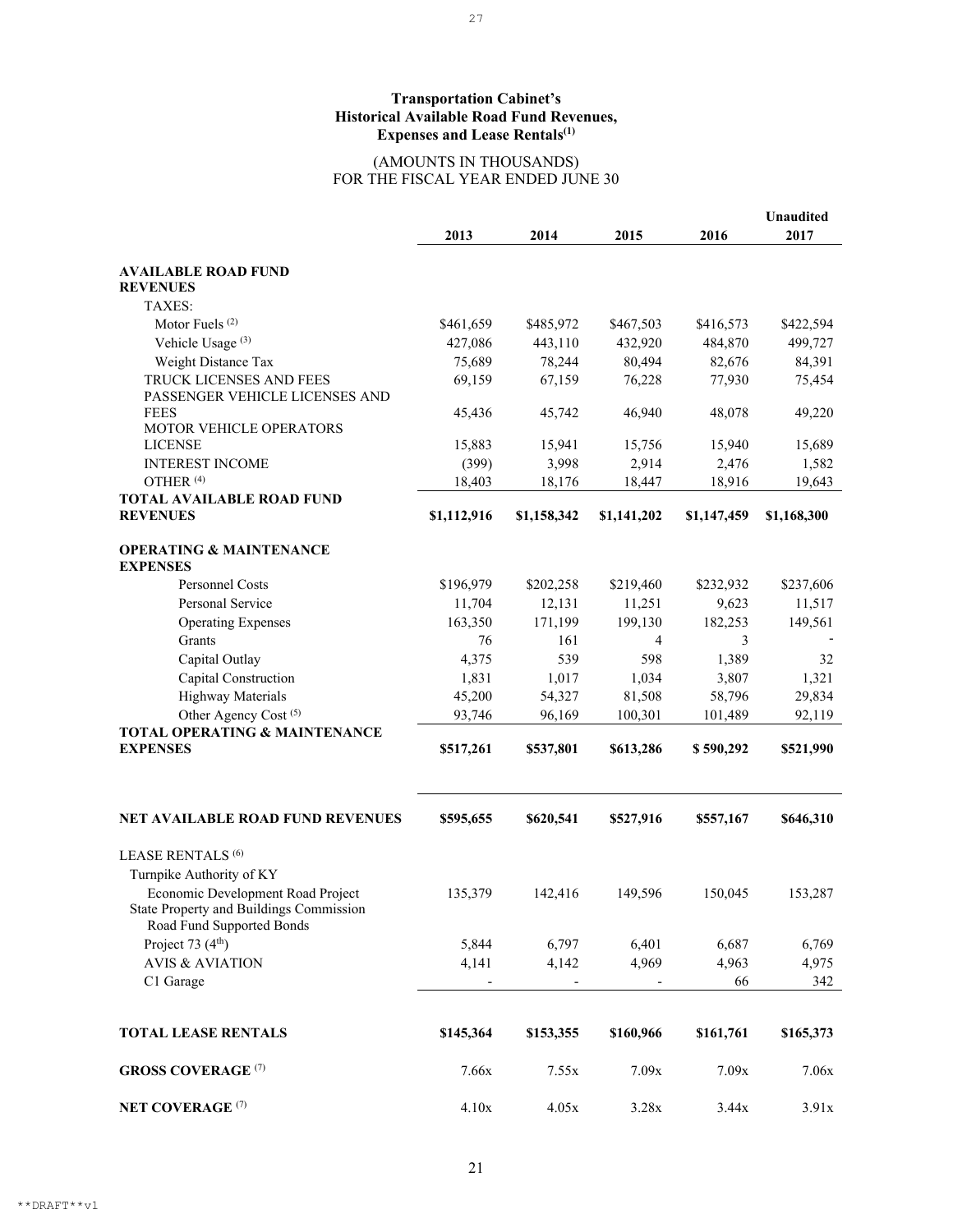**Transportation Cabinet's**
**Historical Available Road Fund Revenues,**
**Expenses and Lease Rentals[(1)]**

(AMOUNTS IN THOUSANDS)
FOR THE FISCAL YEAR ENDED JUNE 30

| | 2013 | 2014 | 2015 | 2016 | Unaudited 2017 |
|---|---|---|---|---|---|
| **AVAILABLE ROAD FUND REVENUES** | | | | | |
| TAXES: | | | | | |
| Motor Fuels [(2)] | $461,659 | $485,972 | $467,503 | $416,573 | $422,594 |
| Vehicle Usage [(3)] | 427,086 | 443,110 | 432,920 | 484,870 | 499,727 |
| Weight Distance Tax | 75,689 | 78,244 | 80,494 | 82,676 | 84,391 |
| TRUCK LICENSES AND FEES | 69,159 | 67,159 | 76,228 | 77,930 | 75,454 |
| PASSENGER VEHICLE LICENSES AND FEES | 45,436 | 45,742 | 46,940 | 48,078 | 49,220 |
| MOTOR VEHICLE OPERATORS LICENSE | 15,883 | 15,941 | 15,756 | 15,940 | 15,689 |
| INTEREST INCOME | (399) | 3,998 | 2,914 | 2,476 | 1,582 |
| OTHER [(4)] | 18,403 | 18,176 | 18,447 | 18,916 | 19,643 |
| **TOTAL AVAILABLE ROAD FUND REVENUES** | **$1,112,916** | **$1,158,342** | **$1,141,202** | **$1,147,459** | **$1,168,300** |
| **OPERATING & MAINTENANCE EXPENSES** | | | | | |
| Personnel Costs | $196,979 | $202,258 | $219,460 | $232,932 | $237,606 |
| Personal Service | 11,704 | 12,131 | 11,251 | 9,623 | 11,517 |
| Operating Expenses | 163,350 | 171,199 | 199,130 | 182,253 | 149,561 |
| Grants | 76 | 161 | 4 | 3 | - |
| Capital Outlay | 4,375 | 539 | 598 | 1,389 | 32 |
| Capital Construction | 1,831 | 1,017 | 1,034 | 3,807 | 1,321 |
| Highway Materials | 45,200 | 54,327 | 81,508 | 58,796 | 29,834 |
| Other Agency Cost [(5)] | 93,746 | 96,169 | 100,301 | 101,489 | 92,119 |
| **TOTAL OPERATING & MAINTENANCE EXPENSES** | **$517,261** | **$537,801** | **$613,286** | **$ 590,292** | **$521,990** |
| **NET AVAILABLE ROAD FUND REVENUES** | **$595,655** | **$620,541** | **$527,916** | **$557,167** | **$646,310** |
| LEASE RENTALS [(6)] | | | | | |
| Turnpike Authority of KY | | | | | |
| Economic Development Road Project | 135,379 | 142,416 | 149,596 | 150,045 | 153,287 |
| State Property and Buildings Commission Road Fund Supported Bonds | | | | | |
| Project 73 (4th) | 5,844 | 6,797 | 6,401 | 6,687 | 6,769 |
| AVIS & AVIATION | 4,141 | 4,142 | 4,969 | 4,963 | 4,975 |
| C1 Garage | - | - | - | 66 | 342 |
| **TOTAL LEASE RENTALS** | **$145,364** | **$153,355** | **$160,966** | **$161,761** | **$165,373** |
| **GROSS COVERAGE [(7)]** | 7.66x | 7.55x | 7.09x | 7.09x | 7.06x |
| **NET COVERAGE [(7)]** | 4.10x | 4.05x | 3.28x | 3.44x | 3.91x |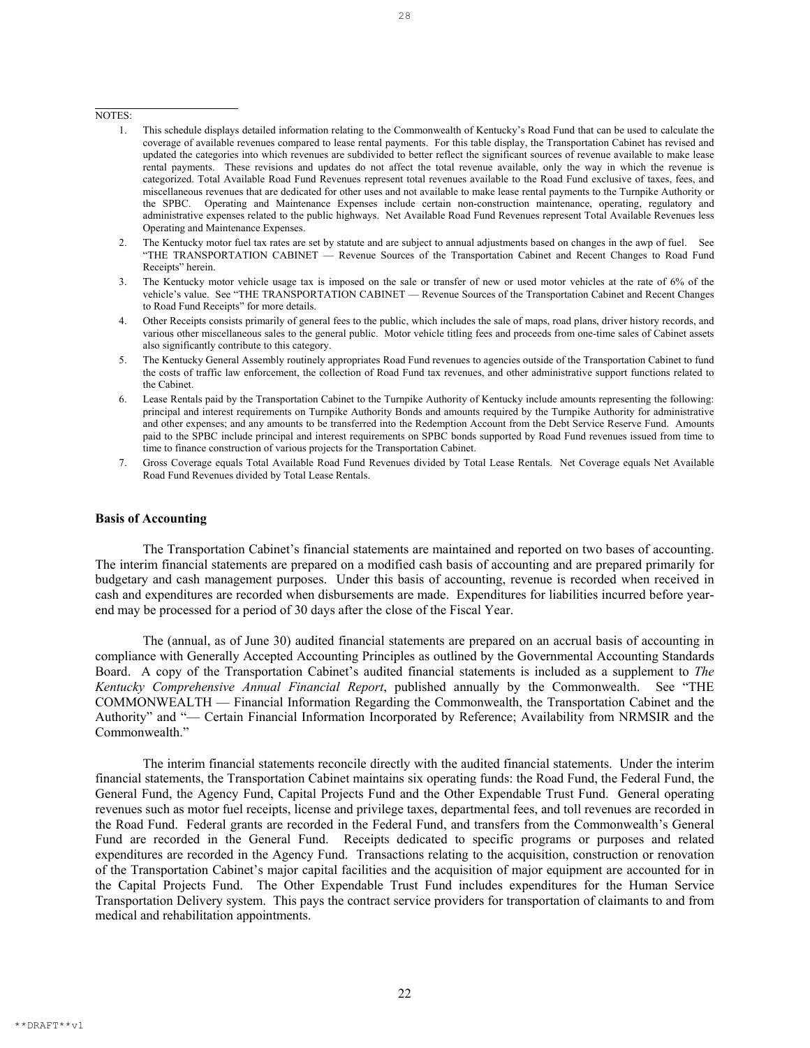NOTES:

1. This schedule displays detailed information relating to the Commonwealth of Kentucky's Road Fund that can be used to calculate the coverage of available revenues compared to lease rental payments. For this table display, the Transportation Cabinet has revised and updated the categories into which revenues are subdivided to better reflect the significant sources of revenue available to make lease rental payments. These revisions and updates do not affect the total revenue available, only the way in which the revenue is categorized. Total Available Road Fund Revenues represent total revenues available to the Road Fund exclusive of taxes, fees, and miscellaneous revenues that are dedicated for other uses and not available to make lease rental payments to the Turnpike Authority or the SPBC. Operating and Maintenance Expenses include certain non-construction maintenance, operating, regulatory and administrative expenses related to the public highways. Net Available Road Fund Revenues represent Total Available Revenues less Operating and Maintenance Expenses.
2. The Kentucky motor fuel tax rates are set by statute and are subject to annual adjustments based on changes in the awp of fuel. See "THE TRANSPORTATION CABINET — Revenue Sources of the Transportation Cabinet and Recent Changes to Road Fund Receipts" herein.
3. The Kentucky motor vehicle usage tax is imposed on the sale or transfer of new or used motor vehicles at the rate of 6% of the vehicle's value. See "THE TRANSPORTATION CABINET — Revenue Sources of the Transportation Cabinet and Recent Changes to Road Fund Receipts" for more details.
4. Other Receipts consists primarily of general fees to the public, which includes the sale of maps, road plans, driver history records, and various other miscellaneous sales to the general public. Motor vehicle titling fees and proceeds from one-time sales of Cabinet assets also significantly contribute to this category.
5. The Kentucky General Assembly routinely appropriates Road Fund revenues to agencies outside of the Transportation Cabinet to fund the costs of traffic law enforcement, the collection of Road Fund tax revenues, and other administrative support functions related to the Cabinet.
6. Lease Rentals paid by the Transportation Cabinet to the Turnpike Authority of Kentucky include amounts representing the following: principal and interest requirements on Turnpike Authority Bonds and amounts required by the Turnpike Authority for administrative and other expenses; and any amounts to be transferred into the Redemption Account from the Debt Service Reserve Fund. Amounts paid to the SPBC include principal and interest requirements on SPBC bonds supported by Road Fund revenues issued from time to time to finance construction of various projects for the Transportation Cabinet.
7. Gross Coverage equals Total Available Road Fund Revenues divided by Total Lease Rentals. Net Coverage equals Net Available Road Fund Revenues divided by Total Lease Rentals.

### Basis of Accounting

The Transportation Cabinet's financial statements are maintained and reported on two bases of accounting. The interim financial statements are prepared on a modified cash basis of accounting and are prepared primarily for budgetary and cash management purposes. Under this basis of accounting, revenue is recorded when received in cash and expenditures are recorded when disbursements are made. Expenditures for liabilities incurred before year-end may be processed for a period of 30 days after the close of the Fiscal Year.

The (annual, as of June 30) audited financial statements are prepared on an accrual basis of accounting in compliance with Generally Accepted Accounting Principles as outlined by the Governmental Accounting Standards Board. A copy of the Transportation Cabinet's audited financial statements is included as a supplement to *The Kentucky Comprehensive Annual Financial Report*, published annually by the Commonwealth. See "THE COMMONWEALTH — Financial Information Regarding the Commonwealth, the Transportation Cabinet and the Authority" and "— Certain Financial Information Incorporated by Reference; Availability from NRMSIR and the Commonwealth."

The interim financial statements reconcile directly with the audited financial statements. Under the interim financial statements, the Transportation Cabinet maintains six operating funds: the Road Fund, the Federal Fund, the General Fund, the Agency Fund, Capital Projects Fund and the Other Expendable Trust Fund. General operating revenues such as motor fuel receipts, license and privilege taxes, departmental fees, and toll revenues are recorded in the Road Fund. Federal grants are recorded in the Federal Fund, and transfers from the Commonwealth's General Fund are recorded in the General Fund. Receipts dedicated to specific programs or purposes and related expenditures are recorded in the Agency Fund. Transactions relating to the acquisition, construction or renovation of the Transportation Cabinet's major capital facilities and the acquisition of major equipment are accounted for in the Capital Projects Fund. The Other Expendable Trust Fund includes expenditures for the Human Service Transportation Delivery system. This pays the contract service providers for transportation of claimants to and from medical and rehabilitation appointments.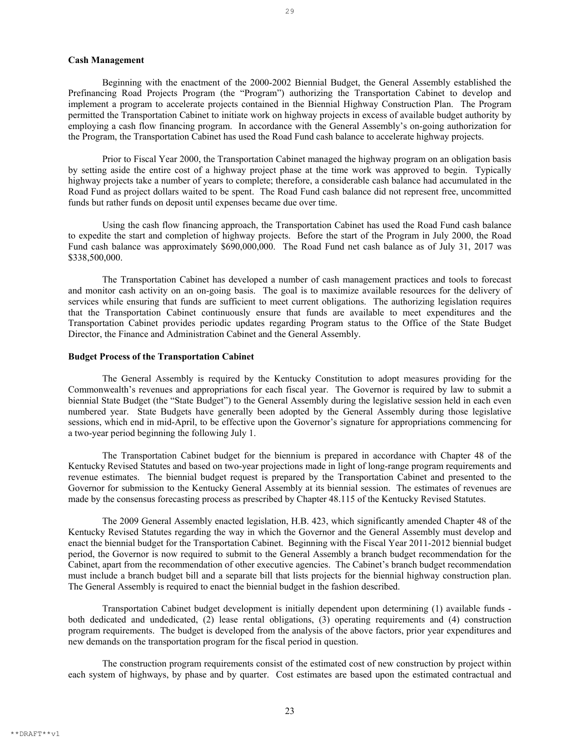**Cash Management**

Beginning with the enactment of the 2000-2002 Biennial Budget, the General Assembly established the Prefinancing Road Projects Program (the "Program") authorizing the Transportation Cabinet to develop and implement a program to accelerate projects contained in the Biennial Highway Construction Plan. The Program permitted the Transportation Cabinet to initiate work on highway projects in excess of available budget authority by employing a cash flow financing program. In accordance with the General Assembly's on-going authorization for the Program, the Transportation Cabinet has used the Road Fund cash balance to accelerate highway projects.

Prior to Fiscal Year 2000, the Transportation Cabinet managed the highway program on an obligation basis by setting aside the entire cost of a highway project phase at the time work was approved to begin. Typically highway projects take a number of years to complete; therefore, a considerable cash balance had accumulated in the Road Fund as project dollars waited to be spent. The Road Fund cash balance did not represent free, uncommitted funds but rather funds on deposit until expenses became due over time.

Using the cash flow financing approach, the Transportation Cabinet has used the Road Fund cash balance to expedite the start and completion of highway projects. Before the start of the Program in July 2000, the Road Fund cash balance was approximately $690,000,000. The Road Fund net cash balance as of July 31, 2017 was $338,500,000.

The Transportation Cabinet has developed a number of cash management practices and tools to forecast and monitor cash activity on an on-going basis. The goal is to maximize available resources for the delivery of services while ensuring that funds are sufficient to meet current obligations. The authorizing legislation requires that the Transportation Cabinet continuously ensure that funds are available to meet expenditures and the Transportation Cabinet provides periodic updates regarding Program status to the Office of the State Budget Director, the Finance and Administration Cabinet and the General Assembly.

**Budget Process of the Transportation Cabinet**

The General Assembly is required by the Kentucky Constitution to adopt measures providing for the Commonwealth's revenues and appropriations for each fiscal year. The Governor is required by law to submit a biennial State Budget (the "State Budget") to the General Assembly during the legislative session held in each even numbered year. State Budgets have generally been adopted by the General Assembly during those legislative sessions, which end in mid-April, to be effective upon the Governor's signature for appropriations commencing for a two-year period beginning the following July 1.

The Transportation Cabinet budget for the biennium is prepared in accordance with Chapter 48 of the Kentucky Revised Statutes and based on two-year projections made in light of long-range program requirements and revenue estimates. The biennial budget request is prepared by the Transportation Cabinet and presented to the Governor for submission to the Kentucky General Assembly at its biennial session. The estimates of revenues are made by the consensus forecasting process as prescribed by Chapter 48.115 of the Kentucky Revised Statutes.

The 2009 General Assembly enacted legislation, H.B. 423, which significantly amended Chapter 48 of the Kentucky Revised Statutes regarding the way in which the Governor and the General Assembly must develop and enact the biennial budget for the Transportation Cabinet. Beginning with the Fiscal Year 2011-2012 biennial budget period, the Governor is now required to submit to the General Assembly a branch budget recommendation for the Cabinet, apart from the recommendation of other executive agencies. The Cabinet's branch budget recommendation must include a branch budget bill and a separate bill that lists projects for the biennial highway construction plan. The General Assembly is required to enact the biennial budget in the fashion described.

Transportation Cabinet budget development is initially dependent upon determining (1) available funds - both dedicated and undedicated, (2) lease rental obligations, (3) operating requirements and (4) construction program requirements. The budget is developed from the analysis of the above factors, prior year expenditures and new demands on the transportation program for the fiscal period in question.

The construction program requirements consist of the estimated cost of new construction by project within each system of highways, by phase and by quarter. Cost estimates are based upon the estimated contractual and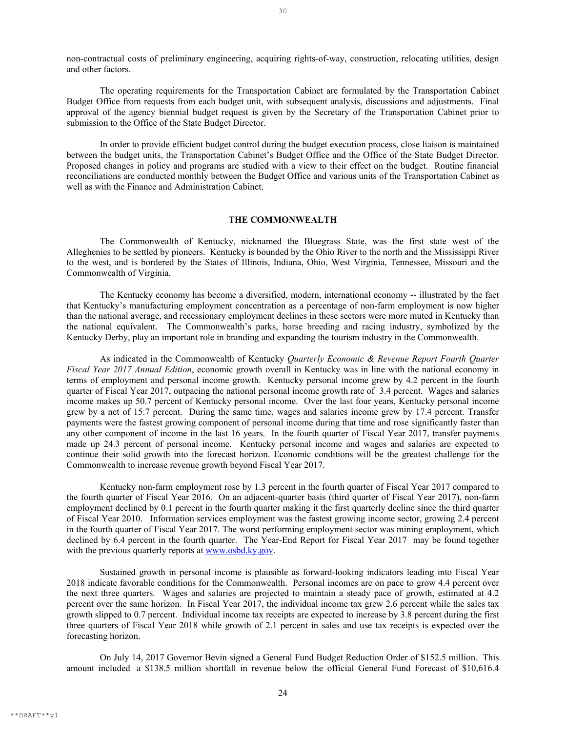non-contractual costs of preliminary engineering, acquiring rights-of-way, construction, relocating utilities, design and other factors.

The operating requirements for the Transportation Cabinet are formulated by the Transportation Cabinet Budget Office from requests from each budget unit, with subsequent analysis, discussions and adjustments. Final approval of the agency biennial budget request is given by the Secretary of the Transportation Cabinet prior to submission to the Office of the State Budget Director.

In order to provide efficient budget control during the budget execution process, close liaison is maintained between the budget units, the Transportation Cabinet's Budget Office and the Office of the State Budget Director. Proposed changes in policy and programs are studied with a view to their effect on the budget. Routine financial reconciliations are conducted monthly between the Budget Office and various units of the Transportation Cabinet as well as with the Finance and Administration Cabinet.

## THE COMMONWEALTH

The Commonwealth of Kentucky, nicknamed the Bluegrass State, was the first state west of the Alleghenies to be settled by pioneers. Kentucky is bounded by the Ohio River to the north and the Mississippi River to the west, and is bordered by the States of Illinois, Indiana, Ohio, West Virginia, Tennessee, Missouri and the Commonwealth of Virginia.

The Kentucky economy has become a diversified, modern, international economy -- illustrated by the fact that Kentucky's manufacturing employment concentration as a percentage of non-farm employment is now higher than the national average, and recessionary employment declines in these sectors were more muted in Kentucky than the national equivalent. The Commonwealth's parks, horse breeding and racing industry, symbolized by the Kentucky Derby, play an important role in branding and expanding the tourism industry in the Commonwealth.

As indicated in the Commonwealth of Kentucky *Quarterly Economic & Revenue Report Fourth Quarter Fiscal Year 2017 Annual Edition*, economic growth overall in Kentucky was in line with the national economy in terms of employment and personal income growth. Kentucky personal income grew by 4.2 percent in the fourth quarter of Fiscal Year 2017, outpacing the national personal income growth rate of 3.4 percent. Wages and salaries income makes up 50.7 percent of Kentucky personal income. Over the last four years, Kentucky personal income grew by a net of 15.7 percent. During the same time, wages and salaries income grew by 17.4 percent. Transfer payments were the fastest growing component of personal income during that time and rose significantly faster than any other component of income in the last 16 years. In the fourth quarter of Fiscal Year 2017, transfer payments made up 24.3 percent of personal income. Kentucky personal income and wages and salaries are expected to continue their solid growth into the forecast horizon. Economic conditions will be the greatest challenge for the Commonwealth to increase revenue growth beyond Fiscal Year 2017.

Kentucky non-farm employment rose by 1.3 percent in the fourth quarter of Fiscal Year 2017 compared to the fourth quarter of Fiscal Year 2016. On an adjacent-quarter basis (third quarter of Fiscal Year 2017), non-farm employment declined by 0.1 percent in the fourth quarter making it the first quarterly decline since the third quarter of Fiscal Year 2010. Information services employment was the fastest growing income sector, growing 2.4 percent in the fourth quarter of Fiscal Year 2017. The worst performing employment sector was mining employment, which declined by 6.4 percent in the fourth quarter. The Year-End Report for Fiscal Year 2017 may be found together with the previous quarterly reports at www.osbd.ky.gov.

Sustained growth in personal income is plausible as forward-looking indicators leading into Fiscal Year 2018 indicate favorable conditions for the Commonwealth. Personal incomes are on pace to grow 4.4 percent over the next three quarters. Wages and salaries are projected to maintain a steady pace of growth, estimated at 4.2 percent over the same horizon. In Fiscal Year 2017, the individual income tax grew 2.6 percent while the sales tax growth slipped to 0.7 percent. Individual income tax receipts are expected to increase by 3.8 percent during the first three quarters of Fiscal Year 2018 while growth of 2.1 percent in sales and use tax receipts is expected over the forecasting horizon.

On July 14, 2017 Governor Bevin signed a General Fund Budget Reduction Order of $152.5 million. This amount included a $138.5 million shortfall in revenue below the official General Fund Forecast of $10,616.4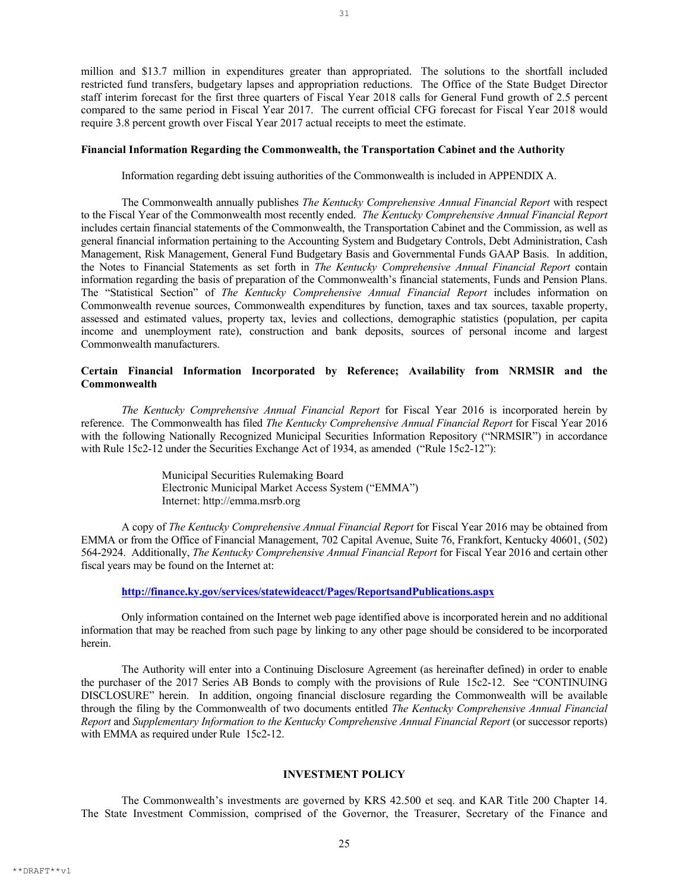million and $13.7 million in expenditures greater than appropriated. The solutions to the shortfall included restricted fund transfers, budgetary lapses and appropriation reductions. The Office of the State Budget Director staff interim forecast for the first three quarters of Fiscal Year 2018 calls for General Fund growth of 2.5 percent compared to the same period in Fiscal Year 2017. The current official CFG forecast for Fiscal Year 2018 would require 3.8 percent growth over Fiscal Year 2017 actual receipts to meet the estimate.

**Financial Information Regarding the Commonwealth, the Transportation Cabinet and the Authority**

Information regarding debt issuing authorities of the Commonwealth is included in APPENDIX A.

The Commonwealth annually publishes *The Kentucky Comprehensive Annual Financial Report* with respect to the Fiscal Year of the Commonwealth most recently ended. *The Kentucky Comprehensive Annual Financial Report* includes certain financial statements of the Commonwealth, the Transportation Cabinet and the Commission, as well as general financial information pertaining to the Accounting System and Budgetary Controls, Debt Administration, Cash Management, Risk Management, General Fund Budgetary Basis and Governmental Funds GAAP Basis. In addition, the Notes to Financial Statements as set forth in *The Kentucky Comprehensive Annual Financial Report* contain information regarding the basis of preparation of the Commonwealth's financial statements, Funds and Pension Plans. The "Statistical Section" of *The Kentucky Comprehensive Annual Financial Report* includes information on Commonwealth revenue sources, Commonwealth expenditures by function, taxes and tax sources, taxable property, assessed and estimated values, property tax, levies and collections, demographic statistics (population, per capita income and unemployment rate), construction and bank deposits, sources of personal income and largest Commonwealth manufacturers.

**Certain Financial Information Incorporated by Reference; Availability from NRMSIR and the Commonwealth**

*The Kentucky Comprehensive Annual Financial Report* for Fiscal Year 2016 is incorporated herein by reference. The Commonwealth has filed *The Kentucky Comprehensive Annual Financial Report* for Fiscal Year 2016 with the following Nationally Recognized Municipal Securities Information Repository ("NRMSIR") in accordance with Rule 15c2-12 under the Securities Exchange Act of 1934, as amended ("Rule 15c2-12"):

Municipal Securities Rulemaking Board
Electronic Municipal Market Access System ("EMMA")
Internet: http://emma.msrb.org

A copy of *The Kentucky Comprehensive Annual Financial Report* for Fiscal Year 2016 may be obtained from EMMA or from the Office of Financial Management, 702 Capital Avenue, Suite 76, Frankfort, Kentucky 40601, (502) 564-2924. Additionally, *The Kentucky Comprehensive Annual Financial Report* for Fiscal Year 2016 and certain other fiscal years may be found on the Internet at:

**http://finance.ky.gov/services/statewideacct/Pages/ReportsandPublications.aspx**

Only information contained on the Internet web page identified above is incorporated herein and no additional information that may be reached from such page by linking to any other page should be considered to be incorporated herein.

The Authority will enter into a Continuing Disclosure Agreement (as hereinafter defined) in order to enable the purchaser of the 2017 Series AB Bonds to comply with the provisions of Rule 15c2-12. See "CONTINUING DISCLOSURE" herein. In addition, ongoing financial disclosure regarding the Commonwealth will be available through the filing by the Commonwealth of two documents entitled *The Kentucky Comprehensive Annual Financial Report* and *Supplementary Information to the Kentucky Comprehensive Annual Financial Report* (or successor reports) with EMMA as required under Rule 15c2-12.

## INVESTMENT POLICY

The Commonwealth's investments are governed by KRS 42.500 et seq. and KAR Title 200 Chapter 14. The State Investment Commission, comprised of the Governor, the Treasurer, Secretary of the Finance and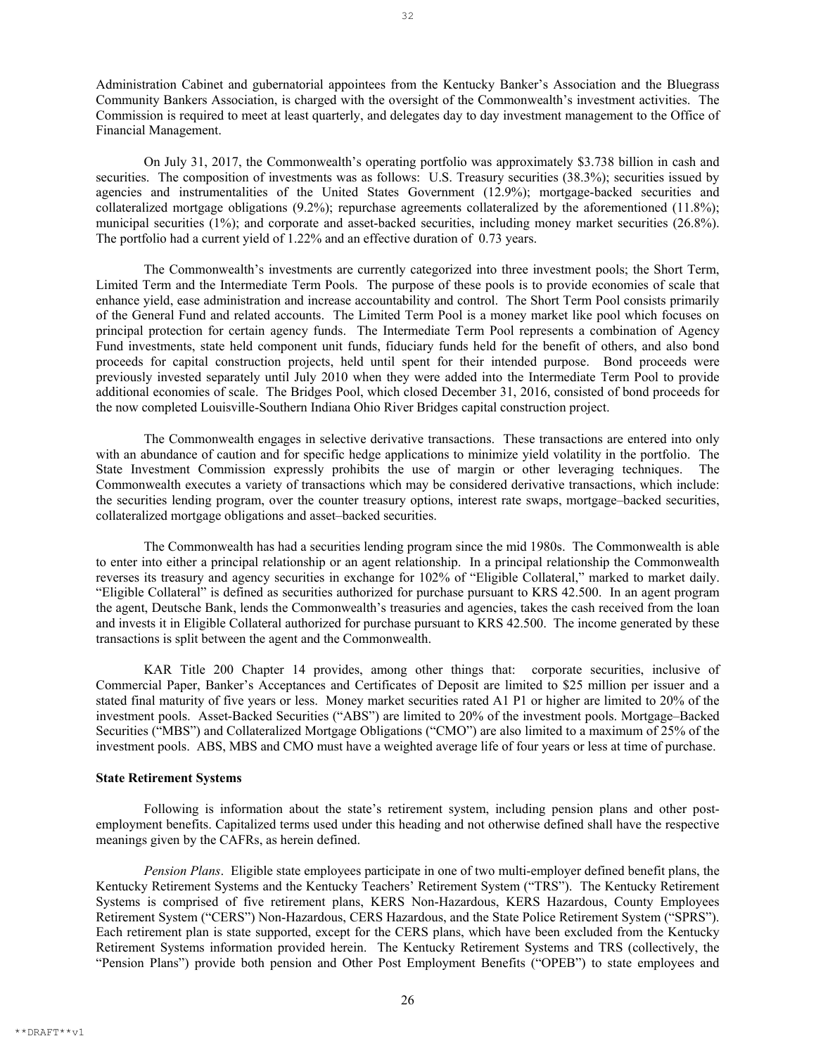Administration Cabinet and gubernatorial appointees from the Kentucky Banker's Association and the Bluegrass Community Bankers Association, is charged with the oversight of the Commonwealth's investment activities. The Commission is required to meet at least quarterly, and delegates day to day investment management to the Office of Financial Management.

On July 31, 2017, the Commonwealth's operating portfolio was approximately $3.738 billion in cash and securities. The composition of investments was as follows: U.S. Treasury securities (38.3%); securities issued by agencies and instrumentalities of the United States Government (12.9%); mortgage-backed securities and collateralized mortgage obligations (9.2%); repurchase agreements collateralized by the aforementioned (11.8%); municipal securities (1%); and corporate and asset-backed securities, including money market securities (26.8%). The portfolio had a current yield of 1.22% and an effective duration of 0.73 years.

The Commonwealth's investments are currently categorized into three investment pools; the Short Term, Limited Term and the Intermediate Term Pools. The purpose of these pools is to provide economies of scale that enhance yield, ease administration and increase accountability and control. The Short Term Pool consists primarily of the General Fund and related accounts. The Limited Term Pool is a money market like pool which focuses on principal protection for certain agency funds. The Intermediate Term Pool represents a combination of Agency Fund investments, state held component unit funds, fiduciary funds held for the benefit of others, and also bond proceeds for capital construction projects, held until spent for their intended purpose. Bond proceeds were previously invested separately until July 2010 when they were added into the Intermediate Term Pool to provide additional economies of scale. The Bridges Pool, which closed December 31, 2016, consisted of bond proceeds for the now completed Louisville-Southern Indiana Ohio River Bridges capital construction project.

The Commonwealth engages in selective derivative transactions. These transactions are entered into only with an abundance of caution and for specific hedge applications to minimize yield volatility in the portfolio. The State Investment Commission expressly prohibits the use of margin or other leveraging techniques. The Commonwealth executes a variety of transactions which may be considered derivative transactions, which include: the securities lending program, over the counter treasury options, interest rate swaps, mortgage–backed securities, collateralized mortgage obligations and asset–backed securities.

The Commonwealth has had a securities lending program since the mid 1980s. The Commonwealth is able to enter into either a principal relationship or an agent relationship. In a principal relationship the Commonwealth reverses its treasury and agency securities in exchange for 102% of "Eligible Collateral," marked to market daily. "Eligible Collateral" is defined as securities authorized for purchase pursuant to KRS 42.500. In an agent program the agent, Deutsche Bank, lends the Commonwealth's treasuries and agencies, takes the cash received from the loan and invests it in Eligible Collateral authorized for purchase pursuant to KRS 42.500. The income generated by these transactions is split between the agent and the Commonwealth.

KAR Title 200 Chapter 14 provides, among other things that: corporate securities, inclusive of Commercial Paper, Banker's Acceptances and Certificates of Deposit are limited to $25 million per issuer and a stated final maturity of five years or less. Money market securities rated A1 P1 or higher are limited to 20% of the investment pools. Asset-Backed Securities ("ABS") are limited to 20% of the investment pools. Mortgage–Backed Securities ("MBS") and Collateralized Mortgage Obligations ("CMO") are also limited to a maximum of 25% of the investment pools. ABS, MBS and CMO must have a weighted average life of four years or less at time of purchase.

**State Retirement Systems**

Following is information about the state's retirement system, including pension plans and other post-employment benefits. Capitalized terms used under this heading and not otherwise defined shall have the respective meanings given by the CAFRs, as herein defined.

*Pension Plans*. Eligible state employees participate in one of two multi-employer defined benefit plans, the Kentucky Retirement Systems and the Kentucky Teachers' Retirement System ("TRS"). The Kentucky Retirement Systems is comprised of five retirement plans, KERS Non-Hazardous, KERS Hazardous, County Employees Retirement System ("CERS") Non-Hazardous, CERS Hazardous, and the State Police Retirement System ("SPRS"). Each retirement plan is state supported, except for the CERS plans, which have been excluded from the Kentucky Retirement Systems information provided herein. The Kentucky Retirement Systems and TRS (collectively, the "Pension Plans") provide both pension and Other Post Employment Benefits ("OPEB") to state employees and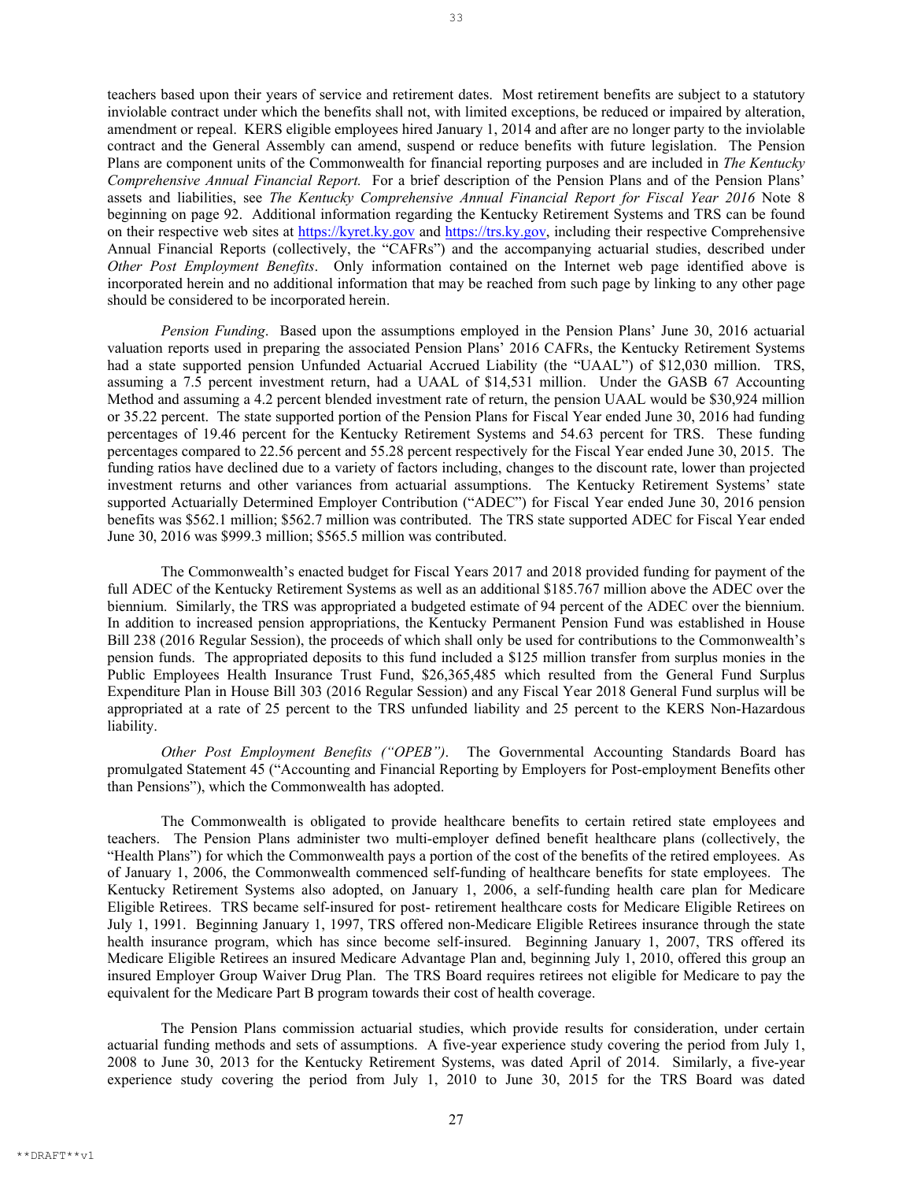teachers based upon their years of service and retirement dates. Most retirement benefits are subject to a statutory inviolable contract under which the benefits shall not, with limited exceptions, be reduced or impaired by alteration, amendment or repeal. KERS eligible employees hired January 1, 2014 and after are no longer party to the inviolable contract and the General Assembly can amend, suspend or reduce benefits with future legislation. The Pension Plans are component units of the Commonwealth for financial reporting purposes and are included in *The Kentucky Comprehensive Annual Financial Report.* For a brief description of the Pension Plans and of the Pension Plans' assets and liabilities, see *The Kentucky Comprehensive Annual Financial Report for Fiscal Year 2016* Note 8 beginning on page 92. Additional information regarding the Kentucky Retirement Systems and TRS can be found on their respective web sites at https://kyret.ky.gov and https://trs.ky.gov, including their respective Comprehensive Annual Financial Reports (collectively, the "CAFRs") and the accompanying actuarial studies, described under *Other Post Employment Benefits*. Only information contained on the Internet web page identified above is incorporated herein and no additional information that may be reached from such page by linking to any other page should be considered to be incorporated herein.

*Pension Funding*. Based upon the assumptions employed in the Pension Plans' June 30, 2016 actuarial valuation reports used in preparing the associated Pension Plans' 2016 CAFRs, the Kentucky Retirement Systems had a state supported pension Unfunded Actuarial Accrued Liability (the "UAAL") of $12,030 million. TRS, assuming a 7.5 percent investment return, had a UAAL of $14,531 million. Under the GASB 67 Accounting Method and assuming a 4.2 percent blended investment rate of return, the pension UAAL would be $30,924 million or 35.22 percent. The state supported portion of the Pension Plans for Fiscal Year ended June 30, 2016 had funding percentages of 19.46 percent for the Kentucky Retirement Systems and 54.63 percent for TRS. These funding percentages compared to 22.56 percent and 55.28 percent respectively for the Fiscal Year ended June 30, 2015. The funding ratios have declined due to a variety of factors including, changes to the discount rate, lower than projected investment returns and other variances from actuarial assumptions. The Kentucky Retirement Systems' state supported Actuarially Determined Employer Contribution ("ADEC") for Fiscal Year ended June 30, 2016 pension benefits was $562.1 million; $562.7 million was contributed. The TRS state supported ADEC for Fiscal Year ended June 30, 2016 was $999.3 million; $565.5 million was contributed.

The Commonwealth's enacted budget for Fiscal Years 2017 and 2018 provided funding for payment of the full ADEC of the Kentucky Retirement Systems as well as an additional $185.767 million above the ADEC over the biennium. Similarly, the TRS was appropriated a budgeted estimate of 94 percent of the ADEC over the biennium. In addition to increased pension appropriations, the Kentucky Permanent Pension Fund was established in House Bill 238 (2016 Regular Session), the proceeds of which shall only be used for contributions to the Commonwealth's pension funds. The appropriated deposits to this fund included a $125 million transfer from surplus monies in the Public Employees Health Insurance Trust Fund, $26,365,485 which resulted from the General Fund Surplus Expenditure Plan in House Bill 303 (2016 Regular Session) and any Fiscal Year 2018 General Fund surplus will be appropriated at a rate of 25 percent to the TRS unfunded liability and 25 percent to the KERS Non-Hazardous liability.

*Other Post Employment Benefits ("OPEB")*. The Governmental Accounting Standards Board has promulgated Statement 45 ("Accounting and Financial Reporting by Employers for Post-employment Benefits other than Pensions"), which the Commonwealth has adopted.

The Commonwealth is obligated to provide healthcare benefits to certain retired state employees and teachers. The Pension Plans administer two multi-employer defined benefit healthcare plans (collectively, the "Health Plans") for which the Commonwealth pays a portion of the cost of the benefits of the retired employees. As of January 1, 2006, the Commonwealth commenced self-funding of healthcare benefits for state employees. The Kentucky Retirement Systems also adopted, on January 1, 2006, a self-funding health care plan for Medicare Eligible Retirees. TRS became self-insured for post- retirement healthcare costs for Medicare Eligible Retirees on July 1, 1991. Beginning January 1, 1997, TRS offered non-Medicare Eligible Retirees insurance through the state health insurance program, which has since become self-insured. Beginning January 1, 2007, TRS offered its Medicare Eligible Retirees an insured Medicare Advantage Plan and, beginning July 1, 2010, offered this group an insured Employer Group Waiver Drug Plan. The TRS Board requires retirees not eligible for Medicare to pay the equivalent for the Medicare Part B program towards their cost of health coverage.

The Pension Plans commission actuarial studies, which provide results for consideration, under certain actuarial funding methods and sets of assumptions. A five-year experience study covering the period from July 1, 2008 to June 30, 2013 for the Kentucky Retirement Systems, was dated April of 2014. Similarly, a five-year experience study covering the period from July 1, 2010 to June 30, 2015 for the TRS Board was dated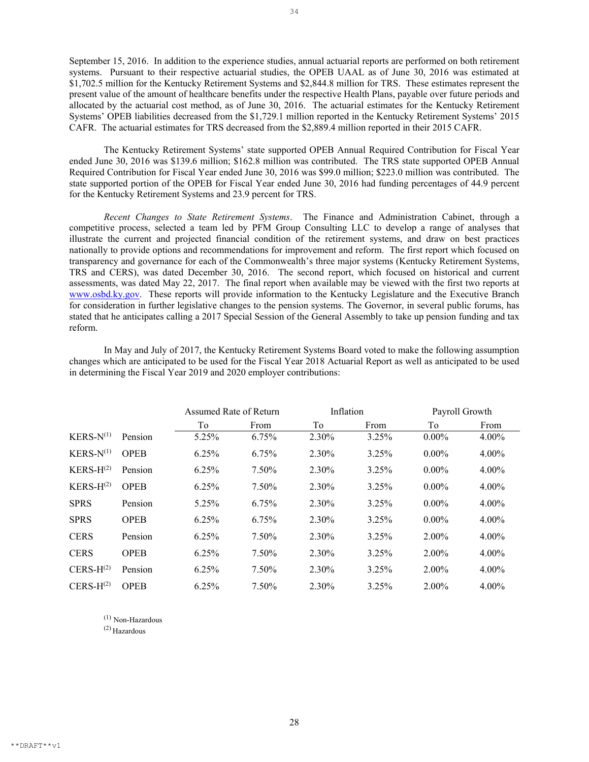September 15, 2016. In addition to the experience studies, annual actuarial reports are performed on both retirement systems. Pursuant to their respective actuarial studies, the OPEB UAAL as of June 30, 2016 was estimated at $1,702.5 million for the Kentucky Retirement Systems and $2,844.8 million for TRS. These estimates represent the present value of the amount of healthcare benefits under the respective Health Plans, payable over future periods and allocated by the actuarial cost method, as of June 30, 2016. The actuarial estimates for the Kentucky Retirement Systems' OPEB liabilities decreased from the $1,729.1 million reported in the Kentucky Retirement Systems' 2015 CAFR. The actuarial estimates for TRS decreased from the $2,889.4 million reported in their 2015 CAFR.

The Kentucky Retirement Systems' state supported OPEB Annual Required Contribution for Fiscal Year ended June 30, 2016 was $139.6 million; $162.8 million was contributed. The TRS state supported OPEB Annual Required Contribution for Fiscal Year ended June 30, 2016 was $99.0 million; $223.0 million was contributed. The state supported portion of the OPEB for Fiscal Year ended June 30, 2016 had funding percentages of 44.9 percent for the Kentucky Retirement Systems and 23.9 percent for TRS.

*Recent Changes to State Retirement Systems*. The Finance and Administration Cabinet, through a competitive process, selected a team led by PFM Group Consulting LLC to develop a range of analyses that illustrate the current and projected financial condition of the retirement systems, and draw on best practices nationally to provide options and recommendations for improvement and reform. The first report which focused on transparency and governance for each of the Commonwealth's three major systems (Kentucky Retirement Systems, TRS and CERS), was dated December 30, 2016. The second report, which focused on historical and current assessments, was dated May 22, 2017. The final report when available may be viewed with the first two reports at www.osbd.ky.gov. These reports will provide information to the Kentucky Legislature and the Executive Branch for consideration in further legislative changes to the pension systems. The Governor, in several public forums, has stated that he anticipates calling a 2017 Special Session of the General Assembly to take up pension funding and tax reform.

In May and July of 2017, the Kentucky Retirement Systems Board voted to make the following assumption changes which are anticipated to be used for the Fiscal Year 2018 Actuarial Report as well as anticipated to be used in determining the Fiscal Year 2019 and 2020 employer contributions:

| | | Assumed Rate of Return | | Inflation | | Payroll Growth | |
|---|---|---|---|---|---|---|---|
| | | To | From | To | From | To | From |
| KERS-N[1] | Pension | 5.25% | 6.75% | 2.30% | 3.25% | 0.00% | 4.00% |
| KERS-N[1] | OPEB | 6.25% | 6.75% | 2.30% | 3.25% | 0.00% | 4.00% |
| KERS-H[2] | Pension | 6.25% | 7.50% | 2.30% | 3.25% | 0.00% | 4.00% |
| KERS-H[2] | OPEB | 6.25% | 7.50% | 2.30% | 3.25% | 0.00% | 4.00% |
| SPRS | Pension | 5.25% | 6.75% | 2.30% | 3.25% | 0.00% | 4.00% |
| SPRS | OPEB | 6.25% | 6.75% | 2.30% | 3.25% | 0.00% | 4.00% |
| CERS | Pension | 6.25% | 7.50% | 2.30% | 3.25% | 2.00% | 4.00% |
| CERS | OPEB | 6.25% | 7.50% | 2.30% | 3.25% | 2.00% | 4.00% |
| CERS-H[2] | Pension | 6.25% | 7.50% | 2.30% | 3.25% | 2.00% | 4.00% |
| CERS-H[2] | OPEB | 6.25% | 7.50% | 2.30% | 3.25% | 2.00% | 4.00% |

[1] Non-Hazardous
[2] Hazardous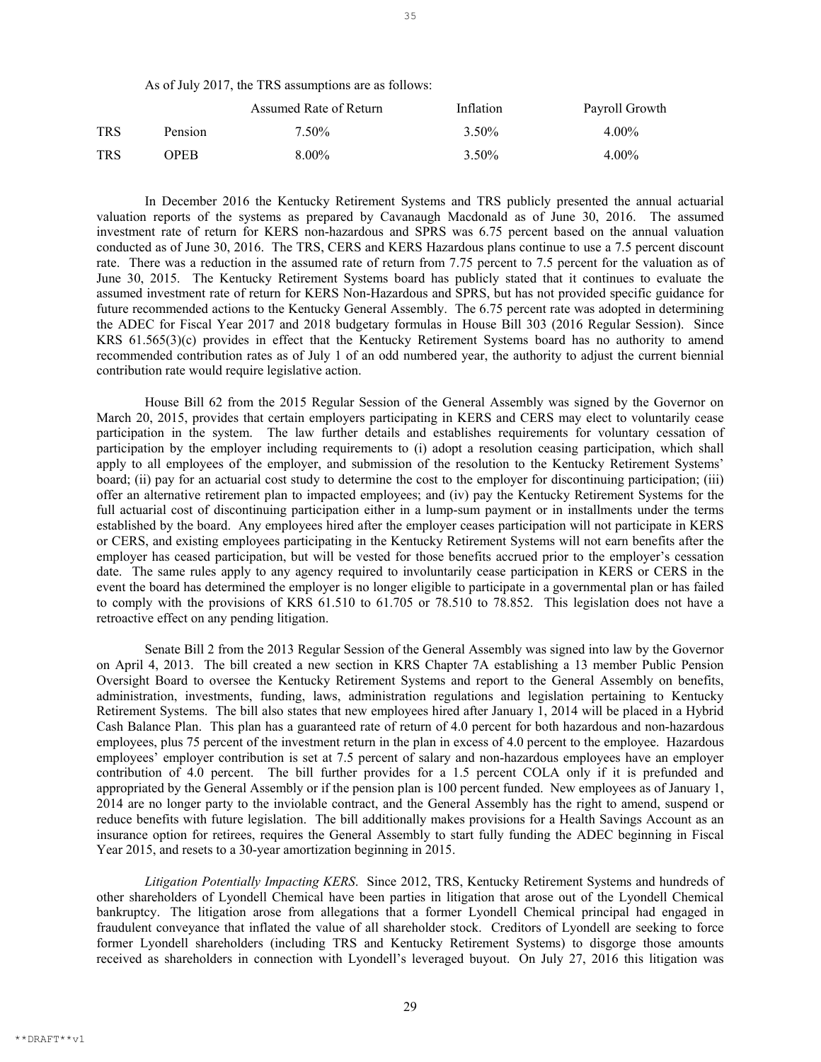As of July 2017, the TRS assumptions are as follows:

| | | Assumed Rate of Return | Inflation | Payroll Growth |
|---|---|---|---|---|
| TRS | Pension | 7.50% | 3.50% | 4.00% |
| TRS | OPEB | 8.00% | 3.50% | 4.00% |

In December 2016 the Kentucky Retirement Systems and TRS publicly presented the annual actuarial valuation reports of the systems as prepared by Cavanaugh Macdonald as of June 30, 2016. The assumed investment rate of return for KERS non-hazardous and SPRS was 6.75 percent based on the annual valuation conducted as of June 30, 2016. The TRS, CERS and KERS Hazardous plans continue to use a 7.5 percent discount rate. There was a reduction in the assumed rate of return from 7.75 percent to 7.5 percent for the valuation as of June 30, 2015. The Kentucky Retirement Systems board has publicly stated that it continues to evaluate the assumed investment rate of return for KERS Non-Hazardous and SPRS, but has not provided specific guidance for future recommended actions to the Kentucky General Assembly. The 6.75 percent rate was adopted in determining the ADEC for Fiscal Year 2017 and 2018 budgetary formulas in House Bill 303 (2016 Regular Session). Since KRS 61.565(3)(c) provides in effect that the Kentucky Retirement Systems board has no authority to amend recommended contribution rates as of July 1 of an odd numbered year, the authority to adjust the current biennial contribution rate would require legislative action.

House Bill 62 from the 2015 Regular Session of the General Assembly was signed by the Governor on March 20, 2015, provides that certain employers participating in KERS and CERS may elect to voluntarily cease participation in the system. The law further details and establishes requirements for voluntary cessation of participation by the employer including requirements to (i) adopt a resolution ceasing participation, which shall apply to all employees of the employer, and submission of the resolution to the Kentucky Retirement Systems' board; (ii) pay for an actuarial cost study to determine the cost to the employer for discontinuing participation; (iii) offer an alternative retirement plan to impacted employees; and (iv) pay the Kentucky Retirement Systems for the full actuarial cost of discontinuing participation either in a lump-sum payment or in installments under the terms established by the board. Any employees hired after the employer ceases participation will not participate in KERS or CERS, and existing employees participating in the Kentucky Retirement Systems will not earn benefits after the employer has ceased participation, but will be vested for those benefits accrued prior to the employer's cessation date. The same rules apply to any agency required to involuntarily cease participation in KERS or CERS in the event the board has determined the employer is no longer eligible to participate in a governmental plan or has failed to comply with the provisions of KRS 61.510 to 61.705 or 78.510 to 78.852. This legislation does not have a retroactive effect on any pending litigation.

Senate Bill 2 from the 2013 Regular Session of the General Assembly was signed into law by the Governor on April 4, 2013. The bill created a new section in KRS Chapter 7A establishing a 13 member Public Pension Oversight Board to oversee the Kentucky Retirement Systems and report to the General Assembly on benefits, administration, investments, funding, laws, administration regulations and legislation pertaining to Kentucky Retirement Systems. The bill also states that new employees hired after January 1, 2014 will be placed in a Hybrid Cash Balance Plan. This plan has a guaranteed rate of return of 4.0 percent for both hazardous and non-hazardous employees, plus 75 percent of the investment return in the plan in excess of 4.0 percent to the employee. Hazardous employees' employer contribution is set at 7.5 percent of salary and non-hazardous employees have an employer contribution of 4.0 percent. The bill further provides for a 1.5 percent COLA only if it is prefunded and appropriated by the General Assembly or if the pension plan is 100 percent funded. New employees as of January 1, 2014 are no longer party to the inviolable contract, and the General Assembly has the right to amend, suspend or reduce benefits with future legislation. The bill additionally makes provisions for a Health Savings Account as an insurance option for retirees, requires the General Assembly to start fully funding the ADEC beginning in Fiscal Year 2015, and resets to a 30-year amortization beginning in 2015.

*Litigation Potentially Impacting KERS*. Since 2012, TRS, Kentucky Retirement Systems and hundreds of other shareholders of Lyondell Chemical have been parties in litigation that arose out of the Lyondell Chemical bankruptcy. The litigation arose from allegations that a former Lyondell Chemical principal had engaged in fraudulent conveyance that inflated the value of all shareholder stock. Creditors of Lyondell are seeking to force former Lyondell shareholders (including TRS and Kentucky Retirement Systems) to disgorge those amounts received as shareholders in connection with Lyondell's leveraged buyout. On July 27, 2016 this litigation was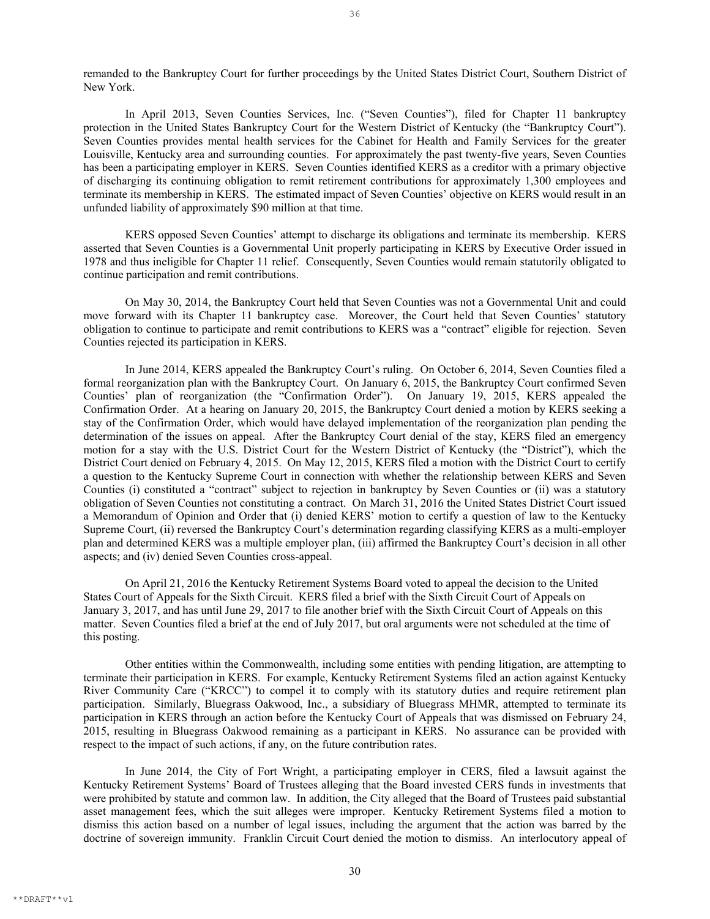remanded to the Bankruptcy Court for further proceedings by the United States District Court, Southern District of New York.

In April 2013, Seven Counties Services, Inc. ("Seven Counties"), filed for Chapter 11 bankruptcy protection in the United States Bankruptcy Court for the Western District of Kentucky (the "Bankruptcy Court"). Seven Counties provides mental health services for the Cabinet for Health and Family Services for the greater Louisville, Kentucky area and surrounding counties. For approximately the past twenty-five years, Seven Counties has been a participating employer in KERS. Seven Counties identified KERS as a creditor with a primary objective of discharging its continuing obligation to remit retirement contributions for approximately 1,300 employees and terminate its membership in KERS. The estimated impact of Seven Counties' objective on KERS would result in an unfunded liability of approximately $90 million at that time.

KERS opposed Seven Counties' attempt to discharge its obligations and terminate its membership. KERS asserted that Seven Counties is a Governmental Unit properly participating in KERS by Executive Order issued in 1978 and thus ineligible for Chapter 11 relief. Consequently, Seven Counties would remain statutorily obligated to continue participation and remit contributions.

On May 30, 2014, the Bankruptcy Court held that Seven Counties was not a Governmental Unit and could move forward with its Chapter 11 bankruptcy case. Moreover, the Court held that Seven Counties' statutory obligation to continue to participate and remit contributions to KERS was a "contract" eligible for rejection. Seven Counties rejected its participation in KERS.

In June 2014, KERS appealed the Bankruptcy Court's ruling. On October 6, 2014, Seven Counties filed a formal reorganization plan with the Bankruptcy Court. On January 6, 2015, the Bankruptcy Court confirmed Seven Counties' plan of reorganization (the "Confirmation Order"). On January 19, 2015, KERS appealed the Confirmation Order. At a hearing on January 20, 2015, the Bankruptcy Court denied a motion by KERS seeking a stay of the Confirmation Order, which would have delayed implementation of the reorganization plan pending the determination of the issues on appeal. After the Bankruptcy Court denial of the stay, KERS filed an emergency motion for a stay with the U.S. District Court for the Western District of Kentucky (the "District"), which the District Court denied on February 4, 2015. On May 12, 2015, KERS filed a motion with the District Court to certify a question to the Kentucky Supreme Court in connection with whether the relationship between KERS and Seven Counties (i) constituted a "contract" subject to rejection in bankruptcy by Seven Counties or (ii) was a statutory obligation of Seven Counties not constituting a contract. On March 31, 2016 the United States District Court issued a Memorandum of Opinion and Order that (i) denied KERS' motion to certify a question of law to the Kentucky Supreme Court, (ii) reversed the Bankruptcy Court's determination regarding classifying KERS as a multi-employer plan and determined KERS was a multiple employer plan, (iii) affirmed the Bankruptcy Court's decision in all other aspects; and (iv) denied Seven Counties cross-appeal.

On April 21, 2016 the Kentucky Retirement Systems Board voted to appeal the decision to the United States Court of Appeals for the Sixth Circuit. KERS filed a brief with the Sixth Circuit Court of Appeals on January 3, 2017, and has until June 29, 2017 to file another brief with the Sixth Circuit Court of Appeals on this matter. Seven Counties filed a brief at the end of July 2017, but oral arguments were not scheduled at the time of this posting.

Other entities within the Commonwealth, including some entities with pending litigation, are attempting to terminate their participation in KERS. For example, Kentucky Retirement Systems filed an action against Kentucky River Community Care ("KRCC") to compel it to comply with its statutory duties and require retirement plan participation. Similarly, Bluegrass Oakwood, Inc., a subsidiary of Bluegrass MHMR, attempted to terminate its participation in KERS through an action before the Kentucky Court of Appeals that was dismissed on February 24, 2015, resulting in Bluegrass Oakwood remaining as a participant in KERS. No assurance can be provided with respect to the impact of such actions, if any, on the future contribution rates.

In June 2014, the City of Fort Wright, a participating employer in CERS, filed a lawsuit against the Kentucky Retirement Systems' Board of Trustees alleging that the Board invested CERS funds in investments that were prohibited by statute and common law. In addition, the City alleged that the Board of Trustees paid substantial asset management fees, which the suit alleges were improper. Kentucky Retirement Systems filed a motion to dismiss this action based on a number of legal issues, including the argument that the action was barred by the doctrine of sovereign immunity. Franklin Circuit Court denied the motion to dismiss. An interlocutory appeal of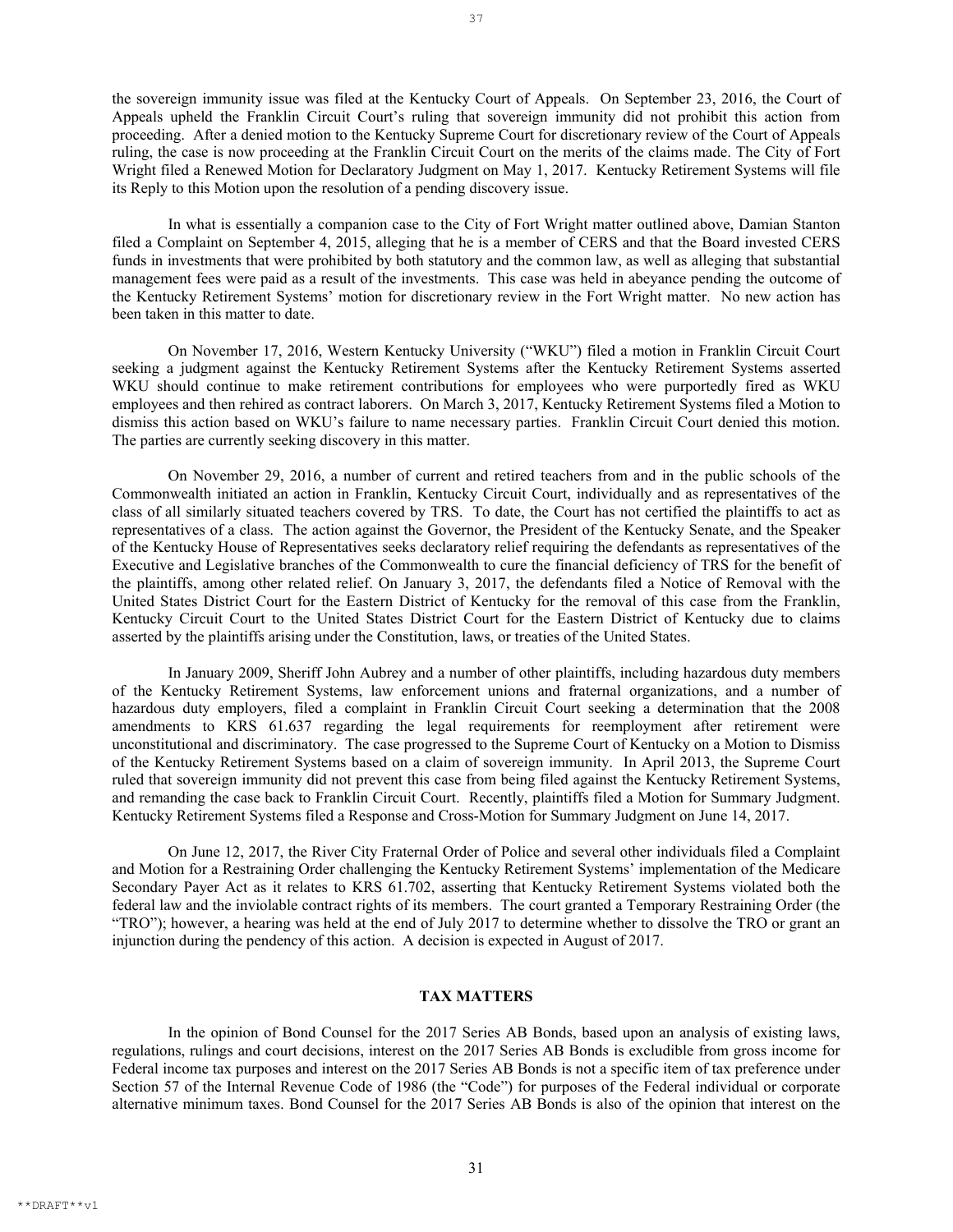the sovereign immunity issue was filed at the Kentucky Court of Appeals. On September 23, 2016, the Court of Appeals upheld the Franklin Circuit Court's ruling that sovereign immunity did not prohibit this action from proceeding. After a denied motion to the Kentucky Supreme Court for discretionary review of the Court of Appeals ruling, the case is now proceeding at the Franklin Circuit Court on the merits of the claims made. The City of Fort Wright filed a Renewed Motion for Declaratory Judgment on May 1, 2017. Kentucky Retirement Systems will file its Reply to this Motion upon the resolution of a pending discovery issue.

In what is essentially a companion case to the City of Fort Wright matter outlined above, Damian Stanton filed a Complaint on September 4, 2015, alleging that he is a member of CERS and that the Board invested CERS funds in investments that were prohibited by both statutory and the common law, as well as alleging that substantial management fees were paid as a result of the investments. This case was held in abeyance pending the outcome of the Kentucky Retirement Systems' motion for discretionary review in the Fort Wright matter. No new action has been taken in this matter to date.

On November 17, 2016, Western Kentucky University ("WKU") filed a motion in Franklin Circuit Court seeking a judgment against the Kentucky Retirement Systems after the Kentucky Retirement Systems asserted WKU should continue to make retirement contributions for employees who were purportedly fired as WKU employees and then rehired as contract laborers. On March 3, 2017, Kentucky Retirement Systems filed a Motion to dismiss this action based on WKU's failure to name necessary parties. Franklin Circuit Court denied this motion. The parties are currently seeking discovery in this matter.

On November 29, 2016, a number of current and retired teachers from and in the public schools of the Commonwealth initiated an action in Franklin, Kentucky Circuit Court, individually and as representatives of the class of all similarly situated teachers covered by TRS. To date, the Court has not certified the plaintiffs to act as representatives of a class. The action against the Governor, the President of the Kentucky Senate, and the Speaker of the Kentucky House of Representatives seeks declaratory relief requiring the defendants as representatives of the Executive and Legislative branches of the Commonwealth to cure the financial deficiency of TRS for the benefit of the plaintiffs, among other related relief. On January 3, 2017, the defendants filed a Notice of Removal with the United States District Court for the Eastern District of Kentucky for the removal of this case from the Franklin, Kentucky Circuit Court to the United States District Court for the Eastern District of Kentucky due to claims asserted by the plaintiffs arising under the Constitution, laws, or treaties of the United States.

In January 2009, Sheriff John Aubrey and a number of other plaintiffs, including hazardous duty members of the Kentucky Retirement Systems, law enforcement unions and fraternal organizations, and a number of hazardous duty employers, filed a complaint in Franklin Circuit Court seeking a determination that the 2008 amendments to KRS 61.637 regarding the legal requirements for reemployment after retirement were unconstitutional and discriminatory. The case progressed to the Supreme Court of Kentucky on a Motion to Dismiss of the Kentucky Retirement Systems based on a claim of sovereign immunity. In April 2013, the Supreme Court ruled that sovereign immunity did not prevent this case from being filed against the Kentucky Retirement Systems, and remanding the case back to Franklin Circuit Court. Recently, plaintiffs filed a Motion for Summary Judgment. Kentucky Retirement Systems filed a Response and Cross-Motion for Summary Judgment on June 14, 2017.

On June 12, 2017, the River City Fraternal Order of Police and several other individuals filed a Complaint and Motion for a Restraining Order challenging the Kentucky Retirement Systems' implementation of the Medicare Secondary Payer Act as it relates to KRS 61.702, asserting that Kentucky Retirement Systems violated both the federal law and the inviolable contract rights of its members. The court granted a Temporary Restraining Order (the "TRO"); however, a hearing was held at the end of July 2017 to determine whether to dissolve the TRO or grant an injunction during the pendency of this action. A decision is expected in August of 2017.

## TAX MATTERS

In the opinion of Bond Counsel for the 2017 Series AB Bonds, based upon an analysis of existing laws, regulations, rulings and court decisions, interest on the 2017 Series AB Bonds is excludible from gross income for Federal income tax purposes and interest on the 2017 Series AB Bonds is not a specific item of tax preference under Section 57 of the Internal Revenue Code of 1986 (the "Code") for purposes of the Federal individual or corporate alternative minimum taxes. Bond Counsel for the 2017 Series AB Bonds is also of the opinion that interest on the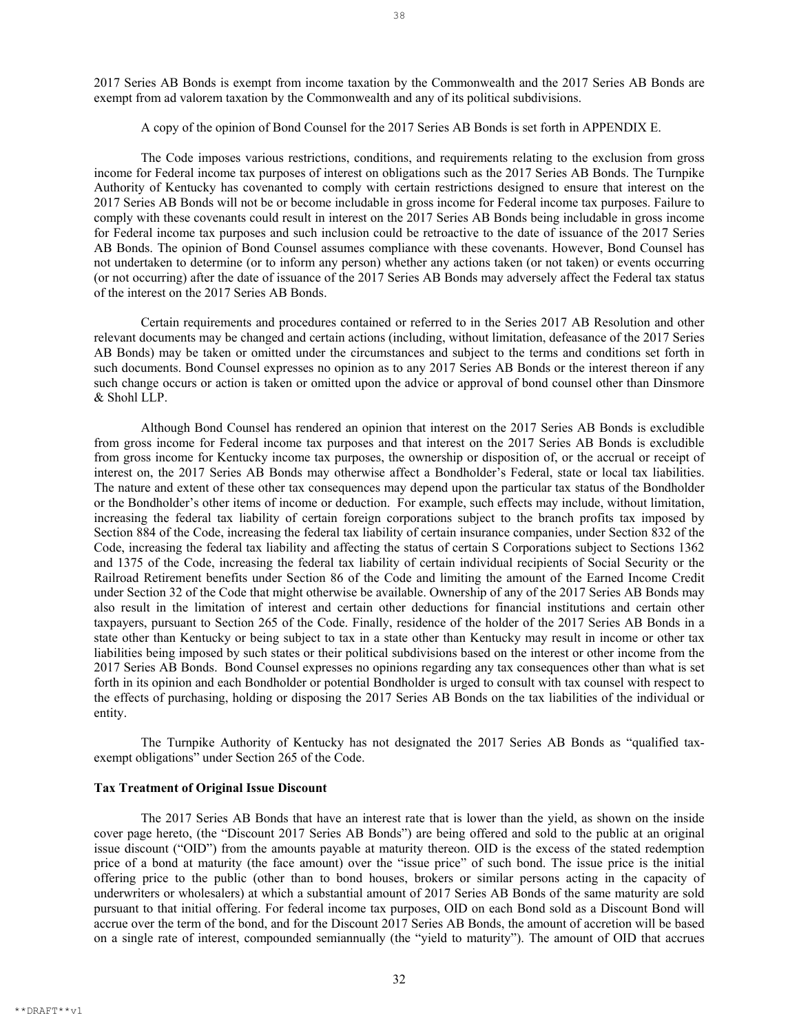2017 Series AB Bonds is exempt from income taxation by the Commonwealth and the 2017 Series AB Bonds are exempt from ad valorem taxation by the Commonwealth and any of its political subdivisions.

A copy of the opinion of Bond Counsel for the 2017 Series AB Bonds is set forth in APPENDIX E.

The Code imposes various restrictions, conditions, and requirements relating to the exclusion from gross income for Federal income tax purposes of interest on obligations such as the 2017 Series AB Bonds. The Turnpike Authority of Kentucky has covenanted to comply with certain restrictions designed to ensure that interest on the 2017 Series AB Bonds will not be or become includable in gross income for Federal income tax purposes. Failure to comply with these covenants could result in interest on the 2017 Series AB Bonds being includable in gross income for Federal income tax purposes and such inclusion could be retroactive to the date of issuance of the 2017 Series AB Bonds. The opinion of Bond Counsel assumes compliance with these covenants. However, Bond Counsel has not undertaken to determine (or to inform any person) whether any actions taken (or not taken) or events occurring (or not occurring) after the date of issuance of the 2017 Series AB Bonds may adversely affect the Federal tax status of the interest on the 2017 Series AB Bonds.

Certain requirements and procedures contained or referred to in the Series 2017 AB Resolution and other relevant documents may be changed and certain actions (including, without limitation, defeasance of the 2017 Series AB Bonds) may be taken or omitted under the circumstances and subject to the terms and conditions set forth in such documents. Bond Counsel expresses no opinion as to any 2017 Series AB Bonds or the interest thereon if any such change occurs or action is taken or omitted upon the advice or approval of bond counsel other than Dinsmore & Shohl LLP.

Although Bond Counsel has rendered an opinion that interest on the 2017 Series AB Bonds is excludible from gross income for Federal income tax purposes and that interest on the 2017 Series AB Bonds is excludible from gross income for Kentucky income tax purposes, the ownership or disposition of, or the accrual or receipt of interest on, the 2017 Series AB Bonds may otherwise affect a Bondholder's Federal, state or local tax liabilities. The nature and extent of these other tax consequences may depend upon the particular tax status of the Bondholder or the Bondholder's other items of income or deduction. For example, such effects may include, without limitation, increasing the federal tax liability of certain foreign corporations subject to the branch profits tax imposed by Section 884 of the Code, increasing the federal tax liability of certain insurance companies, under Section 832 of the Code, increasing the federal tax liability and affecting the status of certain S Corporations subject to Sections 1362 and 1375 of the Code, increasing the federal tax liability of certain individual recipients of Social Security or the Railroad Retirement benefits under Section 86 of the Code and limiting the amount of the Earned Income Credit under Section 32 of the Code that might otherwise be available. Ownership of any of the 2017 Series AB Bonds may also result in the limitation of interest and certain other deductions for financial institutions and certain other taxpayers, pursuant to Section 265 of the Code. Finally, residence of the holder of the 2017 Series AB Bonds in a state other than Kentucky or being subject to tax in a state other than Kentucky may result in income or other tax liabilities being imposed by such states or their political subdivisions based on the interest or other income from the 2017 Series AB Bonds. Bond Counsel expresses no opinions regarding any tax consequences other than what is set forth in its opinion and each Bondholder or potential Bondholder is urged to consult with tax counsel with respect to the effects of purchasing, holding or disposing the 2017 Series AB Bonds on the tax liabilities of the individual or entity.

The Turnpike Authority of Kentucky has not designated the 2017 Series AB Bonds as "qualified tax-exempt obligations" under Section 265 of the Code.

**Tax Treatment of Original Issue Discount**

The 2017 Series AB Bonds that have an interest rate that is lower than the yield, as shown on the inside cover page hereto, (the "Discount 2017 Series AB Bonds") are being offered and sold to the public at an original issue discount ("OID") from the amounts payable at maturity thereon. OID is the excess of the stated redemption price of a bond at maturity (the face amount) over the "issue price" of such bond. The issue price is the initial offering price to the public (other than to bond houses, brokers or similar persons acting in the capacity of underwriters or wholesalers) at which a substantial amount of 2017 Series AB Bonds of the same maturity are sold pursuant to that initial offering. For federal income tax purposes, OID on each Bond sold as a Discount Bond will accrue over the term of the bond, and for the Discount 2017 Series AB Bonds, the amount of accretion will be based on a single rate of interest, compounded semiannually (the "yield to maturity"). The amount of OID that accrues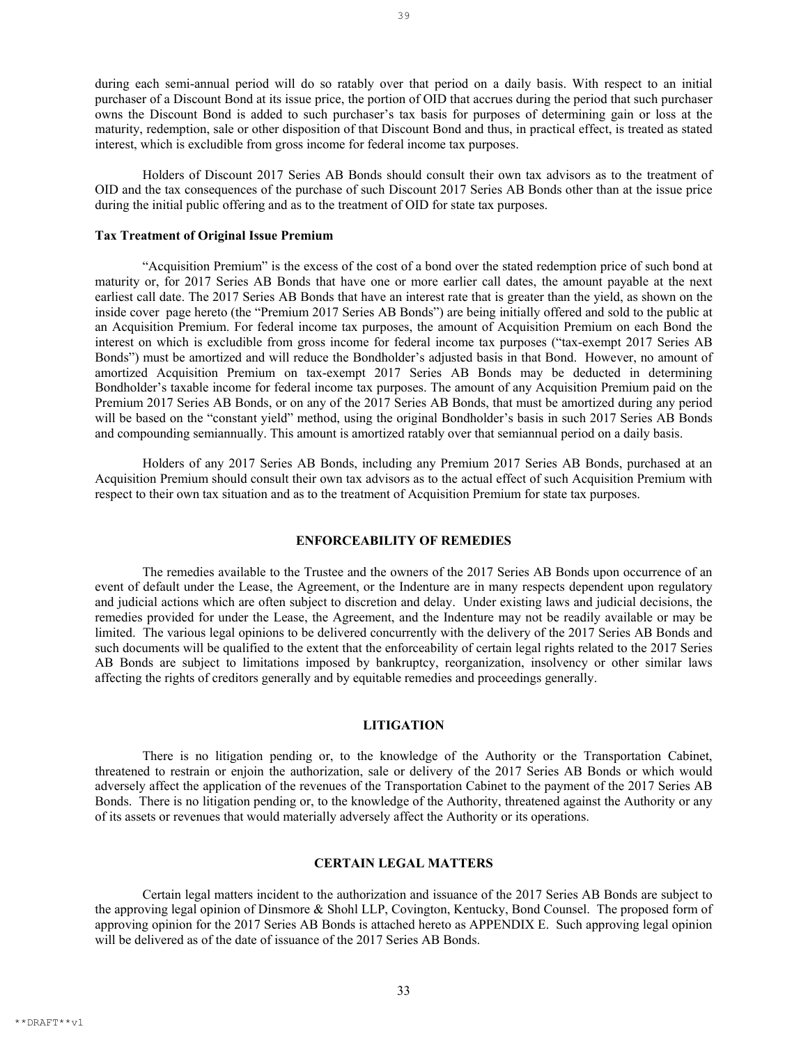during each semi-annual period will do so ratably over that period on a daily basis. With respect to an initial purchaser of a Discount Bond at its issue price, the portion of OID that accrues during the period that such purchaser owns the Discount Bond is added to such purchaser's tax basis for purposes of determining gain or loss at the maturity, redemption, sale or other disposition of that Discount Bond and thus, in practical effect, is treated as stated interest, which is excludible from gross income for federal income tax purposes.

Holders of Discount 2017 Series AB Bonds should consult their own tax advisors as to the treatment of OID and the tax consequences of the purchase of such Discount 2017 Series AB Bonds other than at the issue price during the initial public offering and as to the treatment of OID for state tax purposes.

**Tax Treatment of Original Issue Premium**

"Acquisition Premium" is the excess of the cost of a bond over the stated redemption price of such bond at maturity or, for 2017 Series AB Bonds that have one or more earlier call dates, the amount payable at the next earliest call date. The 2017 Series AB Bonds that have an interest rate that is greater than the yield, as shown on the inside cover page hereto (the "Premium 2017 Series AB Bonds") are being initially offered and sold to the public at an Acquisition Premium. For federal income tax purposes, the amount of Acquisition Premium on each Bond the interest on which is excludible from gross income for federal income tax purposes ("tax-exempt 2017 Series AB Bonds") must be amortized and will reduce the Bondholder's adjusted basis in that Bond. However, no amount of amortized Acquisition Premium on tax-exempt 2017 Series AB Bonds may be deducted in determining Bondholder's taxable income for federal income tax purposes. The amount of any Acquisition Premium paid on the Premium 2017 Series AB Bonds, or on any of the 2017 Series AB Bonds, that must be amortized during any period will be based on the "constant yield" method, using the original Bondholder's basis in such 2017 Series AB Bonds and compounding semiannually. This amount is amortized ratably over that semiannual period on a daily basis.

Holders of any 2017 Series AB Bonds, including any Premium 2017 Series AB Bonds, purchased at an Acquisition Premium should consult their own tax advisors as to the actual effect of such Acquisition Premium with respect to their own tax situation and as to the treatment of Acquisition Premium for state tax purposes.

## ENFORCEABILITY OF REMEDIES

The remedies available to the Trustee and the owners of the 2017 Series AB Bonds upon occurrence of an event of default under the Lease, the Agreement, or the Indenture are in many respects dependent upon regulatory and judicial actions which are often subject to discretion and delay. Under existing laws and judicial decisions, the remedies provided for under the Lease, the Agreement, and the Indenture may not be readily available or may be limited. The various legal opinions to be delivered concurrently with the delivery of the 2017 Series AB Bonds and such documents will be qualified to the extent that the enforceability of certain legal rights related to the 2017 Series AB Bonds are subject to limitations imposed by bankruptcy, reorganization, insolvency or other similar laws affecting the rights of creditors generally and by equitable remedies and proceedings generally.

## LITIGATION

There is no litigation pending or, to the knowledge of the Authority or the Transportation Cabinet, threatened to restrain or enjoin the authorization, sale or delivery of the 2017 Series AB Bonds or which would adversely affect the application of the revenues of the Transportation Cabinet to the payment of the 2017 Series AB Bonds. There is no litigation pending or, to the knowledge of the Authority, threatened against the Authority or any of its assets or revenues that would materially adversely affect the Authority or its operations.

## CERTAIN LEGAL MATTERS

Certain legal matters incident to the authorization and issuance of the 2017 Series AB Bonds are subject to the approving legal opinion of Dinsmore & Shohl LLP, Covington, Kentucky, Bond Counsel. The proposed form of approving opinion for the 2017 Series AB Bonds is attached hereto as APPENDIX E. Such approving legal opinion will be delivered as of the date of issuance of the 2017 Series AB Bonds.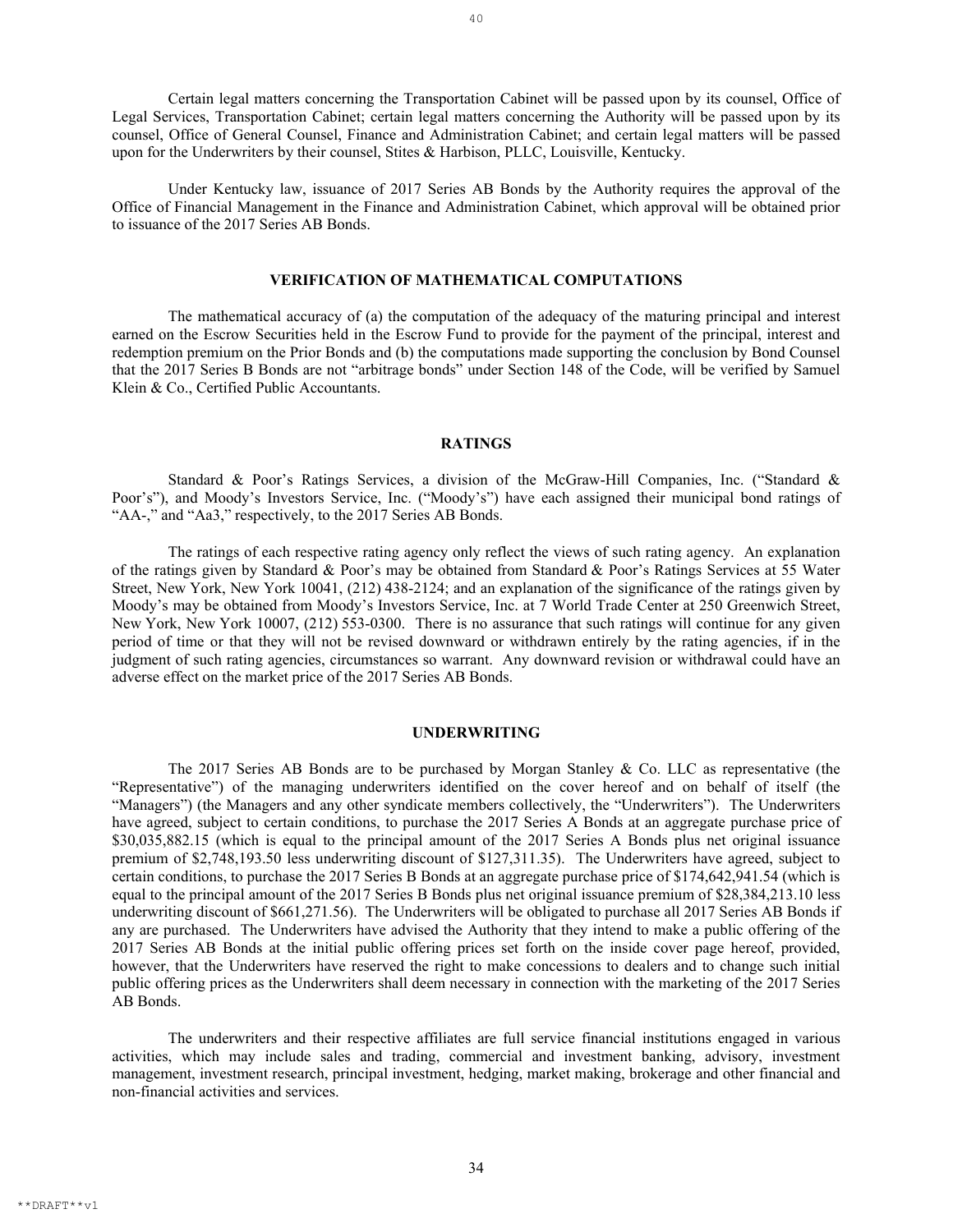Certain legal matters concerning the Transportation Cabinet will be passed upon by its counsel, Office of Legal Services, Transportation Cabinet; certain legal matters concerning the Authority will be passed upon by its counsel, Office of General Counsel, Finance and Administration Cabinet; and certain legal matters will be passed upon for the Underwriters by their counsel, Stites & Harbison, PLLC, Louisville, Kentucky.

Under Kentucky law, issuance of 2017 Series AB Bonds by the Authority requires the approval of the Office of Financial Management in the Finance and Administration Cabinet, which approval will be obtained prior to issuance of the 2017 Series AB Bonds.

## VERIFICATION OF MATHEMATICAL COMPUTATIONS

The mathematical accuracy of (a) the computation of the adequacy of the maturing principal and interest earned on the Escrow Securities held in the Escrow Fund to provide for the payment of the principal, interest and redemption premium on the Prior Bonds and (b) the computations made supporting the conclusion by Bond Counsel that the 2017 Series B Bonds are not "arbitrage bonds" under Section 148 of the Code, will be verified by Samuel Klein & Co., Certified Public Accountants.

## RATINGS

Standard & Poor's Ratings Services, a division of the McGraw-Hill Companies, Inc. ("Standard & Poor's"), and Moody's Investors Service, Inc. ("Moody's") have each assigned their municipal bond ratings of "AA-," and "Aa3," respectively, to the 2017 Series AB Bonds.

The ratings of each respective rating agency only reflect the views of such rating agency. An explanation of the ratings given by Standard & Poor's may be obtained from Standard & Poor's Ratings Services at 55 Water Street, New York, New York 10041, (212) 438-2124; and an explanation of the significance of the ratings given by Moody's may be obtained from Moody's Investors Service, Inc. at 7 World Trade Center at 250 Greenwich Street, New York, New York 10007, (212) 553-0300. There is no assurance that such ratings will continue for any given period of time or that they will not be revised downward or withdrawn entirely by the rating agencies, if in the judgment of such rating agencies, circumstances so warrant. Any downward revision or withdrawal could have an adverse effect on the market price of the 2017 Series AB Bonds.

## UNDERWRITING

The 2017 Series AB Bonds are to be purchased by Morgan Stanley & Co. LLC as representative (the "Representative") of the managing underwriters identified on the cover hereof and on behalf of itself (the "Managers") (the Managers and any other syndicate members collectively, the "Underwriters"). The Underwriters have agreed, subject to certain conditions, to purchase the 2017 Series A Bonds at an aggregate purchase price of $30,035,882.15 (which is equal to the principal amount of the 2017 Series A Bonds plus net original issuance premium of $2,748,193.50 less underwriting discount of $127,311.35). The Underwriters have agreed, subject to certain conditions, to purchase the 2017 Series B Bonds at an aggregate purchase price of $174,642,941.54 (which is equal to the principal amount of the 2017 Series B Bonds plus net original issuance premium of $28,384,213.10 less underwriting discount of $661,271.56). The Underwriters will be obligated to purchase all 2017 Series AB Bonds if any are purchased. The Underwriters have advised the Authority that they intend to make a public offering of the 2017 Series AB Bonds at the initial public offering prices set forth on the inside cover page hereof, provided, however, that the Underwriters have reserved the right to make concessions to dealers and to change such initial public offering prices as the Underwriters shall deem necessary in connection with the marketing of the 2017 Series AB Bonds.

The underwriters and their respective affiliates are full service financial institutions engaged in various activities, which may include sales and trading, commercial and investment banking, advisory, investment management, investment research, principal investment, hedging, market making, brokerage and other financial and non-financial activities and services.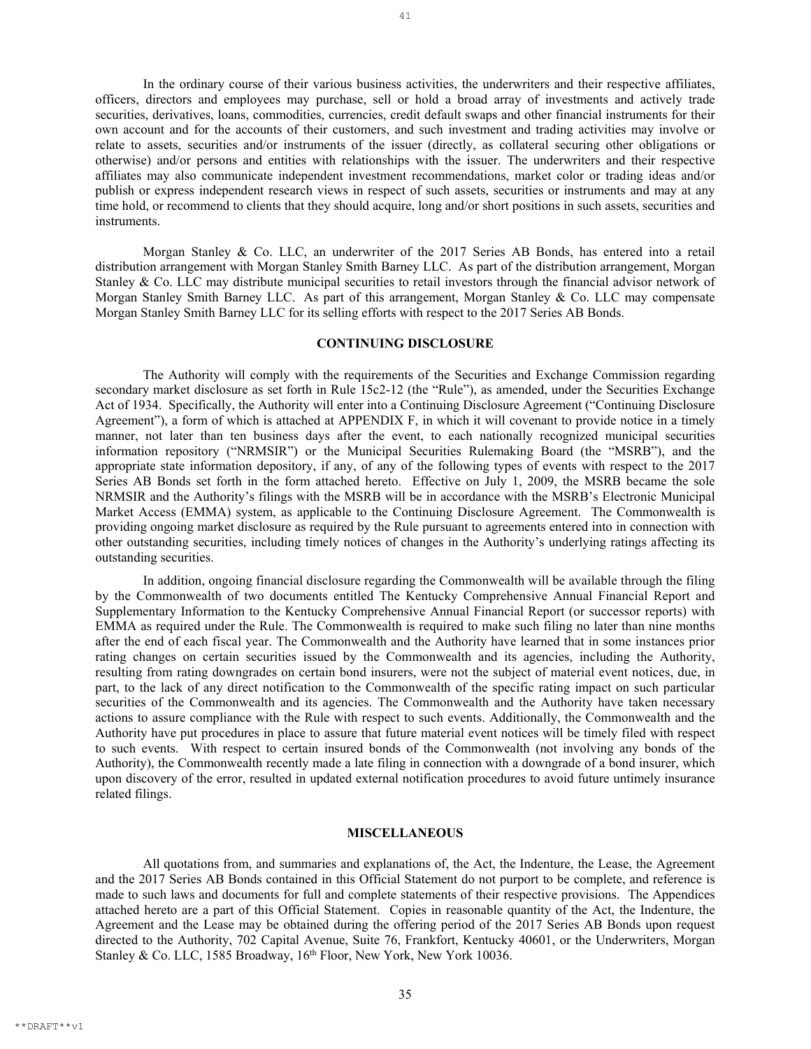In the ordinary course of their various business activities, the underwriters and their respective affiliates, officers, directors and employees may purchase, sell or hold a broad array of investments and actively trade securities, derivatives, loans, commodities, currencies, credit default swaps and other financial instruments for their own account and for the accounts of their customers, and such investment and trading activities may involve or relate to assets, securities and/or instruments of the issuer (directly, as collateral securing other obligations or otherwise) and/or persons and entities with relationships with the issuer. The underwriters and their respective affiliates may also communicate independent investment recommendations, market color or trading ideas and/or publish or express independent research views in respect of such assets, securities or instruments and may at any time hold, or recommend to clients that they should acquire, long and/or short positions in such assets, securities and instruments.

Morgan Stanley & Co. LLC, an underwriter of the 2017 Series AB Bonds, has entered into a retail distribution arrangement with Morgan Stanley Smith Barney LLC. As part of the distribution arrangement, Morgan Stanley & Co. LLC may distribute municipal securities to retail investors through the financial advisor network of Morgan Stanley Smith Barney LLC. As part of this arrangement, Morgan Stanley & Co. LLC may compensate Morgan Stanley Smith Barney LLC for its selling efforts with respect to the 2017 Series AB Bonds.

## CONTINUING DISCLOSURE

The Authority will comply with the requirements of the Securities and Exchange Commission regarding secondary market disclosure as set forth in Rule 15c2-12 (the "Rule"), as amended, under the Securities Exchange Act of 1934. Specifically, the Authority will enter into a Continuing Disclosure Agreement ("Continuing Disclosure Agreement"), a form of which is attached at APPENDIX F, in which it will covenant to provide notice in a timely manner, not later than ten business days after the event, to each nationally recognized municipal securities information repository ("NRMSIR") or the Municipal Securities Rulemaking Board (the "MSRB"), and the appropriate state information depository, if any, of any of the following types of events with respect to the 2017 Series AB Bonds set forth in the form attached hereto. Effective on July 1, 2009, the MSRB became the sole NRMSIR and the Authority's filings with the MSRB will be in accordance with the MSRB's Electronic Municipal Market Access (EMMA) system, as applicable to the Continuing Disclosure Agreement. The Commonwealth is providing ongoing market disclosure as required by the Rule pursuant to agreements entered into in connection with other outstanding securities, including timely notices of changes in the Authority's underlying ratings affecting its outstanding securities.

In addition, ongoing financial disclosure regarding the Commonwealth will be available through the filing by the Commonwealth of two documents entitled The Kentucky Comprehensive Annual Financial Report and Supplementary Information to the Kentucky Comprehensive Annual Financial Report (or successor reports) with EMMA as required under the Rule. The Commonwealth is required to make such filing no later than nine months after the end of each fiscal year. The Commonwealth and the Authority have learned that in some instances prior rating changes on certain securities issued by the Commonwealth and its agencies, including the Authority, resulting from rating downgrades on certain bond insurers, were not the subject of material event notices, due, in part, to the lack of any direct notification to the Commonwealth of the specific rating impact on such particular securities of the Commonwealth and its agencies. The Commonwealth and the Authority have taken necessary actions to assure compliance with the Rule with respect to such events. Additionally, the Commonwealth and the Authority have put procedures in place to assure that future material event notices will be timely filed with respect to such events. With respect to certain insured bonds of the Commonwealth (not involving any bonds of the Authority), the Commonwealth recently made a late filing in connection with a downgrade of a bond insurer, which upon discovery of the error, resulted in updated external notification procedures to avoid future untimely insurance related filings.

## MISCELLANEOUS

All quotations from, and summaries and explanations of, the Act, the Indenture, the Lease, the Agreement and the 2017 Series AB Bonds contained in this Official Statement do not purport to be complete, and reference is made to such laws and documents for full and complete statements of their respective provisions. The Appendices attached hereto are a part of this Official Statement. Copies in reasonable quantity of the Act, the Indenture, the Agreement and the Lease may be obtained during the offering period of the 2017 Series AB Bonds upon request directed to the Authority, 702 Capital Avenue, Suite 76, Frankfort, Kentucky 40601, or the Underwriters, Morgan Stanley & Co. LLC, 1585 Broadway, 16th Floor, New York, New York 10036.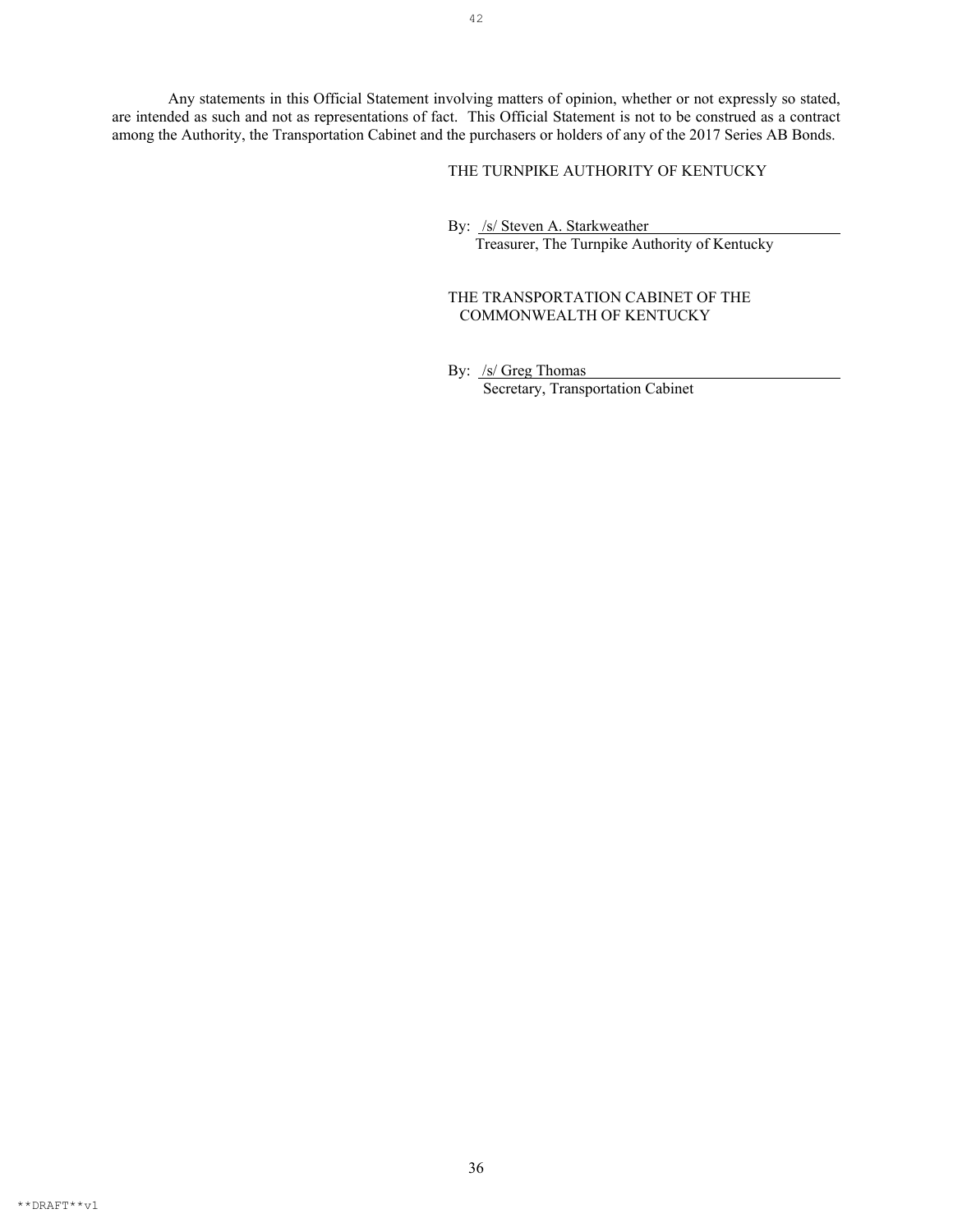Any statements in this Official Statement involving matters of opinion, whether or not expressly so stated, are intended as such and not as representations of fact. This Official Statement is not to be construed as a contract among the Authority, the Transportation Cabinet and the purchasers or holders of any of the 2017 Series AB Bonds.

THE TURNPIKE AUTHORITY OF KENTUCKY

By: /s/ Steven A. Starkweather
Treasurer, The Turnpike Authority of Kentucky

THE TRANSPORTATION CABINET OF THE COMMONWEALTH OF KENTUCKY

By: /s/ Greg Thomas
Secretary, Transportation Cabinet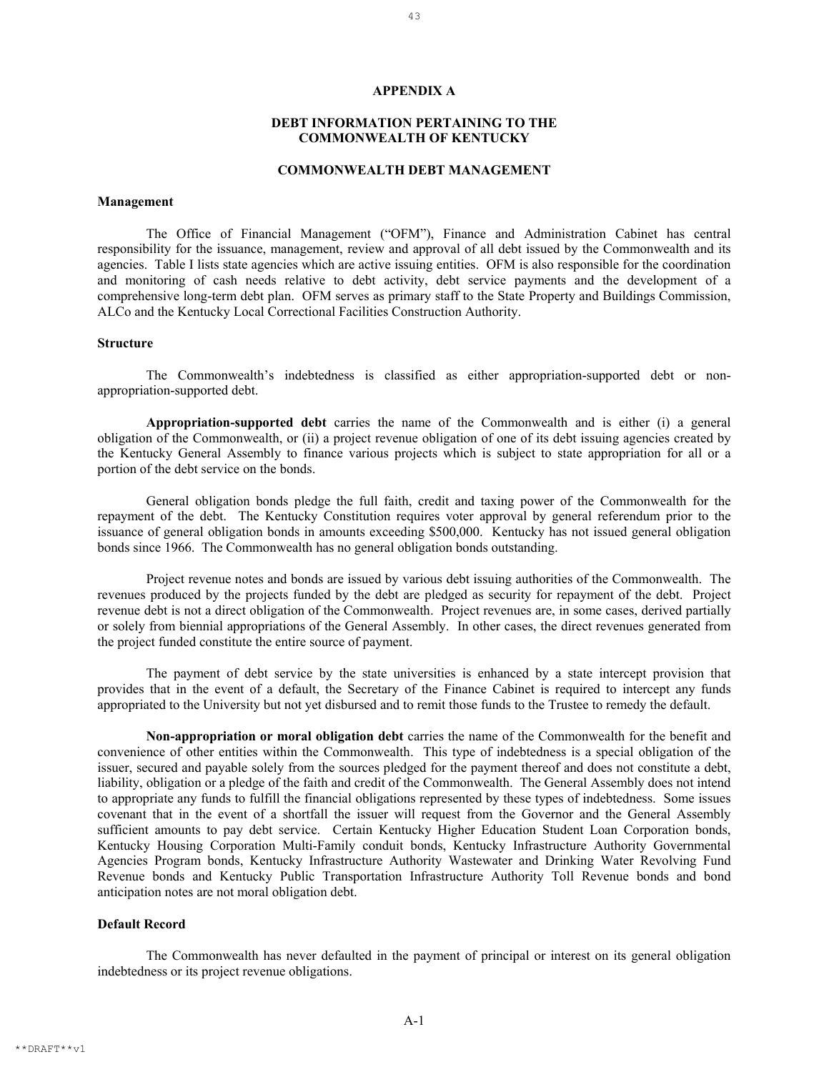## APPENDIX A

## DEBT INFORMATION PERTAINING TO THE COMMONWEALTH OF KENTUCKY

## COMMONWEALTH DEBT MANAGEMENT

### Management

The Office of Financial Management ("OFM"), Finance and Administration Cabinet has central responsibility for the issuance, management, review and approval of all debt issued by the Commonwealth and its agencies. Table I lists state agencies which are active issuing entities. OFM is also responsible for the coordination and monitoring of cash needs relative to debt activity, debt service payments and the development of a comprehensive long-term debt plan. OFM serves as primary staff to the State Property and Buildings Commission, ALCo and the Kentucky Local Correctional Facilities Construction Authority.

### Structure

The Commonwealth's indebtedness is classified as either appropriation-supported debt or non-appropriation-supported debt.

**Appropriation-supported debt** carries the name of the Commonwealth and is either (i) a general obligation of the Commonwealth, or (ii) a project revenue obligation of one of its debt issuing agencies created by the Kentucky General Assembly to finance various projects which is subject to state appropriation for all or a portion of the debt service on the bonds.

General obligation bonds pledge the full faith, credit and taxing power of the Commonwealth for the repayment of the debt. The Kentucky Constitution requires voter approval by general referendum prior to the issuance of general obligation bonds in amounts exceeding $500,000. Kentucky has not issued general obligation bonds since 1966. The Commonwealth has no general obligation bonds outstanding.

Project revenue notes and bonds are issued by various debt issuing authorities of the Commonwealth. The revenues produced by the projects funded by the debt are pledged as security for repayment of the debt. Project revenue debt is not a direct obligation of the Commonwealth. Project revenues are, in some cases, derived partially or solely from biennial appropriations of the General Assembly. In other cases, the direct revenues generated from the project funded constitute the entire source of payment.

The payment of debt service by the state universities is enhanced by a state intercept provision that provides that in the event of a default, the Secretary of the Finance Cabinet is required to intercept any funds appropriated to the University but not yet disbursed and to remit those funds to the Trustee to remedy the default.

**Non-appropriation or moral obligation debt** carries the name of the Commonwealth for the benefit and convenience of other entities within the Commonwealth. This type of indebtedness is a special obligation of the issuer, secured and payable solely from the sources pledged for the payment thereof and does not constitute a debt, liability, obligation or a pledge of the faith and credit of the Commonwealth. The General Assembly does not intend to appropriate any funds to fulfill the financial obligations represented by these types of indebtedness. Some issues covenant that in the event of a shortfall the issuer will request from the Governor and the General Assembly sufficient amounts to pay debt service. Certain Kentucky Higher Education Student Loan Corporation bonds, Kentucky Housing Corporation Multi-Family conduit bonds, Kentucky Infrastructure Authority Governmental Agencies Program bonds, Kentucky Infrastructure Authority Wastewater and Drinking Water Revolving Fund Revenue bonds and Kentucky Public Transportation Infrastructure Authority Toll Revenue bonds and bond anticipation notes are not moral obligation debt.

### Default Record

The Commonwealth has never defaulted in the payment of principal or interest on its general obligation indebtedness or its project revenue obligations.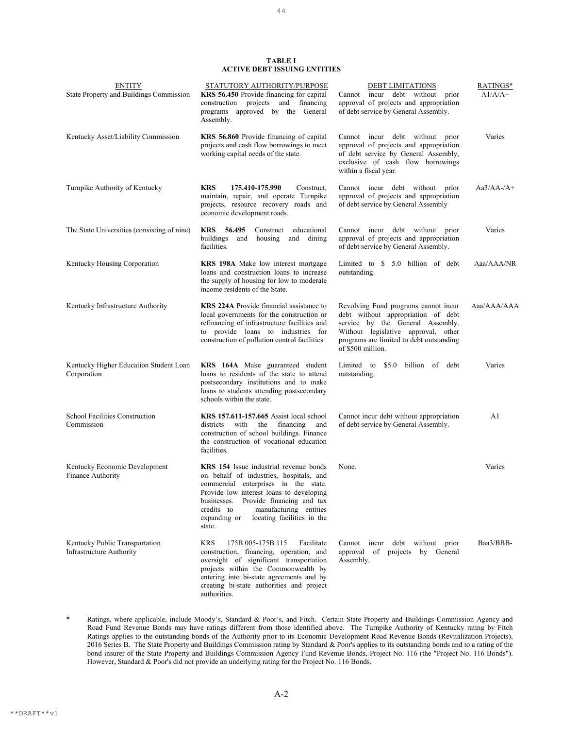**TABLE I**
**ACTIVE DEBT ISSUING ENTITIES**

| ENTITY | STATUTORY AUTHORITY/PURPOSE | DEBT LIMITATIONS | RATINGS* |
|---|---|---|---|
| State Property and Buildings Commission | **KRS 56.450** Provide financing for capital construction projects and financing programs approved by the General Assembly. | Cannot incur debt without prior approval of projects and appropriation of debt service by General Assembly. | A1/A/A+ |
| Kentucky Asset/Liability Commission | **KRS 56.860** Provide financing of capital projects and cash flow borrowings to meet working capital needs of the state. | Cannot incur debt without prior approval of projects and appropriation of debt service by General Assembly, exclusive of cash flow borrowings within a fiscal year. | Varies |
| Turnpike Authority of Kentucky | **KRS 175.410-175.990** Construct, maintain, repair, and operate Turnpike projects, resource recovery roads and economic development roads. | Cannot incur debt without prior approval of projects and appropriation of debt service by General Assembly | Aa3/AA-/A+ |
| The State Universities (consisting of nine) | **KRS 56.495** Construct educational buildings and housing and dining facilities. | Cannot incur debt without prior approval of projects and appropriation of debt service by General Assembly. | Varies |
| Kentucky Housing Corporation | **KRS 198A** Make low interest mortgage loans and construction loans to increase the supply of housing for low to moderate income residents of the State. | Limited to $ 5.0 billion of debt outstanding. | Aaa/AAA/NR |
| Kentucky Infrastructure Authority | **KRS 224A** Provide financial assistance to local governments for the construction or refinancing of infrastructure facilities and to provide loans to industries for construction of pollution control facilities. | Revolving Fund programs cannot incur debt without appropriation of debt service by the General Assembly. Without legislative approval, other programs are limited to debt outstanding of $500 million. | Aaa/AAA/AAA |
| Kentucky Higher Education Student Loan Corporation | **KRS 164A** Make guaranteed student loans to residents of the state to attend postsecondary institutions and to make loans to students attending postsecondary schools within the state. | Limited to $5.0 billion of debt outstanding. | Varies |
| School Facilities Construction Commission | **KRS 157.611-157.665** Assist local school districts with the financing and construction of school buildings. Finance the construction of vocational education facilities. | Cannot incur debt without appropriation of debt service by General Assembly. | A1 |
| Kentucky Economic Development Finance Authority | **KRS 154** Issue industrial revenue bonds on behalf of industries, hospitals, and commercial enterprises in the state. Provide low interest loans to developing businesses. Provide financing and tax credits to manufacturing entities expanding or locating facilities in the state. | None. | Varies |
| Kentucky Public Transportation Infrastructure Authority | KRS 175B.005-175B.115 Facilitate construction, financing, operation, and oversight of significant transportation projects within the Commonwealth by entering into bi-state agreements and by creating bi-state authorities and project authorities. | Cannot incur debt without prior approval of projects by General Assembly. | Baa3/BBB- |

\* Ratings, where applicable, include Moody's, Standard & Poor's, and Fitch. Certain State Property and Buildings Commission Agency and Road Fund Revenue Bonds may have ratings different from those identified above. The Turnpike Authority of Kentucky rating by Fitch Ratings applies to the outstanding bonds of the Authority prior to its Economic Development Road Revenue Bonds (Revitalization Projects), 2016 Series B. The State Property and Buildings Commission rating by Standard & Poor's applies to its outstanding bonds and to a rating of the bond insurer of the State Property and Buildings Commission Agency Fund Revenue Bonds, Project No. 116 (the "Project No. 116 Bonds"). However, Standard & Poor's did not provide an underlying rating for the Project No. 116 Bonds.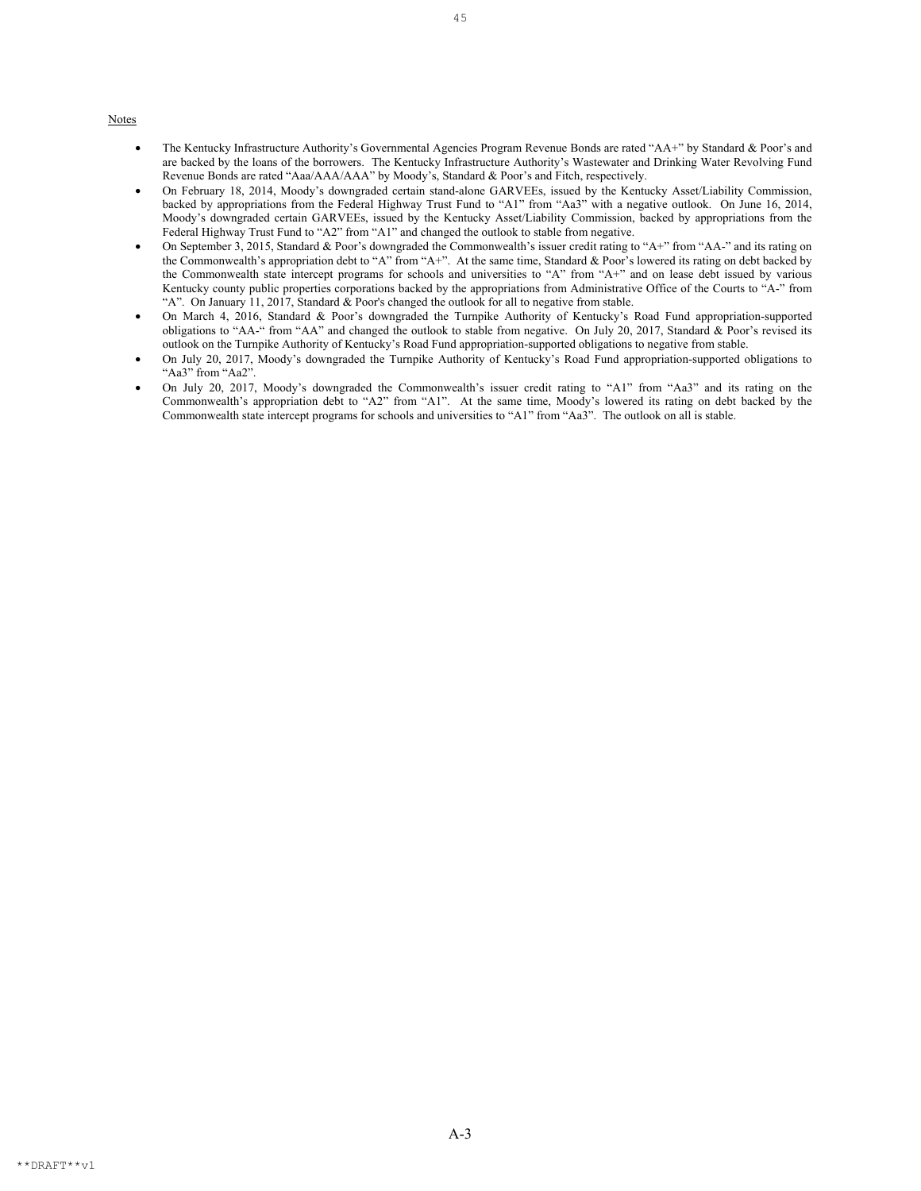Notes

- The Kentucky Infrastructure Authority's Governmental Agencies Program Revenue Bonds are rated "AA+" by Standard & Poor's and are backed by the loans of the borrowers. The Kentucky Infrastructure Authority's Wastewater and Drinking Water Revolving Fund Revenue Bonds are rated "Aaa/AAA/AAA" by Moody's, Standard & Poor's and Fitch, respectively.
- On February 18, 2014, Moody's downgraded certain stand-alone GARVEEs, issued by the Kentucky Asset/Liability Commission, backed by appropriations from the Federal Highway Trust Fund to "A1" from "Aa3" with a negative outlook. On June 16, 2014, Moody's downgraded certain GARVEEs, issued by the Kentucky Asset/Liability Commission, backed by appropriations from the Federal Highway Trust Fund to "A2" from "A1" and changed the outlook to stable from negative.
- On September 3, 2015, Standard & Poor's downgraded the Commonwealth's issuer credit rating to "A+" from "AA-" and its rating on the Commonwealth's appropriation debt to "A" from "A+". At the same time, Standard & Poor's lowered its rating on debt backed by the Commonwealth state intercept programs for schools and universities to "A" from "A+" and on lease debt issued by various Kentucky county public properties corporations backed by the appropriations from Administrative Office of the Courts to "A-" from "A". On January 11, 2017, Standard & Poor's changed the outlook for all to negative from stable.
- On March 4, 2016, Standard & Poor's downgraded the Turnpike Authority of Kentucky's Road Fund appropriation-supported obligations to "AA-" from "AA" and changed the outlook to stable from negative. On July 20, 2017, Standard & Poor's revised its outlook on the Turnpike Authority of Kentucky's Road Fund appropriation-supported obligations to negative from stable.
- On July 20, 2017, Moody's downgraded the Turnpike Authority of Kentucky's Road Fund appropriation-supported obligations to "Aa3" from "Aa2".
- On July 20, 2017, Moody's downgraded the Commonwealth's issuer credit rating to "A1" from "Aa3" and its rating on the Commonwealth's appropriation debt to "A2" from "A1". At the same time, Moody's lowered its rating on debt backed by the Commonwealth state intercept programs for schools and universities to "A1" from "Aa3". The outlook on all is stable.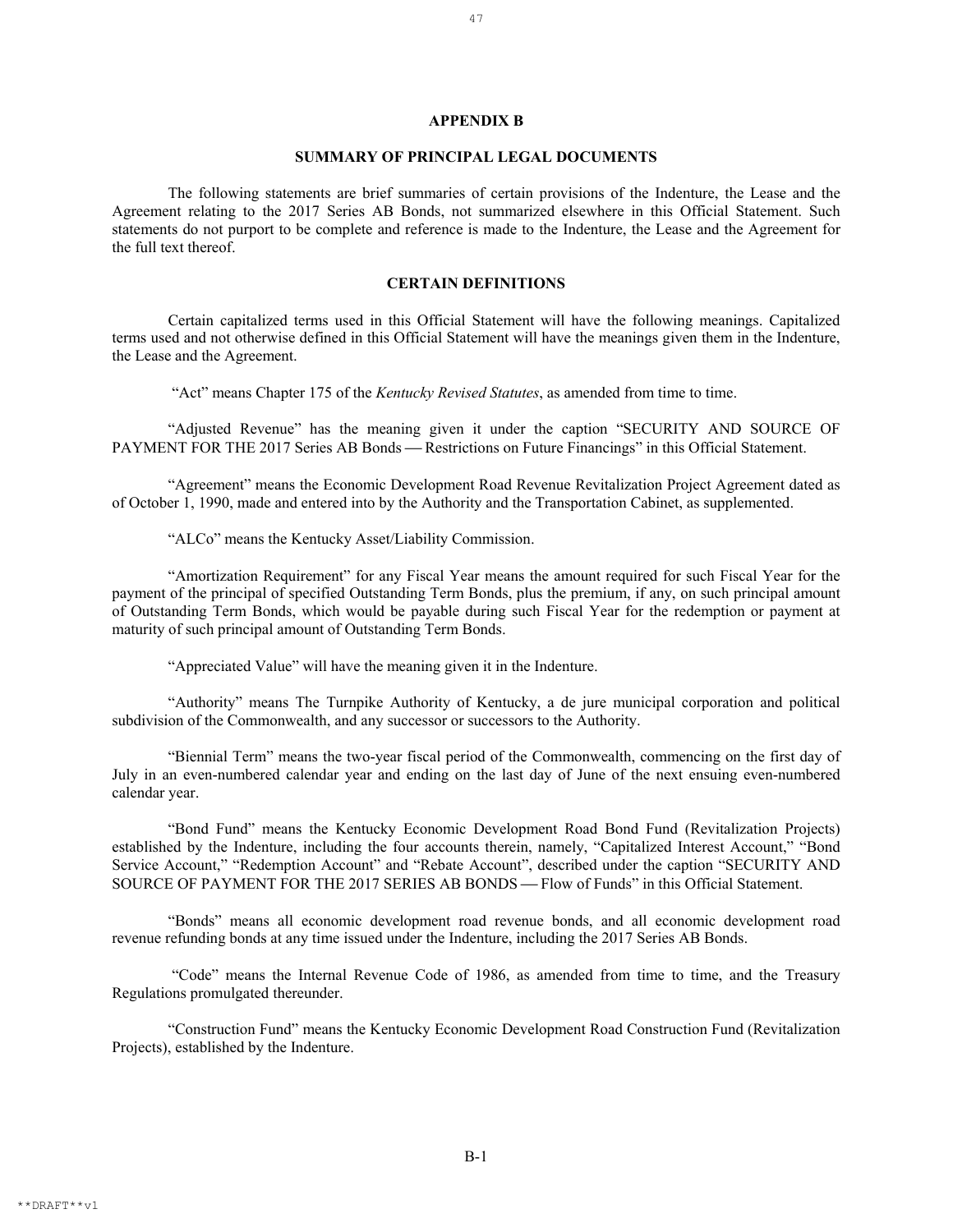## APPENDIX B

## SUMMARY OF PRINCIPAL LEGAL DOCUMENTS

The following statements are brief summaries of certain provisions of the Indenture, the Lease and the Agreement relating to the 2017 Series AB Bonds, not summarized elsewhere in this Official Statement. Such statements do not purport to be complete and reference is made to the Indenture, the Lease and the Agreement for the full text thereof.

## CERTAIN DEFINITIONS

Certain capitalized terms used in this Official Statement will have the following meanings. Capitalized terms used and not otherwise defined in this Official Statement will have the meanings given them in the Indenture, the Lease and the Agreement.

"Act" means Chapter 175 of the *Kentucky Revised Statutes*, as amended from time to time.

"Adjusted Revenue" has the meaning given it under the caption "SECURITY AND SOURCE OF PAYMENT FOR THE 2017 Series AB Bonds — Restrictions on Future Financings" in this Official Statement.

"Agreement" means the Economic Development Road Revenue Revitalization Project Agreement dated as of October 1, 1990, made and entered into by the Authority and the Transportation Cabinet, as supplemented.

"ALCo" means the Kentucky Asset/Liability Commission.

"Amortization Requirement" for any Fiscal Year means the amount required for such Fiscal Year for the payment of the principal of specified Outstanding Term Bonds, plus the premium, if any, on such principal amount of Outstanding Term Bonds, which would be payable during such Fiscal Year for the redemption or payment at maturity of such principal amount of Outstanding Term Bonds.

"Appreciated Value" will have the meaning given it in the Indenture.

"Authority" means The Turnpike Authority of Kentucky, a de jure municipal corporation and political subdivision of the Commonwealth, and any successor or successors to the Authority.

"Biennial Term" means the two-year fiscal period of the Commonwealth, commencing on the first day of July in an even-numbered calendar year and ending on the last day of June of the next ensuing even-numbered calendar year.

"Bond Fund" means the Kentucky Economic Development Road Bond Fund (Revitalization Projects) established by the Indenture, including the four accounts therein, namely, "Capitalized Interest Account," "Bond Service Account," "Redemption Account" and "Rebate Account", described under the caption "SECURITY AND SOURCE OF PAYMENT FOR THE 2017 SERIES AB BONDS — Flow of Funds" in this Official Statement.

"Bonds" means all economic development road revenue bonds, and all economic development road revenue refunding bonds at any time issued under the Indenture, including the 2017 Series AB Bonds.

"Code" means the Internal Revenue Code of 1986, as amended from time to time, and the Treasury Regulations promulgated thereunder.

"Construction Fund" means the Kentucky Economic Development Road Construction Fund (Revitalization Projects), established by the Indenture.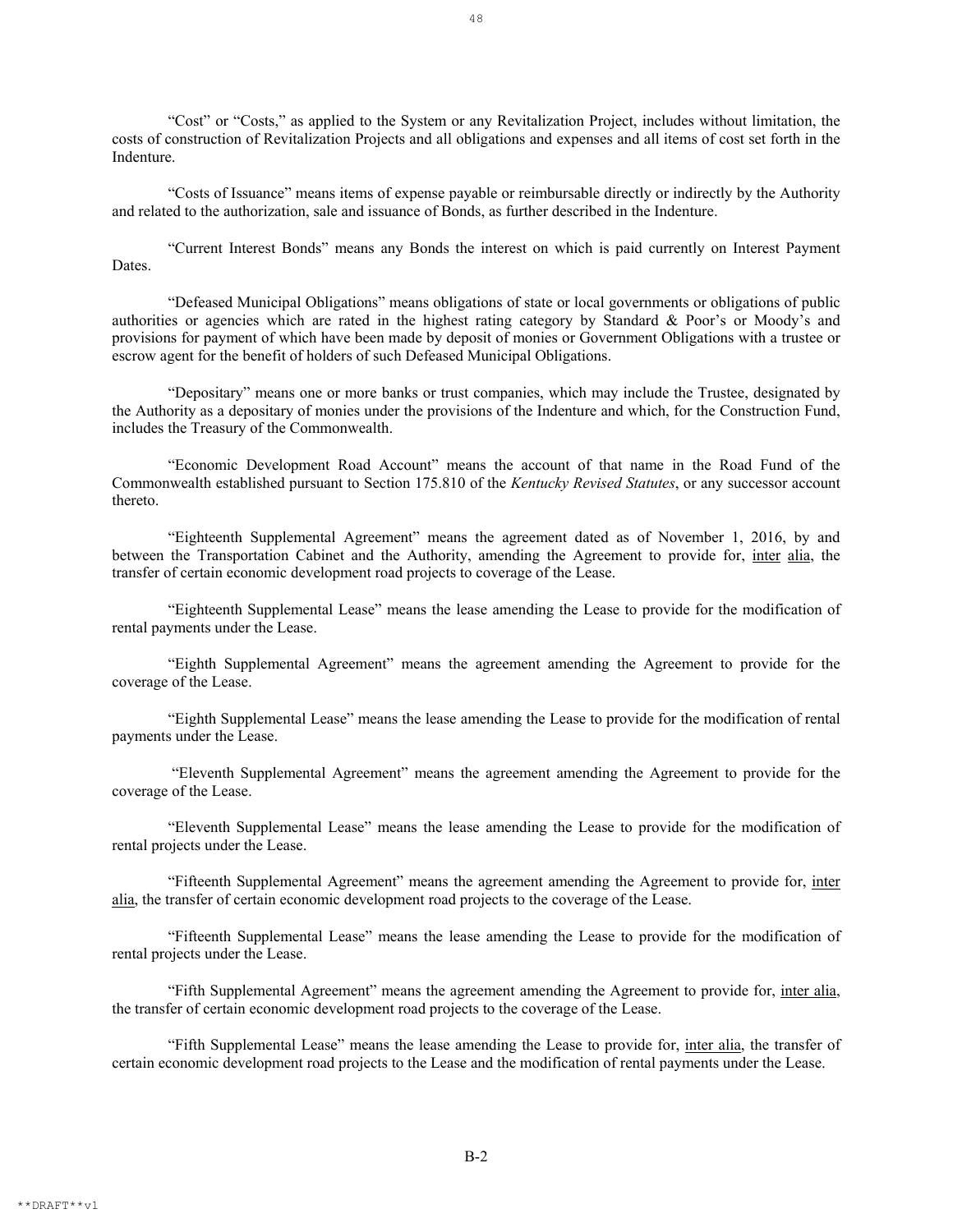"Cost" or "Costs," as applied to the System or any Revitalization Project, includes without limitation, the costs of construction of Revitalization Projects and all obligations and expenses and all items of cost set forth in the Indenture.

"Costs of Issuance" means items of expense payable or reimbursable directly or indirectly by the Authority and related to the authorization, sale and issuance of Bonds, as further described in the Indenture.

"Current Interest Bonds" means any Bonds the interest on which is paid currently on Interest Payment Dates.

"Defeased Municipal Obligations" means obligations of state or local governments or obligations of public authorities or agencies which are rated in the highest rating category by Standard & Poor's or Moody's and provisions for payment of which have been made by deposit of monies or Government Obligations with a trustee or escrow agent for the benefit of holders of such Defeased Municipal Obligations.

"Depositary" means one or more banks or trust companies, which may include the Trustee, designated by the Authority as a depositary of monies under the provisions of the Indenture and which, for the Construction Fund, includes the Treasury of the Commonwealth.

"Economic Development Road Account" means the account of that name in the Road Fund of the Commonwealth established pursuant to Section 175.810 of the *Kentucky Revised Statutes*, or any successor account thereto.

"Eighteenth Supplemental Agreement" means the agreement dated as of November 1, 2016, by and between the Transportation Cabinet and the Authority, amending the Agreement to provide for, inter alia, the transfer of certain economic development road projects to coverage of the Lease.

"Eighteenth Supplemental Lease" means the lease amending the Lease to provide for the modification of rental payments under the Lease.

"Eighth Supplemental Agreement" means the agreement amending the Agreement to provide for the coverage of the Lease.

"Eighth Supplemental Lease" means the lease amending the Lease to provide for the modification of rental payments under the Lease.

"Eleventh Supplemental Agreement" means the agreement amending the Agreement to provide for the coverage of the Lease.

"Eleventh Supplemental Lease" means the lease amending the Lease to provide for the modification of rental projects under the Lease.

"Fifteenth Supplemental Agreement" means the agreement amending the Agreement to provide for, inter alia, the transfer of certain economic development road projects to the coverage of the Lease.

"Fifteenth Supplemental Lease" means the lease amending the Lease to provide for the modification of rental projects under the Lease.

"Fifth Supplemental Agreement" means the agreement amending the Agreement to provide for, inter alia, the transfer of certain economic development road projects to the coverage of the Lease.

"Fifth Supplemental Lease" means the lease amending the Lease to provide for, inter alia, the transfer of certain economic development road projects to the Lease and the modification of rental payments under the Lease.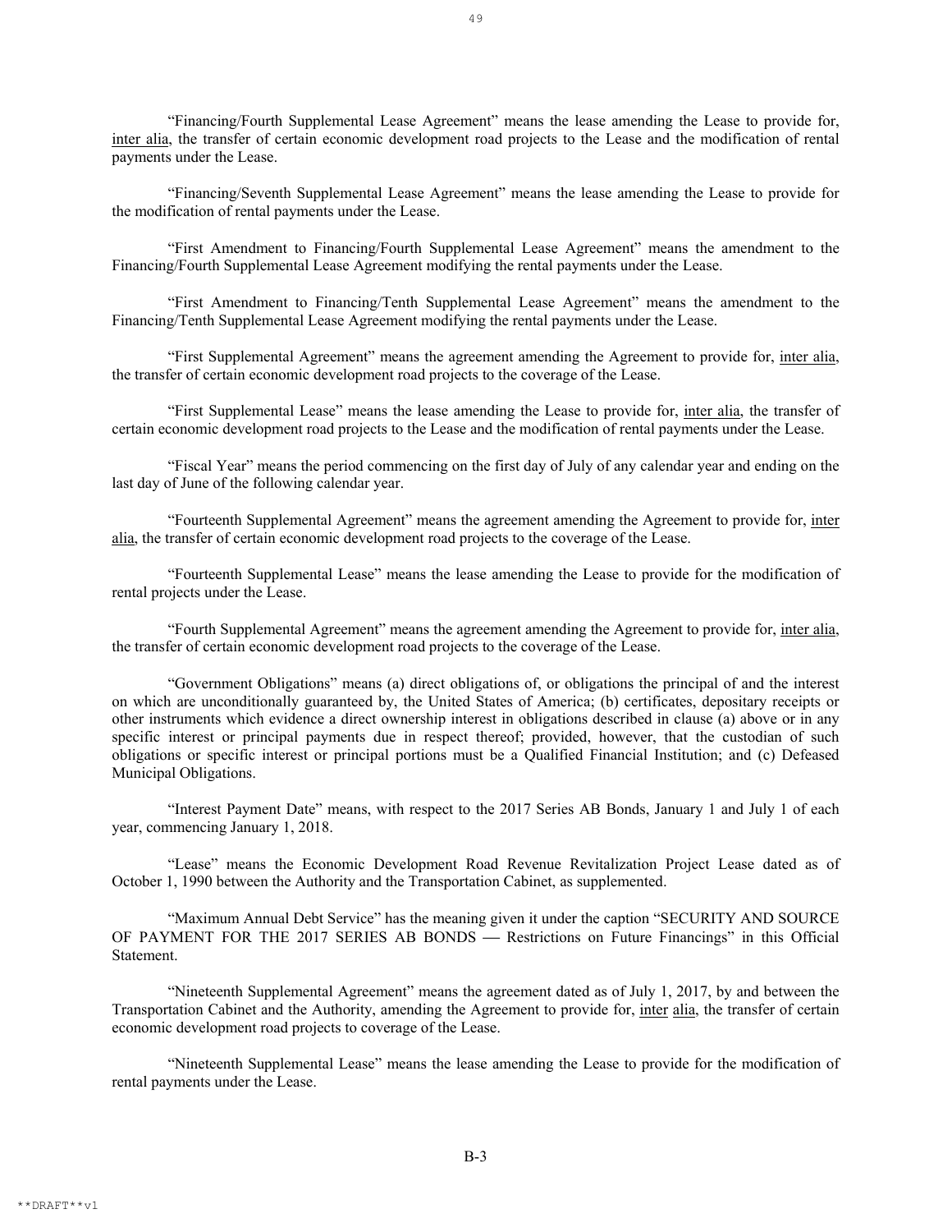"Financing/Fourth Supplemental Lease Agreement" means the lease amending the Lease to provide for, inter alia, the transfer of certain economic development road projects to the Lease and the modification of rental payments under the Lease.

"Financing/Seventh Supplemental Lease Agreement" means the lease amending the Lease to provide for the modification of rental payments under the Lease.

"First Amendment to Financing/Fourth Supplemental Lease Agreement" means the amendment to the Financing/Fourth Supplemental Lease Agreement modifying the rental payments under the Lease.

"First Amendment to Financing/Tenth Supplemental Lease Agreement" means the amendment to the Financing/Tenth Supplemental Lease Agreement modifying the rental payments under the Lease.

"First Supplemental Agreement" means the agreement amending the Agreement to provide for, inter alia, the transfer of certain economic development road projects to the coverage of the Lease.

"First Supplemental Lease" means the lease amending the Lease to provide for, inter alia, the transfer of certain economic development road projects to the Lease and the modification of rental payments under the Lease.

"Fiscal Year" means the period commencing on the first day of July of any calendar year and ending on the last day of June of the following calendar year.

"Fourteenth Supplemental Agreement" means the agreement amending the Agreement to provide for, inter alia, the transfer of certain economic development road projects to the coverage of the Lease.

"Fourteenth Supplemental Lease" means the lease amending the Lease to provide for the modification of rental projects under the Lease.

"Fourth Supplemental Agreement" means the agreement amending the Agreement to provide for, inter alia, the transfer of certain economic development road projects to the coverage of the Lease.

"Government Obligations" means (a) direct obligations of, or obligations the principal of and the interest on which are unconditionally guaranteed by, the United States of America; (b) certificates, depositary receipts or other instruments which evidence a direct ownership interest in obligations described in clause (a) above or in any specific interest or principal payments due in respect thereof; provided, however, that the custodian of such obligations or specific interest or principal portions must be a Qualified Financial Institution; and (c) Defeased Municipal Obligations.

"Interest Payment Date" means, with respect to the 2017 Series AB Bonds, January 1 and July 1 of each year, commencing January 1, 2018.

"Lease" means the Economic Development Road Revenue Revitalization Project Lease dated as of October 1, 1990 between the Authority and the Transportation Cabinet, as supplemented.

"Maximum Annual Debt Service" has the meaning given it under the caption "SECURITY AND SOURCE OF PAYMENT FOR THE 2017 SERIES AB BONDS — Restrictions on Future Financings" in this Official Statement.

"Nineteenth Supplemental Agreement" means the agreement dated as of July 1, 2017, by and between the Transportation Cabinet and the Authority, amending the Agreement to provide for, inter alia, the transfer of certain economic development road projects to coverage of the Lease.

"Nineteenth Supplemental Lease" means the lease amending the Lease to provide for the modification of rental payments under the Lease.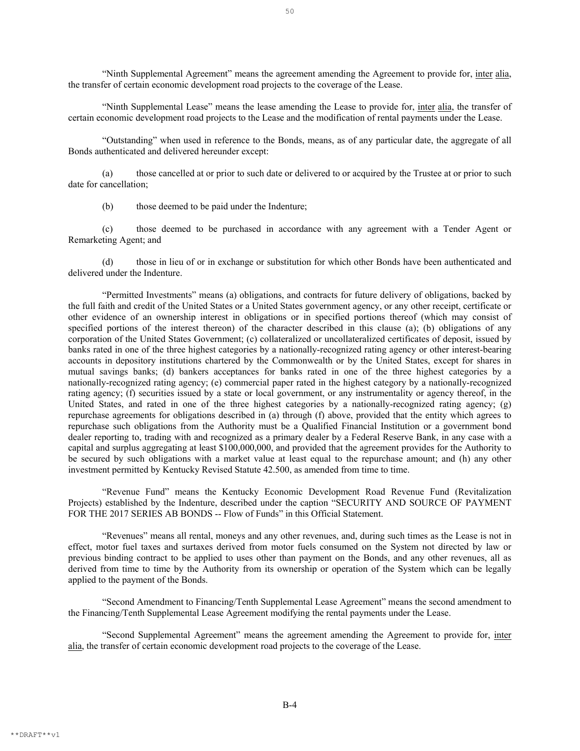"Ninth Supplemental Agreement" means the agreement amending the Agreement to provide for, inter alia, the transfer of certain economic development road projects to the coverage of the Lease.

"Ninth Supplemental Lease" means the lease amending the Lease to provide for, inter alia, the transfer of certain economic development road projects to the Lease and the modification of rental payments under the Lease.

"Outstanding" when used in reference to the Bonds, means, as of any particular date, the aggregate of all Bonds authenticated and delivered hereunder except:

(a) those cancelled at or prior to such date or delivered to or acquired by the Trustee at or prior to such date for cancellation;

(b) those deemed to be paid under the Indenture;

(c) those deemed to be purchased in accordance with any agreement with a Tender Agent or Remarketing Agent; and

(d) those in lieu of or in exchange or substitution for which other Bonds have been authenticated and delivered under the Indenture.

"Permitted Investments" means (a) obligations, and contracts for future delivery of obligations, backed by the full faith and credit of the United States or a United States government agency, or any other receipt, certificate or other evidence of an ownership interest in obligations or in specified portions thereof (which may consist of specified portions of the interest thereon) of the character described in this clause (a); (b) obligations of any corporation of the United States Government; (c) collateralized or uncollateralized certificates of deposit, issued by banks rated in one of the three highest categories by a nationally-recognized rating agency or other interest-bearing accounts in depository institutions chartered by the Commonwealth or by the United States, except for shares in mutual savings banks; (d) bankers acceptances for banks rated in one of the three highest categories by a nationally-recognized rating agency; (e) commercial paper rated in the highest category by a nationally-recognized rating agency; (f) securities issued by a state or local government, or any instrumentality or agency thereof, in the United States, and rated in one of the three highest categories by a nationally-recognized rating agency; (g) repurchase agreements for obligations described in (a) through (f) above, provided that the entity which agrees to repurchase such obligations from the Authority must be a Qualified Financial Institution or a government bond dealer reporting to, trading with and recognized as a primary dealer by a Federal Reserve Bank, in any case with a capital and surplus aggregating at least $100,000,000, and provided that the agreement provides for the Authority to be secured by such obligations with a market value at least equal to the repurchase amount; and (h) any other investment permitted by Kentucky Revised Statute 42.500, as amended from time to time.

"Revenue Fund" means the Kentucky Economic Development Road Revenue Fund (Revitalization Projects) established by the Indenture, described under the caption "SECURITY AND SOURCE OF PAYMENT FOR THE 2017 SERIES AB BONDS -- Flow of Funds" in this Official Statement.

"Revenues" means all rental, moneys and any other revenues, and, during such times as the Lease is not in effect, motor fuel taxes and surtaxes derived from motor fuels consumed on the System not directed by law or previous binding contract to be applied to uses other than payment on the Bonds, and any other revenues, all as derived from time to time by the Authority from its ownership or operation of the System which can be legally applied to the payment of the Bonds.

"Second Amendment to Financing/Tenth Supplemental Lease Agreement" means the second amendment to the Financing/Tenth Supplemental Lease Agreement modifying the rental payments under the Lease.

"Second Supplemental Agreement" means the agreement amending the Agreement to provide for, inter alia, the transfer of certain economic development road projects to the coverage of the Lease.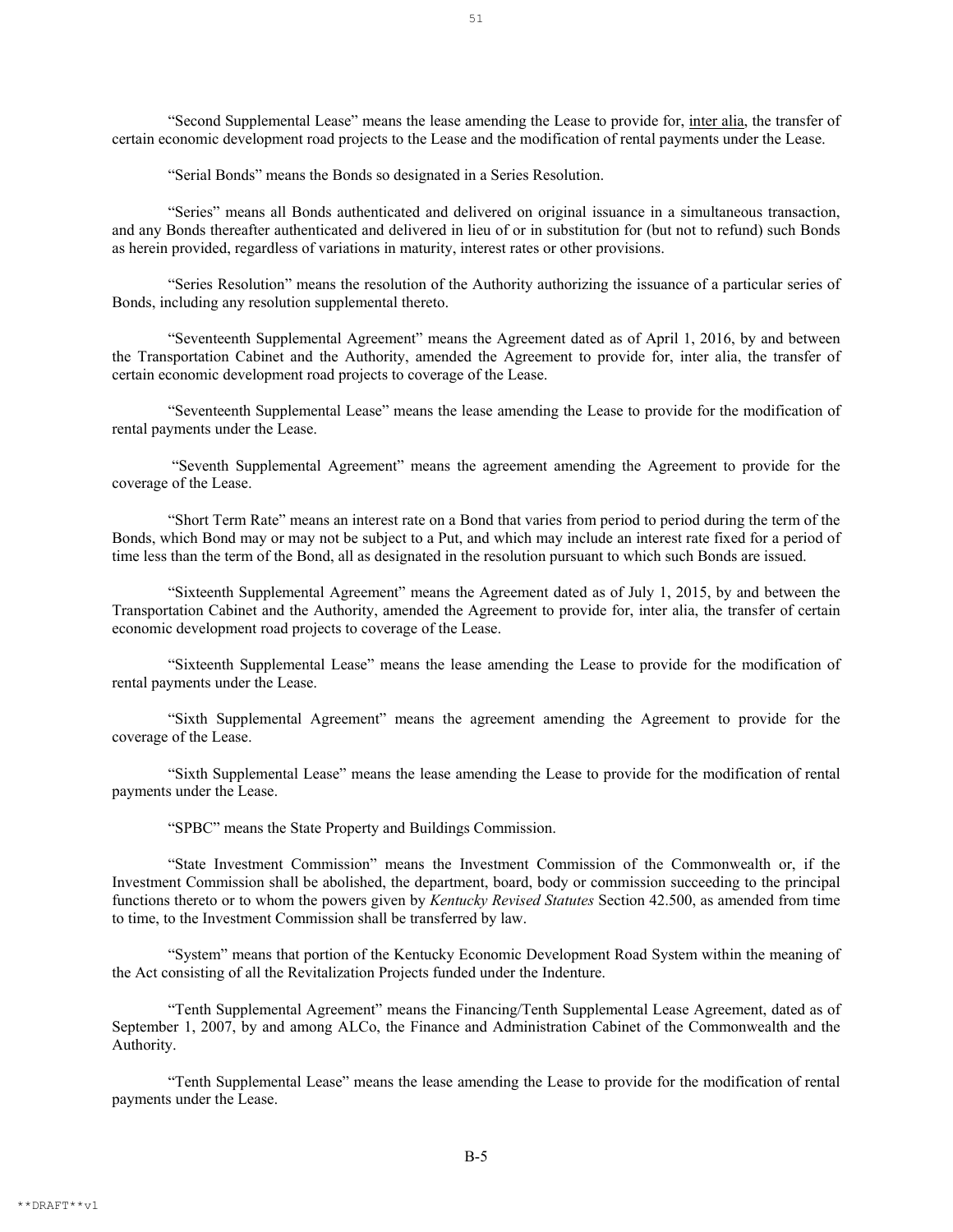"Second Supplemental Lease" means the lease amending the Lease to provide for, inter alia, the transfer of certain economic development road projects to the Lease and the modification of rental payments under the Lease.

"Serial Bonds" means the Bonds so designated in a Series Resolution.

"Series" means all Bonds authenticated and delivered on original issuance in a simultaneous transaction, and any Bonds thereafter authenticated and delivered in lieu of or in substitution for (but not to refund) such Bonds as herein provided, regardless of variations in maturity, interest rates or other provisions.

"Series Resolution" means the resolution of the Authority authorizing the issuance of a particular series of Bonds, including any resolution supplemental thereto.

"Seventeenth Supplemental Agreement" means the Agreement dated as of April 1, 2016, by and between the Transportation Cabinet and the Authority, amended the Agreement to provide for, inter alia, the transfer of certain economic development road projects to coverage of the Lease.

"Seventeenth Supplemental Lease" means the lease amending the Lease to provide for the modification of rental payments under the Lease.

"Seventh Supplemental Agreement" means the agreement amending the Agreement to provide for the coverage of the Lease.

"Short Term Rate" means an interest rate on a Bond that varies from period to period during the term of the Bonds, which Bond may or may not be subject to a Put, and which may include an interest rate fixed for a period of time less than the term of the Bond, all as designated in the resolution pursuant to which such Bonds are issued.

"Sixteenth Supplemental Agreement" means the Agreement dated as of July 1, 2015, by and between the Transportation Cabinet and the Authority, amended the Agreement to provide for, inter alia, the transfer of certain economic development road projects to coverage of the Lease.

"Sixteenth Supplemental Lease" means the lease amending the Lease to provide for the modification of rental payments under the Lease.

"Sixth Supplemental Agreement" means the agreement amending the Agreement to provide for the coverage of the Lease.

"Sixth Supplemental Lease" means the lease amending the Lease to provide for the modification of rental payments under the Lease.

"SPBC" means the State Property and Buildings Commission.

"State Investment Commission" means the Investment Commission of the Commonwealth or, if the Investment Commission shall be abolished, the department, board, body or commission succeeding to the principal functions thereto or to whom the powers given by *Kentucky Revised Statutes* Section 42.500, as amended from time to time, to the Investment Commission shall be transferred by law.

"System" means that portion of the Kentucky Economic Development Road System within the meaning of the Act consisting of all the Revitalization Projects funded under the Indenture.

"Tenth Supplemental Agreement" means the Financing/Tenth Supplemental Lease Agreement, dated as of September 1, 2007, by and among ALCo, the Finance and Administration Cabinet of the Commonwealth and the Authority.

"Tenth Supplemental Lease" means the lease amending the Lease to provide for the modification of rental payments under the Lease.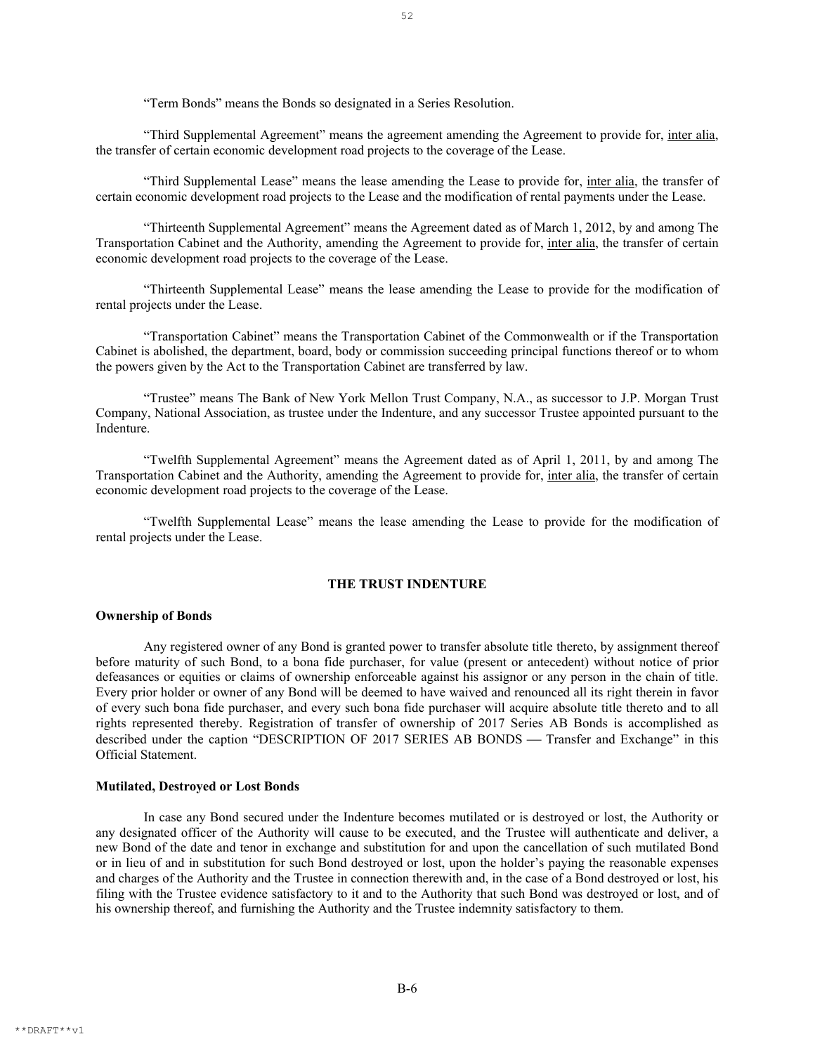"Term Bonds" means the Bonds so designated in a Series Resolution.

"Third Supplemental Agreement" means the agreement amending the Agreement to provide for, inter alia, the transfer of certain economic development road projects to the coverage of the Lease.

"Third Supplemental Lease" means the lease amending the Lease to provide for, inter alia, the transfer of certain economic development road projects to the Lease and the modification of rental payments under the Lease.

"Thirteenth Supplemental Agreement" means the Agreement dated as of March 1, 2012, by and among The Transportation Cabinet and the Authority, amending the Agreement to provide for, inter alia, the transfer of certain economic development road projects to the coverage of the Lease.

"Thirteenth Supplemental Lease" means the lease amending the Lease to provide for the modification of rental projects under the Lease.

"Transportation Cabinet" means the Transportation Cabinet of the Commonwealth or if the Transportation Cabinet is abolished, the department, board, body or commission succeeding principal functions thereof or to whom the powers given by the Act to the Transportation Cabinet are transferred by law.

"Trustee" means The Bank of New York Mellon Trust Company, N.A., as successor to J.P. Morgan Trust Company, National Association, as trustee under the Indenture, and any successor Trustee appointed pursuant to the Indenture.

"Twelfth Supplemental Agreement" means the Agreement dated as of April 1, 2011, by and among The Transportation Cabinet and the Authority, amending the Agreement to provide for, inter alia, the transfer of certain economic development road projects to the coverage of the Lease.

"Twelfth Supplemental Lease" means the lease amending the Lease to provide for the modification of rental projects under the Lease.

## THE TRUST INDENTURE

### Ownership of Bonds

Any registered owner of any Bond is granted power to transfer absolute title thereto, by assignment thereof before maturity of such Bond, to a bona fide purchaser, for value (present or antecedent) without notice of prior defeasances or equities or claims of ownership enforceable against his assignor or any person in the chain of title. Every prior holder or owner of any Bond will be deemed to have waived and renounced all its right therein in favor of every such bona fide purchaser, and every such bona fide purchaser will acquire absolute title thereto and to all rights represented thereby. Registration of transfer of ownership of 2017 Series AB Bonds is accomplished as described under the caption "DESCRIPTION OF 2017 SERIES AB BONDS — Transfer and Exchange" in this Official Statement.

### Mutilated, Destroyed or Lost Bonds

In case any Bond secured under the Indenture becomes mutilated or is destroyed or lost, the Authority or any designated officer of the Authority will cause to be executed, and the Trustee will authenticate and deliver, a new Bond of the date and tenor in exchange and substitution for and upon the cancellation of such mutilated Bond or in lieu of and in substitution for such Bond destroyed or lost, upon the holder's paying the reasonable expenses and charges of the Authority and the Trustee in connection therewith and, in the case of a Bond destroyed or lost, his filing with the Trustee evidence satisfactory to it and to the Authority that such Bond was destroyed or lost, and of his ownership thereof, and furnishing the Authority and the Trustee indemnity satisfactory to them.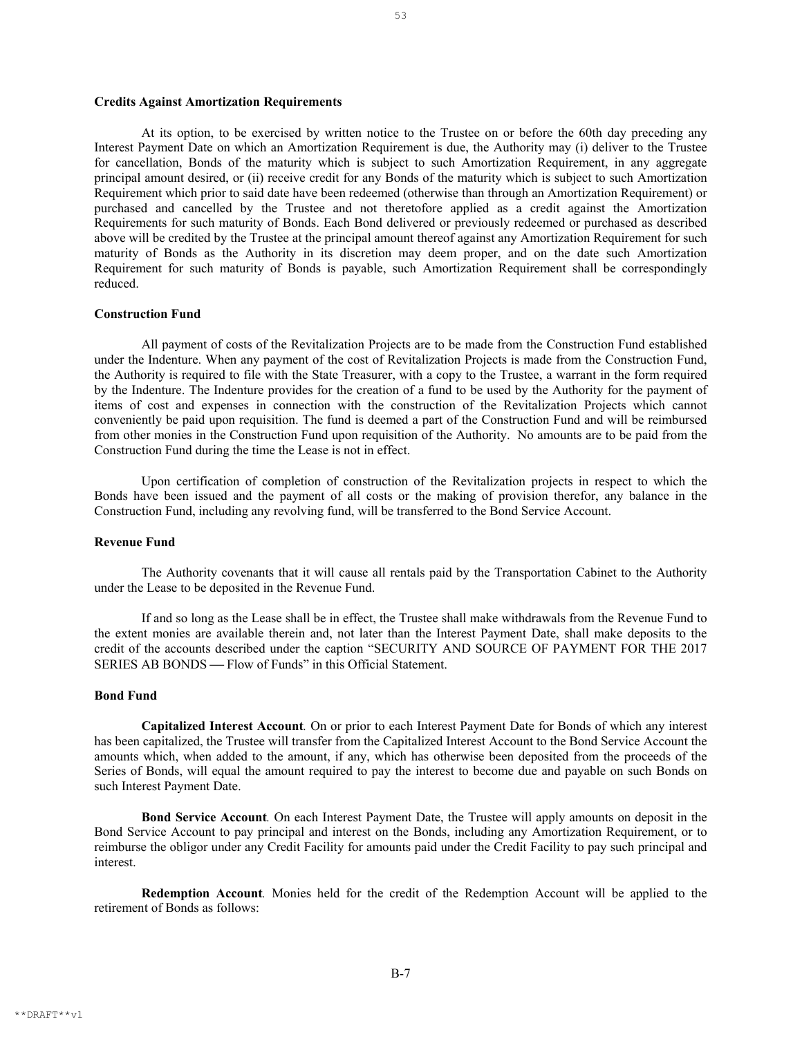**Credits Against Amortization Requirements**

At its option, to be exercised by written notice to the Trustee on or before the 60th day preceding any Interest Payment Date on which an Amortization Requirement is due, the Authority may (i) deliver to the Trustee for cancellation, Bonds of the maturity which is subject to such Amortization Requirement, in any aggregate principal amount desired, or (ii) receive credit for any Bonds of the maturity which is subject to such Amortization Requirement which prior to said date have been redeemed (otherwise than through an Amortization Requirement) or purchased and cancelled by the Trustee and not theretofore applied as a credit against the Amortization Requirements for such maturity of Bonds. Each Bond delivered or previously redeemed or purchased as described above will be credited by the Trustee at the principal amount thereof against any Amortization Requirement for such maturity of Bonds as the Authority in its discretion may deem proper, and on the date such Amortization Requirement for such maturity of Bonds is payable, such Amortization Requirement shall be correspondingly reduced.

**Construction Fund**

All payment of costs of the Revitalization Projects are to be made from the Construction Fund established under the Indenture. When any payment of the cost of Revitalization Projects is made from the Construction Fund, the Authority is required to file with the State Treasurer, with a copy to the Trustee, a warrant in the form required by the Indenture. The Indenture provides for the creation of a fund to be used by the Authority for the payment of items of cost and expenses in connection with the construction of the Revitalization Projects which cannot conveniently be paid upon requisition. The fund is deemed a part of the Construction Fund and will be reimbursed from other monies in the Construction Fund upon requisition of the Authority. No amounts are to be paid from the Construction Fund during the time the Lease is not in effect.

Upon certification of completion of construction of the Revitalization projects in respect to which the Bonds have been issued and the payment of all costs or the making of provision therefor, any balance in the Construction Fund, including any revolving fund, will be transferred to the Bond Service Account.

**Revenue Fund**

The Authority covenants that it will cause all rentals paid by the Transportation Cabinet to the Authority under the Lease to be deposited in the Revenue Fund.

If and so long as the Lease shall be in effect, the Trustee shall make withdrawals from the Revenue Fund to the extent monies are available therein and, not later than the Interest Payment Date, shall make deposits to the credit of the accounts described under the caption "SECURITY AND SOURCE OF PAYMENT FOR THE 2017 SERIES AB BONDS — Flow of Funds" in this Official Statement.

**Bond Fund**

***Capitalized Interest Account***. On or prior to each Interest Payment Date for Bonds of which any interest has been capitalized, the Trustee will transfer from the Capitalized Interest Account to the Bond Service Account the amounts which, when added to the amount, if any, which has otherwise been deposited from the proceeds of the Series of Bonds, will equal the amount required to pay the interest to become due and payable on such Bonds on such Interest Payment Date.

***Bond Service Account***. On each Interest Payment Date, the Trustee will apply amounts on deposit in the Bond Service Account to pay principal and interest on the Bonds, including any Amortization Requirement, or to reimburse the obligor under any Credit Facility for amounts paid under the Credit Facility to pay such principal and interest.

***Redemption Account***. Monies held for the credit of the Redemption Account will be applied to the retirement of Bonds as follows: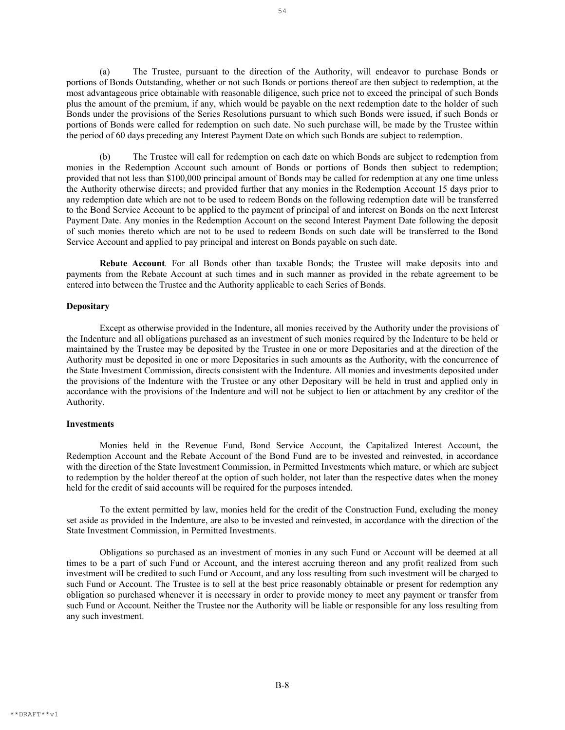(a) The Trustee, pursuant to the direction of the Authority, will endeavor to purchase Bonds or portions of Bonds Outstanding, whether or not such Bonds or portions thereof are then subject to redemption, at the most advantageous price obtainable with reasonable diligence, such price not to exceed the principal of such Bonds plus the amount of the premium, if any, which would be payable on the next redemption date to the holder of such Bonds under the provisions of the Series Resolutions pursuant to which such Bonds were issued, if such Bonds or portions of Bonds were called for redemption on such date. No such purchase will, be made by the Trustee within the period of 60 days preceding any Interest Payment Date on which such Bonds are subject to redemption.

(b) The Trustee will call for redemption on each date on which Bonds are subject to redemption from monies in the Redemption Account such amount of Bonds or portions of Bonds then subject to redemption; provided that not less than $100,000 principal amount of Bonds may be called for redemption at any one time unless the Authority otherwise directs; and provided further that any monies in the Redemption Account 15 days prior to any redemption date which are not to be used to redeem Bonds on the following redemption date will be transferred to the Bond Service Account to be applied to the payment of principal of and interest on Bonds on the next Interest Payment Date. Any monies in the Redemption Account on the second Interest Payment Date following the deposit of such monies thereto which are not to be used to redeem Bonds on such date will be transferred to the Bond Service Account and applied to pay principal and interest on Bonds payable on such date.

**Rebate Account**. For all Bonds other than taxable Bonds; the Trustee will make deposits into and payments from the Rebate Account at such times and in such manner as provided in the rebate agreement to be entered into between the Trustee and the Authority applicable to each Series of Bonds.

**Depositary**

Except as otherwise provided in the Indenture, all monies received by the Authority under the provisions of the Indenture and all obligations purchased as an investment of such monies required by the Indenture to be held or maintained by the Trustee may be deposited by the Trustee in one or more Depositaries and at the direction of the Authority must be deposited in one or more Depositaries in such amounts as the Authority, with the concurrence of the State Investment Commission, directs consistent with the Indenture. All monies and investments deposited under the provisions of the Indenture with the Trustee or any other Depositary will be held in trust and applied only in accordance with the provisions of the Indenture and will not be subject to lien or attachment by any creditor of the Authority.

**Investments**

Monies held in the Revenue Fund, Bond Service Account, the Capitalized Interest Account, the Redemption Account and the Rebate Account of the Bond Fund are to be invested and reinvested, in accordance with the direction of the State Investment Commission, in Permitted Investments which mature, or which are subject to redemption by the holder thereof at the option of such holder, not later than the respective dates when the money held for the credit of said accounts will be required for the purposes intended.

To the extent permitted by law, monies held for the credit of the Construction Fund, excluding the money set aside as provided in the Indenture, are also to be invested and reinvested, in accordance with the direction of the State Investment Commission, in Permitted Investments.

Obligations so purchased as an investment of monies in any such Fund or Account will be deemed at all times to be a part of such Fund or Account, and the interest accruing thereon and any profit realized from such investment will be credited to such Fund or Account, and any loss resulting from such investment will be charged to such Fund or Account. The Trustee is to sell at the best price reasonably obtainable or present for redemption any obligation so purchased whenever it is necessary in order to provide money to meet any payment or transfer from such Fund or Account. Neither the Trustee nor the Authority will be liable or responsible for any loss resulting from any such investment.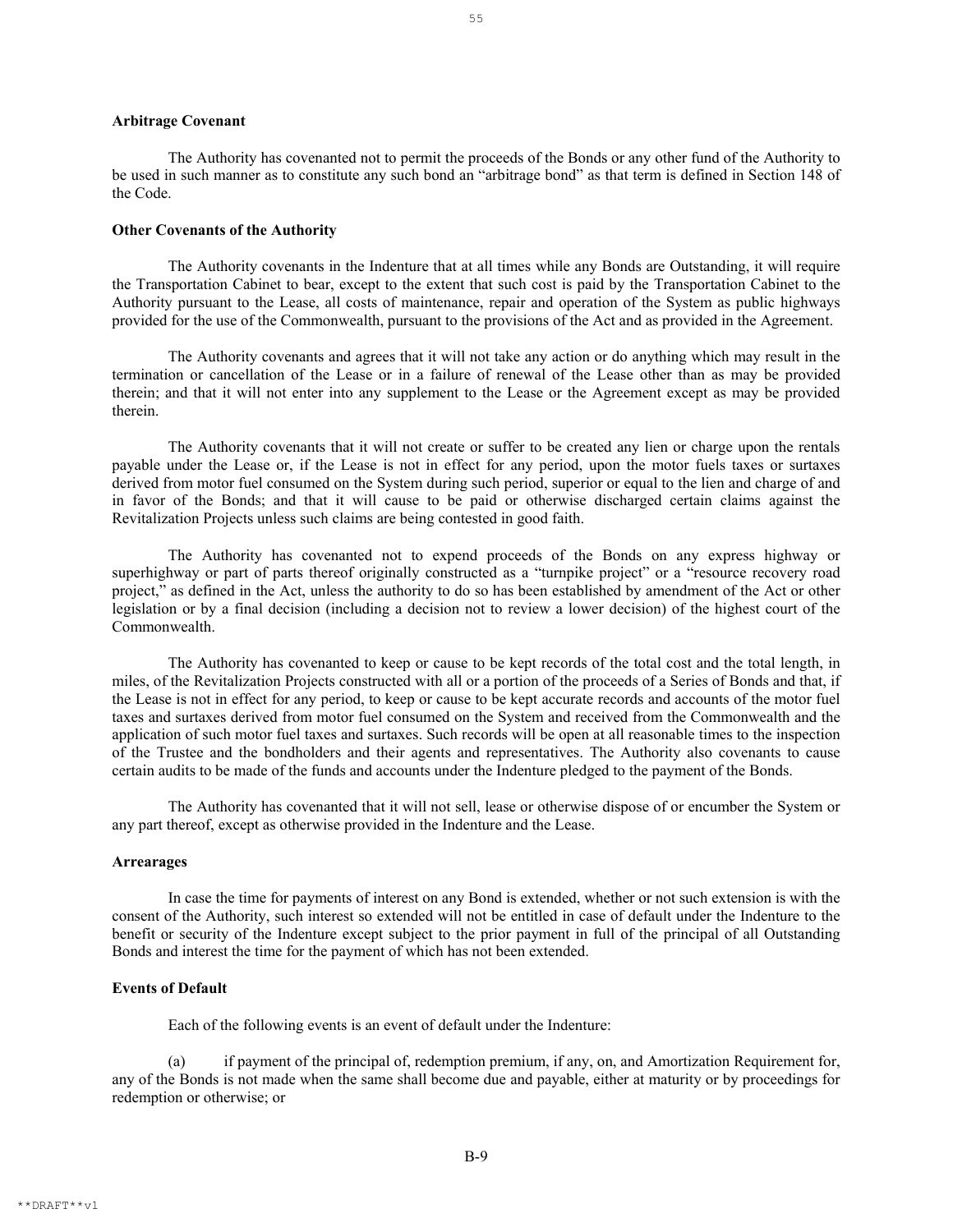**Arbitrage Covenant**

The Authority has covenanted not to permit the proceeds of the Bonds or any other fund of the Authority to be used in such manner as to constitute any such bond an "arbitrage bond" as that term is defined in Section 148 of the Code.

**Other Covenants of the Authority**

The Authority covenants in the Indenture that at all times while any Bonds are Outstanding, it will require the Transportation Cabinet to bear, except to the extent that such cost is paid by the Transportation Cabinet to the Authority pursuant to the Lease, all costs of maintenance, repair and operation of the System as public highways provided for the use of the Commonwealth, pursuant to the provisions of the Act and as provided in the Agreement.

The Authority covenants and agrees that it will not take any action or do anything which may result in the termination or cancellation of the Lease or in a failure of renewal of the Lease other than as may be provided therein; and that it will not enter into any supplement to the Lease or the Agreement except as may be provided therein.

The Authority covenants that it will not create or suffer to be created any lien or charge upon the rentals payable under the Lease or, if the Lease is not in effect for any period, upon the motor fuels taxes or surtaxes derived from motor fuel consumed on the System during such period, superior or equal to the lien and charge of and in favor of the Bonds; and that it will cause to be paid or otherwise discharged certain claims against the Revitalization Projects unless such claims are being contested in good faith.

The Authority has covenanted not to expend proceeds of the Bonds on any express highway or superhighway or part of parts thereof originally constructed as a "turnpike project" or a "resource recovery road project," as defined in the Act, unless the authority to do so has been established by amendment of the Act or other legislation or by a final decision (including a decision not to review a lower decision) of the highest court of the Commonwealth.

The Authority has covenanted to keep or cause to be kept records of the total cost and the total length, in miles, of the Revitalization Projects constructed with all or a portion of the proceeds of a Series of Bonds and that, if the Lease is not in effect for any period, to keep or cause to be kept accurate records and accounts of the motor fuel taxes and surtaxes derived from motor fuel consumed on the System and received from the Commonwealth and the application of such motor fuel taxes and surtaxes. Such records will be open at all reasonable times to the inspection of the Trustee and the bondholders and their agents and representatives. The Authority also covenants to cause certain audits to be made of the funds and accounts under the Indenture pledged to the payment of the Bonds.

The Authority has covenanted that it will not sell, lease or otherwise dispose of or encumber the System or any part thereof, except as otherwise provided in the Indenture and the Lease.

**Arrearages**

In case the time for payments of interest on any Bond is extended, whether or not such extension is with the consent of the Authority, such interest so extended will not be entitled in case of default under the Indenture to the benefit or security of the Indenture except subject to the prior payment in full of the principal of all Outstanding Bonds and interest the time for the payment of which has not been extended.

**Events of Default**

Each of the following events is an event of default under the Indenture:

(a) if payment of the principal of, redemption premium, if any, on, and Amortization Requirement for, any of the Bonds is not made when the same shall become due and payable, either at maturity or by proceedings for redemption or otherwise; or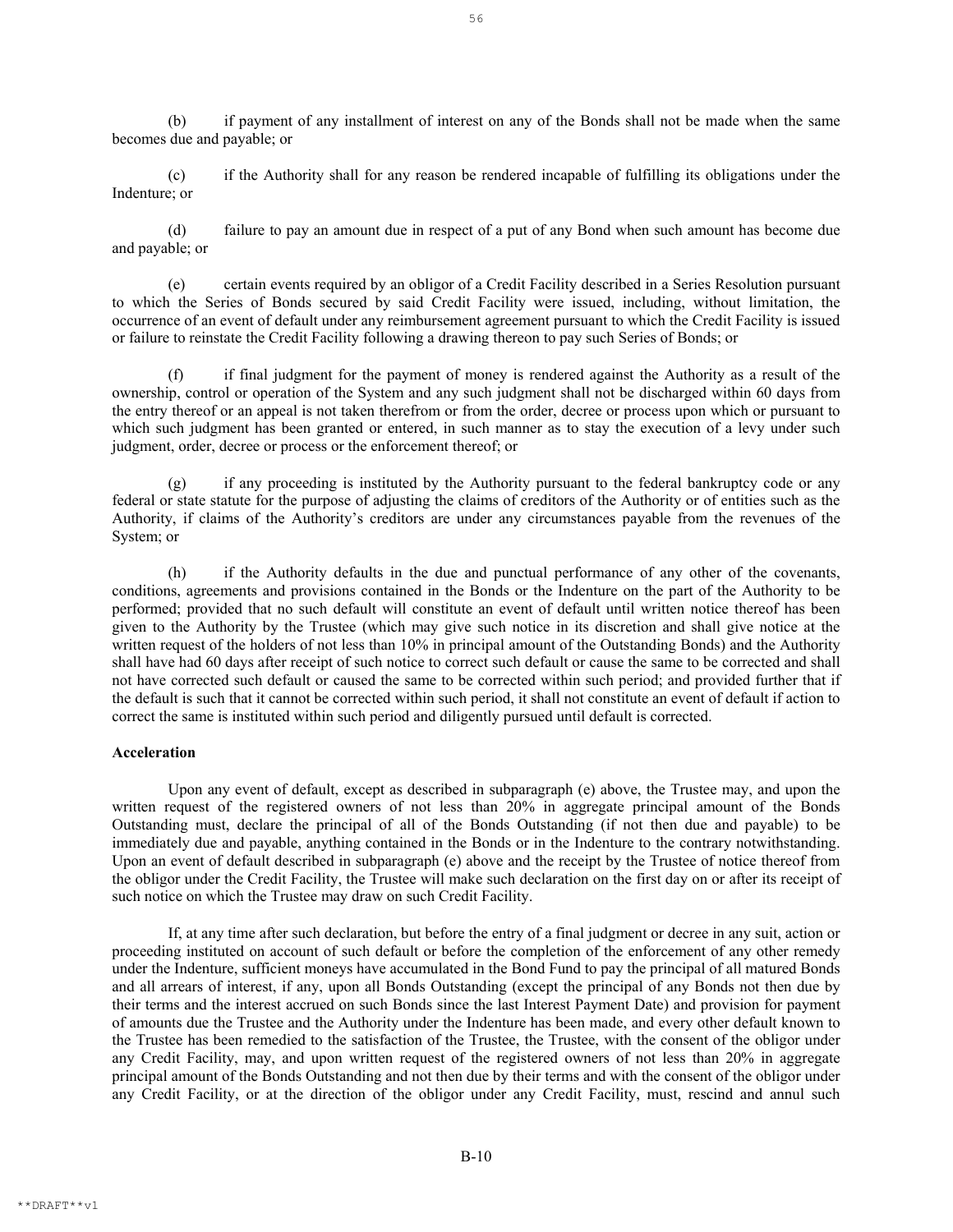(b) if payment of any installment of interest on any of the Bonds shall not be made when the same becomes due and payable; or

(c) if the Authority shall for any reason be rendered incapable of fulfilling its obligations under the Indenture; or

(d) failure to pay an amount due in respect of a put of any Bond when such amount has become due and payable; or

(e) certain events required by an obligor of a Credit Facility described in a Series Resolution pursuant to which the Series of Bonds secured by said Credit Facility were issued, including, without limitation, the occurrence of an event of default under any reimbursement agreement pursuant to which the Credit Facility is issued or failure to reinstate the Credit Facility following a drawing thereon to pay such Series of Bonds; or

(f) if final judgment for the payment of money is rendered against the Authority as a result of the ownership, control or operation of the System and any such judgment shall not be discharged within 60 days from the entry thereof or an appeal is not taken therefrom or from the order, decree or process upon which or pursuant to which such judgment has been granted or entered, in such manner as to stay the execution of a levy under such judgment, order, decree or process or the enforcement thereof; or

(g) if any proceeding is instituted by the Authority pursuant to the federal bankruptcy code or any federal or state statute for the purpose of adjusting the claims of creditors of the Authority or of entities such as the Authority, if claims of the Authority's creditors are under any circumstances payable from the revenues of the System; or

(h) if the Authority defaults in the due and punctual performance of any other of the covenants, conditions, agreements and provisions contained in the Bonds or the Indenture on the part of the Authority to be performed; provided that no such default will constitute an event of default until written notice thereof has been given to the Authority by the Trustee (which may give such notice in its discretion and shall give notice at the written request of the holders of not less than 10% in principal amount of the Outstanding Bonds) and the Authority shall have had 60 days after receipt of such notice to correct such default or cause the same to be corrected and shall not have corrected such default or caused the same to be corrected within such period; and provided further that if the default is such that it cannot be corrected within such period, it shall not constitute an event of default if action to correct the same is instituted within such period and diligently pursued until default is corrected.

**Acceleration**

Upon any event of default, except as described in subparagraph (e) above, the Trustee may, and upon the written request of the registered owners of not less than 20% in aggregate principal amount of the Bonds Outstanding must, declare the principal of all of the Bonds Outstanding (if not then due and payable) to be immediately due and payable, anything contained in the Bonds or in the Indenture to the contrary notwithstanding. Upon an event of default described in subparagraph (e) above and the receipt by the Trustee of notice thereof from the obligor under the Credit Facility, the Trustee will make such declaration on the first day on or after its receipt of such notice on which the Trustee may draw on such Credit Facility.

If, at any time after such declaration, but before the entry of a final judgment or decree in any suit, action or proceeding instituted on account of such default or before the completion of the enforcement of any other remedy under the Indenture, sufficient moneys have accumulated in the Bond Fund to pay the principal of all matured Bonds and all arrears of interest, if any, upon all Bonds Outstanding (except the principal of any Bonds not then due by their terms and the interest accrued on such Bonds since the last Interest Payment Date) and provision for payment of amounts due the Trustee and the Authority under the Indenture has been made, and every other default known to the Trustee has been remedied to the satisfaction of the Trustee, the Trustee, with the consent of the obligor under any Credit Facility, may, and upon written request of the registered owners of not less than 20% in aggregate principal amount of the Bonds Outstanding and not then due by their terms and with the consent of the obligor under any Credit Facility, or at the direction of the obligor under any Credit Facility, must, rescind and annul such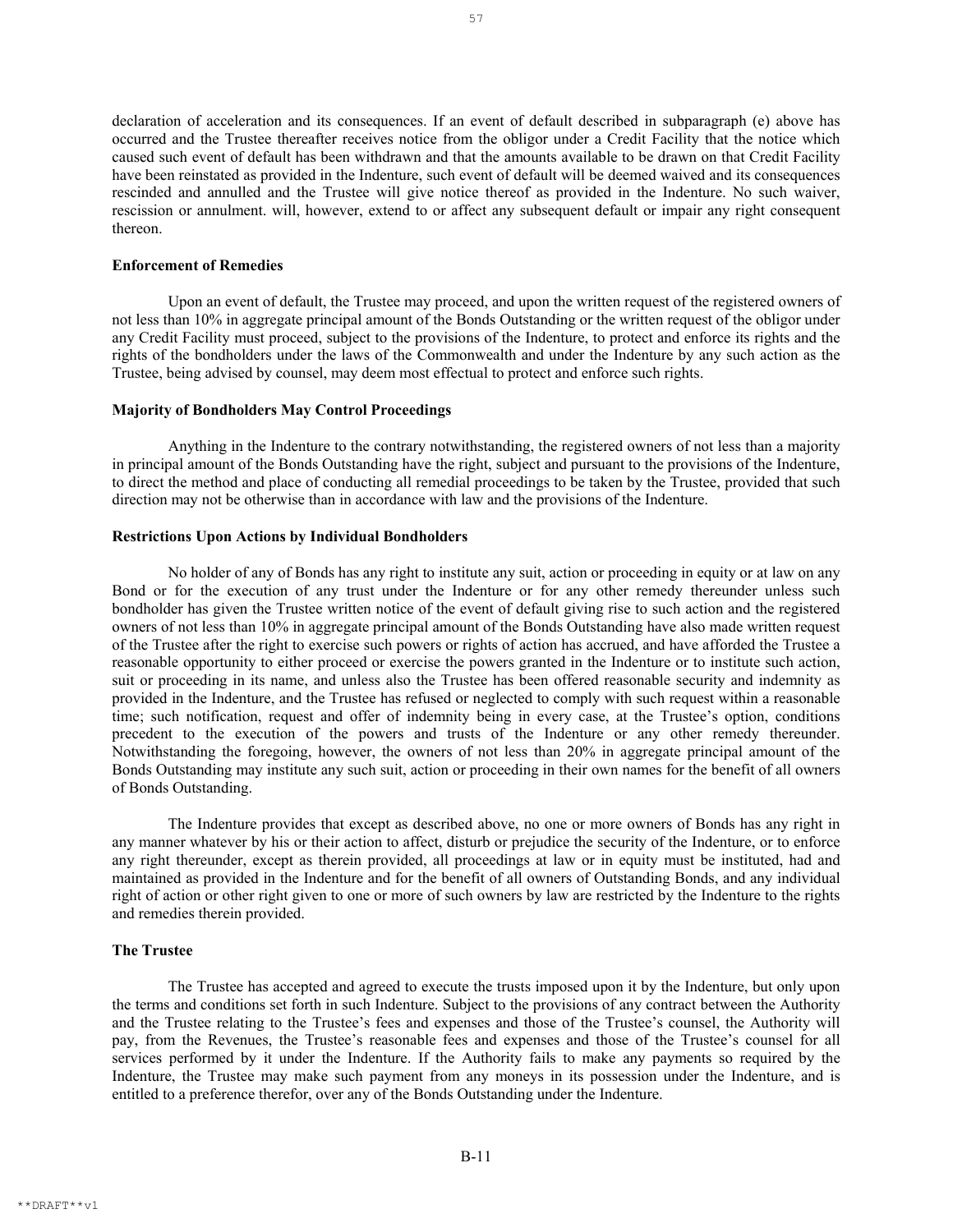declaration of acceleration and its consequences. If an event of default described in subparagraph (e) above has occurred and the Trustee thereafter receives notice from the obligor under a Credit Facility that the notice which caused such event of default has been withdrawn and that the amounts available to be drawn on that Credit Facility have been reinstated as provided in the Indenture, such event of default will be deemed waived and its consequences rescinded and annulled and the Trustee will give notice thereof as provided in the Indenture. No such waiver, rescission or annulment. will, however, extend to or affect any subsequent default or impair any right consequent thereon.

**Enforcement of Remedies**

Upon an event of default, the Trustee may proceed, and upon the written request of the registered owners of not less than 10% in aggregate principal amount of the Bonds Outstanding or the written request of the obligor under any Credit Facility must proceed, subject to the provisions of the Indenture, to protect and enforce its rights and the rights of the bondholders under the laws of the Commonwealth and under the Indenture by any such action as the Trustee, being advised by counsel, may deem most effectual to protect and enforce such rights.

**Majority of Bondholders May Control Proceedings**

Anything in the Indenture to the contrary notwithstanding, the registered owners of not less than a majority in principal amount of the Bonds Outstanding have the right, subject and pursuant to the provisions of the Indenture, to direct the method and place of conducting all remedial proceedings to be taken by the Trustee, provided that such direction may not be otherwise than in accordance with law and the provisions of the Indenture.

**Restrictions Upon Actions by Individual Bondholders**

No holder of any of Bonds has any right to institute any suit, action or proceeding in equity or at law on any Bond or for the execution of any trust under the Indenture or for any other remedy thereunder unless such bondholder has given the Trustee written notice of the event of default giving rise to such action and the registered owners of not less than 10% in aggregate principal amount of the Bonds Outstanding have also made written request of the Trustee after the right to exercise such powers or rights of action has accrued, and have afforded the Trustee a reasonable opportunity to either proceed or exercise the powers granted in the Indenture or to institute such action, suit or proceeding in its name, and unless also the Trustee has been offered reasonable security and indemnity as provided in the Indenture, and the Trustee has refused or neglected to comply with such request within a reasonable time; such notification, request and offer of indemnity being in every case, at the Trustee's option, conditions precedent to the execution of the powers and trusts of the Indenture or any other remedy thereunder. Notwithstanding the foregoing, however, the owners of not less than 20% in aggregate principal amount of the Bonds Outstanding may institute any such suit, action or proceeding in their own names for the benefit of all owners of Bonds Outstanding.

The Indenture provides that except as described above, no one or more owners of Bonds has any right in any manner whatever by his or their action to affect, disturb or prejudice the security of the Indenture, or to enforce any right thereunder, except as therein provided, all proceedings at law or in equity must be instituted, had and maintained as provided in the Indenture and for the benefit of all owners of Outstanding Bonds, and any individual right of action or other right given to one or more of such owners by law are restricted by the Indenture to the rights and remedies therein provided.

**The Trustee**

The Trustee has accepted and agreed to execute the trusts imposed upon it by the Indenture, but only upon the terms and conditions set forth in such Indenture. Subject to the provisions of any contract between the Authority and the Trustee relating to the Trustee's fees and expenses and those of the Trustee's counsel, the Authority will pay, from the Revenues, the Trustee's reasonable fees and expenses and those of the Trustee's counsel for all services performed by it under the Indenture. If the Authority fails to make any payments so required by the Indenture, the Trustee may make such payment from any moneys in its possession under the Indenture, and is entitled to a preference therefor, over any of the Bonds Outstanding under the Indenture.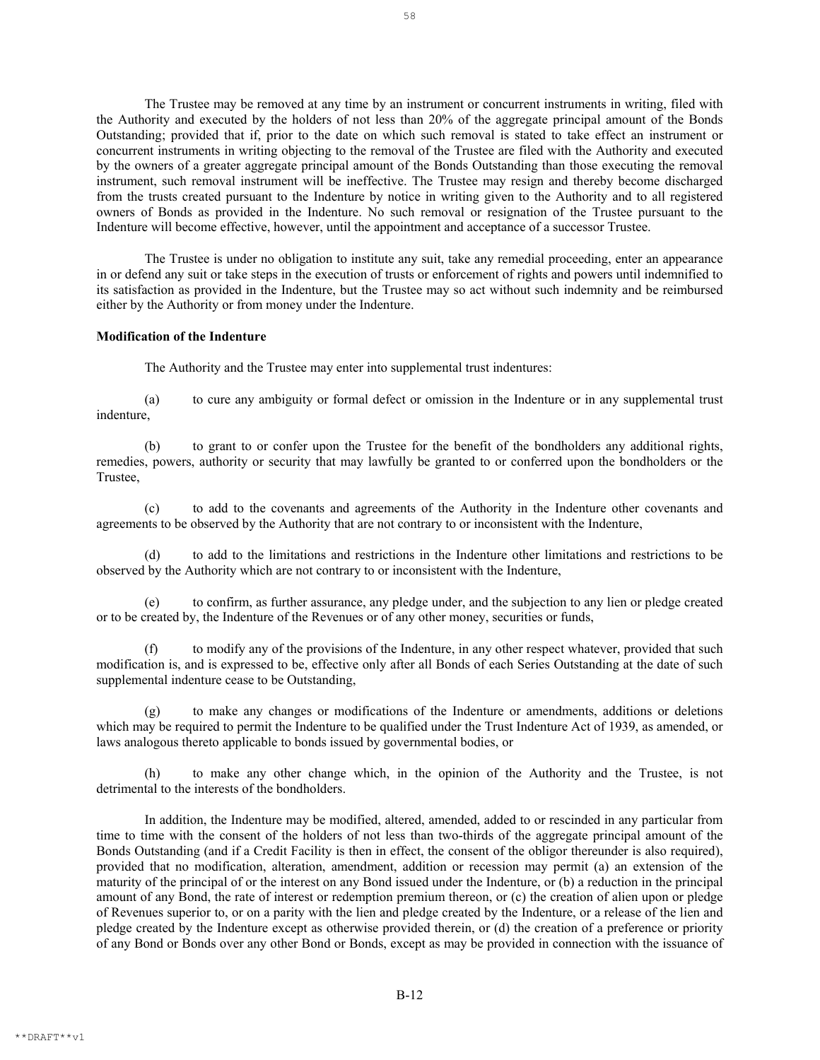The Trustee may be removed at any time by an instrument or concurrent instruments in writing, filed with the Authority and executed by the holders of not less than 20% of the aggregate principal amount of the Bonds Outstanding; provided that if, prior to the date on which such removal is stated to take effect an instrument or concurrent instruments in writing objecting to the removal of the Trustee are filed with the Authority and executed by the owners of a greater aggregate principal amount of the Bonds Outstanding than those executing the removal instrument, such removal instrument will be ineffective. The Trustee may resign and thereby become discharged from the trusts created pursuant to the Indenture by notice in writing given to the Authority and to all registered owners of Bonds as provided in the Indenture. No such removal or resignation of the Trustee pursuant to the Indenture will become effective, however, until the appointment and acceptance of a successor Trustee.

The Trustee is under no obligation to institute any suit, take any remedial proceeding, enter an appearance in or defend any suit or take steps in the execution of trusts or enforcement of rights and powers until indemnified to its satisfaction as provided in the Indenture, but the Trustee may so act without such indemnity and be reimbursed either by the Authority or from money under the Indenture.

**Modification of the Indenture**

The Authority and the Trustee may enter into supplemental trust indentures:

(a) to cure any ambiguity or formal defect or omission in the Indenture or in any supplemental trust indenture,

(b) to grant to or confer upon the Trustee for the benefit of the bondholders any additional rights, remedies, powers, authority or security that may lawfully be granted to or conferred upon the bondholders or the Trustee,

(c) to add to the covenants and agreements of the Authority in the Indenture other covenants and agreements to be observed by the Authority that are not contrary to or inconsistent with the Indenture,

(d) to add to the limitations and restrictions in the Indenture other limitations and restrictions to be observed by the Authority which are not contrary to or inconsistent with the Indenture,

(e) to confirm, as further assurance, any pledge under, and the subjection to any lien or pledge created or to be created by, the Indenture of the Revenues or of any other money, securities or funds,

(f) to modify any of the provisions of the Indenture, in any other respect whatever, provided that such modification is, and is expressed to be, effective only after all Bonds of each Series Outstanding at the date of such supplemental indenture cease to be Outstanding,

(g) to make any changes or modifications of the Indenture or amendments, additions or deletions which may be required to permit the Indenture to be qualified under the Trust Indenture Act of 1939, as amended, or laws analogous thereto applicable to bonds issued by governmental bodies, or

(h) to make any other change which, in the opinion of the Authority and the Trustee, is not detrimental to the interests of the bondholders.

In addition, the Indenture may be modified, altered, amended, added to or rescinded in any particular from time to time with the consent of the holders of not less than two-thirds of the aggregate principal amount of the Bonds Outstanding (and if a Credit Facility is then in effect, the consent of the obligor thereunder is also required), provided that no modification, alteration, amendment, addition or recession may permit (a) an extension of the maturity of the principal of or the interest on any Bond issued under the Indenture, or (b) a reduction in the principal amount of any Bond, the rate of interest or redemption premium thereon, or (c) the creation of alien upon or pledge of Revenues superior to, or on a parity with the lien and pledge created by the Indenture, or a release of the lien and pledge created by the Indenture except as otherwise provided therein, or (d) the creation of a preference or priority of any Bond or Bonds over any other Bond or Bonds, except as may be provided in connection with the issuance of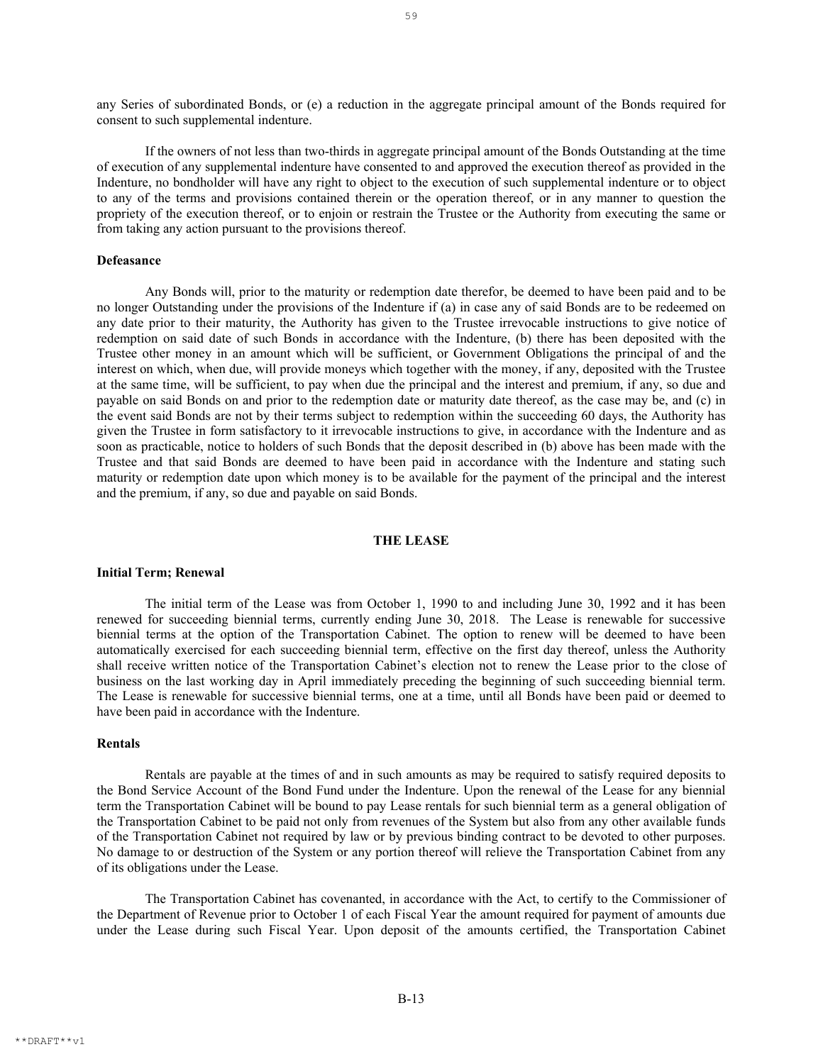any Series of subordinated Bonds, or (e) a reduction in the aggregate principal amount of the Bonds required for consent to such supplemental indenture.

If the owners of not less than two-thirds in aggregate principal amount of the Bonds Outstanding at the time of execution of any supplemental indenture have consented to and approved the execution thereof as provided in the Indenture, no bondholder will have any right to object to the execution of such supplemental indenture or to object to any of the terms and provisions contained therein or the operation thereof, or in any manner to question the propriety of the execution thereof, or to enjoin or restrain the Trustee or the Authority from executing the same or from taking any action pursuant to the provisions thereof.

**Defeasance**

Any Bonds will, prior to the maturity or redemption date therefor, be deemed to have been paid and to be no longer Outstanding under the provisions of the Indenture if (a) in case any of said Bonds are to be redeemed on any date prior to their maturity, the Authority has given to the Trustee irrevocable instructions to give notice of redemption on said date of such Bonds in accordance with the Indenture, (b) there has been deposited with the Trustee other money in an amount which will be sufficient, or Government Obligations the principal of and the interest on which, when due, will provide moneys which together with the money, if any, deposited with the Trustee at the same time, will be sufficient, to pay when due the principal and the interest and premium, if any, so due and payable on said Bonds on and prior to the redemption date or maturity date thereof, as the case may be, and (c) in the event said Bonds are not by their terms subject to redemption within the succeeding 60 days, the Authority has given the Trustee in form satisfactory to it irrevocable instructions to give, in accordance with the Indenture and as soon as practicable, notice to holders of such Bonds that the deposit described in (b) above has been made with the Trustee and that said Bonds are deemed to have been paid in accordance with the Indenture and stating such maturity or redemption date upon which money is to be available for the payment of the principal and the interest and the premium, if any, so due and payable on said Bonds.

## THE LEASE

**Initial Term; Renewal**

The initial term of the Lease was from October 1, 1990 to and including June 30, 1992 and it has been renewed for succeeding biennial terms, currently ending June 30, 2018. The Lease is renewable for successive biennial terms at the option of the Transportation Cabinet. The option to renew will be deemed to have been automatically exercised for each succeeding biennial term, effective on the first day thereof, unless the Authority shall receive written notice of the Transportation Cabinet's election not to renew the Lease prior to the close of business on the last working day in April immediately preceding the beginning of such succeeding biennial term. The Lease is renewable for successive biennial terms, one at a time, until all Bonds have been paid or deemed to have been paid in accordance with the Indenture.

**Rentals**

Rentals are payable at the times of and in such amounts as may be required to satisfy required deposits to the Bond Service Account of the Bond Fund under the Indenture. Upon the renewal of the Lease for any biennial term the Transportation Cabinet will be bound to pay Lease rentals for such biennial term as a general obligation of the Transportation Cabinet to be paid not only from revenues of the System but also from any other available funds of the Transportation Cabinet not required by law or by previous binding contract to be devoted to other purposes. No damage to or destruction of the System or any portion thereof will relieve the Transportation Cabinet from any of its obligations under the Lease.

The Transportation Cabinet has covenanted, in accordance with the Act, to certify to the Commissioner of the Department of Revenue prior to October 1 of each Fiscal Year the amount required for payment of amounts due under the Lease during such Fiscal Year. Upon deposit of the amounts certified, the Transportation Cabinet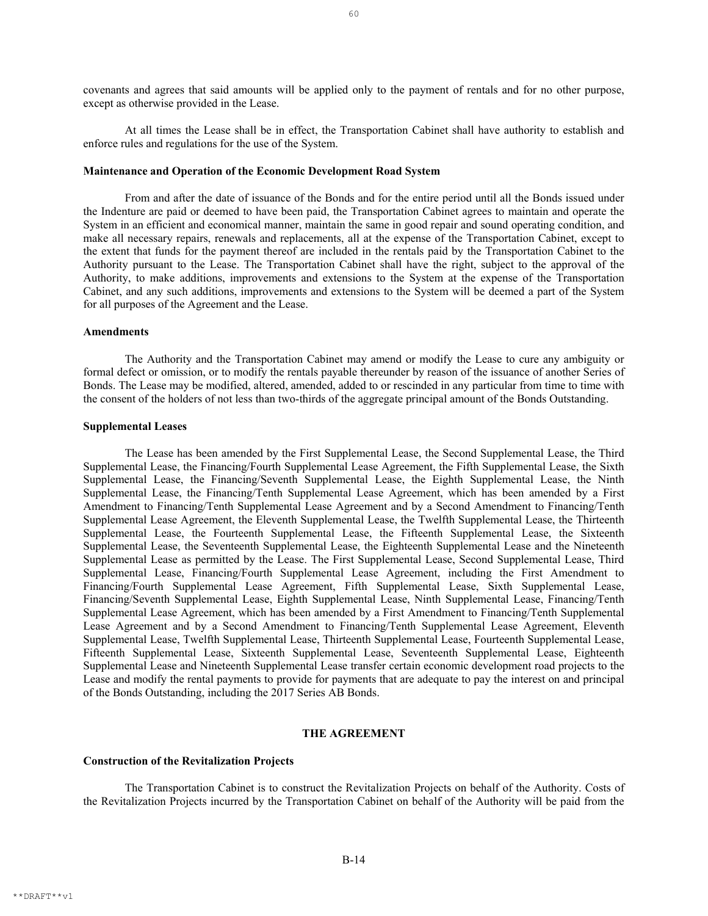covenants and agrees that said amounts will be applied only to the payment of rentals and for no other purpose, except as otherwise provided in the Lease.

At all times the Lease shall be in effect, the Transportation Cabinet shall have authority to establish and enforce rules and regulations for the use of the System.

**Maintenance and Operation of the Economic Development Road System**

From and after the date of issuance of the Bonds and for the entire period until all the Bonds issued under the Indenture are paid or deemed to have been paid, the Transportation Cabinet agrees to maintain and operate the System in an efficient and economical manner, maintain the same in good repair and sound operating condition, and make all necessary repairs, renewals and replacements, all at the expense of the Transportation Cabinet, except to the extent that funds for the payment thereof are included in the rentals paid by the Transportation Cabinet to the Authority pursuant to the Lease. The Transportation Cabinet shall have the right, subject to the approval of the Authority, to make additions, improvements and extensions to the System at the expense of the Transportation Cabinet, and any such additions, improvements and extensions to the System will be deemed a part of the System for all purposes of the Agreement and the Lease.

**Amendments**

The Authority and the Transportation Cabinet may amend or modify the Lease to cure any ambiguity or formal defect or omission, or to modify the rentals payable thereunder by reason of the issuance of another Series of Bonds. The Lease may be modified, altered, amended, added to or rescinded in any particular from time to time with the consent of the holders of not less than two-thirds of the aggregate principal amount of the Bonds Outstanding.

**Supplemental Leases**

The Lease has been amended by the First Supplemental Lease, the Second Supplemental Lease, the Third Supplemental Lease, the Financing/Fourth Supplemental Lease Agreement, the Fifth Supplemental Lease, the Sixth Supplemental Lease, the Financing/Seventh Supplemental Lease, the Eighth Supplemental Lease, the Ninth Supplemental Lease, the Financing/Tenth Supplemental Lease Agreement, which has been amended by a First Amendment to Financing/Tenth Supplemental Lease Agreement and by a Second Amendment to Financing/Tenth Supplemental Lease Agreement, the Eleventh Supplemental Lease, the Twelfth Supplemental Lease, the Thirteenth Supplemental Lease, the Fourteenth Supplemental Lease, the Fifteenth Supplemental Lease, the Sixteenth Supplemental Lease, the Seventeenth Supplemental Lease, the Eighteenth Supplemental Lease and the Nineteenth Supplemental Lease as permitted by the Lease. The First Supplemental Lease, Second Supplemental Lease, Third Supplemental Lease, Financing/Fourth Supplemental Lease Agreement, including the First Amendment to Financing/Fourth Supplemental Lease Agreement, Fifth Supplemental Lease, Sixth Supplemental Lease, Financing/Seventh Supplemental Lease, Eighth Supplemental Lease, Ninth Supplemental Lease, Financing/Tenth Supplemental Lease Agreement, which has been amended by a First Amendment to Financing/Tenth Supplemental Lease Agreement and by a Second Amendment to Financing/Tenth Supplemental Lease Agreement, Eleventh Supplemental Lease, Twelfth Supplemental Lease, Thirteenth Supplemental Lease, Fourteenth Supplemental Lease, Fifteenth Supplemental Lease, Sixteenth Supplemental Lease, Seventeenth Supplemental Lease, Eighteenth Supplemental Lease and Nineteenth Supplemental Lease transfer certain economic development road projects to the Lease and modify the rental payments to provide for payments that are adequate to pay the interest on and principal of the Bonds Outstanding, including the 2017 Series AB Bonds.

## THE AGREEMENT

**Construction of the Revitalization Projects**

The Transportation Cabinet is to construct the Revitalization Projects on behalf of the Authority. Costs of the Revitalization Projects incurred by the Transportation Cabinet on behalf of the Authority will be paid from the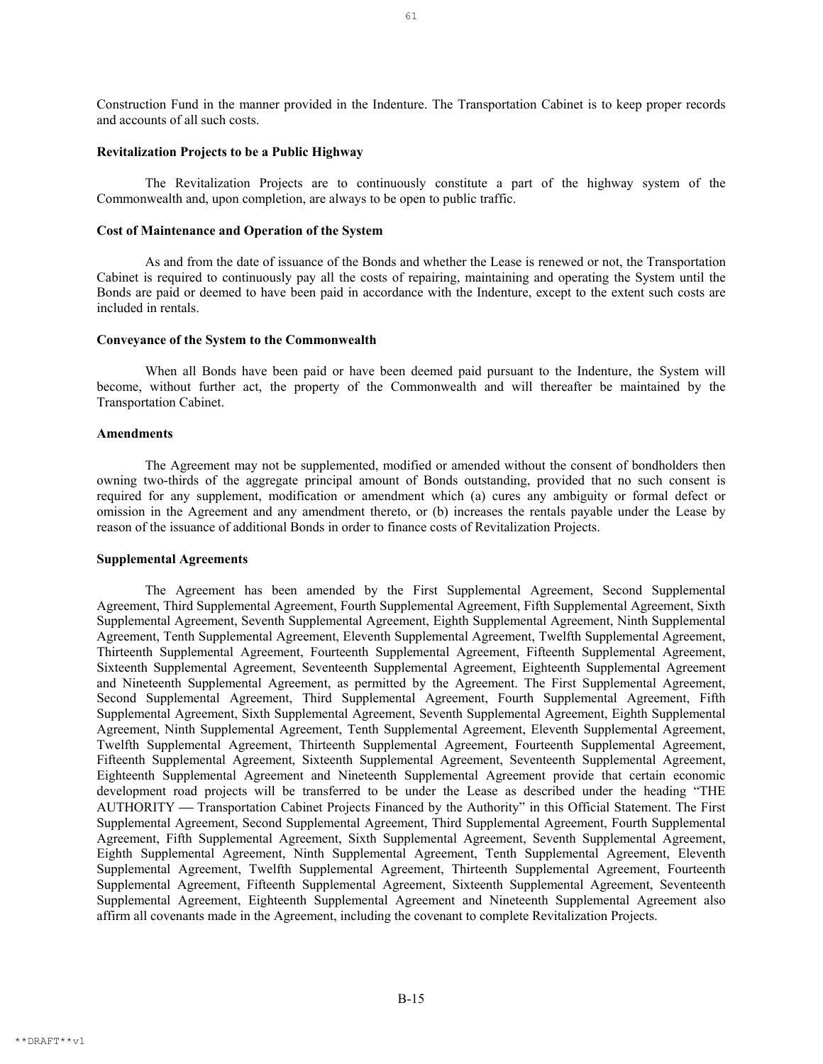Construction Fund in the manner provided in the Indenture. The Transportation Cabinet is to keep proper records and accounts of all such costs.

**Revitalization Projects to be a Public Highway**

The Revitalization Projects are to continuously constitute a part of the highway system of the Commonwealth and, upon completion, are always to be open to public traffic.

**Cost of Maintenance and Operation of the System**

As and from the date of issuance of the Bonds and whether the Lease is renewed or not, the Transportation Cabinet is required to continuously pay all the costs of repairing, maintaining and operating the System until the Bonds are paid or deemed to have been paid in accordance with the Indenture, except to the extent such costs are included in rentals.

**Conveyance of the System to the Commonwealth**

When all Bonds have been paid or have been deemed paid pursuant to the Indenture, the System will become, without further act, the property of the Commonwealth and will thereafter be maintained by the Transportation Cabinet.

**Amendments**

The Agreement may not be supplemented, modified or amended without the consent of bondholders then owning two-thirds of the aggregate principal amount of Bonds outstanding, provided that no such consent is required for any supplement, modification or amendment which (a) cures any ambiguity or formal defect or omission in the Agreement and any amendment thereto, or (b) increases the rentals payable under the Lease by reason of the issuance of additional Bonds in order to finance costs of Revitalization Projects.

**Supplemental Agreements**

The Agreement has been amended by the First Supplemental Agreement, Second Supplemental Agreement, Third Supplemental Agreement, Fourth Supplemental Agreement, Fifth Supplemental Agreement, Sixth Supplemental Agreement, Seventh Supplemental Agreement, Eighth Supplemental Agreement, Ninth Supplemental Agreement, Tenth Supplemental Agreement, Eleventh Supplemental Agreement, Twelfth Supplemental Agreement, Thirteenth Supplemental Agreement, Fourteenth Supplemental Agreement, Fifteenth Supplemental Agreement, Sixteenth Supplemental Agreement, Seventeenth Supplemental Agreement, Eighteenth Supplemental Agreement and Nineteenth Supplemental Agreement, as permitted by the Agreement. The First Supplemental Agreement, Second Supplemental Agreement, Third Supplemental Agreement, Fourth Supplemental Agreement, Fifth Supplemental Agreement, Sixth Supplemental Agreement, Seventh Supplemental Agreement, Eighth Supplemental Agreement, Ninth Supplemental Agreement, Tenth Supplemental Agreement, Eleventh Supplemental Agreement, Twelfth Supplemental Agreement, Thirteenth Supplemental Agreement, Fourteenth Supplemental Agreement, Fifteenth Supplemental Agreement, Sixteenth Supplemental Agreement, Seventeenth Supplemental Agreement, Eighteenth Supplemental Agreement and Nineteenth Supplemental Agreement provide that certain economic development road projects will be transferred to be under the Lease as described under the heading "THE AUTHORITY — Transportation Cabinet Projects Financed by the Authority" in this Official Statement. The First Supplemental Agreement, Second Supplemental Agreement, Third Supplemental Agreement, Fourth Supplemental Agreement, Fifth Supplemental Agreement, Sixth Supplemental Agreement, Seventh Supplemental Agreement, Eighth Supplemental Agreement, Ninth Supplemental Agreement, Tenth Supplemental Agreement, Eleventh Supplemental Agreement, Twelfth Supplemental Agreement, Thirteenth Supplemental Agreement, Fourteenth Supplemental Agreement, Fifteenth Supplemental Agreement, Sixteenth Supplemental Agreement, Seventeenth Supplemental Agreement, Eighteenth Supplemental Agreement and Nineteenth Supplemental Agreement also affirm all covenants made in the Agreement, including the covenant to complete Revitalization Projects.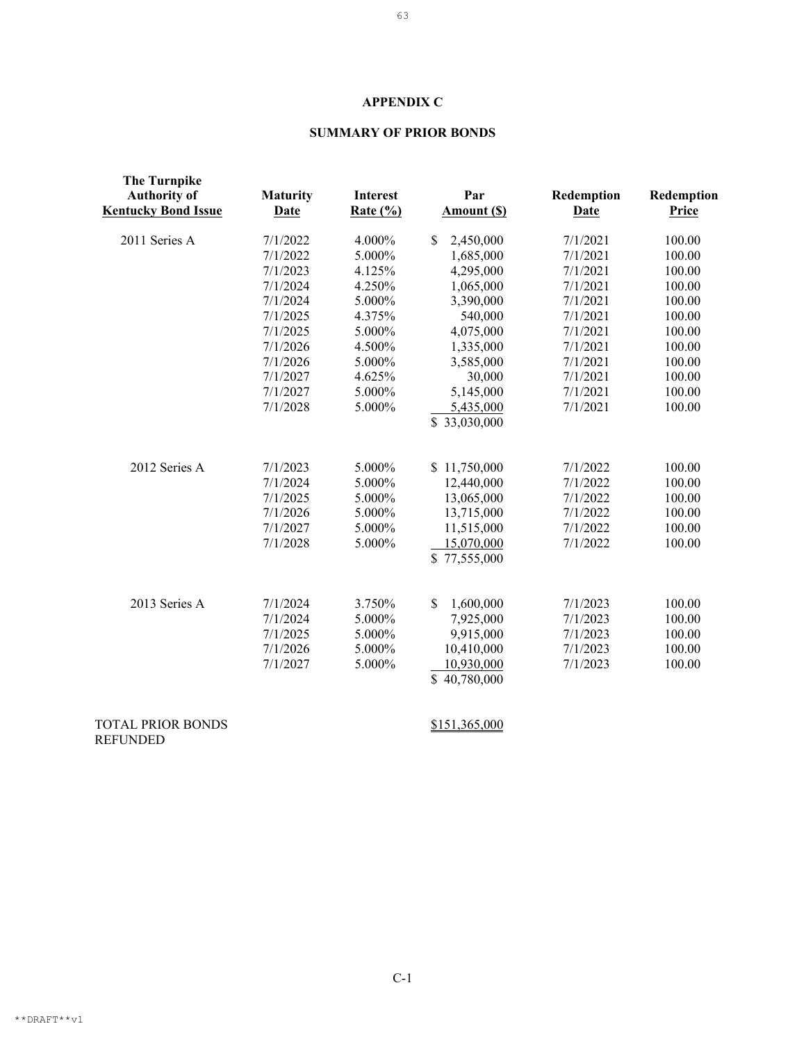# APPENDIX C

## SUMMARY OF PRIOR BONDS

| The Turnpike Authority of Kentucky Bond Issue | Maturity Date | Interest Rate (%) | Par Amount ($) | Redemption Date | Redemption Price |
|---|---|---|---|---|---|
| 2011 Series A | 7/1/2022 | 4.000% | $ 2,450,000 | 7/1/2021 | 100.00 |
| | 7/1/2022 | 5.000% | 1,685,000 | 7/1/2021 | 100.00 |
| | 7/1/2023 | 4.125% | 4,295,000 | 7/1/2021 | 100.00 |
| | 7/1/2024 | 4.250% | 1,065,000 | 7/1/2021 | 100.00 |
| | 7/1/2024 | 5.000% | 3,390,000 | 7/1/2021 | 100.00 |
| | 7/1/2025 | 4.375% | 540,000 | 7/1/2021 | 100.00 |
| | 7/1/2025 | 5.000% | 4,075,000 | 7/1/2021 | 100.00 |
| | 7/1/2026 | 4.500% | 1,335,000 | 7/1/2021 | 100.00 |
| | 7/1/2026 | 5.000% | 3,585,000 | 7/1/2021 | 100.00 |
| | 7/1/2027 | 4.625% | 30,000 | 7/1/2021 | 100.00 |
| | 7/1/2027 | 5.000% | 5,145,000 | 7/1/2021 | 100.00 |
| | 7/1/2028 | 5.000% | 5,435,000 | 7/1/2021 | 100.00 |
| | | | $ 33,030,000 | | |
| 2012 Series A | 7/1/2023 | 5.000% | $ 11,750,000 | 7/1/2022 | 100.00 |
| | 7/1/2024 | 5.000% | 12,440,000 | 7/1/2022 | 100.00 |
| | 7/1/2025 | 5.000% | 13,065,000 | 7/1/2022 | 100.00 |
| | 7/1/2026 | 5.000% | 13,715,000 | 7/1/2022 | 100.00 |
| | 7/1/2027 | 5.000% | 11,515,000 | 7/1/2022 | 100.00 |
| | 7/1/2028 | 5.000% | 15,070,000 | 7/1/2022 | 100.00 |
| | | | $ 77,555,000 | | |
| 2013 Series A | 7/1/2024 | 3.750% | $ 1,600,000 | 7/1/2023 | 100.00 |
| | 7/1/2024 | 5.000% | 7,925,000 | 7/1/2023 | 100.00 |
| | 7/1/2025 | 5.000% | 9,915,000 | 7/1/2023 | 100.00 |
| | 7/1/2026 | 5.000% | 10,410,000 | 7/1/2023 | 100.00 |
| | 7/1/2027 | 5.000% | 10,930,000 | 7/1/2023 | 100.00 |
| | | | $ 40,780,000 | | |
| TOTAL PRIOR BONDS REFUNDED | | | $151,365,000 | | |

C-1

**DRAFT**v1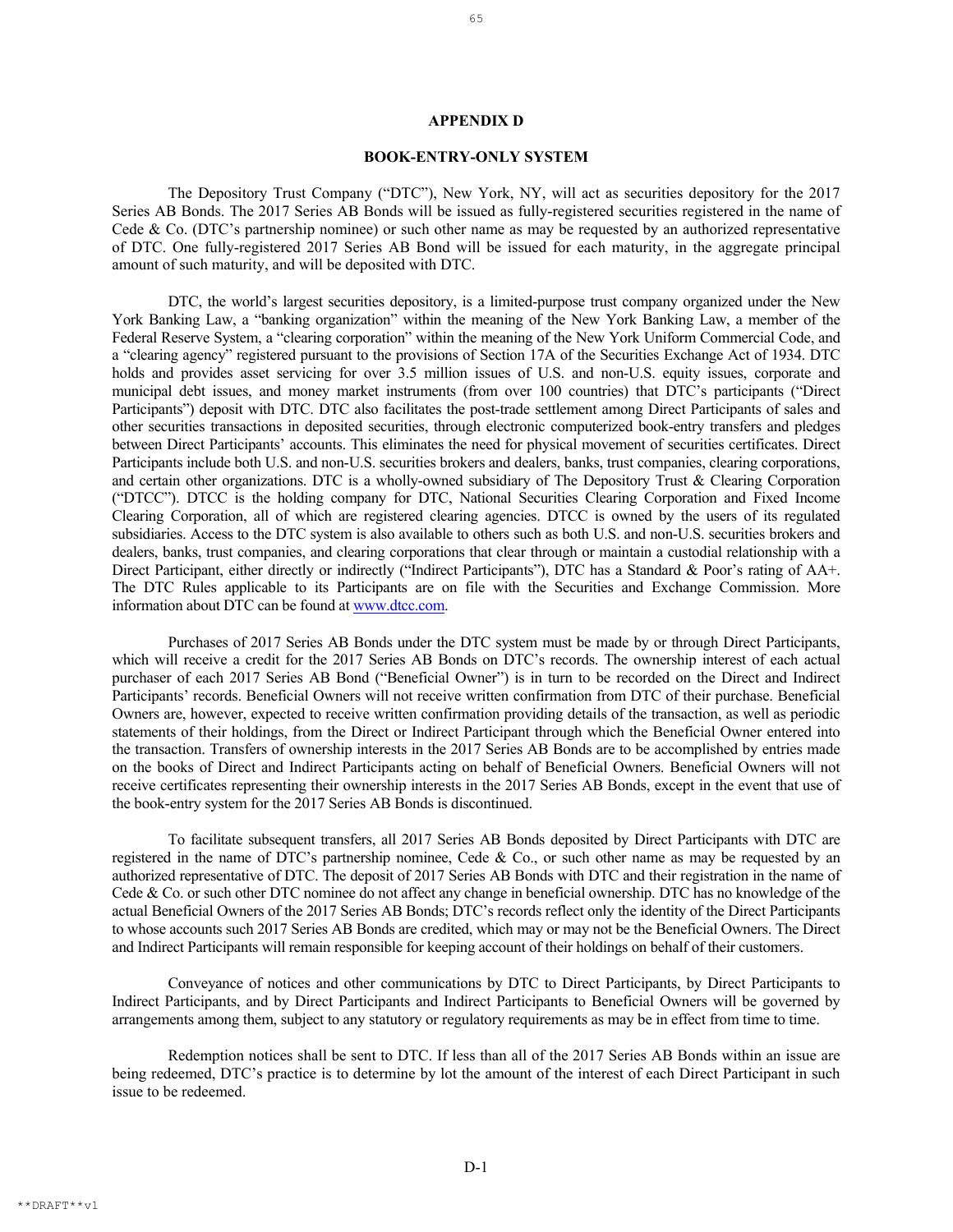# APPENDIX D

## BOOK-ENTRY-ONLY SYSTEM

The Depository Trust Company ("DTC"), New York, NY, will act as securities depository for the 2017 Series AB Bonds. The 2017 Series AB Bonds will be issued as fully-registered securities registered in the name of Cede & Co. (DTC's partnership nominee) or such other name as may be requested by an authorized representative of DTC. One fully-registered 2017 Series AB Bond will be issued for each maturity, in the aggregate principal amount of such maturity, and will be deposited with DTC.

DTC, the world's largest securities depository, is a limited-purpose trust company organized under the New York Banking Law, a "banking organization" within the meaning of the New York Banking Law, a member of the Federal Reserve System, a "clearing corporation" within the meaning of the New York Uniform Commercial Code, and a "clearing agency" registered pursuant to the provisions of Section 17A of the Securities Exchange Act of 1934. DTC holds and provides asset servicing for over 3.5 million issues of U.S. and non-U.S. equity issues, corporate and municipal debt issues, and money market instruments (from over 100 countries) that DTC's participants ("Direct Participants") deposit with DTC. DTC also facilitates the post-trade settlement among Direct Participants of sales and other securities transactions in deposited securities, through electronic computerized book-entry transfers and pledges between Direct Participants' accounts. This eliminates the need for physical movement of securities certificates. Direct Participants include both U.S. and non-U.S. securities brokers and dealers, banks, trust companies, clearing corporations, and certain other organizations. DTC is a wholly-owned subsidiary of The Depository Trust & Clearing Corporation ("DTCC"). DTCC is the holding company for DTC, National Securities Clearing Corporation and Fixed Income Clearing Corporation, all of which are registered clearing agencies. DTCC is owned by the users of its regulated subsidiaries. Access to the DTC system is also available to others such as both U.S. and non-U.S. securities brokers and dealers, banks, trust companies, and clearing corporations that clear through or maintain a custodial relationship with a Direct Participant, either directly or indirectly ("Indirect Participants"), DTC has a Standard & Poor's rating of AA+. The DTC Rules applicable to its Participants are on file with the Securities and Exchange Commission. More information about DTC can be found at www.dtcc.com.

Purchases of 2017 Series AB Bonds under the DTC system must be made by or through Direct Participants, which will receive a credit for the 2017 Series AB Bonds on DTC's records. The ownership interest of each actual purchaser of each 2017 Series AB Bond ("Beneficial Owner") is in turn to be recorded on the Direct and Indirect Participants' records. Beneficial Owners will not receive written confirmation from DTC of their purchase. Beneficial Owners are, however, expected to receive written confirmation providing details of the transaction, as well as periodic statements of their holdings, from the Direct or Indirect Participant through which the Beneficial Owner entered into the transaction. Transfers of ownership interests in the 2017 Series AB Bonds are to be accomplished by entries made on the books of Direct and Indirect Participants acting on behalf of Beneficial Owners. Beneficial Owners will not receive certificates representing their ownership interests in the 2017 Series AB Bonds, except in the event that use of the book-entry system for the 2017 Series AB Bonds is discontinued.

To facilitate subsequent transfers, all 2017 Series AB Bonds deposited by Direct Participants with DTC are registered in the name of DTC's partnership nominee, Cede & Co., or such other name as may be requested by an authorized representative of DTC. The deposit of 2017 Series AB Bonds with DTC and their registration in the name of Cede & Co. or such other DTC nominee do not affect any change in beneficial ownership. DTC has no knowledge of the actual Beneficial Owners of the 2017 Series AB Bonds; DTC's records reflect only the identity of the Direct Participants to whose accounts such 2017 Series AB Bonds are credited, which may or may not be the Beneficial Owners. The Direct and Indirect Participants will remain responsible for keeping account of their holdings on behalf of their customers.

Conveyance of notices and other communications by DTC to Direct Participants, by Direct Participants to Indirect Participants, and by Direct Participants and Indirect Participants to Beneficial Owners will be governed by arrangements among them, subject to any statutory or regulatory requirements as may be in effect from time to time.

Redemption notices shall be sent to DTC. If less than all of the 2017 Series AB Bonds within an issue are being redeemed, DTC's practice is to determine by lot the amount of the interest of each Direct Participant in such issue to be redeemed.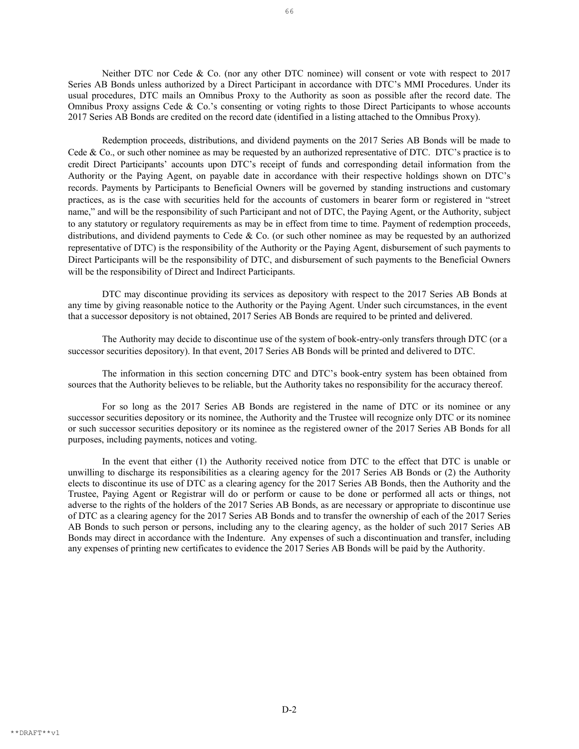Neither DTC nor Cede & Co. (nor any other DTC nominee) will consent or vote with respect to 2017 Series AB Bonds unless authorized by a Direct Participant in accordance with DTC's MMI Procedures. Under its usual procedures, DTC mails an Omnibus Proxy to the Authority as soon as possible after the record date. The Omnibus Proxy assigns Cede & Co.'s consenting or voting rights to those Direct Participants to whose accounts 2017 Series AB Bonds are credited on the record date (identified in a listing attached to the Omnibus Proxy).

Redemption proceeds, distributions, and dividend payments on the 2017 Series AB Bonds will be made to Cede & Co., or such other nominee as may be requested by an authorized representative of DTC. DTC's practice is to credit Direct Participants' accounts upon DTC's receipt of funds and corresponding detail information from the Authority or the Paying Agent, on payable date in accordance with their respective holdings shown on DTC's records. Payments by Participants to Beneficial Owners will be governed by standing instructions and customary practices, as is the case with securities held for the accounts of customers in bearer form or registered in "street name," and will be the responsibility of such Participant and not of DTC, the Paying Agent, or the Authority, subject to any statutory or regulatory requirements as may be in effect from time to time. Payment of redemption proceeds, distributions, and dividend payments to Cede & Co. (or such other nominee as may be requested by an authorized representative of DTC) is the responsibility of the Authority or the Paying Agent, disbursement of such payments to Direct Participants will be the responsibility of DTC, and disbursement of such payments to the Beneficial Owners will be the responsibility of Direct and Indirect Participants.

DTC may discontinue providing its services as depository with respect to the 2017 Series AB Bonds at any time by giving reasonable notice to the Authority or the Paying Agent. Under such circumstances, in the event that a successor depository is not obtained, 2017 Series AB Bonds are required to be printed and delivered.

The Authority may decide to discontinue use of the system of book-entry-only transfers through DTC (or a successor securities depository). In that event, 2017 Series AB Bonds will be printed and delivered to DTC.

The information in this section concerning DTC and DTC's book-entry system has been obtained from sources that the Authority believes to be reliable, but the Authority takes no responsibility for the accuracy thereof.

For so long as the 2017 Series AB Bonds are registered in the name of DTC or its nominee or any successor securities depository or its nominee, the Authority and the Trustee will recognize only DTC or its nominee or such successor securities depository or its nominee as the registered owner of the 2017 Series AB Bonds for all purposes, including payments, notices and voting.

In the event that either (1) the Authority received notice from DTC to the effect that DTC is unable or unwilling to discharge its responsibilities as a clearing agency for the 2017 Series AB Bonds or (2) the Authority elects to discontinue its use of DTC as a clearing agency for the 2017 Series AB Bonds, then the Authority and the Trustee, Paying Agent or Registrar will do or perform or cause to be done or performed all acts or things, not adverse to the rights of the holders of the 2017 Series AB Bonds, as are necessary or appropriate to discontinue use of DTC as a clearing agency for the 2017 Series AB Bonds and to transfer the ownership of each of the 2017 Series AB Bonds to such person or persons, including any to the clearing agency, as the holder of such 2017 Series AB Bonds may direct in accordance with the Indenture. Any expenses of such a discontinuation and transfer, including any expenses of printing new certificates to evidence the 2017 Series AB Bonds will be paid by the Authority.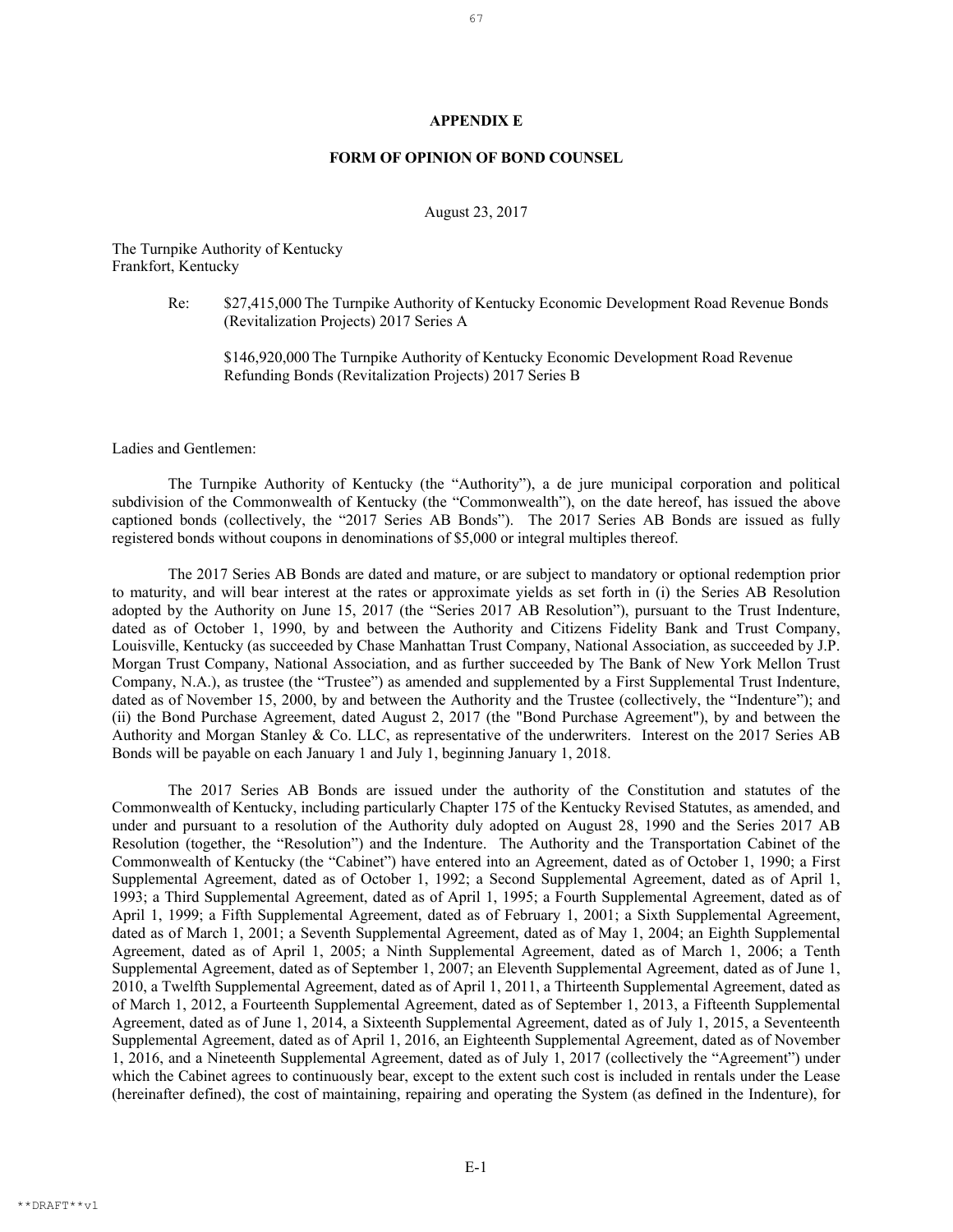## APPENDIX E

## FORM OF OPINION OF BOND COUNSEL

August 23, 2017

The Turnpike Authority of Kentucky
Frankfort, Kentucky

Re: $27,415,000 The Turnpike Authority of Kentucky Economic Development Road Revenue Bonds (Revitalization Projects) 2017 Series A

$146,920,000 The Turnpike Authority of Kentucky Economic Development Road Revenue Refunding Bonds (Revitalization Projects) 2017 Series B

Ladies and Gentlemen:

The Turnpike Authority of Kentucky (the "Authority"), a de jure municipal corporation and political subdivision of the Commonwealth of Kentucky (the "Commonwealth"), on the date hereof, has issued the above captioned bonds (collectively, the "2017 Series AB Bonds"). The 2017 Series AB Bonds are issued as fully registered bonds without coupons in denominations of $5,000 or integral multiples thereof.

The 2017 Series AB Bonds are dated and mature, or are subject to mandatory or optional redemption prior to maturity, and will bear interest at the rates or approximate yields as set forth in (i) the Series AB Resolution adopted by the Authority on June 15, 2017 (the "Series 2017 AB Resolution"), pursuant to the Trust Indenture, dated as of October 1, 1990, by and between the Authority and Citizens Fidelity Bank and Trust Company, Louisville, Kentucky (as succeeded by Chase Manhattan Trust Company, National Association, as succeeded by J.P. Morgan Trust Company, National Association, and as further succeeded by The Bank of New York Mellon Trust Company, N.A.), as trustee (the "Trustee") as amended and supplemented by a First Supplemental Trust Indenture, dated as of November 15, 2000, by and between the Authority and the Trustee (collectively, the "Indenture"); and (ii) the Bond Purchase Agreement, dated August 2, 2017 (the "Bond Purchase Agreement"), by and between the Authority and Morgan Stanley & Co. LLC, as representative of the underwriters. Interest on the 2017 Series AB Bonds will be payable on each January 1 and July 1, beginning January 1, 2018.

The 2017 Series AB Bonds are issued under the authority of the Constitution and statutes of the Commonwealth of Kentucky, including particularly Chapter 175 of the Kentucky Revised Statutes, as amended, and under and pursuant to a resolution of the Authority duly adopted on August 28, 1990 and the Series 2017 AB Resolution (together, the "Resolution") and the Indenture. The Authority and the Transportation Cabinet of the Commonwealth of Kentucky (the "Cabinet") have entered into an Agreement, dated as of October 1, 1990; a First Supplemental Agreement, dated as of October 1, 1992; a Second Supplemental Agreement, dated as of April 1, 1993; a Third Supplemental Agreement, dated as of April 1, 1995; a Fourth Supplemental Agreement, dated as of April 1, 1999; a Fifth Supplemental Agreement, dated as of February 1, 2001; a Sixth Supplemental Agreement, dated as of March 1, 2001; a Seventh Supplemental Agreement, dated as of May 1, 2004; an Eighth Supplemental Agreement, dated as of April 1, 2005; a Ninth Supplemental Agreement, dated as of March 1, 2006; a Tenth Supplemental Agreement, dated as of September 1, 2007; an Eleventh Supplemental Agreement, dated as of June 1, 2010, a Twelfth Supplemental Agreement, dated as of April 1, 2011, a Thirteenth Supplemental Agreement, dated as of March 1, 2012, a Fourteenth Supplemental Agreement, dated as of September 1, 2013, a Fifteenth Supplemental Agreement, dated as of June 1, 2014, a Sixteenth Supplemental Agreement, dated as of July 1, 2015, a Seventeenth Supplemental Agreement, dated as of April 1, 2016, an Eighteenth Supplemental Agreement, dated as of November 1, 2016, and a Nineteenth Supplemental Agreement, dated as of July 1, 2017 (collectively the "Agreement") under which the Cabinet agrees to continuously bear, except to the extent such cost is included in rentals under the Lease (hereinafter defined), the cost of maintaining, repairing and operating the System (as defined in the Indenture), for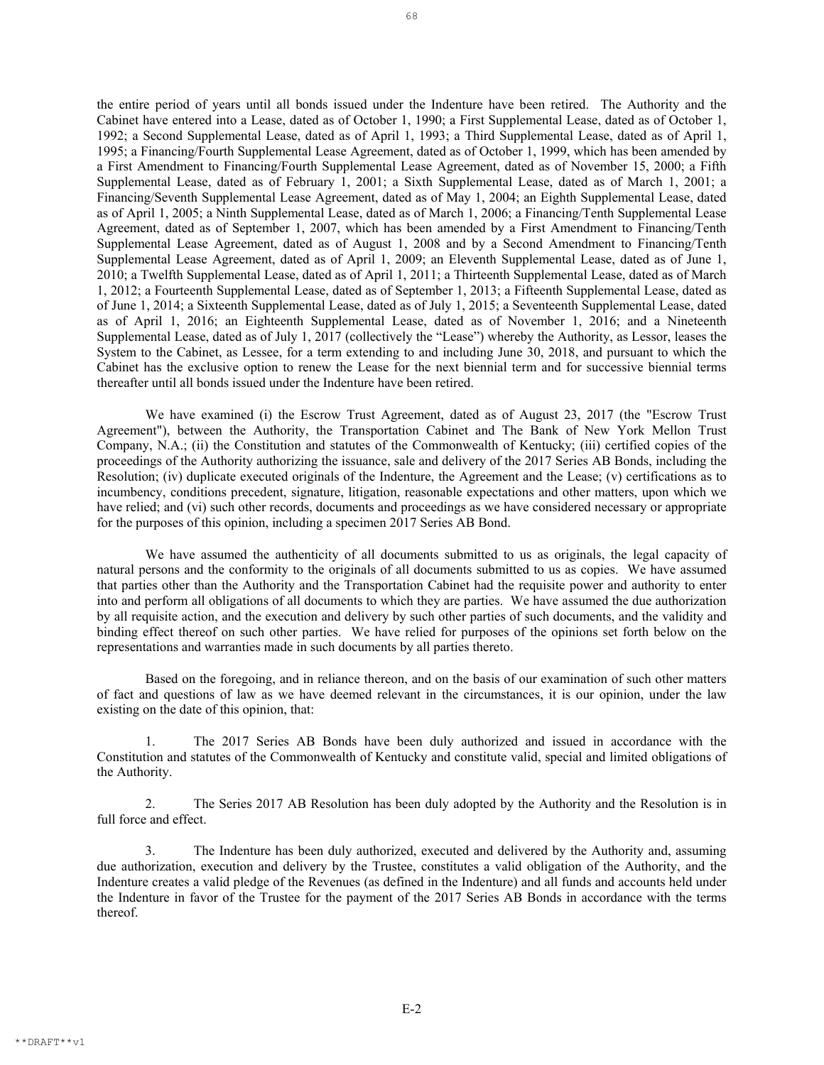the entire period of years until all bonds issued under the Indenture have been retired. The Authority and the Cabinet have entered into a Lease, dated as of October 1, 1990; a First Supplemental Lease, dated as of October 1, 1992; a Second Supplemental Lease, dated as of April 1, 1993; a Third Supplemental Lease, dated as of April 1, 1995; a Financing/Fourth Supplemental Lease Agreement, dated as of October 1, 1999, which has been amended by a First Amendment to Financing/Fourth Supplemental Lease Agreement, dated as of November 15, 2000; a Fifth Supplemental Lease, dated as of February 1, 2001; a Sixth Supplemental Lease, dated as of March 1, 2001; a Financing/Seventh Supplemental Lease Agreement, dated as of May 1, 2004; an Eighth Supplemental Lease, dated as of April 1, 2005; a Ninth Supplemental Lease, dated as of March 1, 2006; a Financing/Tenth Supplemental Lease Agreement, dated as of September 1, 2007, which has been amended by a First Amendment to Financing/Tenth Supplemental Lease Agreement, dated as of August 1, 2008 and by a Second Amendment to Financing/Tenth Supplemental Lease Agreement, dated as of April 1, 2009; an Eleventh Supplemental Lease, dated as of June 1, 2010; a Twelfth Supplemental Lease, dated as of April 1, 2011; a Thirteenth Supplemental Lease, dated as of March 1, 2012; a Fourteenth Supplemental Lease, dated as of September 1, 2013; a Fifteenth Supplemental Lease, dated as of June 1, 2014; a Sixteenth Supplemental Lease, dated as of July 1, 2015; a Seventeenth Supplemental Lease, dated as of April 1, 2016; an Eighteenth Supplemental Lease, dated as of November 1, 2016; and a Nineteenth Supplemental Lease, dated as of July 1, 2017 (collectively the "Lease") whereby the Authority, as Lessor, leases the System to the Cabinet, as Lessee, for a term extending to and including June 30, 2018, and pursuant to which the Cabinet has the exclusive option to renew the Lease for the next biennial term and for successive biennial terms thereafter until all bonds issued under the Indenture have been retired.

We have examined (i) the Escrow Trust Agreement, dated as of August 23, 2017 (the "Escrow Trust Agreement"), between the Authority, the Transportation Cabinet and The Bank of New York Mellon Trust Company, N.A.; (ii) the Constitution and statutes of the Commonwealth of Kentucky; (iii) certified copies of the proceedings of the Authority authorizing the issuance, sale and delivery of the 2017 Series AB Bonds, including the Resolution; (iv) duplicate executed originals of the Indenture, the Agreement and the Lease; (v) certifications as to incumbency, conditions precedent, signature, litigation, reasonable expectations and other matters, upon which we have relied; and (vi) such other records, documents and proceedings as we have considered necessary or appropriate for the purposes of this opinion, including a specimen 2017 Series AB Bond.

We have assumed the authenticity of all documents submitted to us as originals, the legal capacity of natural persons and the conformity to the originals of all documents submitted to us as copies. We have assumed that parties other than the Authority and the Transportation Cabinet had the requisite power and authority to enter into and perform all obligations of all documents to which they are parties. We have assumed the due authorization by all requisite action, and the execution and delivery by such other parties of such documents, and the validity and binding effect thereof on such other parties. We have relied for purposes of the opinions set forth below on the representations and warranties made in such documents by all parties thereto.

Based on the foregoing, and in reliance thereon, and on the basis of our examination of such other matters of fact and questions of law as we have deemed relevant in the circumstances, it is our opinion, under the law existing on the date of this opinion, that:

1. The 2017 Series AB Bonds have been duly authorized and issued in accordance with the Constitution and statutes of the Commonwealth of Kentucky and constitute valid, special and limited obligations of the Authority.

2. The Series 2017 AB Resolution has been duly adopted by the Authority and the Resolution is in full force and effect.

3. The Indenture has been duly authorized, executed and delivered by the Authority and, assuming due authorization, execution and delivery by the Trustee, constitutes a valid obligation of the Authority, and the Indenture creates a valid pledge of the Revenues (as defined in the Indenture) and all funds and accounts held under the Indenture in favor of the Trustee for the payment of the 2017 Series AB Bonds in accordance with the terms thereof.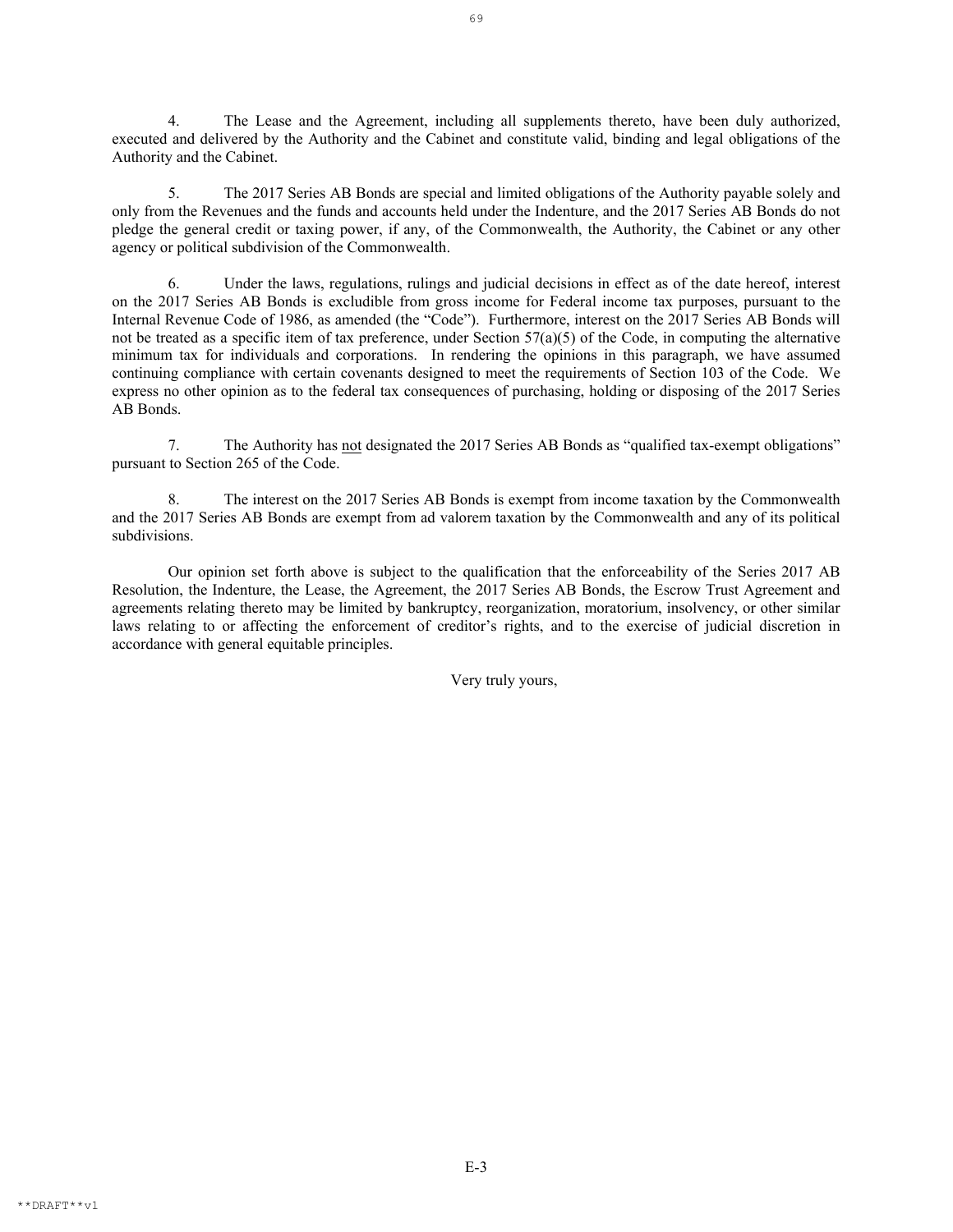4. The Lease and the Agreement, including all supplements thereto, have been duly authorized, executed and delivered by the Authority and the Cabinet and constitute valid, binding and legal obligations of the Authority and the Cabinet.

5. The 2017 Series AB Bonds are special and limited obligations of the Authority payable solely and only from the Revenues and the funds and accounts held under the Indenture, and the 2017 Series AB Bonds do not pledge the general credit or taxing power, if any, of the Commonwealth, the Authority, the Cabinet or any other agency or political subdivision of the Commonwealth.

6. Under the laws, regulations, rulings and judicial decisions in effect as of the date hereof, interest on the 2017 Series AB Bonds is excludible from gross income for Federal income tax purposes, pursuant to the Internal Revenue Code of 1986, as amended (the "Code"). Furthermore, interest on the 2017 Series AB Bonds will not be treated as a specific item of tax preference, under Section 57(a)(5) of the Code, in computing the alternative minimum tax for individuals and corporations. In rendering the opinions in this paragraph, we have assumed continuing compliance with certain covenants designed to meet the requirements of Section 103 of the Code. We express no other opinion as to the federal tax consequences of purchasing, holding or disposing of the 2017 Series AB Bonds.

7. The Authority has not designated the 2017 Series AB Bonds as "qualified tax-exempt obligations" pursuant to Section 265 of the Code.

8. The interest on the 2017 Series AB Bonds is exempt from income taxation by the Commonwealth and the 2017 Series AB Bonds are exempt from ad valorem taxation by the Commonwealth and any of its political subdivisions.

Our opinion set forth above is subject to the qualification that the enforceability of the Series 2017 AB Resolution, the Indenture, the Lease, the Agreement, the 2017 Series AB Bonds, the Escrow Trust Agreement and agreements relating thereto may be limited by bankruptcy, reorganization, moratorium, insolvency, or other similar laws relating to or affecting the enforcement of creditor's rights, and to the exercise of judicial discretion in accordance with general equitable principles.

Very truly yours,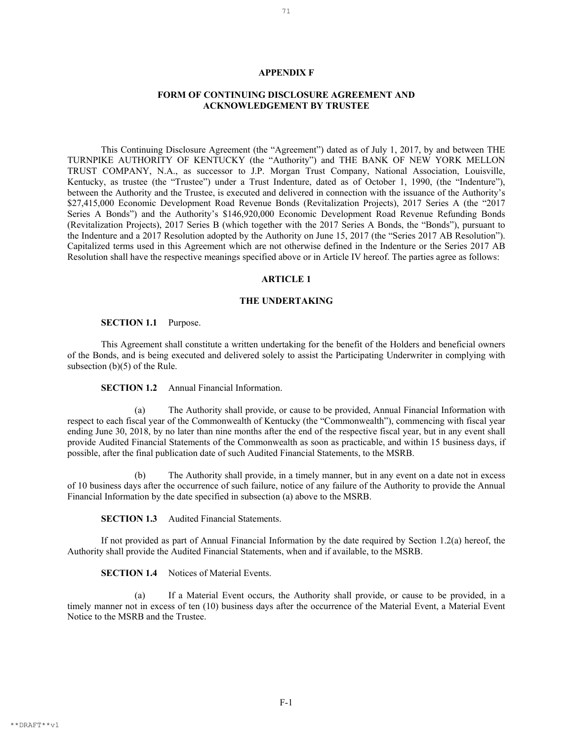# APPENDIX F

## FORM OF CONTINUING DISCLOSURE AGREEMENT AND ACKNOWLEDGEMENT BY TRUSTEE

This Continuing Disclosure Agreement (the "Agreement") dated as of July 1, 2017, by and between THE TURNPIKE AUTHORITY OF KENTUCKY (the "Authority") and THE BANK OF NEW YORK MELLON TRUST COMPANY, N.A., as successor to J.P. Morgan Trust Company, National Association, Louisville, Kentucky, as trustee (the "Trustee") under a Trust Indenture, dated as of October 1, 1990, (the "Indenture"), between the Authority and the Trustee, is executed and delivered in connection with the issuance of the Authority's $27,415,000 Economic Development Road Revenue Bonds (Revitalization Projects), 2017 Series A (the "2017 Series A Bonds") and the Authority's $146,920,000 Economic Development Road Revenue Refunding Bonds (Revitalization Projects), 2017 Series B (which together with the 2017 Series A Bonds, the "Bonds"), pursuant to the Indenture and a 2017 Resolution adopted by the Authority on June 15, 2017 (the "Series 2017 AB Resolution"). Capitalized terms used in this Agreement which are not otherwise defined in the Indenture or the Series 2017 AB Resolution shall have the respective meanings specified above or in Article IV hereof. The parties agree as follows:

## ARTICLE 1

## THE UNDERTAKING

**SECTION 1.1** Purpose.

This Agreement shall constitute a written undertaking for the benefit of the Holders and beneficial owners of the Bonds, and is being executed and delivered solely to assist the Participating Underwriter in complying with subsection (b)(5) of the Rule.

**SECTION 1.2** Annual Financial Information.

(a) The Authority shall provide, or cause to be provided, Annual Financial Information with respect to each fiscal year of the Commonwealth of Kentucky (the "Commonwealth"), commencing with fiscal year ending June 30, 2018, by no later than nine months after the end of the respective fiscal year, but in any event shall provide Audited Financial Statements of the Commonwealth as soon as practicable, and within 15 business days, if possible, after the final publication date of such Audited Financial Statements, to the MSRB.

(b) The Authority shall provide, in a timely manner, but in any event on a date not in excess of 10 business days after the occurrence of such failure, notice of any failure of the Authority to provide the Annual Financial Information by the date specified in subsection (a) above to the MSRB.

**SECTION 1.3** Audited Financial Statements.

If not provided as part of Annual Financial Information by the date required by Section 1.2(a) hereof, the Authority shall provide the Audited Financial Statements, when and if available, to the MSRB.

**SECTION 1.4** Notices of Material Events.

(a) If a Material Event occurs, the Authority shall provide, or cause to be provided, in a timely manner not in excess of ten (10) business days after the occurrence of the Material Event, a Material Event Notice to the MSRB and the Trustee.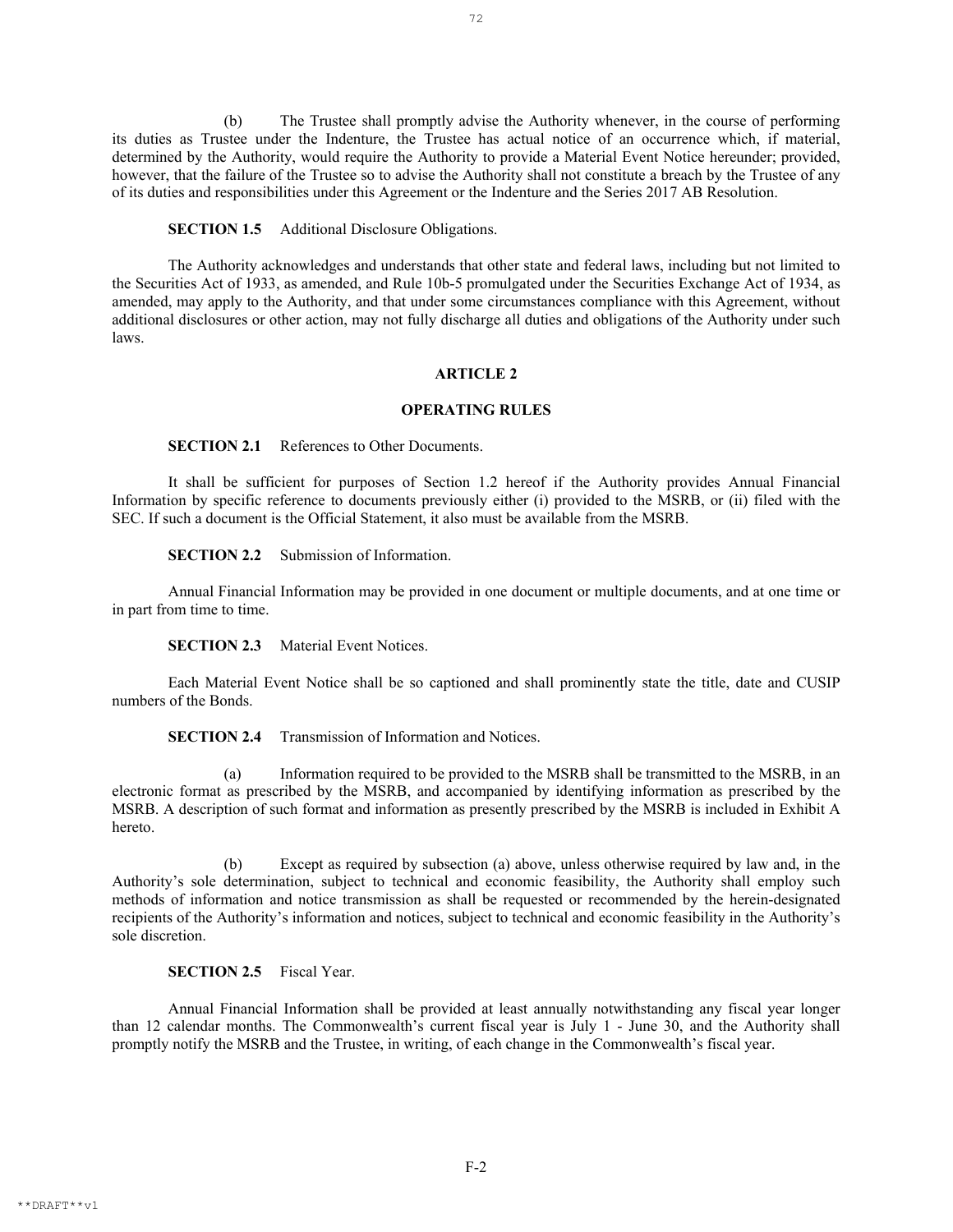(b) The Trustee shall promptly advise the Authority whenever, in the course of performing its duties as Trustee under the Indenture, the Trustee has actual notice of an occurrence which, if material, determined by the Authority, would require the Authority to provide a Material Event Notice hereunder; provided, however, that the failure of the Trustee so to advise the Authority shall not constitute a breach by the Trustee of any of its duties and responsibilities under this Agreement or the Indenture and the Series 2017 AB Resolution.

**SECTION 1.5** Additional Disclosure Obligations.

The Authority acknowledges and understands that other state and federal laws, including but not limited to the Securities Act of 1933, as amended, and Rule 10b-5 promulgated under the Securities Exchange Act of 1934, as amended, may apply to the Authority, and that under some circumstances compliance with this Agreement, without additional disclosures or other action, may not fully discharge all duties and obligations of the Authority under such laws.

## ARTICLE 2

## OPERATING RULES

**SECTION 2.1** References to Other Documents.

It shall be sufficient for purposes of Section 1.2 hereof if the Authority provides Annual Financial Information by specific reference to documents previously either (i) provided to the MSRB, or (ii) filed with the SEC. If such a document is the Official Statement, it also must be available from the MSRB.

**SECTION 2.2** Submission of Information.

Annual Financial Information may be provided in one document or multiple documents, and at one time or in part from time to time.

**SECTION 2.3** Material Event Notices.

Each Material Event Notice shall be so captioned and shall prominently state the title, date and CUSIP numbers of the Bonds.

**SECTION 2.4** Transmission of Information and Notices.

(a) Information required to be provided to the MSRB shall be transmitted to the MSRB, in an electronic format as prescribed by the MSRB, and accompanied by identifying information as prescribed by the MSRB. A description of such format and information as presently prescribed by the MSRB is included in Exhibit A hereto.

(b) Except as required by subsection (a) above, unless otherwise required by law and, in the Authority's sole determination, subject to technical and economic feasibility, the Authority shall employ such methods of information and notice transmission as shall be requested or recommended by the herein-designated recipients of the Authority's information and notices, subject to technical and economic feasibility in the Authority's sole discretion.

**SECTION 2.5** Fiscal Year.

Annual Financial Information shall be provided at least annually notwithstanding any fiscal year longer than 12 calendar months. The Commonwealth's current fiscal year is July 1 - June 30, and the Authority shall promptly notify the MSRB and the Trustee, in writing, of each change in the Commonwealth's fiscal year.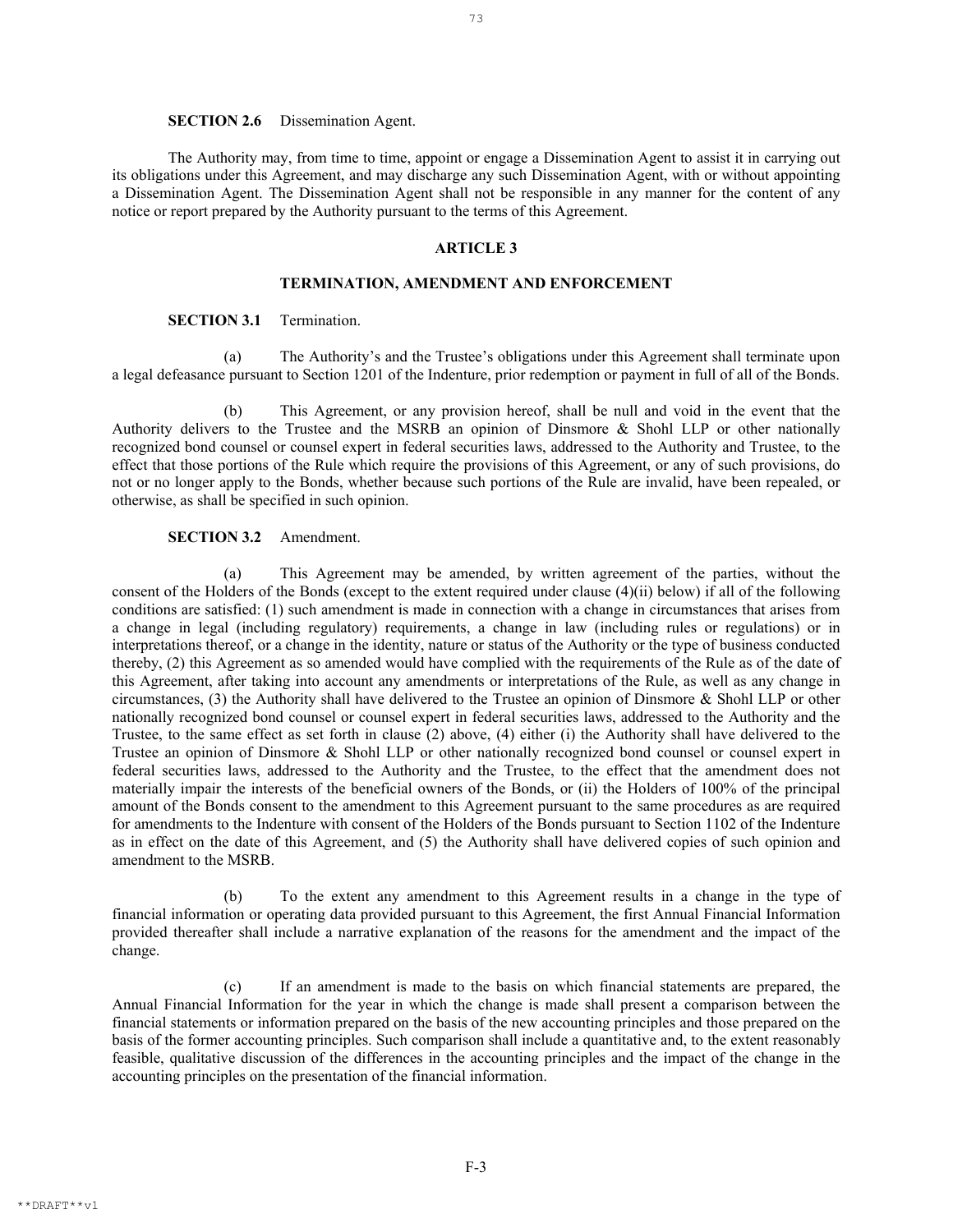**SECTION 2.6** Dissemination Agent.

The Authority may, from time to time, appoint or engage a Dissemination Agent to assist it in carrying out its obligations under this Agreement, and may discharge any such Dissemination Agent, with or without appointing a Dissemination Agent. The Dissemination Agent shall not be responsible in any manner for the content of any notice or report prepared by the Authority pursuant to the terms of this Agreement.

## ARTICLE 3

## TERMINATION, AMENDMENT AND ENFORCEMENT

**SECTION 3.1** Termination.

(a) The Authority's and the Trustee's obligations under this Agreement shall terminate upon a legal defeasance pursuant to Section 1201 of the Indenture, prior redemption or payment in full of all of the Bonds.

(b) This Agreement, or any provision hereof, shall be null and void in the event that the Authority delivers to the Trustee and the MSRB an opinion of Dinsmore & Shohl LLP or other nationally recognized bond counsel or counsel expert in federal securities laws, addressed to the Authority and Trustee, to the effect that those portions of the Rule which require the provisions of this Agreement, or any of such provisions, do not or no longer apply to the Bonds, whether because such portions of the Rule are invalid, have been repealed, or otherwise, as shall be specified in such opinion.

**SECTION 3.2** Amendment.

(a) This Agreement may be amended, by written agreement of the parties, without the consent of the Holders of the Bonds (except to the extent required under clause (4)(ii) below) if all of the following conditions are satisfied: (1) such amendment is made in connection with a change in circumstances that arises from a change in legal (including regulatory) requirements, a change in law (including rules or regulations) or in interpretations thereof, or a change in the identity, nature or status of the Authority or the type of business conducted thereby, (2) this Agreement as so amended would have complied with the requirements of the Rule as of the date of this Agreement, after taking into account any amendments or interpretations of the Rule, as well as any change in circumstances, (3) the Authority shall have delivered to the Trustee an opinion of Dinsmore & Shohl LLP or other nationally recognized bond counsel or counsel expert in federal securities laws, addressed to the Authority and the Trustee, to the same effect as set forth in clause (2) above, (4) either (i) the Authority shall have delivered to the Trustee an opinion of Dinsmore & Shohl LLP or other nationally recognized bond counsel or counsel expert in federal securities laws, addressed to the Authority and the Trustee, to the effect that the amendment does not materially impair the interests of the beneficial owners of the Bonds, or (ii) the Holders of 100% of the principal amount of the Bonds consent to the amendment to this Agreement pursuant to the same procedures as are required for amendments to the Indenture with consent of the Holders of the Bonds pursuant to Section 1102 of the Indenture as in effect on the date of this Agreement, and (5) the Authority shall have delivered copies of such opinion and amendment to the MSRB.

(b) To the extent any amendment to this Agreement results in a change in the type of financial information or operating data provided pursuant to this Agreement, the first Annual Financial Information provided thereafter shall include a narrative explanation of the reasons for the amendment and the impact of the change.

(c) If an amendment is made to the basis on which financial statements are prepared, the Annual Financial Information for the year in which the change is made shall present a comparison between the financial statements or information prepared on the basis of the new accounting principles and those prepared on the basis of the former accounting principles. Such comparison shall include a quantitative and, to the extent reasonably feasible, qualitative discussion of the differences in the accounting principles and the impact of the change in the accounting principles on the presentation of the financial information.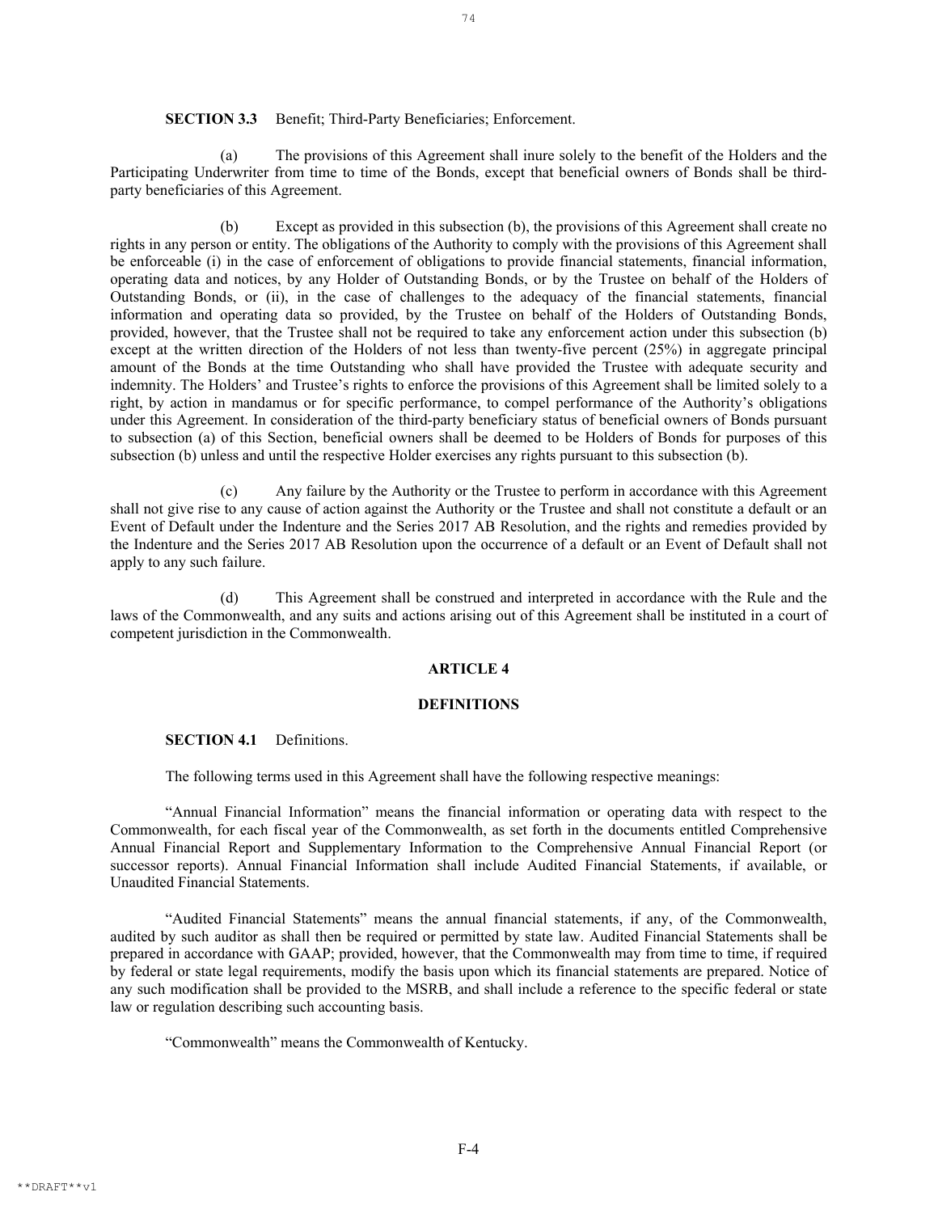**SECTION 3.3** Benefit; Third-Party Beneficiaries; Enforcement.

(a) The provisions of this Agreement shall inure solely to the benefit of the Holders and the Participating Underwriter from time to time of the Bonds, except that beneficial owners of Bonds shall be third-party beneficiaries of this Agreement.

(b) Except as provided in this subsection (b), the provisions of this Agreement shall create no rights in any person or entity. The obligations of the Authority to comply with the provisions of this Agreement shall be enforceable (i) in the case of enforcement of obligations to provide financial statements, financial information, operating data and notices, by any Holder of Outstanding Bonds, or by the Trustee on behalf of the Holders of Outstanding Bonds, or (ii), in the case of challenges to the adequacy of the financial statements, financial information and operating data so provided, by the Trustee on behalf of the Holders of Outstanding Bonds, provided, however, that the Trustee shall not be required to take any enforcement action under this subsection (b) except at the written direction of the Holders of not less than twenty-five percent (25%) in aggregate principal amount of the Bonds at the time Outstanding who shall have provided the Trustee with adequate security and indemnity. The Holders' and Trustee's rights to enforce the provisions of this Agreement shall be limited solely to a right, by action in mandamus or for specific performance, to compel performance of the Authority's obligations under this Agreement. In consideration of the third-party beneficiary status of beneficial owners of Bonds pursuant to subsection (a) of this Section, beneficial owners shall be deemed to be Holders of Bonds for purposes of this subsection (b) unless and until the respective Holder exercises any rights pursuant to this subsection (b).

(c) Any failure by the Authority or the Trustee to perform in accordance with this Agreement shall not give rise to any cause of action against the Authority or the Trustee and shall not constitute a default or an Event of Default under the Indenture and the Series 2017 AB Resolution, and the rights and remedies provided by the Indenture and the Series 2017 AB Resolution upon the occurrence of a default or an Event of Default shall not apply to any such failure.

(d) This Agreement shall be construed and interpreted in accordance with the Rule and the laws of the Commonwealth, and any suits and actions arising out of this Agreement shall be instituted in a court of competent jurisdiction in the Commonwealth.

## ARTICLE 4

## DEFINITIONS

**SECTION 4.1** Definitions.

The following terms used in this Agreement shall have the following respective meanings:

"Annual Financial Information" means the financial information or operating data with respect to the Commonwealth, for each fiscal year of the Commonwealth, as set forth in the documents entitled Comprehensive Annual Financial Report and Supplementary Information to the Comprehensive Annual Financial Report (or successor reports). Annual Financial Information shall include Audited Financial Statements, if available, or Unaudited Financial Statements.

"Audited Financial Statements" means the annual financial statements, if any, of the Commonwealth, audited by such auditor as shall then be required or permitted by state law. Audited Financial Statements shall be prepared in accordance with GAAP; provided, however, that the Commonwealth may from time to time, if required by federal or state legal requirements, modify the basis upon which its financial statements are prepared. Notice of any such modification shall be provided to the MSRB, and shall include a reference to the specific federal or state law or regulation describing such accounting basis.

"Commonwealth" means the Commonwealth of Kentucky.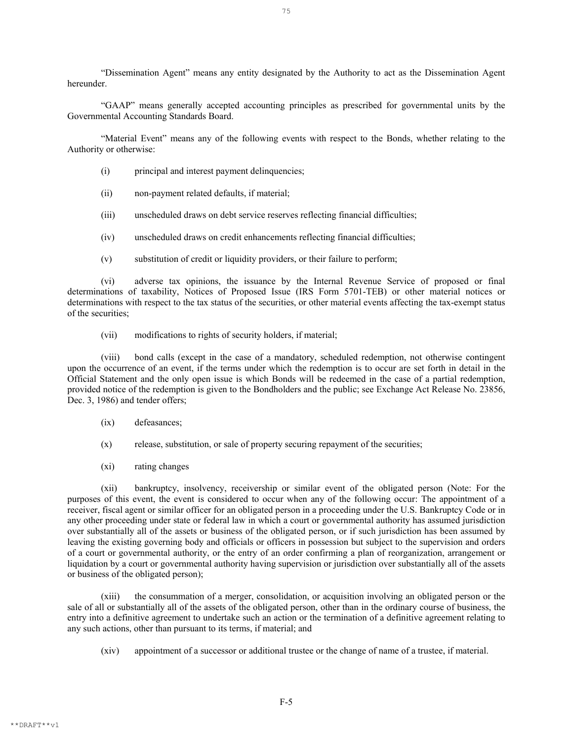"Dissemination Agent" means any entity designated by the Authority to act as the Dissemination Agent hereunder.

"GAAP" means generally accepted accounting principles as prescribed for governmental units by the Governmental Accounting Standards Board.

"Material Event" means any of the following events with respect to the Bonds, whether relating to the Authority or otherwise:

(i) principal and interest payment delinquencies;

(ii) non-payment related defaults, if material;

(iii) unscheduled draws on debt service reserves reflecting financial difficulties;

(iv) unscheduled draws on credit enhancements reflecting financial difficulties;

(v) substitution of credit or liquidity providers, or their failure to perform;

(vi) adverse tax opinions, the issuance by the Internal Revenue Service of proposed or final determinations of taxability, Notices of Proposed Issue (IRS Form 5701-TEB) or other material notices or determinations with respect to the tax status of the securities, or other material events affecting the tax-exempt status of the securities;

(vii) modifications to rights of security holders, if material;

(viii) bond calls (except in the case of a mandatory, scheduled redemption, not otherwise contingent upon the occurrence of an event, if the terms under which the redemption is to occur are set forth in detail in the Official Statement and the only open issue is which Bonds will be redeemed in the case of a partial redemption, provided notice of the redemption is given to the Bondholders and the public; see Exchange Act Release No. 23856, Dec. 3, 1986) and tender offers;

(ix) defeasances;

(x) release, substitution, or sale of property securing repayment of the securities;

(xi) rating changes

(xii) bankruptcy, insolvency, receivership or similar event of the obligated person (Note: For the purposes of this event, the event is considered to occur when any of the following occur: The appointment of a receiver, fiscal agent or similar officer for an obligated person in a proceeding under the U.S. Bankruptcy Code or in any other proceeding under state or federal law in which a court or governmental authority has assumed jurisdiction over substantially all of the assets or business of the obligated person, or if such jurisdiction has been assumed by leaving the existing governing body and officials or officers in possession but subject to the supervision and orders of a court or governmental authority, or the entry of an order confirming a plan of reorganization, arrangement or liquidation by a court or governmental authority having supervision or jurisdiction over substantially all of the assets or business of the obligated person);

(xiii) the consummation of a merger, consolidation, or acquisition involving an obligated person or the sale of all or substantially all of the assets of the obligated person, other than in the ordinary course of business, the entry into a definitive agreement to undertake such an action or the termination of a definitive agreement relating to any such actions, other than pursuant to its terms, if material; and

(xiv) appointment of a successor or additional trustee or the change of name of a trustee, if material.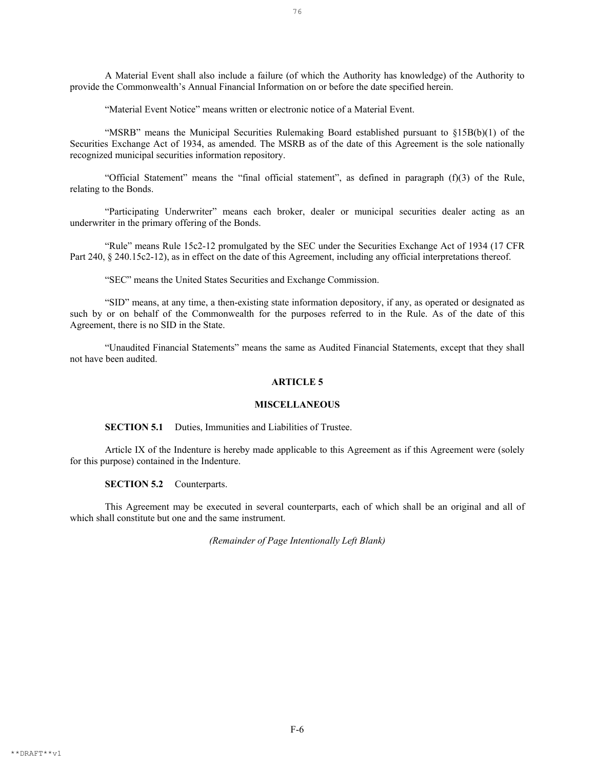A Material Event shall also include a failure (of which the Authority has knowledge) of the Authority to provide the Commonwealth's Annual Financial Information on or before the date specified herein.

"Material Event Notice" means written or electronic notice of a Material Event.

"MSRB" means the Municipal Securities Rulemaking Board established pursuant to §15B(b)(1) of the Securities Exchange Act of 1934, as amended. The MSRB as of the date of this Agreement is the sole nationally recognized municipal securities information repository.

"Official Statement" means the "final official statement", as defined in paragraph (f)(3) of the Rule, relating to the Bonds.

"Participating Underwriter" means each broker, dealer or municipal securities dealer acting as an underwriter in the primary offering of the Bonds.

"Rule" means Rule 15c2-12 promulgated by the SEC under the Securities Exchange Act of 1934 (17 CFR Part 240, § 240.15c2-12), as in effect on the date of this Agreement, including any official interpretations thereof.

"SEC" means the United States Securities and Exchange Commission.

"SID" means, at any time, a then-existing state information depository, if any, as operated or designated as such by or on behalf of the Commonwealth for the purposes referred to in the Rule. As of the date of this Agreement, there is no SID in the State.

"Unaudited Financial Statements" means the same as Audited Financial Statements, except that they shall not have been audited.

## ARTICLE 5

## MISCELLANEOUS

**SECTION 5.1** Duties, Immunities and Liabilities of Trustee.

Article IX of the Indenture is hereby made applicable to this Agreement as if this Agreement were (solely for this purpose) contained in the Indenture.

**SECTION 5.2** Counterparts.

This Agreement may be executed in several counterparts, each of which shall be an original and all of which shall constitute but one and the same instrument.

*(Remainder of Page Intentionally Left Blank)*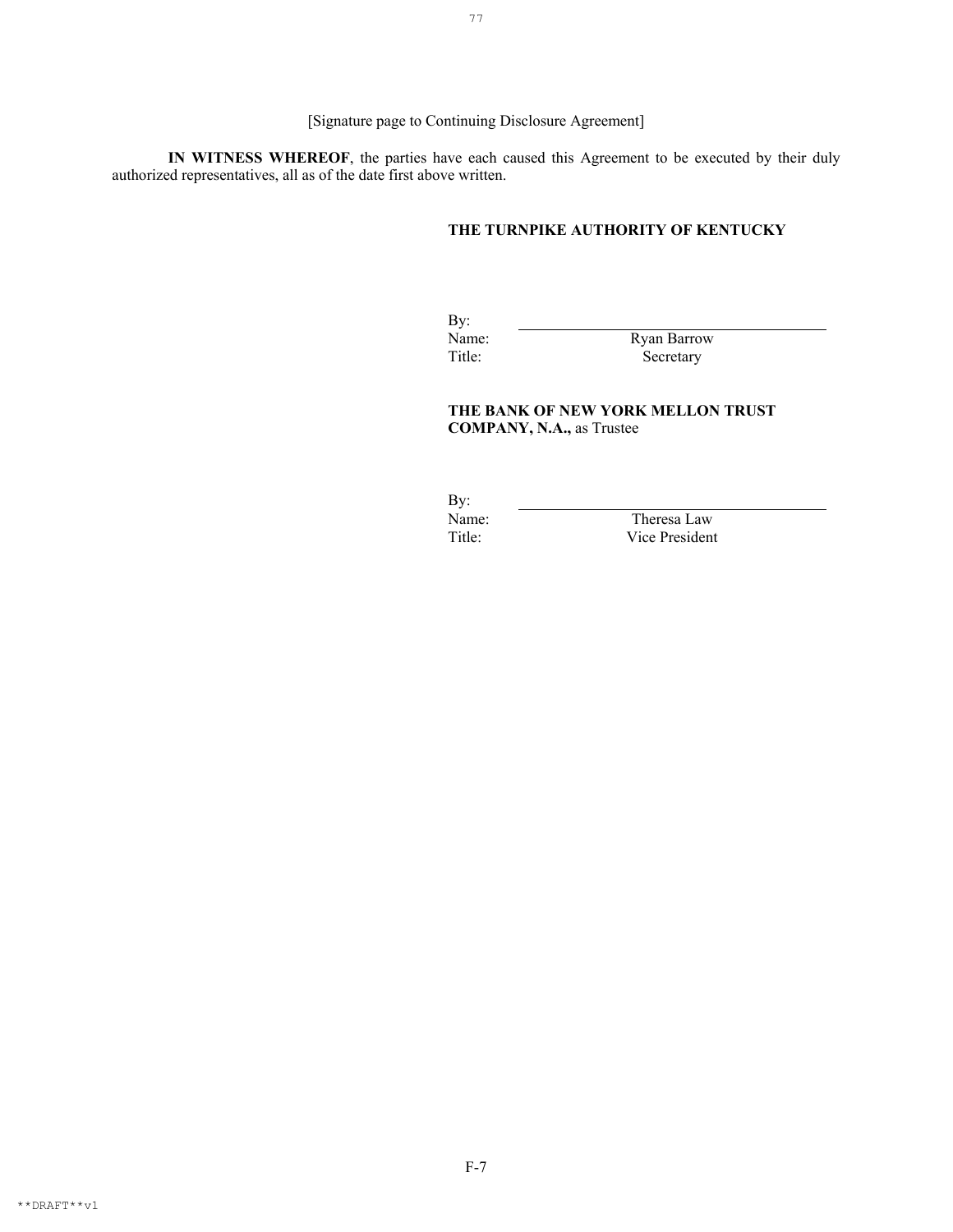[Signature page to Continuing Disclosure Agreement]

**IN WITNESS WHEREOF**, the parties have each caused this Agreement to be executed by their duly authorized representatives, all as of the date first above written.

**THE TURNPIKE AUTHORITY OF KENTUCKY**

By: \_\_\_\_\_\_\_\_\_\_\_\_\_\_\_\_\_\_\_\_\_\_\_\_\_\_\_\_\_\_
Name: Ryan Barrow
Title: Secretary

**THE BANK OF NEW YORK MELLON TRUST COMPANY, N.A.,** as Trustee

By: \_\_\_\_\_\_\_\_\_\_\_\_\_\_\_\_\_\_\_\_\_\_\_\_\_\_\_\_\_\_
Name: Theresa Law
Title: Vice President

F-7

**DRAFT**v1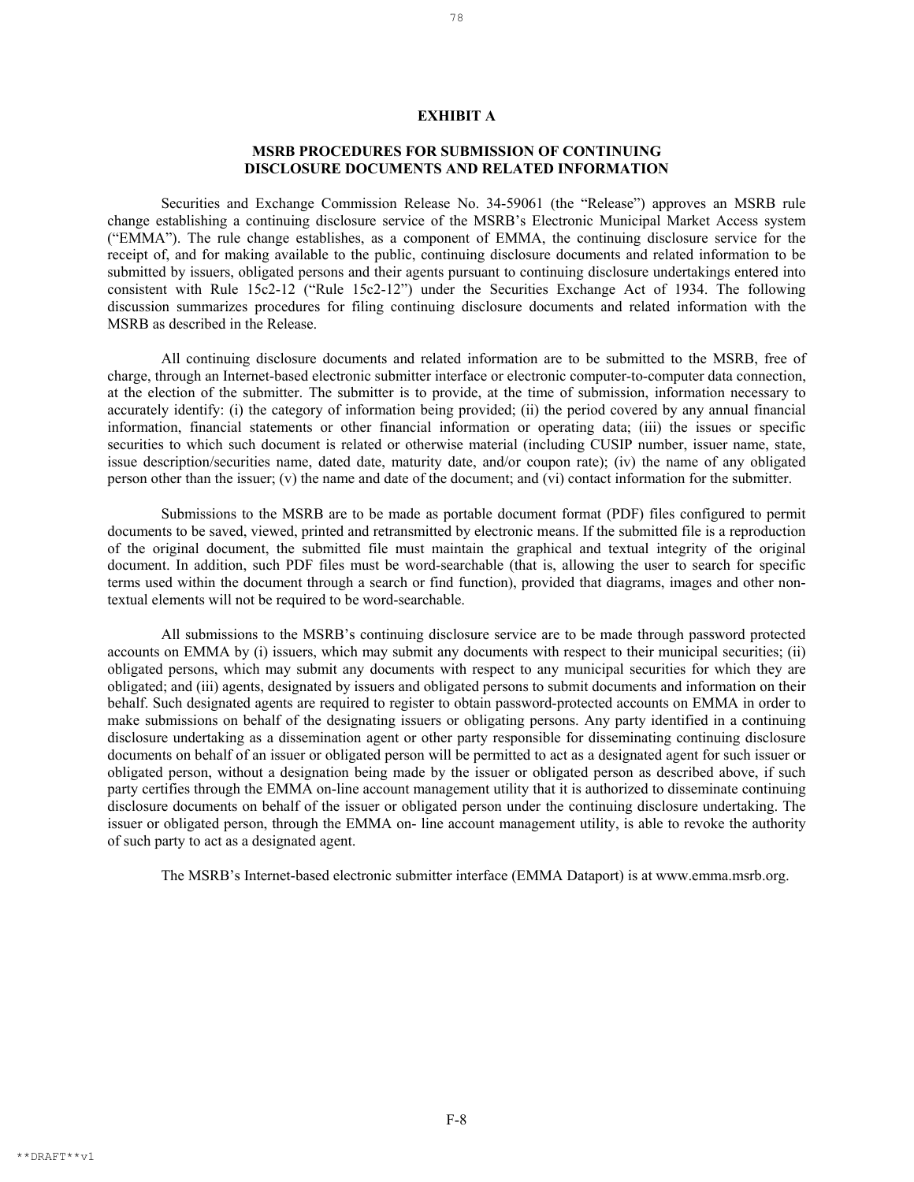# EXHIBIT A

## MSRB PROCEDURES FOR SUBMISSION OF CONTINUING DISCLOSURE DOCUMENTS AND RELATED INFORMATION

Securities and Exchange Commission Release No. 34-59061 (the "Release") approves an MSRB rule change establishing a continuing disclosure service of the MSRB's Electronic Municipal Market Access system ("EMMA"). The rule change establishes, as a component of EMMA, the continuing disclosure service for the receipt of, and for making available to the public, continuing disclosure documents and related information to be submitted by issuers, obligated persons and their agents pursuant to continuing disclosure undertakings entered into consistent with Rule 15c2-12 ("Rule 15c2-12") under the Securities Exchange Act of 1934. The following discussion summarizes procedures for filing continuing disclosure documents and related information with the MSRB as described in the Release.

All continuing disclosure documents and related information are to be submitted to the MSRB, free of charge, through an Internet-based electronic submitter interface or electronic computer-to-computer data connection, at the election of the submitter. The submitter is to provide, at the time of submission, information necessary to accurately identify: (i) the category of information being provided; (ii) the period covered by any annual financial information, financial statements or other financial information or operating data; (iii) the issues or specific securities to which such document is related or otherwise material (including CUSIP number, issuer name, state, issue description/securities name, dated date, maturity date, and/or coupon rate); (iv) the name of any obligated person other than the issuer; (v) the name and date of the document; and (vi) contact information for the submitter.

Submissions to the MSRB are to be made as portable document format (PDF) files configured to permit documents to be saved, viewed, printed and retransmitted by electronic means. If the submitted file is a reproduction of the original document, the submitted file must maintain the graphical and textual integrity of the original document. In addition, such PDF files must be word-searchable (that is, allowing the user to search for specific terms used within the document through a search or find function), provided that diagrams, images and other non-textual elements will not be required to be word-searchable.

All submissions to the MSRB's continuing disclosure service are to be made through password protected accounts on EMMA by (i) issuers, which may submit any documents with respect to their municipal securities; (ii) obligated persons, which may submit any documents with respect to any municipal securities for which they are obligated; and (iii) agents, designated by issuers and obligated persons to submit documents and information on their behalf. Such designated agents are required to register to obtain password-protected accounts on EMMA in order to make submissions on behalf of the designating issuers or obligating persons. Any party identified in a continuing disclosure undertaking as a dissemination agent or other party responsible for disseminating continuing disclosure documents on behalf of an issuer or obligated person will be permitted to act as a designated agent for such issuer or obligated person, without a designation being made by the issuer or obligated person as described above, if such party certifies through the EMMA on-line account management utility that it is authorized to disseminate continuing disclosure documents on behalf of the issuer or obligated person under the continuing disclosure undertaking. The issuer or obligated person, through the EMMA on- line account management utility, is able to revoke the authority of such party to act as a designated agent.

The MSRB's Internet-based electronic submitter interface (EMMA Dataport) is at www.emma.msrb.org.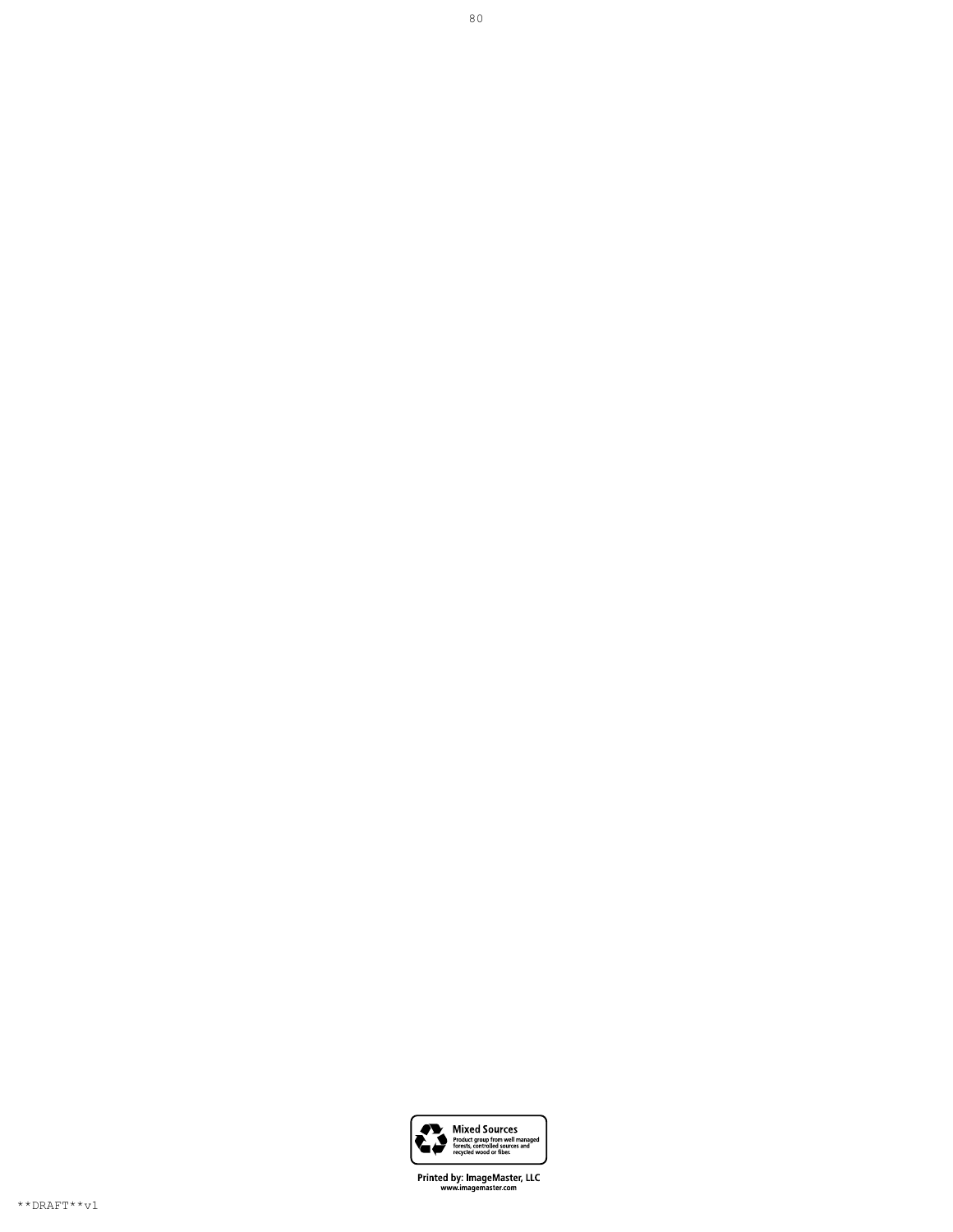**Mixed Sources**
Product group from well managed forests, controlled sources and recycled wood or fiber.

**Printed by: ImageMaster, LLC**
www.imagemaster.com

**DRAFT**v1